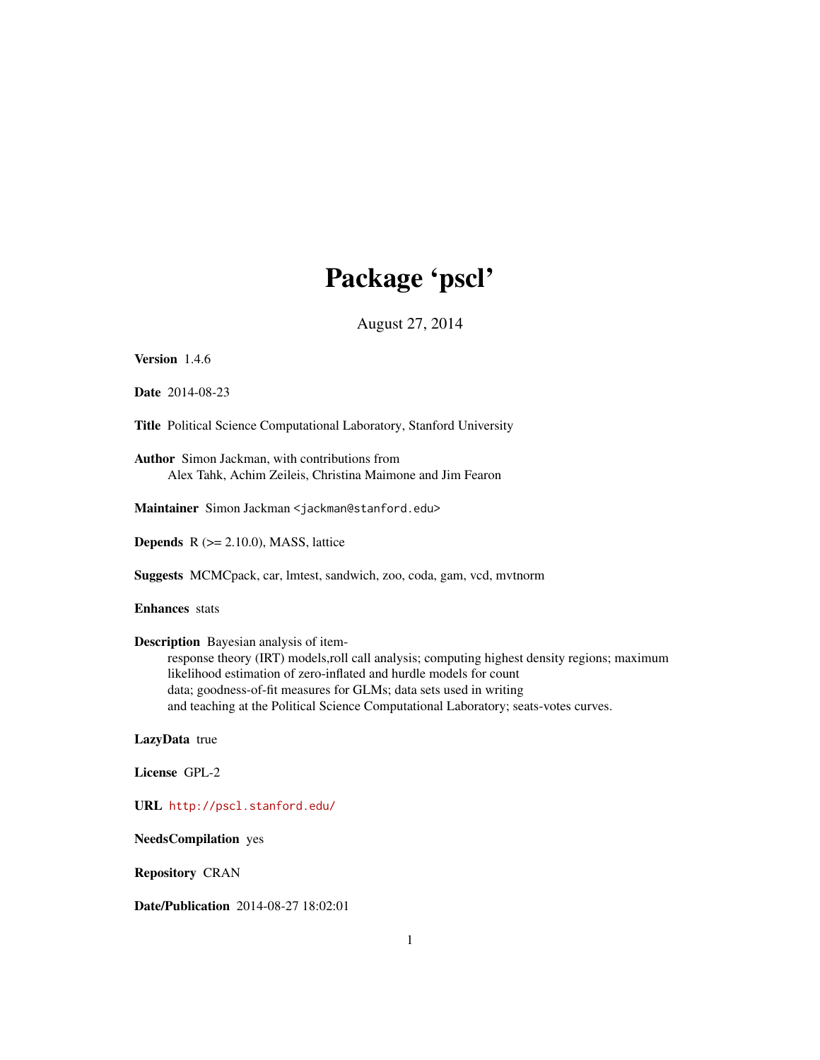# Package 'pscl'

August 27, 2014

**Version** 1.4.6

**Date** 2014-08-23

**Title** Political Science Computational Laboratory, Stanford University

**Author** Simon Jackman, with contributions from Alex Tahk, Achim Zeileis, Christina Maimone and Jim Fearon

**Maintainer** Simon Jackman <jackman@stanford.edu>

**Depends** R (>= 2.10.0), MASS, lattice

**Suggests** MCMCpack, car, lmtest, sandwich, zoo, coda, gam, vcd, mvtnorm

**Enhances** stats

**Description** Bayesian analysis of item-response theory (IRT) models,roll call analysis; computing highest density regions; maximum likelihood estimation of zero-inflated and hurdle models for count data; goodness-of-fit measures for GLMs; data sets used in writing and teaching at the Political Science Computational Laboratory; seats-votes curves.

**LazyData** true

**License** GPL-2

**URL** http://pscl.stanford.edu/

**NeedsCompilation** yes

**Repository** CRAN

**Date/Publication** 2014-08-27 18:02:01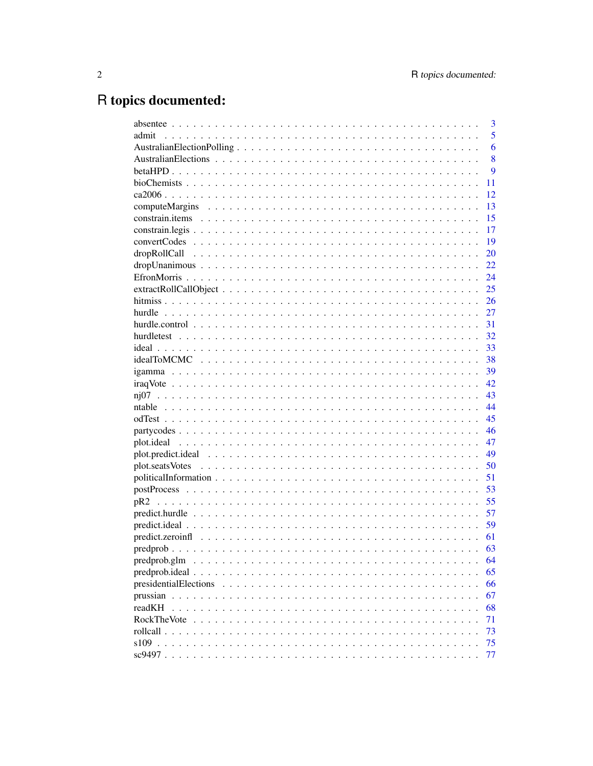# R topics documented:

| | |
|---|---|
| absentee | 3 |
| admit | 5 |
| AustralianElectionPolling | 6 |
| AustralianElections | 8 |
| betaHPD | 9 |
| bioChemists | 11 |
| ca2006 | 12 |
| computeMargins | 13 |
| constrain.items | 15 |
| constrain.legis | 17 |
| convertCodes | 19 |
| dropRollCall | 20 |
| dropUnanimous | 22 |
| EfronMorris | 24 |
| extractRollCallObject | 25 |
| hitmiss | 26 |
| hurdle | 27 |
| hurdle.control | 31 |
| hurdletest | 32 |
| ideal | 33 |
| idealToMCMC | 38 |
| igamma | 39 |
| iraqVote | 42 |
| nj07 | 43 |
| ntable | 44 |
| odTest | 45 |
| partycodes | 46 |
| plot.ideal | 47 |
| plot.predict.ideal | 49 |
| plot.seatsVotes | 50 |
| politicalInformation | 51 |
| postProcess | 53 |
| pR2 | 55 |
| predict.hurdle | 57 |
| predict.ideal | 59 |
| predict.zeroinfl | 61 |
| predprob | 63 |
| predprob.glm | 64 |
| predprob.ideal | 65 |
| presidentialElections | 66 |
| prussian | 67 |
| readKH | 68 |
| RockTheVote | 71 |
| rollcall | 73 |
| s109 | 75 |
| sc9497 | 77 |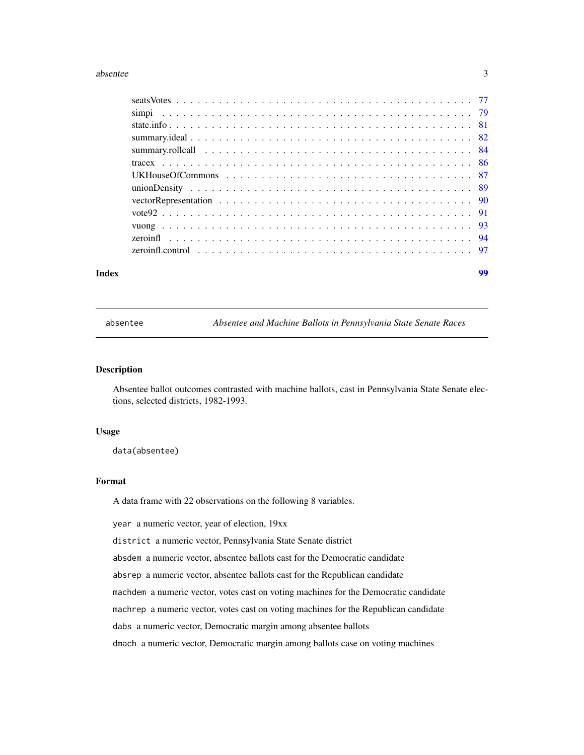seatsVotes . . . . . . . . . . . . . . . . . . . . . . . . . . . . . . . . . . . . . . 77
simpi . . . . . . . . . . . . . . . . . . . . . . . . . . . . . . . . . . . . . . . . 79
state.info . . . . . . . . . . . . . . . . . . . . . . . . . . . . . . . . . . . . . . 81
summary.ideal . . . . . . . . . . . . . . . . . . . . . . . . . . . . . . . . . . . . 82
summary.rollcall . . . . . . . . . . . . . . . . . . . . . . . . . . . . . . . . . . . 84
tracex . . . . . . . . . . . . . . . . . . . . . . . . . . . . . . . . . . . . . . . . 86
UKHouseOfCommons . . . . . . . . . . . . . . . . . . . . . . . . . . . . . . . . . 87
unionDensity . . . . . . . . . . . . . . . . . . . . . . . . . . . . . . . . . . . . 89
vectorRepresentation . . . . . . . . . . . . . . . . . . . . . . . . . . . . . . . . 90
vote92 . . . . . . . . . . . . . . . . . . . . . . . . . . . . . . . . . . . . . . . 91
vuong . . . . . . . . . . . . . . . . . . . . . . . . . . . . . . . . . . . . . . . . 93
zeroinfl . . . . . . . . . . . . . . . . . . . . . . . . . . . . . . . . . . . . . . . 94
zeroinfl.control . . . . . . . . . . . . . . . . . . . . . . . . . . . . . . . . . . . 97

**Index** 99

---

`absentee` *Absentee and Machine Ballots in Pennsylvania State Senate Races*

---

## Description

Absentee ballot outcomes contrasted with machine ballots, cast in Pennsylvania State Senate elections, selected districts, 1982-1993.

## Usage

```
data(absentee)
```

## Format

A data frame with 22 observations on the following 8 variables.

`year` a numeric vector, year of election, 19xx

`district` a numeric vector, Pennsylvania State Senate district

`absdem` a numeric vector, absentee ballots cast for the Democratic candidate

`absrep` a numeric vector, absentee ballots cast for the Republican candidate

`machdem` a numeric vector, votes cast on voting machines for the Democratic candidate

`machrep` a numeric vector, votes cast on voting machines for the Republican candidate

`dabs` a numeric vector, Democratic margin among absentee ballots

`dmach` a numeric vector, Democratic margin among ballots case on voting machines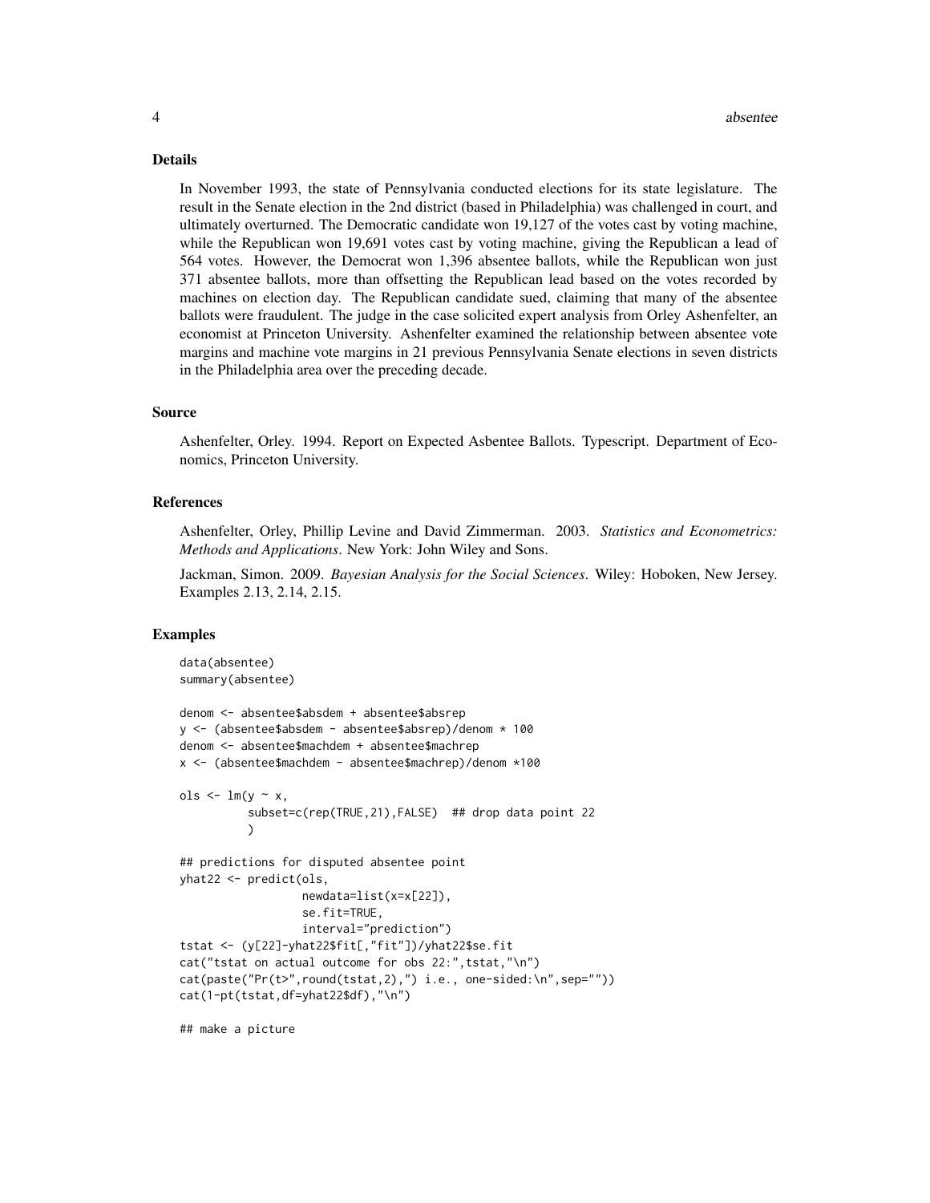### Details

In November 1993, the state of Pennsylvania conducted elections for its state legislature. The result in the Senate election in the 2nd district (based in Philadelphia) was challenged in court, and ultimately overturned. The Democratic candidate won 19,127 of the votes cast by voting machine, while the Republican won 19,691 votes cast by voting machine, giving the Republican a lead of 564 votes. However, the Democrat won 1,396 absentee ballots, while the Republican won just 371 absentee ballots, more than offsetting the Republican lead based on the votes recorded by machines on election day. The Republican candidate sued, claiming that many of the absentee ballots were fraudulent. The judge in the case solicited expert analysis from Orley Ashenfelter, an economist at Princeton University. Ashenfelter examined the relationship between absentee vote margins and machine vote margins in 21 previous Pennsylvania Senate elections in seven districts in the Philadelphia area over the preceding decade.

### Source

Ashenfelter, Orley. 1994. Report on Expected Asbentee Ballots. Typescript. Department of Economics, Princeton University.

### References

Ashenfelter, Orley, Phillip Levine and David Zimmerman. 2003. *Statistics and Econometrics: Methods and Applications*. New York: John Wiley and Sons.

Jackman, Simon. 2009. *Bayesian Analysis for the Social Sciences*. Wiley: Hoboken, New Jersey. Examples 2.13, 2.14, 2.15.

### Examples

```
data(absentee)
summary(absentee)

denom <- absentee$absdem + absentee$absrep
y <- (absentee$absdem - absentee$absrep)/denom * 100
denom <- absentee$machdem + absentee$machrep
x <- (absentee$machdem - absentee$machrep)/denom *100

ols <- lm(y ~ x,
          subset=c(rep(TRUE,21),FALSE)  ## drop data point 22
          )

## predictions for disputed absentee point
yhat22 <- predict(ols,
                  newdata=list(x=x[22]),
                  se.fit=TRUE,
                  interval="prediction")
tstat <- (y[22]-yhat22$fit[,"fit"])/yhat22$se.fit
cat("tstat on actual outcome for obs 22:",tstat,"\n")
cat(paste("Pr(t>",round(tstat,2),") i.e., one-sided:\n",sep=""))
cat(1-pt(tstat,df=yhat22$df),"\n")

## make a picture
```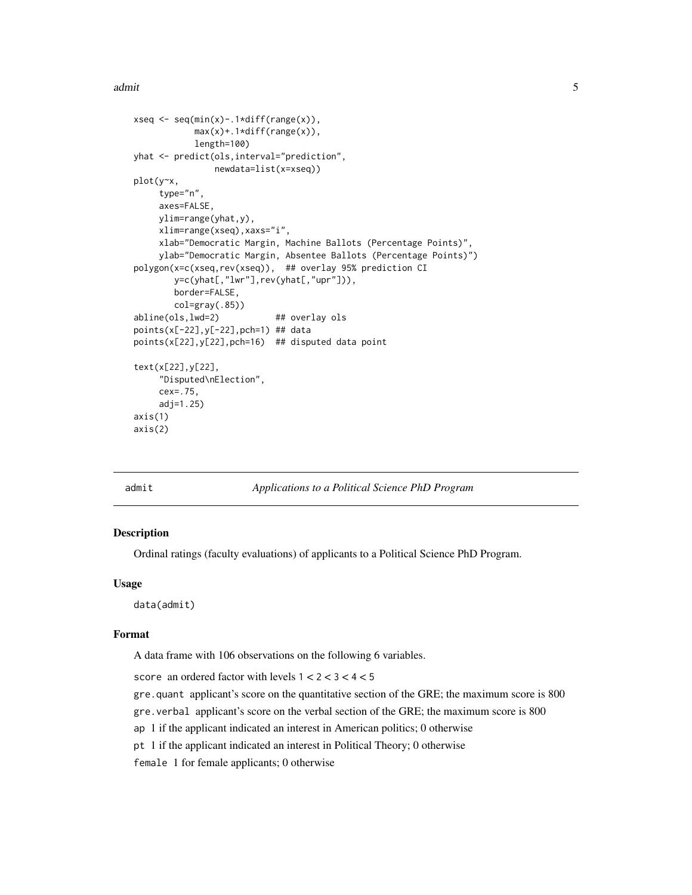```
xseq <- seq(min(x)-.1*diff(range(x)),
            max(x)+.1*diff(range(x)),
            length=100)
yhat <- predict(ols,interval="prediction",
                newdata=list(x=xseq))
plot(y~x,
     type="n",
     axes=FALSE,
     ylim=range(yhat,y),
     xlim=range(xseq),xaxs="i",
     xlab="Democratic Margin, Machine Ballots (Percentage Points)",
     ylab="Democratic Margin, Absentee Ballots (Percentage Points)")
polygon(x=c(xseq,rev(xseq)),  ## overlay 95% prediction CI
        y=c(yhat[,"lwr"],rev(yhat[,"upr"])),
        border=FALSE,
        col=gray(.85))
abline(ols,lwd=2)           ## overlay ols
points(x[-22],y[-22],pch=1) ## data
points(x[22],y[22],pch=16)  ## disputed data point

text(x[22],y[22],
     "Disputed\nElection",
     cex=.75,
     adj=1.25)
axis(1)
axis(2)
```

---

## admit — *Applications to a Political Science PhD Program*

### Description

Ordinal ratings (faculty evaluations) of applicants to a Political Science PhD Program.

### Usage

```
data(admit)
```

### Format

A data frame with 106 observations on the following 6 variables.

- `score` an ordered factor with levels `1 < 2 < 3 < 4 < 5`
- `gre.quant` applicant's score on the quantitative section of the GRE; the maximum score is 800
- `gre.verbal` applicant's score on the verbal section of the GRE; the maximum score is 800
- `ap` 1 if the applicant indicated an interest in American politics; 0 otherwise
- `pt` 1 if the applicant indicated an interest in Political Theory; 0 otherwise
- `female` 1 for female applicants; 0 otherwise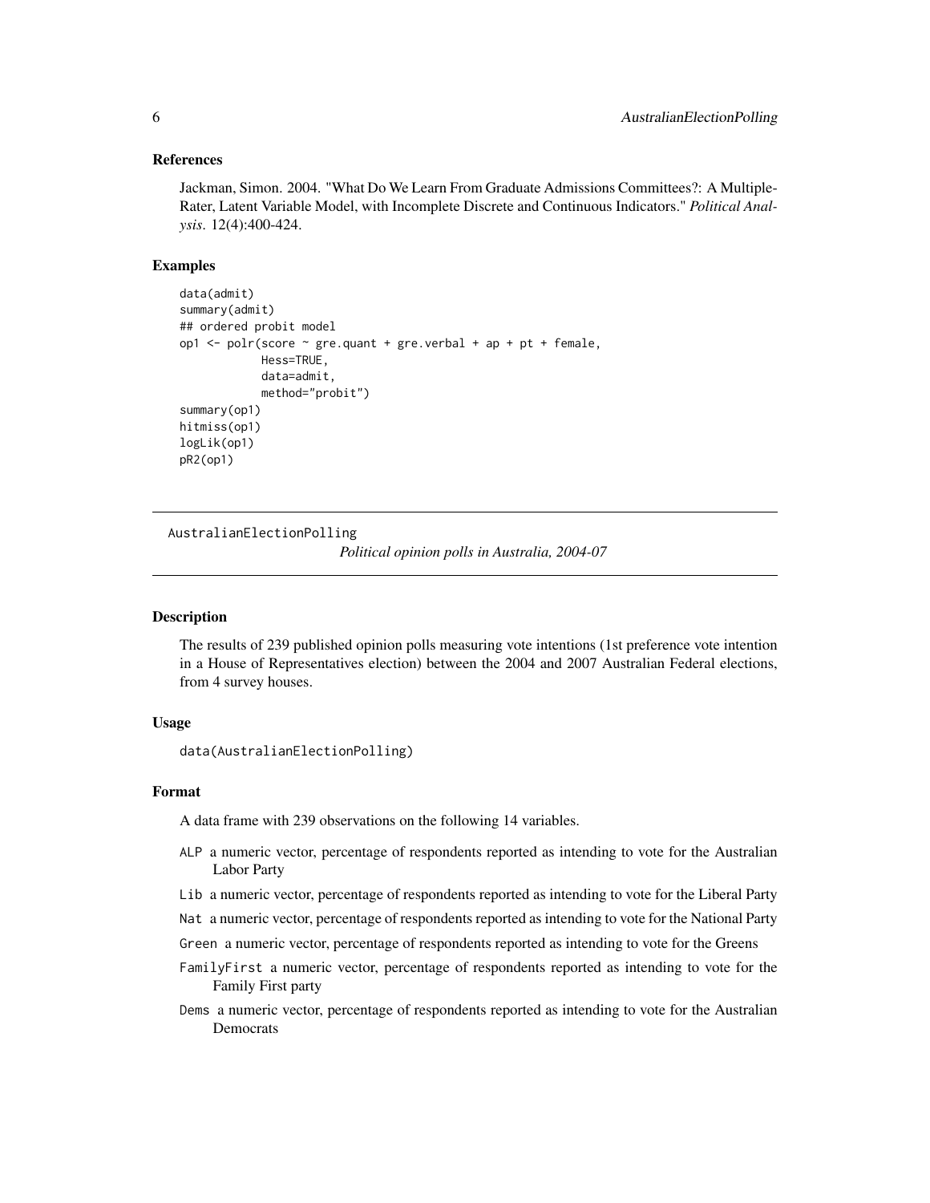### References

Jackman, Simon. 2004. "What Do We Learn From Graduate Admissions Committees?: A Multiple-Rater, Latent Variable Model, with Incomplete Discrete and Continuous Indicators." *Political Analysis*. 12(4):400-424.

### Examples

```
data(admit)
summary(admit)
## ordered probit model
op1 <- polr(score ~ gre.quant + gre.verbal + ap + pt + female,
            Hess=TRUE,
            data=admit,
            method="probit")
summary(op1)
hitmiss(op1)
logLik(op1)
pR2(op1)
```

---

## AustralianElectionPolling — *Political opinion polls in Australia, 2004-07*

### Description

The results of 239 published opinion polls measuring vote intentions (1st preference vote intention in a House of Representatives election) between the 2004 and 2007 Australian Federal elections, from 4 survey houses.

### Usage

```
data(AustralianElectionPolling)
```

### Format

A data frame with 239 observations on the following 14 variables.

- `ALP` a numeric vector, percentage of respondents reported as intending to vote for the Australian Labor Party
- `Lib` a numeric vector, percentage of respondents reported as intending to vote for the Liberal Party
- `Nat` a numeric vector, percentage of respondents reported as intending to vote for the National Party
- `Green` a numeric vector, percentage of respondents reported as intending to vote for the Greens
- `FamilyFirst` a numeric vector, percentage of respondents reported as intending to vote for the Family First party
- `Dems` a numeric vector, percentage of respondents reported as intending to vote for the Australian Democrats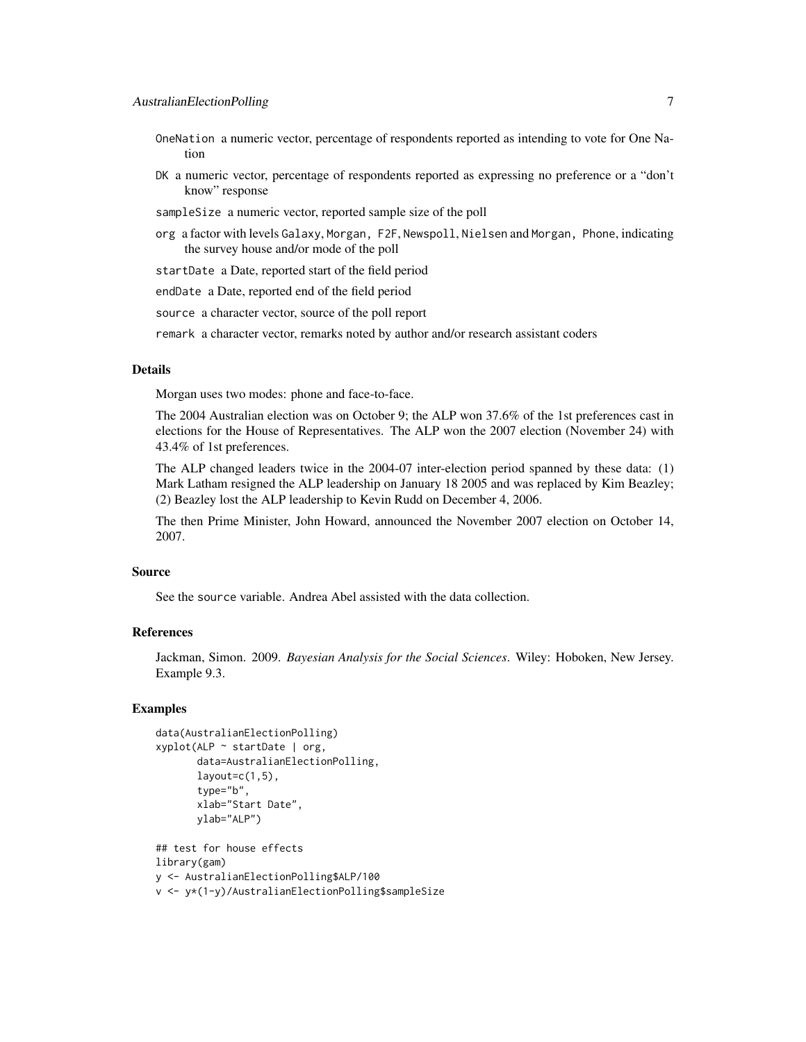OneNation a numeric vector, percentage of respondents reported as intending to vote for One Nation

DK a numeric vector, percentage of respondents reported as expressing no preference or a "don't know" response

sampleSize a numeric vector, reported sample size of the poll

org a factor with levels Galaxy, Morgan, F2F, Newspoll, Nielsen and Morgan, Phone, indicating the survey house and/or mode of the poll

startDate a Date, reported start of the field period

endDate a Date, reported end of the field period

source a character vector, source of the poll report

remark a character vector, remarks noted by author and/or research assistant coders

### Details

Morgan uses two modes: phone and face-to-face.

The 2004 Australian election was on October 9; the ALP won 37.6% of the 1st preferences cast in elections for the House of Representatives. The ALP won the 2007 election (November 24) with 43.4% of 1st preferences.

The ALP changed leaders twice in the 2004-07 inter-election period spanned by these data: (1) Mark Latham resigned the ALP leadership on January 18 2005 and was replaced by Kim Beazley; (2) Beazley lost the ALP leadership to Kevin Rudd on December 4, 2006.

The then Prime Minister, John Howard, announced the November 2007 election on October 14, 2007.

### Source

See the source variable. Andrea Abel assisted with the data collection.

### References

Jackman, Simon. 2009. *Bayesian Analysis for the Social Sciences*. Wiley: Hoboken, New Jersey. Example 9.3.

### Examples

```
data(AustralianElectionPolling)
xyplot(ALP ~ startDate | org,
       data=AustralianElectionPolling,
       layout=c(1,5),
       type="b",
       xlab="Start Date",
       ylab="ALP")

## test for house effects
library(gam)
y <- AustralianElectionPolling$ALP/100
v <- y*(1-y)/AustralianElectionPolling$sampleSize
```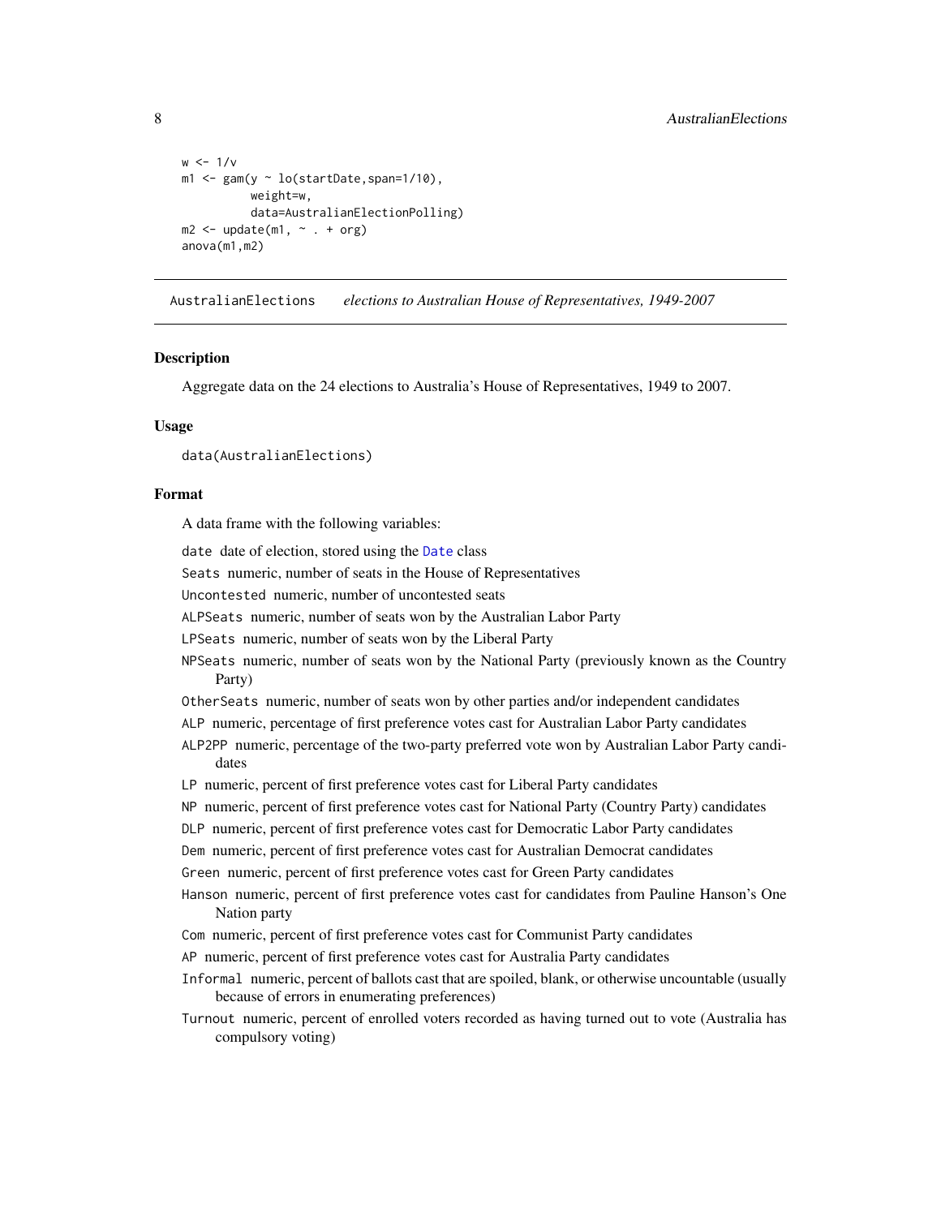```
w <- 1/v
m1 <- gam(y ~ lo(startDate,span=1/10),
          weight=w,
          data=AustralianElectionPolling)
m2 <- update(m1, ~ . + org)
anova(m1,m2)
```

---

AustralianElections *elections to Australian House of Representatives, 1949-2007*

---

### Description

Aggregate data on the 24 elections to Australia's House of Representatives, 1949 to 2007.

### Usage

```
data(AustralianElections)
```

### Format

A data frame with the following variables:

- `date` date of election, stored using the `Date` class
- `Seats` numeric, number of seats in the House of Representatives
- `Uncontested` numeric, number of uncontested seats
- `ALPSeats` numeric, number of seats won by the Australian Labor Party
- `LPSeats` numeric, number of seats won by the Liberal Party
- `NPSeats` numeric, number of seats won by the National Party (previously known as the Country Party)
- `OtherSeats` numeric, number of seats won by other parties and/or independent candidates
- `ALP` numeric, percentage of first preference votes cast for Australian Labor Party candidates
- `ALP2PP` numeric, percentage of the two-party preferred vote won by Australian Labor Party candidates
- `LP` numeric, percent of first preference votes cast for Liberal Party candidates
- `NP` numeric, percent of first preference votes cast for National Party (Country Party) candidates
- `DLP` numeric, percent of first preference votes cast for Democratic Labor Party candidates
- `Dem` numeric, percent of first preference votes cast for Australian Democrat candidates
- `Green` numeric, percent of first preference votes cast for Green Party candidates
- `Hanson` numeric, percent of first preference votes cast for candidates from Pauline Hanson's One Nation party
- `Com` numeric, percent of first preference votes cast for Communist Party candidates
- `AP` numeric, percent of first preference votes cast for Australia Party candidates
- `Informal` numeric, percent of ballots cast that are spoiled, blank, or otherwise uncountable (usually because of errors in enumerating preferences)
- `Turnout` numeric, percent of enrolled voters recorded as having turned out to vote (Australia has compulsory voting)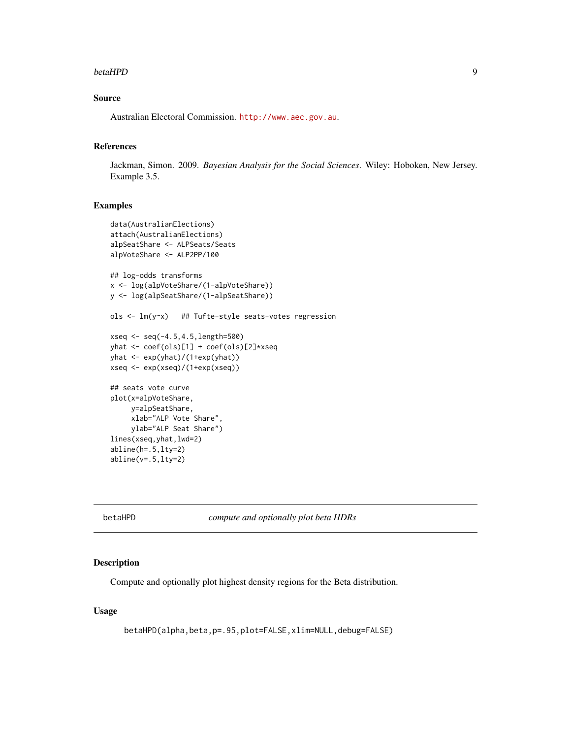## Source

Australian Electoral Commission. http://www.aec.gov.au.

## References

Jackman, Simon. 2009. *Bayesian Analysis for the Social Sciences*. Wiley: Hoboken, New Jersey. Example 3.5.

## Examples

```
data(AustralianElections)
attach(AustralianElections)
alpSeatShare <- ALPSeats/Seats
alpVoteShare <- ALP2PP/100

## log-odds transforms
x <- log(alpVoteShare/(1-alpVoteShare))
y <- log(alpSeatShare/(1-alpSeatShare))

ols <- lm(y~x)   ## Tufte-style seats-votes regression

xseq <- seq(-4.5,4.5,length=500)
yhat <- coef(ols)[1] + coef(ols)[2]*xseq
yhat <- exp(yhat)/(1+exp(yhat))
xseq <- exp(xseq)/(1+exp(xseq))

## seats vote curve
plot(x=alpVoteShare,
     y=alpSeatShare,
     xlab="ALP Vote Share",
     ylab="ALP Seat Share")
lines(xseq,yhat,lwd=2)
abline(h=.5,lty=2)
abline(v=.5,lty=2)
```

---

# betaHPD — *compute and optionally plot beta HDRs*

## Description

Compute and optionally plot highest density regions for the Beta distribution.

## Usage

```
betaHPD(alpha,beta,p=.95,plot=FALSE,xlim=NULL,debug=FALSE)
```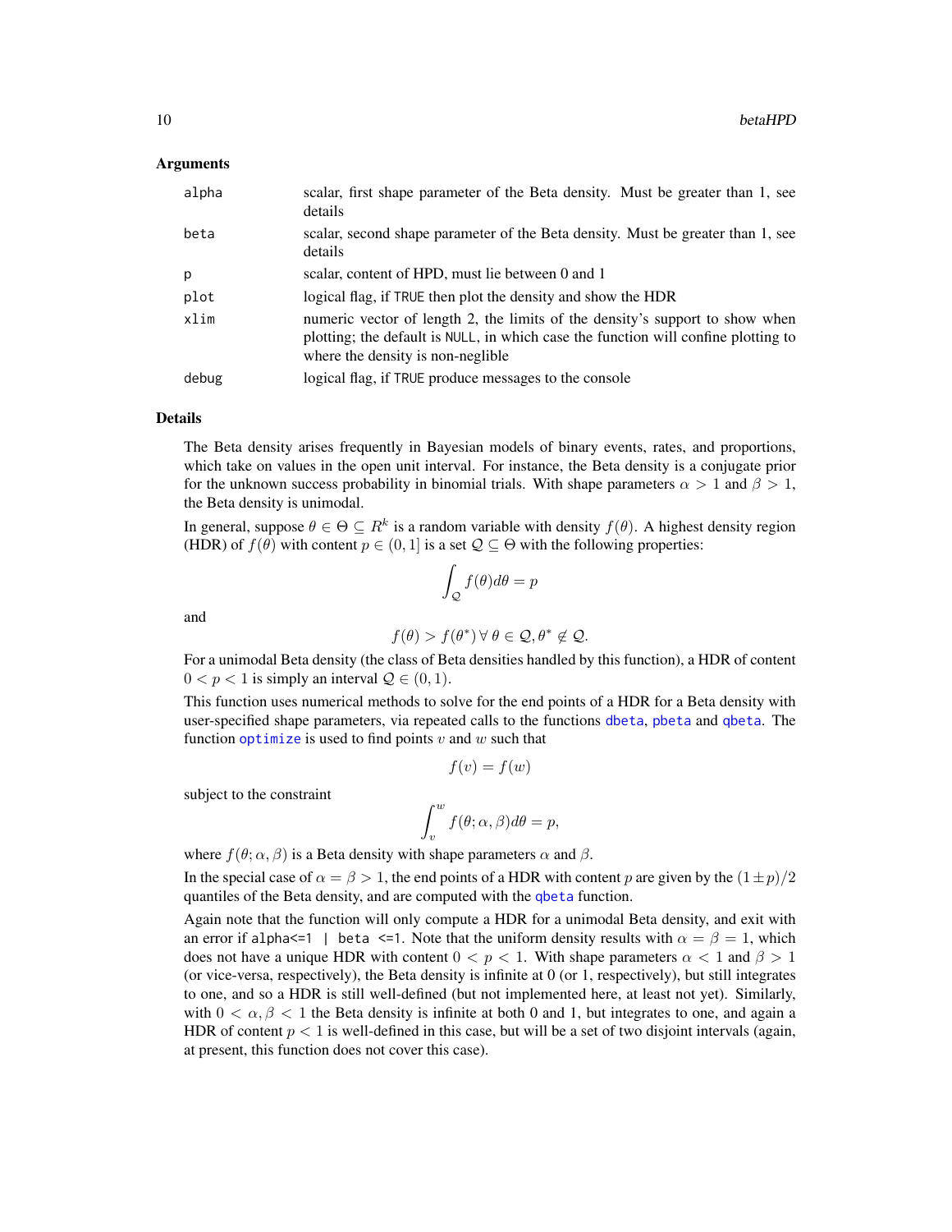### Arguments

| | |
|---|---|
| `alpha` | scalar, first shape parameter of the Beta density. Must be greater than 1, see details |
| `beta` | scalar, second shape parameter of the Beta density. Must be greater than 1, see details |
| `p` | scalar, content of HPD, must lie between 0 and 1 |
| `plot` | logical flag, if `TRUE` then plot the density and show the HDR |
| `xlim` | numeric vector of length 2, the limits of the density's support to show when plotting; the default is `NULL`, in which case the function will confine plotting to where the density is non-neglible |
| `debug` | logical flag, if `TRUE` produce messages to the console |

### Details

The Beta density arises frequently in Bayesian models of binary events, rates, and proportions, which take on values in the open unit interval. For instance, the Beta density is a conjugate prior for the unknown success probability in binomial trials. With shape parameters $\alpha > 1$ and $\beta > 1$, the Beta density is unimodal.

In general, suppose $\theta \in \Theta \subseteq R^k$ is a random variable with density $f(\theta)$. A highest density region (HDR) of $f(\theta)$ with content $p \in (0, 1]$ is a set $\mathcal{Q} \subseteq \Theta$ with the following properties:

$$\int_{\mathcal{Q}} f(\theta) d\theta = p$$

and

$$f(\theta) > f(\theta^*) \,\forall\, \theta \in \mathcal{Q}, \theta^* \notin \mathcal{Q}.$$

For a unimodal Beta density (the class of Beta densities handled by this function), a HDR of content $0 < p < 1$ is simply an interval $\mathcal{Q} \in (0, 1)$.

This function uses numerical methods to solve for the end points of a HDR for a Beta density with user-specified shape parameters, via repeated calls to the functions `dbeta`, `pbeta` and `qbeta`. The function `optimize` is used to find points $v$ and $w$ such that

$$f(v) = f(w)$$

subject to the constraint

$$\int_v^w f(\theta; \alpha, \beta) d\theta = p,$$

where $f(\theta; \alpha, \beta)$ is a Beta density with shape parameters $\alpha$ and $\beta$.

In the special case of $\alpha = \beta > 1$, the end points of a HDR with content $p$ are given by the $(1 \pm p)/2$ quantiles of the Beta density, and are computed with the `qbeta` function.

Again note that the function will only compute a HDR for a unimodal Beta density, and exit with an error if `alpha<=1 | beta <=1`. Note that the uniform density results with $\alpha = \beta = 1$, which does not have a unique HDR with content $0 < p < 1$. With shape parameters $\alpha < 1$ and $\beta > 1$ (or vice-versa, respectively), the Beta density is infinite at 0 (or 1, respectively), but still integrates to one, and so a HDR is still well-defined (but not implemented here, at least not yet). Similarly, with $0 < \alpha, \beta < 1$ the Beta density is infinite at both 0 and 1, but integrates to one, and again a HDR of content $p < 1$ is well-defined in this case, but will be a set of two disjoint intervals (again, at present, this function does not cover this case).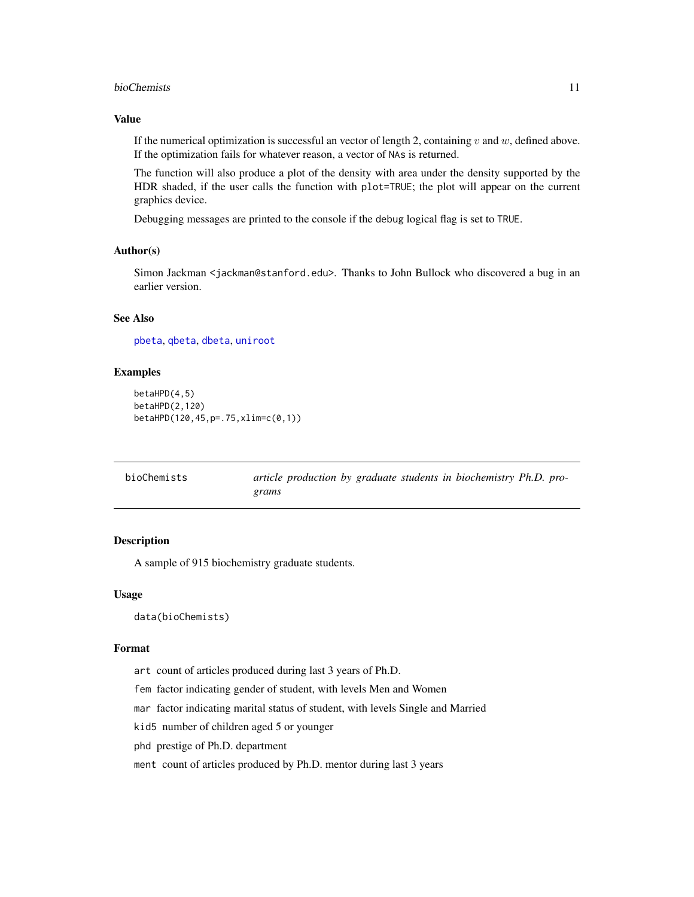### Value

If the numerical optimization is successful an vector of length 2, containing $v$ and $w$, defined above. If the optimization fails for whatever reason, a vector of NAs is returned.

The function will also produce a plot of the density with area under the density supported by the HDR shaded, if the user calls the function with `plot=TRUE`; the plot will appear on the current graphics device.

Debugging messages are printed to the console if the `debug` logical flag is set to `TRUE`.

### Author(s)

Simon Jackman <jackman@stanford.edu>. Thanks to John Bullock who discovered a bug in an earlier version.

### See Also

pbeta, qbeta, dbeta, uniroot

### Examples

```
betaHPD(4,5)
betaHPD(2,120)
betaHPD(120,45,p=.75,xlim=c(0,1))
```

---

## bioChemists — *article production by graduate students in biochemistry Ph.D. programs*

---

### Description

A sample of 915 biochemistry graduate students.

### Usage

```
data(bioChemists)
```

### Format

- `art` count of articles produced during last 3 years of Ph.D.
- `fem` factor indicating gender of student, with levels Men and Women
- `mar` factor indicating marital status of student, with levels Single and Married
- `kid5` number of children aged 5 or younger
- `phd` prestige of Ph.D. department
- `ment` count of articles produced by Ph.D. mentor during last 3 years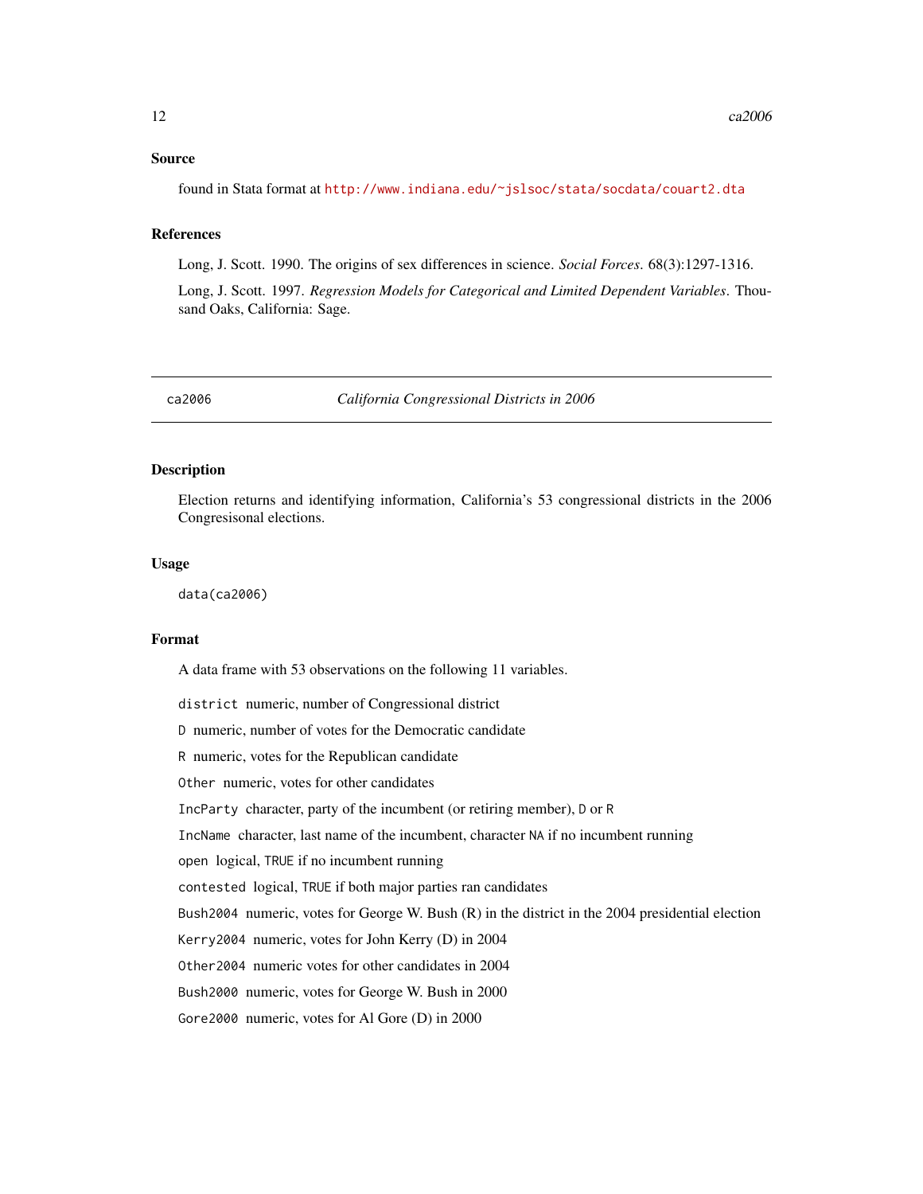## Source

found in Stata format at http://www.indiana.edu/~jslsoc/stata/socdata/couart2.dta

## References

Long, J. Scott. 1990. The origins of sex differences in science. *Social Forces*. 68(3):1297-1316.

Long, J. Scott. 1997. *Regression Models for Categorical and Limited Dependent Variables*. Thousand Oaks, California: Sage.

---

# ca2006 — *California Congressional Districts in 2006*

## Description

Election returns and identifying information, California's 53 congressional districts in the 2006 Congresisonal elections.

## Usage

```
data(ca2006)
```

## Format

A data frame with 53 observations on the following 11 variables.

- `district` numeric, number of Congressional district
- `D` numeric, number of votes for the Democratic candidate
- `R` numeric, votes for the Republican candidate
- `Other` numeric, votes for other candidates
- `IncParty` character, party of the incumbent (or retiring member), `D` or `R`
- `IncName` character, last name of the incumbent, character `NA` if no incumbent running
- `open` logical, `TRUE` if no incumbent running
- `contested` logical, `TRUE` if both major parties ran candidates
- `Bush2004` numeric, votes for George W. Bush (R) in the district in the 2004 presidential election
- `Kerry2004` numeric, votes for John Kerry (D) in 2004
- `Other2004` numeric votes for other candidates in 2004
- `Bush2000` numeric, votes for George W. Bush in 2000
- `Gore2000` numeric, votes for Al Gore (D) in 2000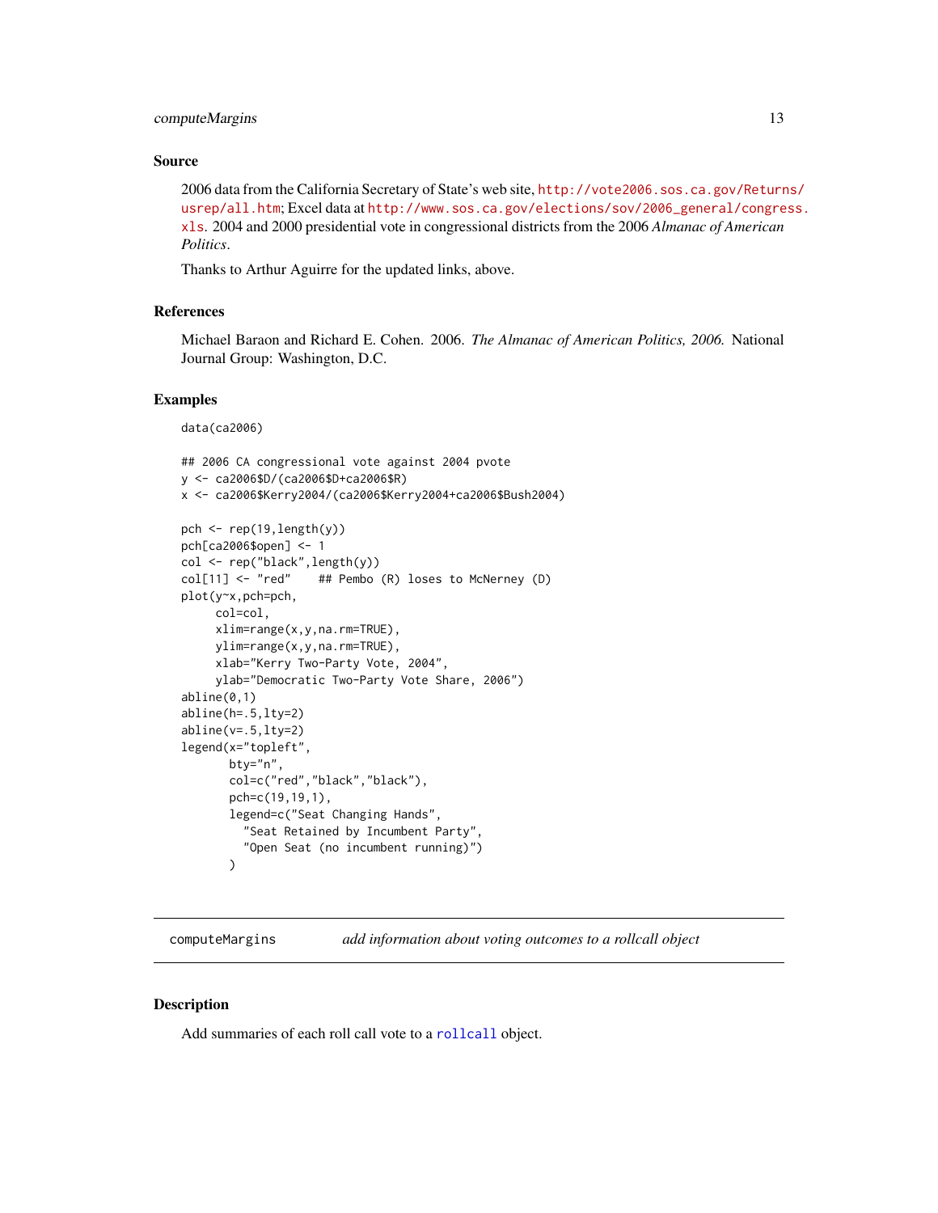## Source

2006 data from the California Secretary of State's web site, http://vote2006.sos.ca.gov/Returns/usrep/all.htm; Excel data at http://www.sos.ca.gov/elections/sov/2006_general/congress.xls. 2004 and 2000 presidential vote in congressional districts from the 2006 *Almanac of American Politics*.

Thanks to Arthur Aguirre for the updated links, above.

## References

Michael Baraon and Richard E. Cohen. 2006. *The Almanac of American Politics, 2006.* National Journal Group: Washington, D.C.

## Examples

```
data(ca2006)

## 2006 CA congressional vote against 2004 pvote
y <- ca2006$D/(ca2006$D+ca2006$R)
x <- ca2006$Kerry2004/(ca2006$Kerry2004+ca2006$Bush2004)

pch <- rep(19,length(y))
pch[ca2006$open] <- 1
col <- rep("black",length(y))
col[11] <- "red"    ## Pembo (R) loses to McNerney (D)
plot(y~x,pch=pch,
     col=col,
     xlim=range(x,y,na.rm=TRUE),
     ylim=range(x,y,na.rm=TRUE),
     xlab="Kerry Two-Party Vote, 2004",
     ylab="Democratic Two-Party Vote Share, 2006")
abline(0,1)
abline(h=.5,lty=2)
abline(v=.5,lty=2)
legend(x="topleft",
       bty="n",
       col=c("red","black","black"),
       pch=c(19,19,1),
       legend=c("Seat Changing Hands",
         "Seat Retained by Incumbent Party",
         "Open Seat (no incumbent running)")
       )
```

---

# computeMargins — *add information about voting outcomes to a rollcall object*

## Description

Add summaries of each roll call vote to a rollcall object.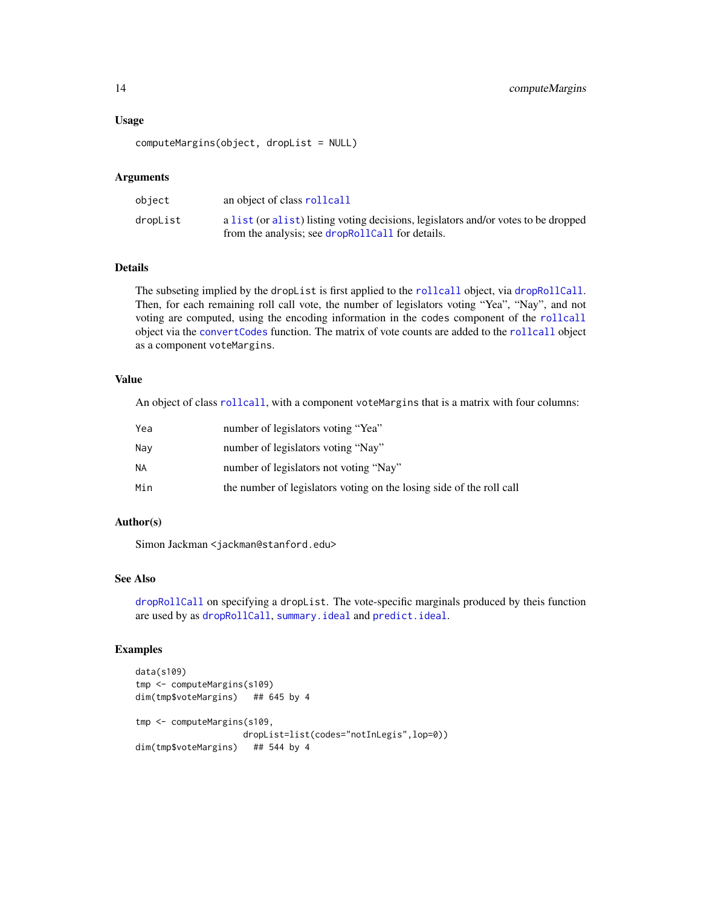### Usage

```
computeMargins(object, dropList = NULL)
```

### Arguments

| | |
|---|---|
| object | an object of class rollcall |
| dropList | a list (or alist) listing voting decisions, legislators and/or votes to be dropped from the analysis; see dropRollCall for details. |

### Details

The subseting implied by the dropList is first applied to the rollcall object, via dropRollCall. Then, for each remaining roll call vote, the number of legislators voting "Yea", "Nay", and not voting are computed, using the encoding information in the codes component of the rollcall object via the convertCodes function. The matrix of vote counts are added to the rollcall object as a component voteMargins.

### Value

An object of class rollcall, with a component voteMargins that is a matrix with four columns:

| | |
|---|---|
| Yea | number of legislators voting "Yea" |
| Nay | number of legislators voting "Nay" |
| NA | number of legislators not voting "Nay" |
| Min | the number of legislators voting on the losing side of the roll call |

### Author(s)

Simon Jackman <jackman@stanford.edu>

### See Also

dropRollCall on specifying a dropList. The vote-specific marginals produced by theis function are used by as dropRollCall, summary.ideal and predict.ideal.

### Examples

```
data(s109)
tmp <- computeMargins(s109)
dim(tmp$voteMargins)   ## 645 by 4

tmp <- computeMargins(s109,
                     dropList=list(codes="notInLegis",lop=0))
dim(tmp$voteMargins)   ## 544 by 4
```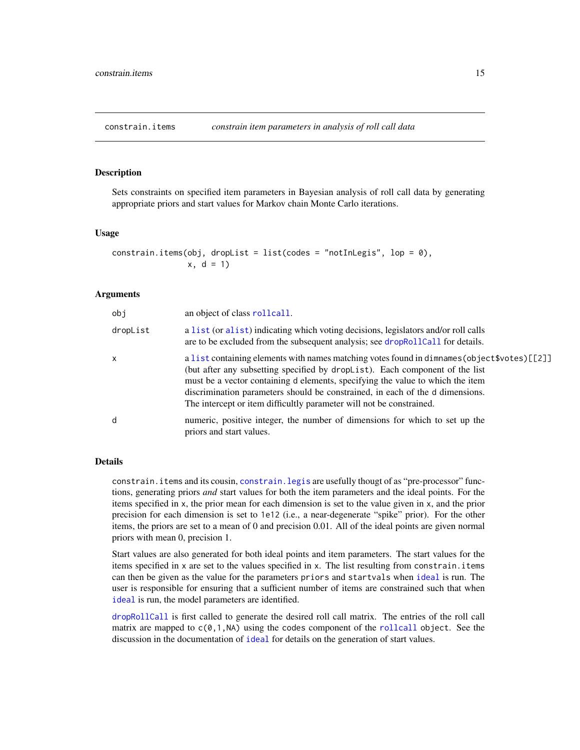## constrain.items — *constrain item parameters in analysis of roll call data*

### Description

Sets constraints on specified item parameters in Bayesian analysis of roll call data by generating appropriate priors and start values for Markov chain Monte Carlo iterations.

### Usage

```
constrain.items(obj, dropList = list(codes = "notInLegis", lop = 0),
                x, d = 1)
```

### Arguments

| | |
|---|---|
| obj | an object of class rollcall. |
| dropList | a list (or alist) indicating which voting decisions, legislators and/or roll calls are to be excluded from the subsequent analysis; see dropRollCall for details. |
| x | a list containing elements with names matching votes found in dimnames(object$votes)[[2]] (but after any subsetting specified by dropList). Each component of the list must be a vector containing d elements, specifying the value to which the item discrimination parameters should be constrained, in each of the d dimensions. The intercept or item difficultly parameter will not be constrained. |
| d | numeric, positive integer, the number of dimensions for which to set up the priors and start values. |

### Details

constrain.items and its cousin, constrain.legis are usefully thougt of as "pre-processor" functions, generating priors *and* start values for both the item parameters and the ideal points. For the items specified in x, the prior mean for each dimension is set to the value given in x, and the prior precision for each dimension is set to 1e12 (i.e., a near-degenerate "spike" prior). For the other items, the priors are set to a mean of 0 and precision 0.01. All of the ideal points are given normal priors with mean 0, precision 1.

Start values are also generated for both ideal points and item parameters. The start values for the items specified in x are set to the values specified in x. The list resulting from constrain.items can then be given as the value for the parameters priors and startvals when ideal is run. The user is responsible for ensuring that a sufficient number of items are constrained such that when ideal is run, the model parameters are identified.

dropRollCall is first called to generate the desired roll call matrix. The entries of the roll call matrix are mapped to c(0,1,NA) using the codes component of the rollcall object. See the discussion in the documentation of ideal for details on the generation of start values.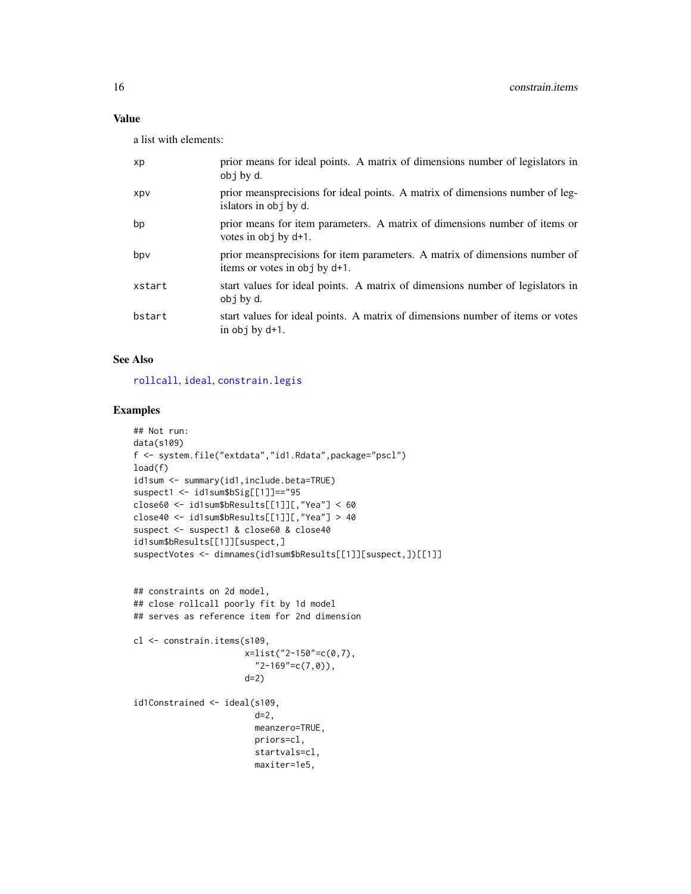## Value

a list with elements:

| | |
|---|---|
| xp | prior means for ideal points. A matrix of dimensions number of legislators in obj by d. |
| xpv | prior meansprecisions for ideal points. A matrix of dimensions number of legislators in obj by d. |
| bp | prior means for item parameters. A matrix of dimensions number of items or votes in obj by d+1. |
| bpv | prior meansprecisions for item parameters. A matrix of dimensions number of items or votes in obj by d+1. |
| xstart | start values for ideal points. A matrix of dimensions number of legislators in obj by d. |
| bstart | start values for ideal points. A matrix of dimensions number of items or votes in obj by d+1. |

## See Also

rollcall, ideal, constrain.legis

## Examples

```
## Not run:
data(s109)
f <- system.file("extdata","id1.Rdata",package="pscl")
load(f)
id1sum <- summary(id1,include.beta=TRUE)
suspect1 <- id1sum$bSig[[1]]=="95
close60 <- id1sum$bResults[[1]][,"Yea"] < 60
close40 <- id1sum$bResults[[1]][,"Yea"] > 40
suspect <- suspect1 & close60 & close40
id1sum$bResults[[1]][suspect,]
suspectVotes <- dimnames(id1sum$bResults[[1]][suspect,])[[1]]


## constraints on 2d model,
## close rollcall poorly fit by 1d model
## serves as reference item for 2nd dimension

cl <- constrain.items(s109,
                      x=list("2-150"=c(0,7),
                        "2-169"=c(7,0)),
                      d=2)

id1Constrained <- ideal(s109,
                        d=2,
                        meanzero=TRUE,
                        priors=cl,
                        startvals=cl,
                        maxiter=1e5,
```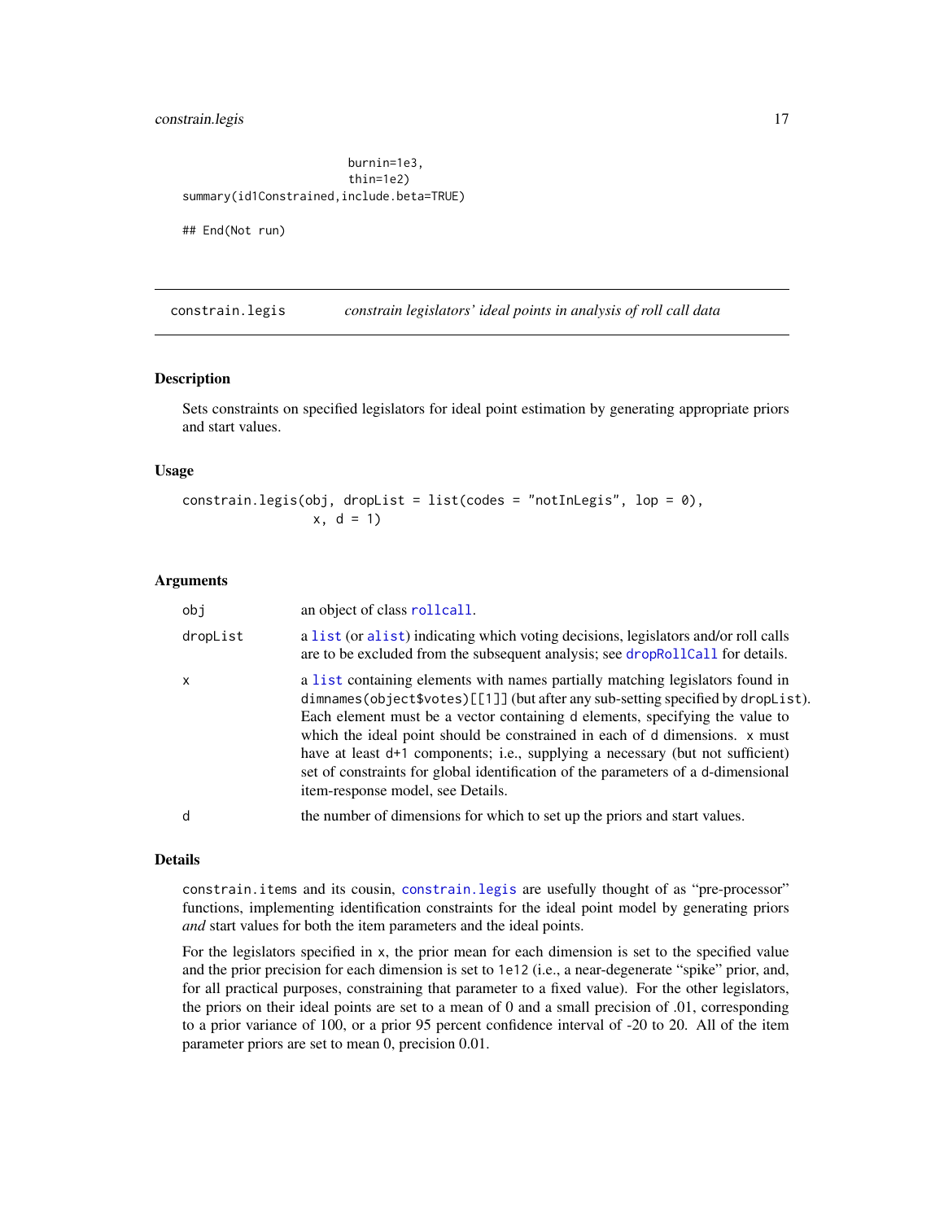```
                        burnin=1e3,
                        thin=1e2)
summary(id1Constrained,include.beta=TRUE)

## End(Not run)
```

## constrain.legis — *constrain legislators' ideal points in analysis of roll call data*

### Description

Sets constraints on specified legislators for ideal point estimation by generating appropriate priors and start values.

### Usage

```
constrain.legis(obj, dropList = list(codes = "notInLegis", lop = 0),
                x, d = 1)
```

### Arguments

- `obj` — an object of class `rollcall`.
- `dropList` — a `list` (or `alist`) indicating which voting decisions, legislators and/or roll calls are to be excluded from the subsequent analysis; see `dropRollCall` for details.
- `x` — a `list` containing elements with names partially matching legislators found in `dimnames(object$votes)[[1]]` (but after any sub-setting specified by `dropList`). Each element must be a vector containing `d` elements, specifying the value to which the ideal point should be constrained in each of `d` dimensions. `x` must have at least `d+1` components; i.e., supplying a necessary (but not sufficient) set of constraints for global identification of the parameters of a d-dimensional item-response model, see Details.
- `d` — the number of dimensions for which to set up the priors and start values.

### Details

`constrain.items` and its cousin, `constrain.legis` are usefully thought of as "pre-processor" functions, implementing identification constraints for the ideal point model by generating priors *and* start values for both the item parameters and the ideal points.

For the legislators specified in `x`, the prior mean for each dimension is set to the specified value and the prior precision for each dimension is set to `1e12` (i.e., a near-degenerate "spike" prior, and, for all practical purposes, constraining that parameter to a fixed value). For the other legislators, the priors on their ideal points are set to a mean of 0 and a small precision of .01, corresponding to a prior variance of 100, or a prior 95 percent confidence interval of -20 to 20. All of the item parameter priors are set to mean 0, precision 0.01.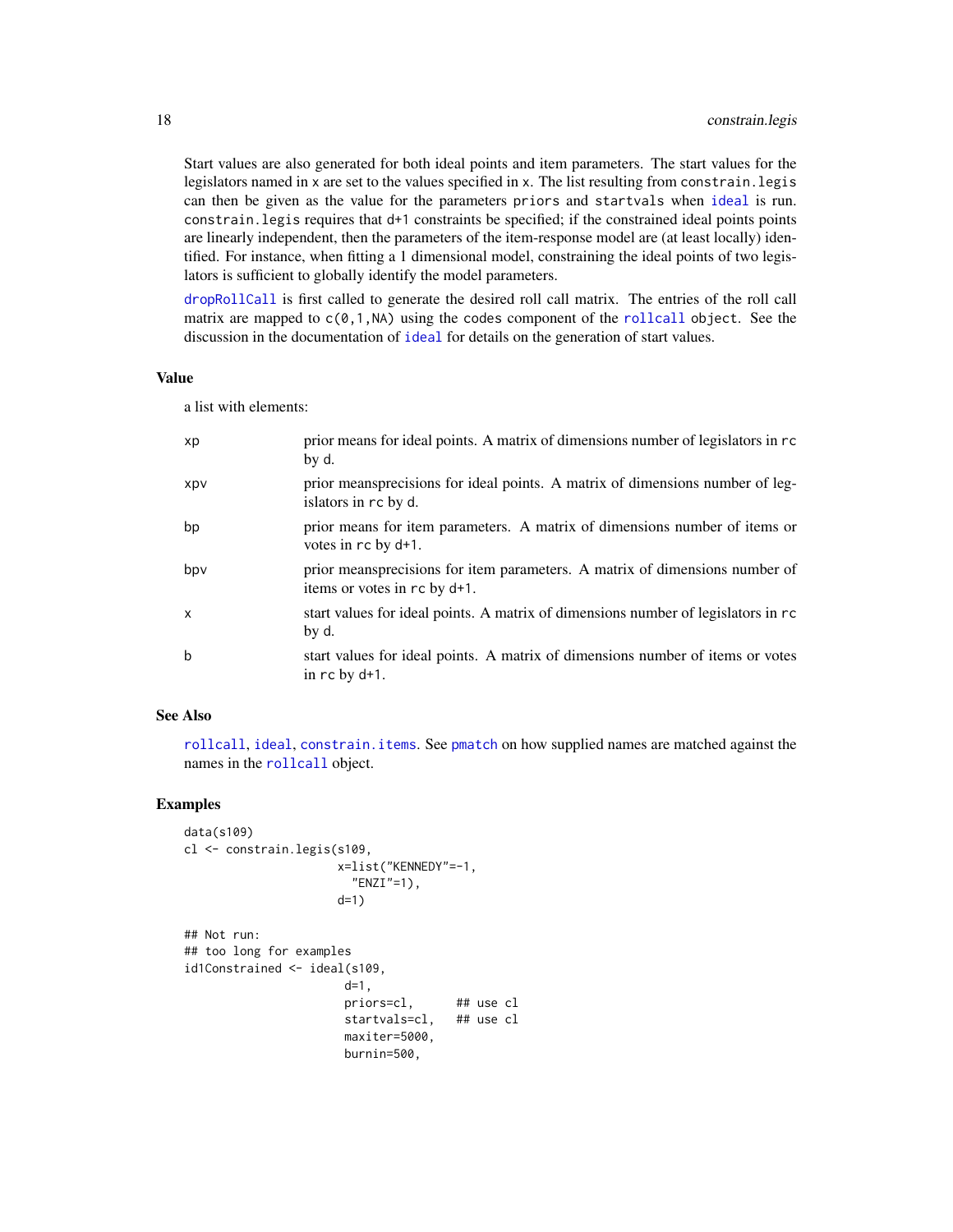Start values are also generated for both ideal points and item parameters. The start values for the legislators named in `x` are set to the values specified in `x`. The list resulting from `constrain.legis` can then be given as the value for the parameters `priors` and `startvals` when `ideal` is run. `constrain.legis` requires that `d+1` constraints be specified; if the constrained ideal points points are linearly independent, then the parameters of the item-response model are (at least locally) identified. For instance, when fitting a 1 dimensional model, constraining the ideal points of two legislators is sufficient to globally identify the model parameters.

`dropRollCall` is first called to generate the desired roll call matrix. The entries of the roll call matrix are mapped to `c(0,1,NA)` using the `codes` component of the `rollcall` object. See the discussion in the documentation of `ideal` for details on the generation of start values.

## Value

a list with elements:

| | |
|---|---|
| `xp` | prior means for ideal points. A matrix of dimensions number of legislators in `rc` by `d`. |
| `xpv` | prior meansprecisions for ideal points. A matrix of dimensions number of legislators in `rc` by `d`. |
| `bp` | prior means for item parameters. A matrix of dimensions number of items or votes in `rc` by `d+1`. |
| `bpv` | prior meansprecisions for item parameters. A matrix of dimensions number of items or votes in `rc` by `d+1`. |
| `x` | start values for ideal points. A matrix of dimensions number of legislators in `rc` by `d`. |
| `b` | start values for ideal points. A matrix of dimensions number of items or votes in `rc` by `d+1`. |

## See Also

`rollcall`, `ideal`, `constrain.items`. See `pmatch` on how supplied names are matched against the names in the `rollcall` object.

## Examples

```
data(s109)
cl <- constrain.legis(s109,
                      x=list("KENNEDY"=-1,
                        "ENZI"=1),
                      d=1)

## Not run:
## too long for examples
id1Constrained <- ideal(s109,
                       d=1,
                       priors=cl,      ## use cl
                       startvals=cl,   ## use cl
                       maxiter=5000,
                       burnin=500,
```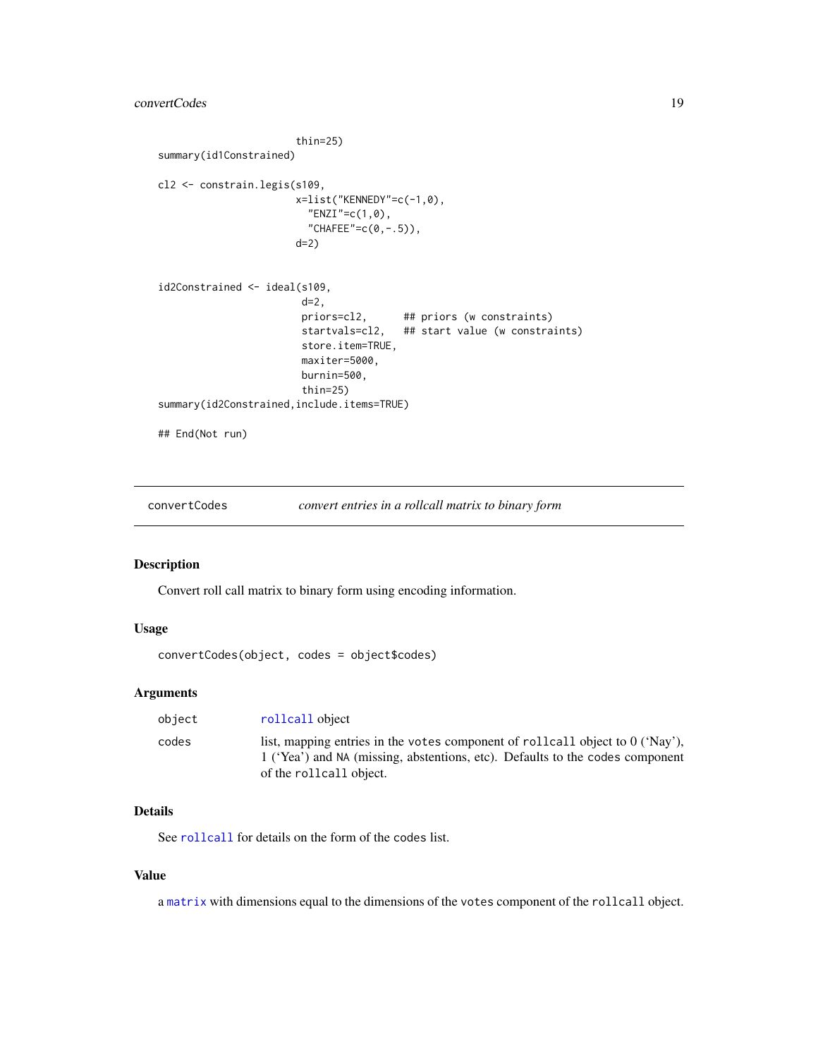```
                        thin=25)
summary(id1Constrained)

cl2 <- constrain.legis(s109,
                       x=list("KENNEDY"=c(-1,0),
                         "ENZI"=c(1,0),
                         "CHAFEE"=c(0,-.5)),
                       d=2)


id2Constrained <- ideal(s109,
                        d=2,
                        priors=cl2,      ## priors (w constraints)
                        startvals=cl2,   ## start value (w constraints)
                        store.item=TRUE,
                        maxiter=5000,
                        burnin=500,
                        thin=25)
summary(id2Constrained,include.items=TRUE)

## End(Not run)
```

---

## convertCodes — *convert entries in a rollcall matrix to binary form*

### Description

Convert roll call matrix to binary form using encoding information.

### Usage

```
convertCodes(object, codes = object$codes)
```

### Arguments

| | |
|---|---|
| `object` | `rollcall` object |
| `codes` | list, mapping entries in the `votes` component of `rollcall` object to 0 ('Nay'), 1 ('Yea') and `NA` (missing, abstentions, etc). Defaults to the `codes` component of the `rollcall` object. |

### Details

See `rollcall` for details on the form of the `codes` list.

### Value

a `matrix` with dimensions equal to the dimensions of the `votes` component of the `rollcall` object.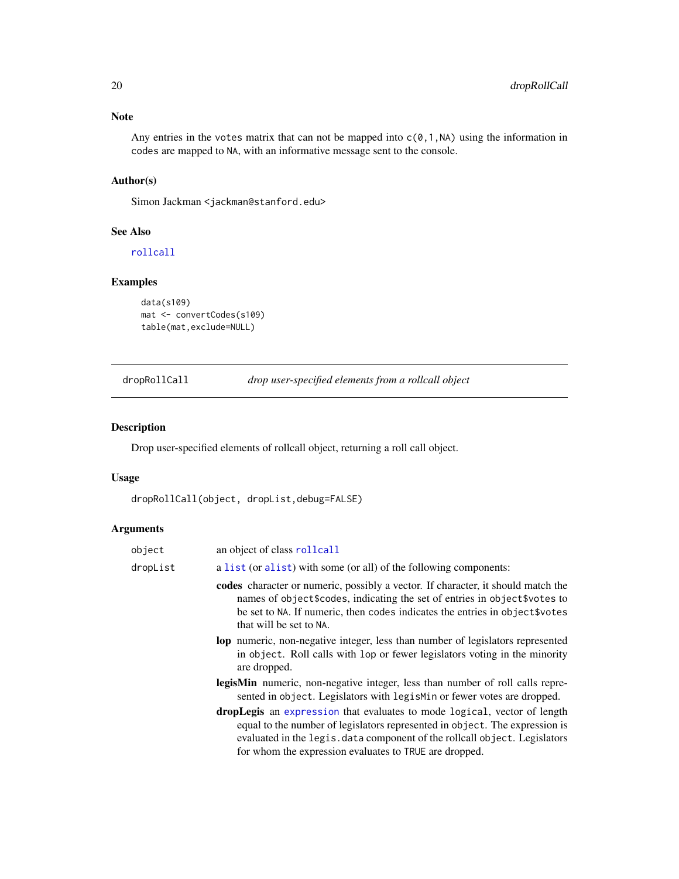## Note

Any entries in the `votes` matrix that can not be mapped into `c(0,1,NA)` using the information in `codes` are mapped to `NA`, with an informative message sent to the console.

## Author(s)

Simon Jackman <jackman@stanford.edu>

## See Also

`rollcall`

## Examples

```
data(s109)
mat <- convertCodes(s109)
table(mat,exclude=NULL)
```

---

# dropRollCall — *drop user-specified elements from a rollcall object*

## Description

Drop user-specified elements of rollcall object, returning a roll call object.

## Usage

```
dropRollCall(object, dropList,debug=FALSE)
```

## Arguments

| | |
|---|---|
| `object` | an object of class `rollcall` |
| `dropList` | a `list` (or `alist`) with some (or all) of the following components: |

- **codes** character or numeric, possibly a vector. If character, it should match the names of `object$codes`, indicating the set of entries in `object$votes` to be set to `NA`. If numeric, then `codes` indicates the entries in `object$votes` that will be set to `NA`.
- **lop** numeric, non-negative integer, less than number of legislators represented in `object`. Roll calls with `lop` or fewer legislators voting in the minority are dropped.
- **legisMin** numeric, non-negative integer, less than number of roll calls represented in `object`. Legislators with `legisMin` or fewer votes are dropped.
- **dropLegis** an `expression` that evaluates to mode `logical`, vector of length equal to the number of legislators represented in `object`. The expression is evaluated in the `legis.data` component of the rollcall `object`. Legislators for whom the expression evaluates to `TRUE` are dropped.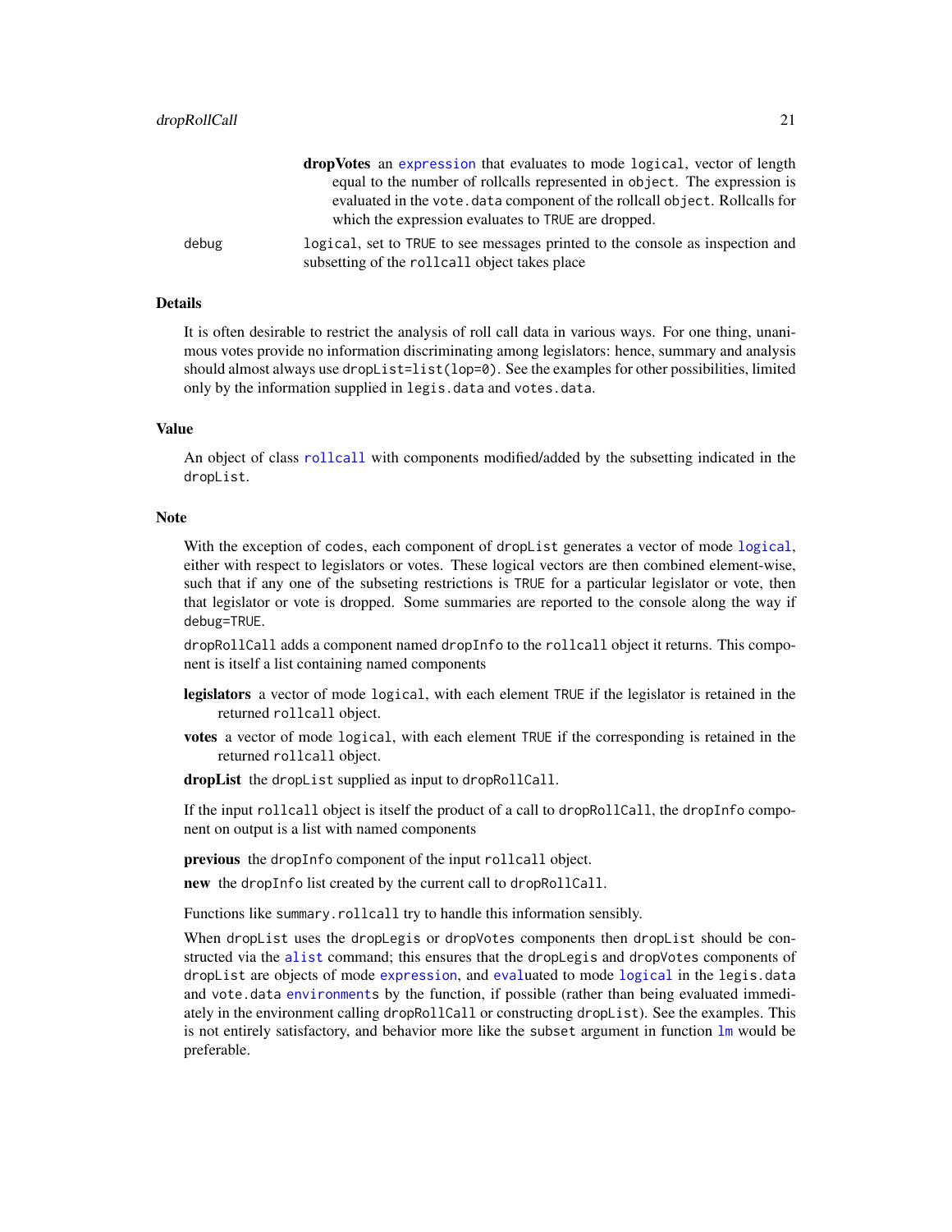**dropVotes** an `expression` that evaluates to mode `logical`, vector of length equal to the number of rollcalls represented in `object`. The expression is evaluated in the `vote.data` component of the rollcall `object`. Rollcalls for which the expression evaluates to `TRUE` are dropped.

debug
: `logical`, set to `TRUE` to see messages printed to the console as inspection and subsetting of the `rollcall` object takes place

## Details

It is often desirable to restrict the analysis of roll call data in various ways. For one thing, unanimous votes provide no information discriminating among legislators: hence, summary and analysis should almost always use `dropList=list(lop=0)`. See the examples for other possibilities, limited only by the information supplied in `legis.data` and `votes.data`.

## Value

An object of class `rollcall` with components modified/added by the subsetting indicated in the `dropList`.

## Note

With the exception of `codes`, each component of `dropList` generates a vector of mode `logical`, either with respect to legislators or votes. These logical vectors are then combined element-wise, such that if any one of the subseting restrictions is `TRUE` for a particular legislator or vote, then that legislator or vote is dropped. Some summaries are reported to the console along the way if `debug=TRUE`.

`dropRollCall` adds a component named `dropInfo` to the `rollcall` object it returns. This component is itself a list containing named components

**legislators** a vector of mode `logical`, with each element `TRUE` if the legislator is retained in the returned `rollcall` object.

**votes** a vector of mode `logical`, with each element `TRUE` if the corresponding is retained in the returned `rollcall` object.

**dropList** the `dropList` supplied as input to `dropRollCall`.

If the input `rollcall` object is itself the product of a call to `dropRollCall`, the `dropInfo` component on output is a list with named components

**previous** the `dropInfo` component of the input `rollcall` object.

**new** the `dropInfo` list created by the current call to `dropRollCall`.

Functions like `summary.rollcall` try to handle this information sensibly.

When `dropList` uses the `dropLegis` or `dropVotes` components then `dropList` should be constructed via the `alist` command; this ensures that the `dropLegis` and `dropVotes` components of `dropList` are objects of mode `expression`, and `eval`uated to mode `logical` in the `legis.data` and `vote.data` `environment`s by the function, if possible (rather than being evaluated immediately in the environment calling `dropRollCall` or constructing `dropList`). See the examples. This is not entirely satisfactory, and behavior more like the `subset` argument in function `lm` would be preferable.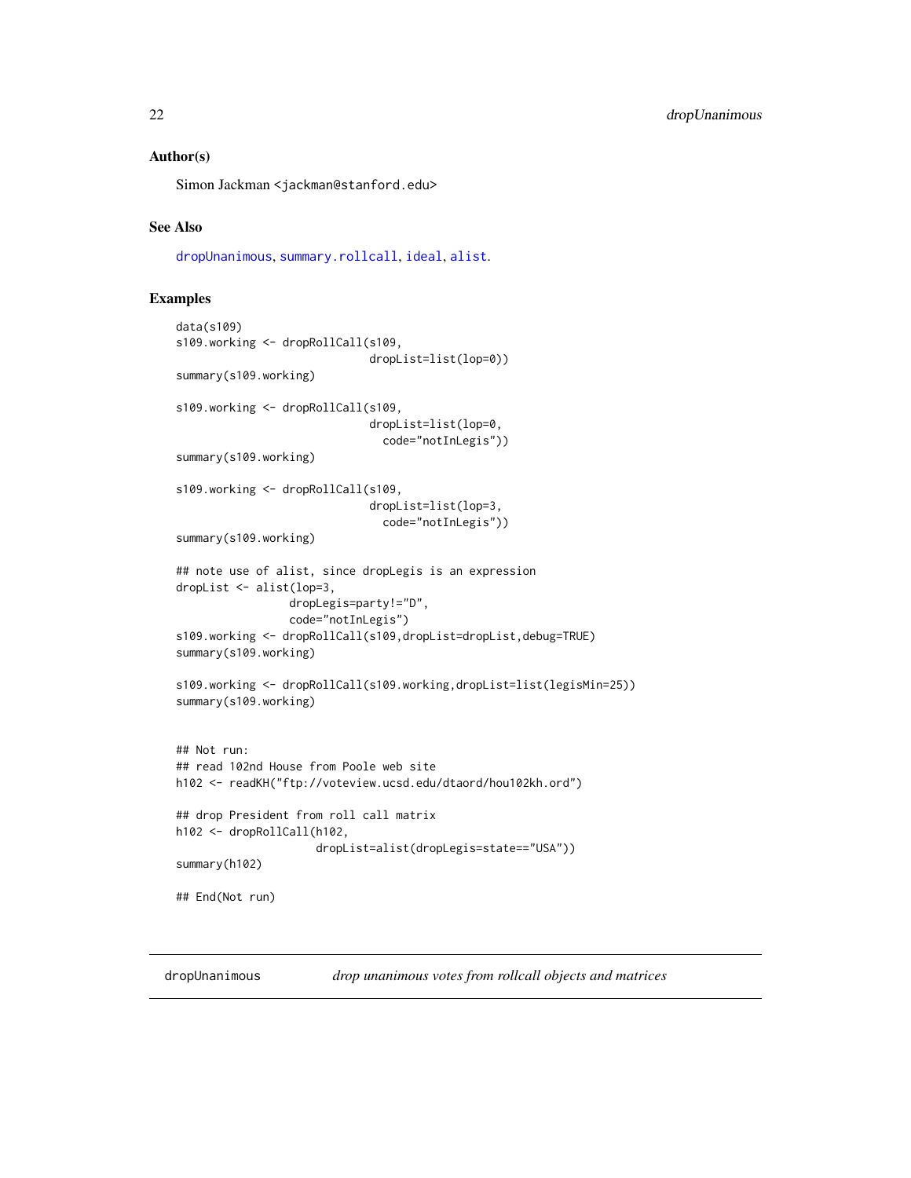### Author(s)

Simon Jackman <jackman@stanford.edu>

### See Also

dropUnanimous, summary.rollcall, ideal, alist.

### Examples

```
data(s109)
s109.working <- dropRollCall(s109,
                             dropList=list(lop=0))
summary(s109.working)

s109.working <- dropRollCall(s109,
                             dropList=list(lop=0,
                               code="notInLegis"))
summary(s109.working)

s109.working <- dropRollCall(s109,
                             dropList=list(lop=3,
                               code="notInLegis"))
summary(s109.working)

## note use of alist, since dropLegis is an expression
dropList <- alist(lop=3,
                 dropLegis=party!="D",
                 code="notInLegis")
s109.working <- dropRollCall(s109,dropList=dropList,debug=TRUE)
summary(s109.working)

s109.working <- dropRollCall(s109.working,dropList=list(legisMin=25))
summary(s109.working)


## Not run:
## read 102nd House from Poole web site
h102 <- readKH("ftp://voteview.ucsd.edu/dtaord/hou102kh.ord")

## drop President from roll call matrix
h102 <- dropRollCall(h102,
                     dropList=alist(dropLegis=state=="USA"))
summary(h102)

## End(Not run)
```

---

dropUnanimous *drop unanimous votes from rollcall objects and matrices*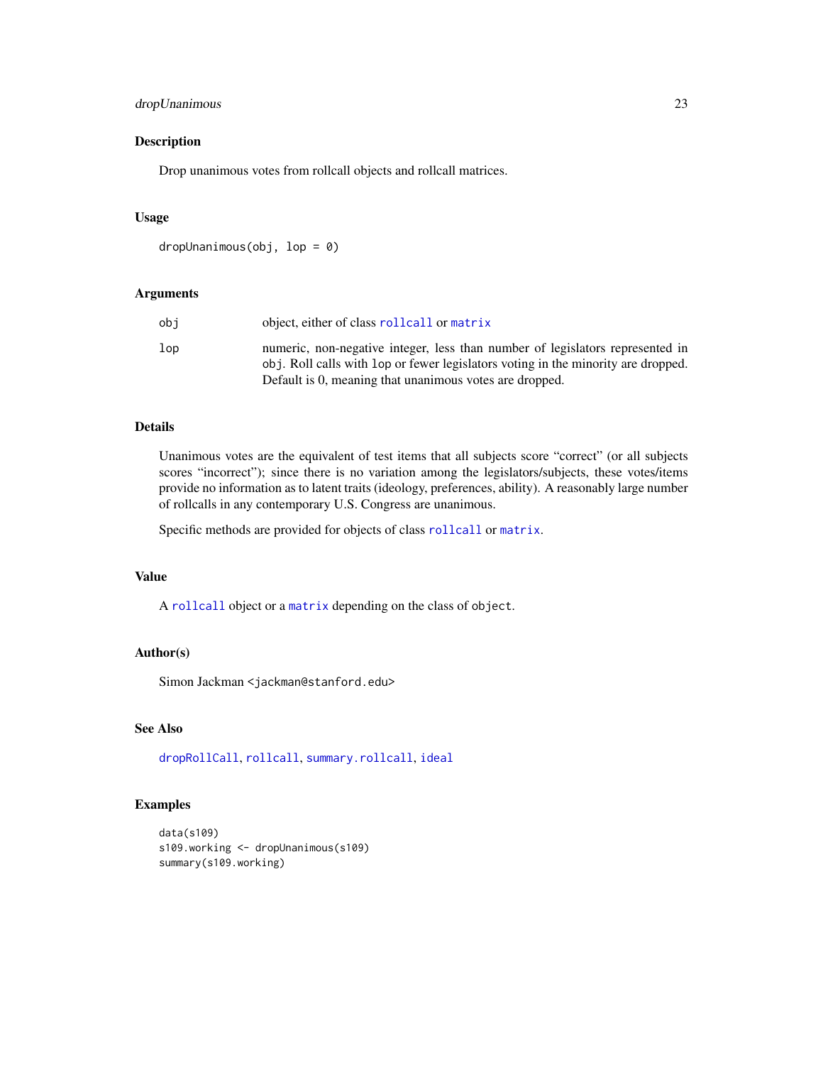## Description

Drop unanimous votes from rollcall objects and rollcall matrices.

## Usage

```
dropUnanimous(obj, lop = 0)
```

## Arguments

| | |
|---|---|
| obj | object, either of class `rollcall` or `matrix` |
| lop | numeric, non-negative integer, less than number of legislators represented in `obj`. Roll calls with `lop` or fewer legislators voting in the minority are dropped. Default is 0, meaning that unanimous votes are dropped. |

## Details

Unanimous votes are the equivalent of test items that all subjects score "correct" (or all subjects scores "incorrect"); since there is no variation among the legislators/subjects, these votes/items provide no information as to latent traits (ideology, preferences, ability). A reasonably large number of rollcalls in any contemporary U.S. Congress are unanimous.

Specific methods are provided for objects of class `rollcall` or `matrix`.

## Value

A `rollcall` object or a `matrix` depending on the class of `object`.

## Author(s)

Simon Jackman <jackman@stanford.edu>

## See Also

`dropRollCall`, `rollcall`, `summary.rollcall`, `ideal`

## Examples

```
data(s109)
s109.working <- dropUnanimous(s109)
summary(s109.working)
```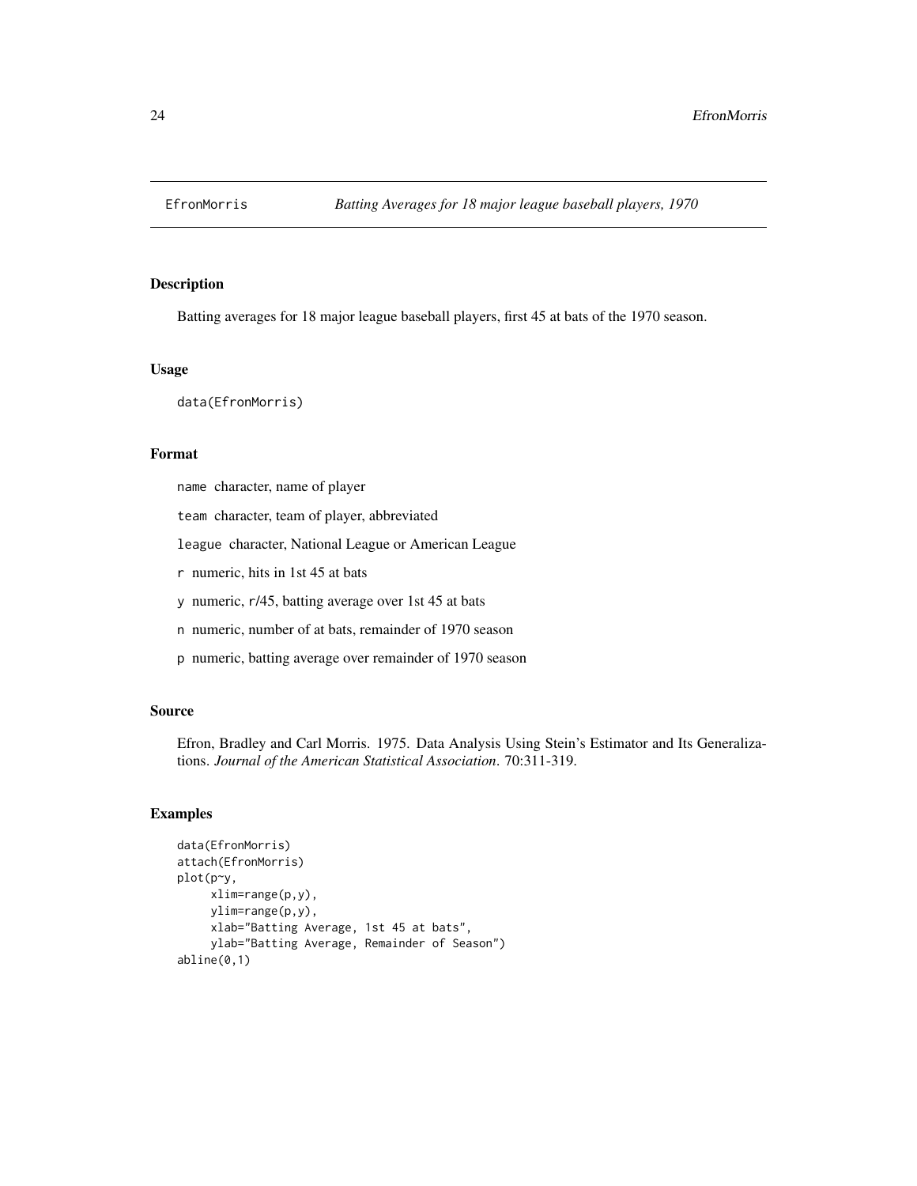# EfronMorris — *Batting Averages for 18 major league baseball players, 1970*

## Description

Batting averages for 18 major league baseball players, first 45 at bats of the 1970 season.

## Usage

```
data(EfronMorris)
```

## Format

`name` character, name of player

`team` character, team of player, abbreviated

`league` character, National League or American League

`r` numeric, hits in 1st 45 at bats

`y` numeric, r/45, batting average over 1st 45 at bats

`n` numeric, number of at bats, remainder of 1970 season

`p` numeric, batting average over remainder of 1970 season

## Source

Efron, Bradley and Carl Morris. 1975. Data Analysis Using Stein's Estimator and Its Generalizations. *Journal of the American Statistical Association*. 70:311-319.

## Examples

```
data(EfronMorris)
attach(EfronMorris)
plot(p~y,
     xlim=range(p,y),
     ylim=range(p,y),
     xlab="Batting Average, 1st 45 at bats",
     ylab="Batting Average, Remainder of Season")
abline(0,1)
```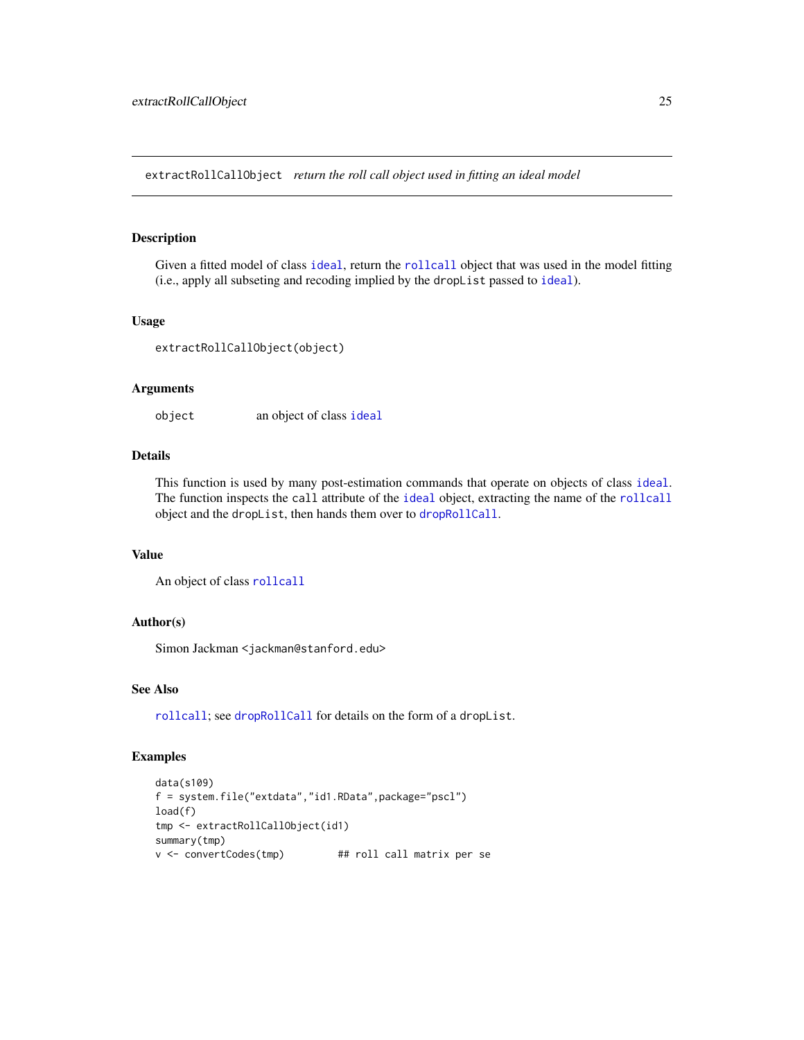extractRollCallObject *return the roll call object used in fitting an ideal model*

### Description

Given a fitted model of class ideal, return the rollcall object that was used in the model fitting (i.e., apply all subseting and recoding implied by the dropList passed to ideal).

### Usage

```
extractRollCallObject(object)
```

### Arguments

object    an object of class ideal

### Details

This function is used by many post-estimation commands that operate on objects of class ideal. The function inspects the call attribute of the ideal object, extracting the name of the rollcall object and the dropList, then hands them over to dropRollCall.

### Value

An object of class rollcall

### Author(s)

Simon Jackman <jackman@stanford.edu>

### See Also

rollcall; see dropRollCall for details on the form of a dropList.

### Examples

```
data(s109)
f = system.file("extdata","id1.RData",package="pscl")
load(f)
tmp <- extractRollCallObject(id1)
summary(tmp)
v <- convertCodes(tmp)         ## roll call matrix per se
```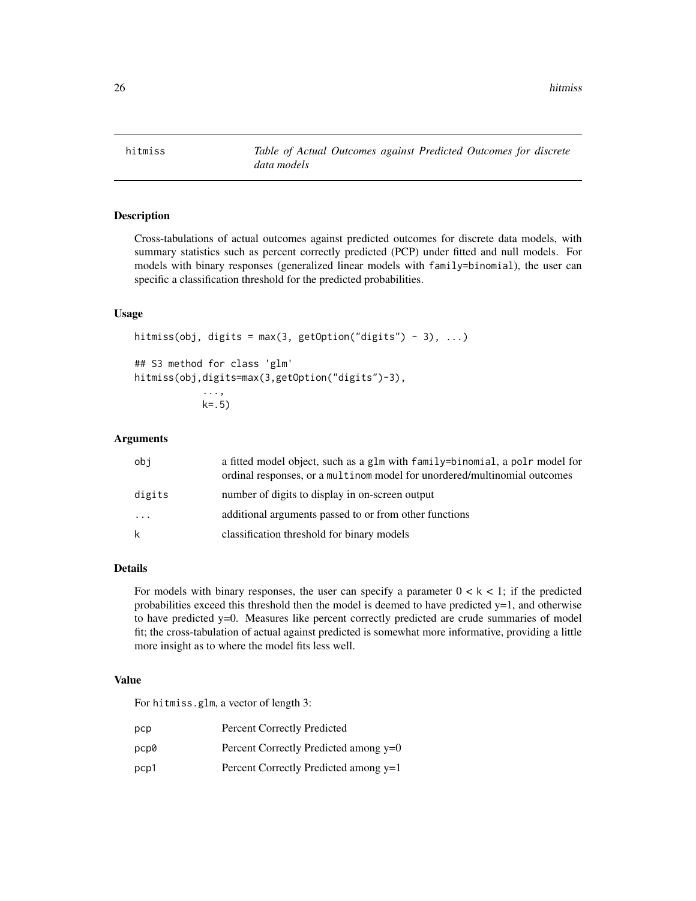# hitmiss — *Table of Actual Outcomes against Predicted Outcomes for discrete data models*

## Description

Cross-tabulations of actual outcomes against predicted outcomes for discrete data models, with summary statistics such as percent correctly predicted (PCP) under fitted and null models. For models with binary responses (generalized linear models with `family=binomial`), the user can specific a classification threshold for the predicted probabilities.

## Usage

```
hitmiss(obj, digits = max(3, getOption("digits") - 3), ...)

## S3 method for class 'glm'
hitmiss(obj,digits=max(3,getOption("digits")-3),
            ...,
            k=.5)
```

## Arguments

| | |
|---|---|
| `obj` | a fitted model object, such as a `glm` with `family=binomial`, a `polr` model for ordinal responses, or a `multinom` model for unordered/multinomial outcomes |
| `digits` | number of digits to display in on-screen output |
| `...` | additional arguments passed to or from other functions |
| `k` | classification threshold for binary models |

## Details

For models with binary responses, the user can specify a parameter $0 < k < 1$; if the predicted probabilities exceed this threshold then the model is deemed to have predicted y=1, and otherwise to have predicted y=0. Measures like percent correctly predicted are crude summaries of model fit; the cross-tabulation of actual against predicted is somewhat more informative, providing a little more insight as to where the model fits less well.

## Value

For `hitmiss.glm`, a vector of length 3:

| | |
|---|---|
| `pcp` | Percent Correctly Predicted |
| `pcp0` | Percent Correctly Predicted among y=0 |
| `pcp1` | Percent Correctly Predicted among y=1 |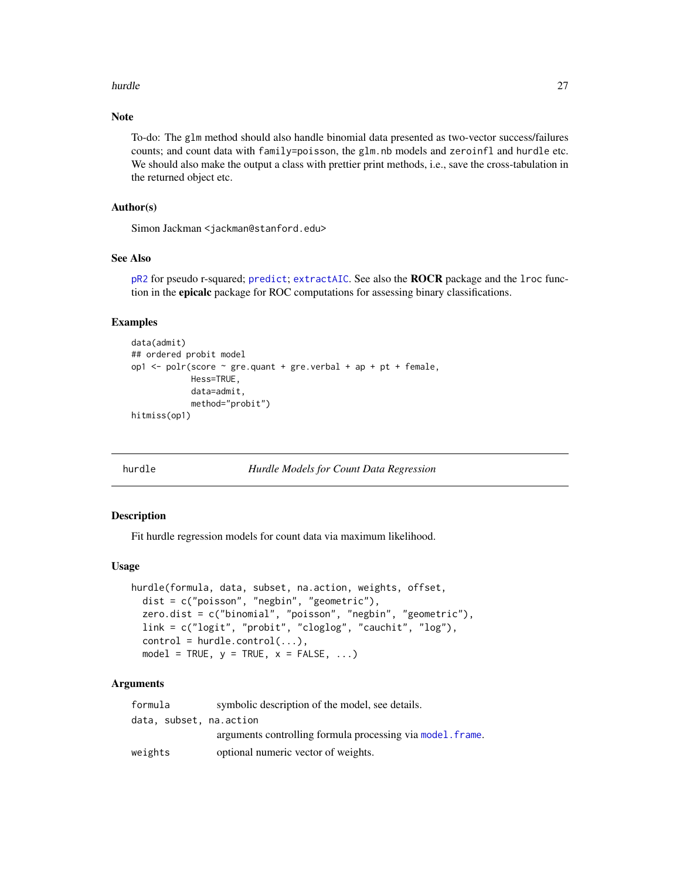### Note

To-do: The `glm` method should also handle binomial data presented as two-vector success/failures counts; and count data with `family=poisson`, the `glm.nb` models and `zeroinfl` and `hurdle` etc. We should also make the output a class with prettier print methods, i.e., save the cross-tabulation in the returned object etc.

### Author(s)

Simon Jackman <jackman@stanford.edu>

### See Also

`pR2` for pseudo r-squared; `predict`; `extractAIC`. See also the **ROCR** package and the `lroc` function in the **epicalc** package for ROC computations for assessing binary classifications.

### Examples

```
data(admit)
## ordered probit model
op1 <- polr(score ~ gre.quant + gre.verbal + ap + pt + female,
            Hess=TRUE,
            data=admit,
            method="probit")
hitmiss(op1)
```

---

## hurdle — *Hurdle Models for Count Data Regression*

### Description

Fit hurdle regression models for count data via maximum likelihood.

### Usage

```
hurdle(formula, data, subset, na.action, weights, offset,
  dist = c("poisson", "negbin", "geometric"),
  zero.dist = c("binomial", "poisson", "negbin", "geometric"),
  link = c("logit", "probit", "cloglog", "cauchit", "log"),
  control = hurdle.control(...),
  model = TRUE, y = TRUE, x = FALSE, ...)
```

### Arguments

`formula` symbolic description of the model, see details.

`data, subset, na.action`
arguments controlling formula processing via `model.frame`.

`weights` optional numeric vector of weights.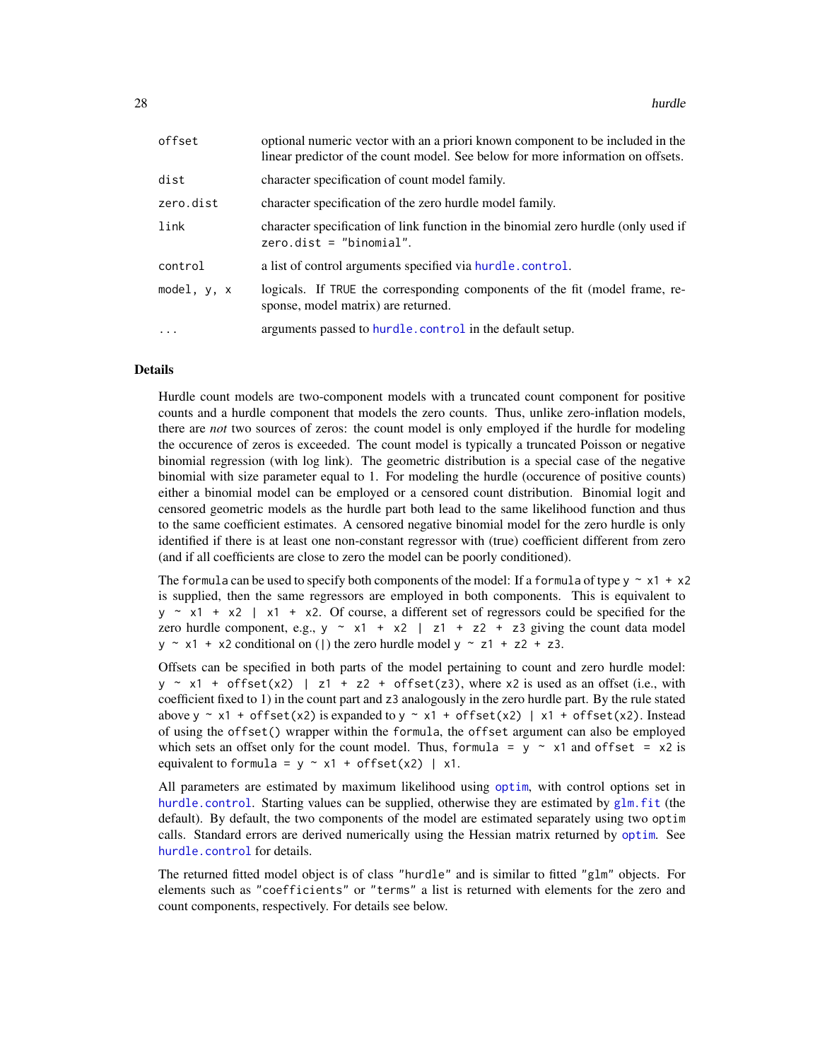| | |
|---|---|
| `offset` | optional numeric vector with an a priori known component to be included in the linear predictor of the count model. See below for more information on offsets. |
| `dist` | character specification of count model family. |
| `zero.dist` | character specification of the zero hurdle model family. |
| `link` | character specification of link function in the binomial zero hurdle (only used if `zero.dist = "binomial"`. |
| `control` | a list of control arguments specified via `hurdle.control`. |
| `model, y, x` | logicals. If `TRUE` the corresponding components of the fit (model frame, response, model matrix) are returned. |
| `...` | arguments passed to `hurdle.control` in the default setup. |

## Details

Hurdle count models are two-component models with a truncated count component for positive counts and a hurdle component that models the zero counts. Thus, unlike zero-inflation models, there are *not* two sources of zeros: the count model is only employed if the hurdle for modeling the occurence of zeros is exceeded. The count model is typically a truncated Poisson or negative binomial regression (with log link). The geometric distribution is a special case of the negative binomial with size parameter equal to 1. For modeling the hurdle (occurence of positive counts) either a binomial model can be employed or a censored count distribution. Binomial logit and censored geometric models as the hurdle part both lead to the same likelihood function and thus to the same coefficient estimates. A censored negative binomial model for the zero hurdle is only identified if there is at least one non-constant regressor with (true) coefficient different from zero (and if all coefficients are close to zero the model can be poorly conditioned).

The `formula` can be used to specify both components of the model: If a `formula` of type `y ~ x1 + x2` is supplied, then the same regressors are employed in both components. This is equivalent to `y ~ x1 + x2 | x1 + x2`. Of course, a different set of regressors could be specified for the zero hurdle component, e.g., `y ~ x1 + x2 | z1 + z2 + z3` giving the count data model `y ~ x1 + x2` conditional on (`|`) the zero hurdle model `y ~ z1 + z2 + z3`.

Offsets can be specified in both parts of the model pertaining to count and zero hurdle model: `y ~ x1 + offset(x2) | z1 + z2 + offset(z3)`, where `x2` is used as an offset (i.e., with coefficient fixed to 1) in the count part and `z3` analogously in the zero hurdle part. By the rule stated above `y ~ x1 + offset(x2)` is expanded to `y ~ x1 + offset(x2) | x1 + offset(x2)`. Instead of using the `offset()` wrapper within the `formula`, the `offset` argument can also be employed which sets an offset only for the count model. Thus, `formula = y ~ x1` and `offset = x2` is equivalent to `formula = y ~ x1 + offset(x2) | x1`.

All parameters are estimated by maximum likelihood using `optim`, with control options set in `hurdle.control`. Starting values can be supplied, otherwise they are estimated by `glm.fit` (the default). By default, the two components of the model are estimated separately using two `optim` calls. Standard errors are derived numerically using the Hessian matrix returned by `optim`. See `hurdle.control` for details.

The returned fitted model object is of class `"hurdle"` and is similar to fitted `"glm"` objects. For elements such as `"coefficients"` or `"terms"` a list is returned with elements for the zero and count components, respectively. For details see below.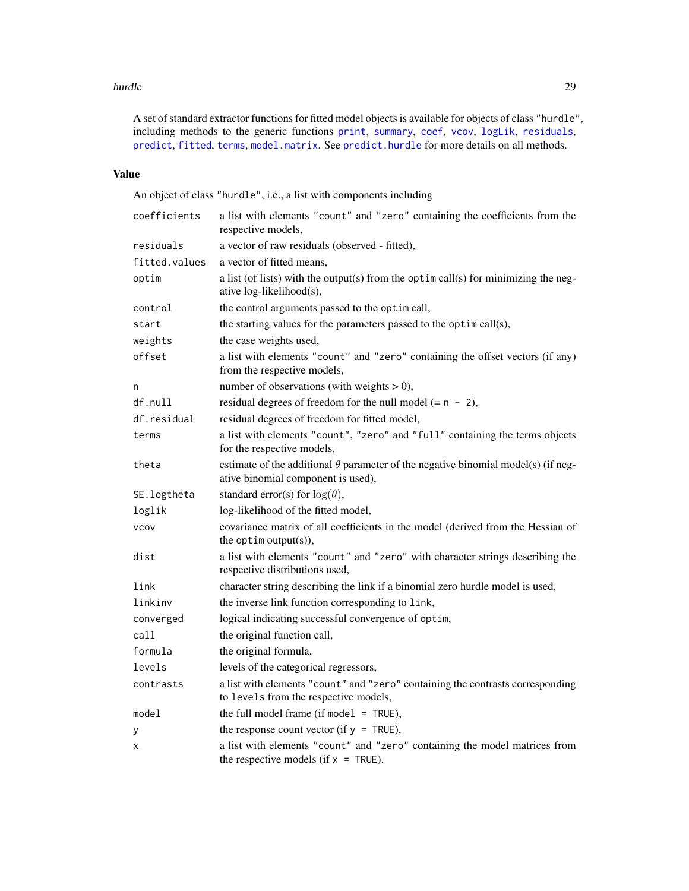A set of standard extractor functions for fitted model objects is available for objects of class "hurdle", including methods to the generic functions `print`, `summary`, `coef`, `vcov`, `logLik`, `residuals`, `predict`, `fitted`, `terms`, `model.matrix`. See `predict.hurdle` for more details on all methods.

## Value

An object of class "hurdle", i.e., a list with components including

| | |
|---|---|
| `coefficients` | a list with elements "count" and "zero" containing the coefficients from the respective models, |
| `residuals` | a vector of raw residuals (observed - fitted), |
| `fitted.values` | a vector of fitted means, |
| `optim` | a list (of lists) with the output(s) from the `optim` call(s) for minimizing the negative log-likelihood(s), |
| `control` | the control arguments passed to the `optim` call, |
| `start` | the starting values for the parameters passed to the `optim` call(s), |
| `weights` | the case weights used, |
| `offset` | a list with elements "count" and "zero" containing the offset vectors (if any) from the respective models, |
| `n` | number of observations (with weights > 0), |
| `df.null` | residual degrees of freedom for the null model (= `n - 2`), |
| `df.residual` | residual degrees of freedom for fitted model, |
| `terms` | a list with elements "count", "zero" and "full" containing the terms objects for the respective models, |
| `theta` | estimate of the additional $\theta$ parameter of the negative binomial model(s) (if negative binomial component is used), |
| `SE.logtheta` | standard error(s) for $\log(\theta)$, |
| `loglik` | log-likelihood of the fitted model, |
| `vcov` | covariance matrix of all coefficients in the model (derived from the Hessian of the `optim` output(s)), |
| `dist` | a list with elements "count" and "zero" with character strings describing the respective distributions used, |
| `link` | character string describing the link if a binomial zero hurdle model is used, |
| `linkinv` | the inverse link function corresponding to `link`, |
| `converged` | logical indicating successful convergence of `optim`, |
| `call` | the original function call, |
| `formula` | the original formula, |
| `levels` | levels of the categorical regressors, |
| `contrasts` | a list with elements "count" and "zero" containing the contrasts corresponding to `levels` from the respective models, |
| `model` | the full model frame (if `model = TRUE`), |
| `y` | the response count vector (if `y = TRUE`), |
| `x` | a list with elements "count" and "zero" containing the model matrices from the respective models (if `x = TRUE`). |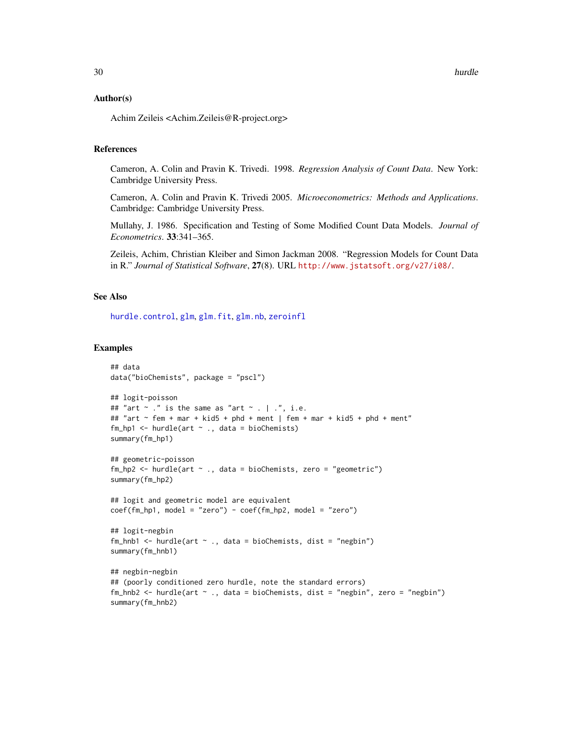### Author(s)

Achim Zeileis <Achim.Zeileis@R-project.org>

### References

Cameron, A. Colin and Pravin K. Trivedi. 1998. *Regression Analysis of Count Data*. New York: Cambridge University Press.

Cameron, A. Colin and Pravin K. Trivedi 2005. *Microeconometrics: Methods and Applications*. Cambridge: Cambridge University Press.

Mullahy, J. 1986. Specification and Testing of Some Modified Count Data Models. *Journal of Econometrics*. **33**:341–365.

Zeileis, Achim, Christian Kleiber and Simon Jackman 2008. "Regression Models for Count Data in R." *Journal of Statistical Software*, **27**(8). URL http://www.jstatsoft.org/v27/i08/.

### See Also

hurdle.control, glm, glm.fit, glm.nb, zeroinfl

### Examples

```
## data
data("bioChemists", package = "pscl")

## logit-poisson
## "art ~ ." is the same as "art ~ . | .", i.e.
## "art ~ fem + mar + kid5 + phd + ment | fem + mar + kid5 + phd + ment"
fm_hp1 <- hurdle(art ~ ., data = bioChemists)
summary(fm_hp1)

## geometric-poisson
fm_hp2 <- hurdle(art ~ ., data = bioChemists, zero = "geometric")
summary(fm_hp2)

## logit and geometric model are equivalent
coef(fm_hp1, model = "zero") - coef(fm_hp2, model = "zero")

## logit-negbin
fm_hnb1 <- hurdle(art ~ ., data = bioChemists, dist = "negbin")
summary(fm_hnb1)

## negbin-negbin
## (poorly conditioned zero hurdle, note the standard errors)
fm_hnb2 <- hurdle(art ~ ., data = bioChemists, dist = "negbin", zero = "negbin")
summary(fm_hnb2)
```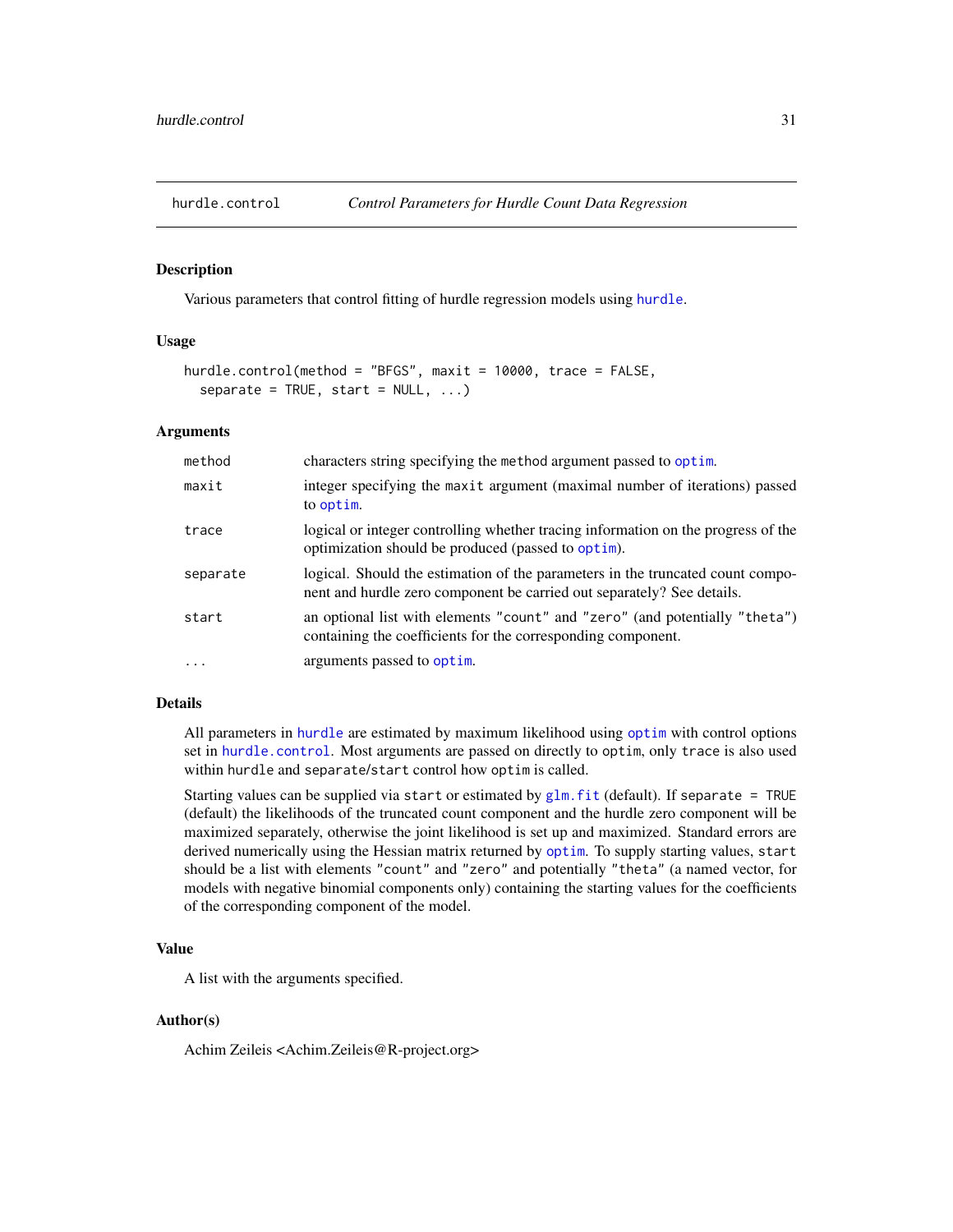# hurdle.control — *Control Parameters for Hurdle Count Data Regression*

## Description

Various parameters that control fitting of hurdle regression models using hurdle.

## Usage

```
hurdle.control(method = "BFGS", maxit = 10000, trace = FALSE,
  separate = TRUE, start = NULL, ...)
```

## Arguments

| | |
|---|---|
| method | characters string specifying the method argument passed to optim. |
| maxit | integer specifying the maxit argument (maximal number of iterations) passed to optim. |
| trace | logical or integer controlling whether tracing information on the progress of the optimization should be produced (passed to optim). |
| separate | logical. Should the estimation of the parameters in the truncated count component and hurdle zero component be carried out separately? See details. |
| start | an optional list with elements "count" and "zero" (and potentially "theta") containing the coefficients for the corresponding component. |
| ... | arguments passed to optim. |

## Details

All parameters in hurdle are estimated by maximum likelihood using optim with control options set in hurdle.control. Most arguments are passed on directly to optim, only trace is also used within hurdle and separate/start control how optim is called.

Starting values can be supplied via start or estimated by glm.fit (default). If separate = TRUE (default) the likelihoods of the truncated count component and the hurdle zero component will be maximized separately, otherwise the joint likelihood is set up and maximized. Standard errors are derived numerically using the Hessian matrix returned by optim. To supply starting values, start should be a list with elements "count" and "zero" and potentially "theta" (a named vector, for models with negative binomial components only) containing the starting values for the coefficients of the corresponding component of the model.

## Value

A list with the arguments specified.

## Author(s)

Achim Zeileis <Achim.Zeileis@R-project.org>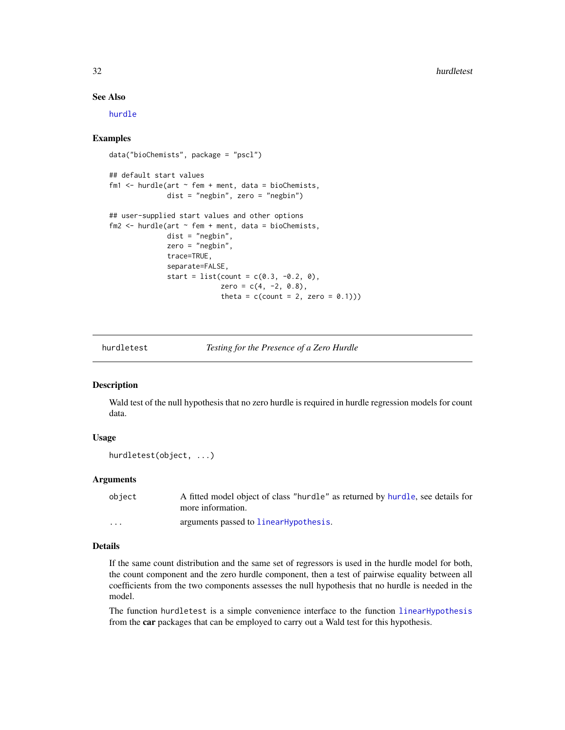## See Also

hurdle

## Examples

```
data("bioChemists", package = "pscl")

## default start values
fm1 <- hurdle(art ~ fem + ment, data = bioChemists,
              dist = "negbin", zero = "negbin")

## user-supplied start values and other options
fm2 <- hurdle(art ~ fem + ment, data = bioChemists,
              dist = "negbin",
              zero = "negbin",
              trace=TRUE,
              separate=FALSE,
              start = list(count = c(0.3, -0.2, 0),
                           zero = c(4, -2, 0.8),
                           theta = c(count = 2, zero = 0.1)))
```

---

# hurdletest — *Testing for the Presence of a Zero Hurdle*

---

## Description

Wald test of the null hypothesis that no zero hurdle is required in hurdle regression models for count data.

## Usage

```
hurdletest(object, ...)
```

## Arguments

| | |
|---|---|
| `object` | A fitted model object of class "hurdle" as returned by hurdle, see details for more information. |
| `...` | arguments passed to linearHypothesis. |

## Details

If the same count distribution and the same set of regressors is used in the hurdle model for both, the count component and the zero hurdle component, then a test of pairwise equality between all coefficients from the two components assesses the null hypothesis that no hurdle is needed in the model.

The function `hurdletest` is a simple convenience interface to the function linearHypothesis from the **car** packages that can be employed to carry out a Wald test for this hypothesis.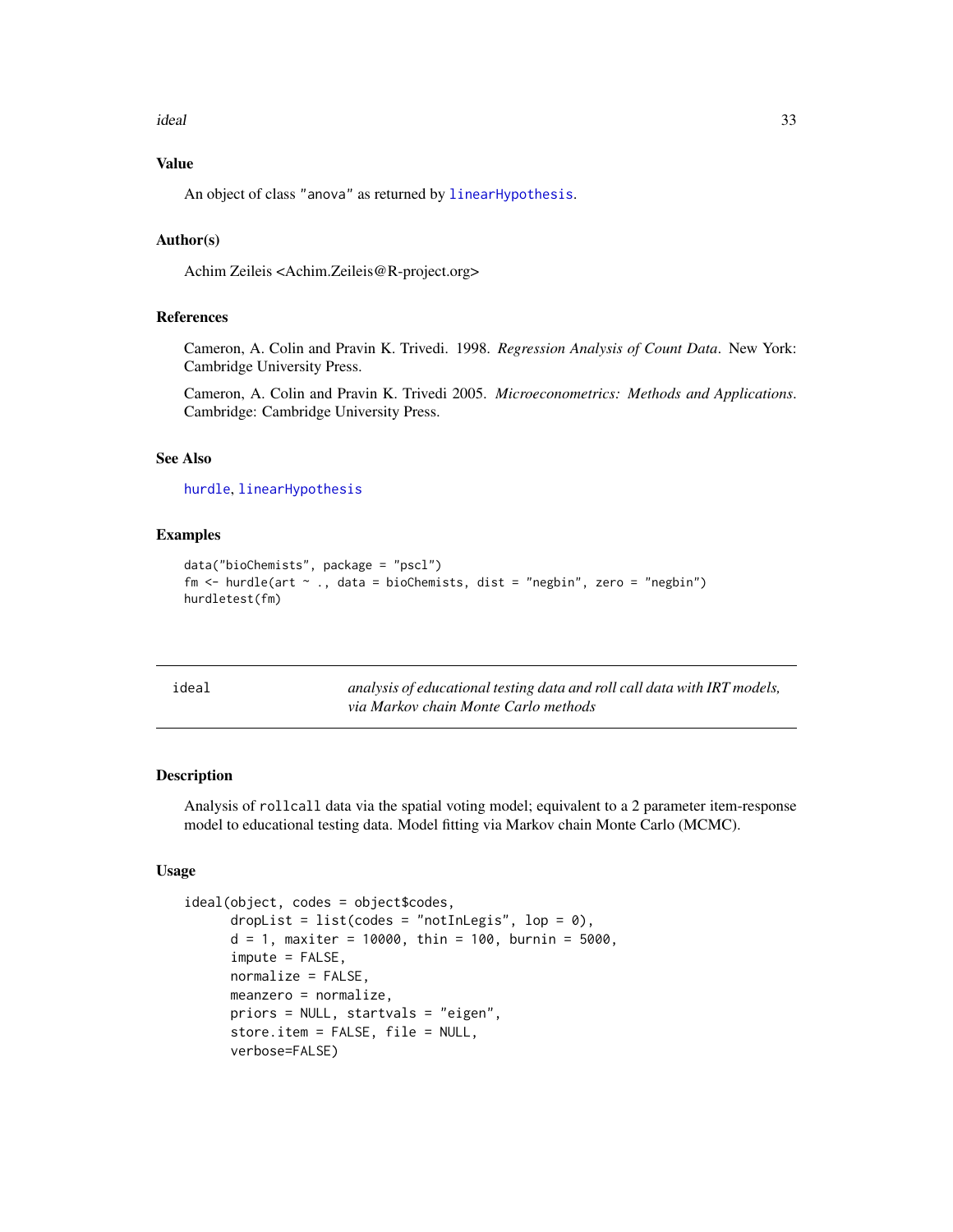## Value

An object of class "anova" as returned by `linearHypothesis`.

## Author(s)

Achim Zeileis <Achim.Zeileis@R-project.org>

## References

Cameron, A. Colin and Pravin K. Trivedi. 1998. *Regression Analysis of Count Data*. New York: Cambridge University Press.

Cameron, A. Colin and Pravin K. Trivedi 2005. *Microeconometrics: Methods and Applications*. Cambridge: Cambridge University Press.

## See Also

`hurdle`, `linearHypothesis`

## Examples

```
data("bioChemists", package = "pscl")
fm <- hurdle(art ~ ., data = bioChemists, dist = "negbin", zero = "negbin")
hurdletest(fm)
```

---

# ideal — *analysis of educational testing data and roll call data with IRT models, via Markov chain Monte Carlo methods*

---

## Description

Analysis of `rollcall` data via the spatial voting model; equivalent to a 2 parameter item-response model to educational testing data. Model fitting via Markov chain Monte Carlo (MCMC).

## Usage

```
ideal(object, codes = object$codes,
      dropList = list(codes = "notInLegis", lop = 0),
      d = 1, maxiter = 10000, thin = 100, burnin = 5000,
      impute = FALSE,
      normalize = FALSE,
      meanzero = normalize,
      priors = NULL, startvals = "eigen",
      store.item = FALSE, file = NULL,
      verbose=FALSE)
```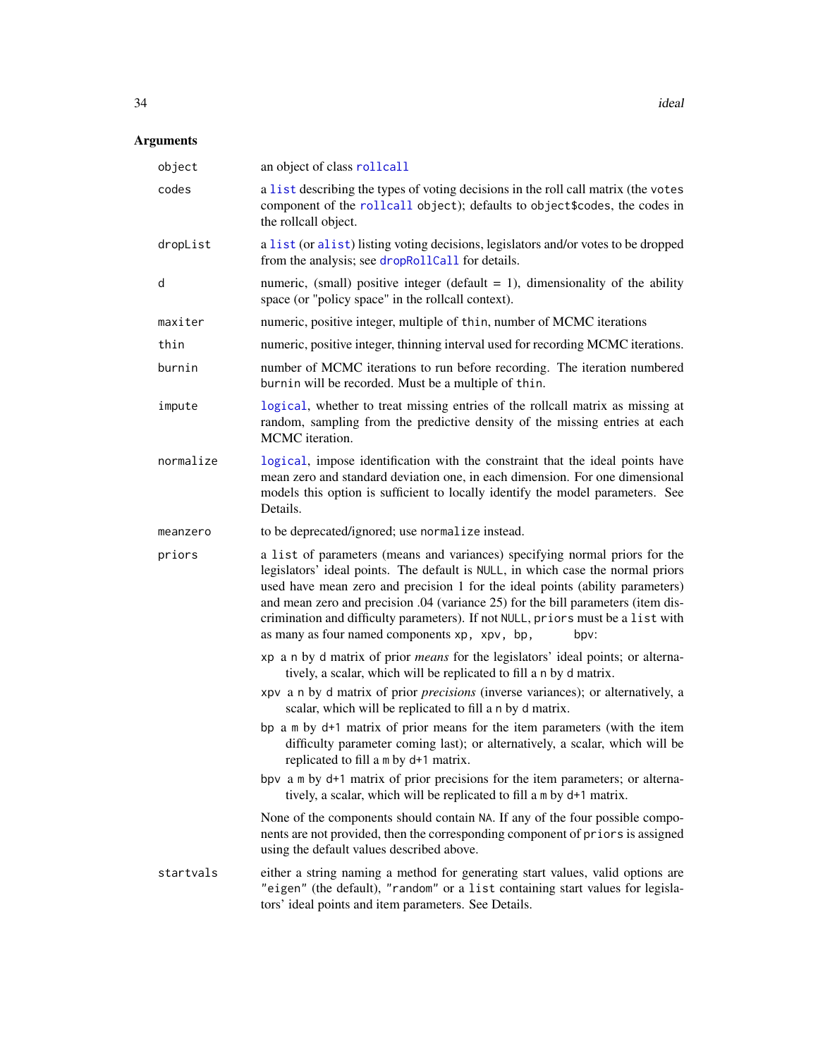## Arguments

| | |
|---|---|
| `object` | an object of class `rollcall` |
| `codes` | a `list` describing the types of voting decisions in the roll call matrix (the `votes` component of the `rollcall` object); defaults to `object$codes`, the codes in the rollcall object. |
| `dropList` | a `list` (or `alist`) listing voting decisions, legislators and/or votes to be dropped from the analysis; see `dropRollCall` for details. |
| `d` | numeric, (small) positive integer (default = 1), dimensionality of the ability space (or "policy space" in the rollcall context). |
| `maxiter` | numeric, positive integer, multiple of `thin`, number of MCMC iterations |
| `thin` | numeric, positive integer, thinning interval used for recording MCMC iterations. |
| `burnin` | number of MCMC iterations to run before recording. The iteration numbered `burnin` will be recorded. Must be a multiple of `thin`. |
| `impute` | `logical`, whether to treat missing entries of the rollcall matrix as missing at random, sampling from the predictive density of the missing entries at each MCMC iteration. |
| `normalize` | `logical`, impose identification with the constraint that the ideal points have mean zero and standard deviation one, in each dimension. For one dimensional models this option is sufficient to locally identify the model parameters. See Details. |
| `meanzero` | to be deprecated/ignored; use `normalize` instead. |

`priors`
: a `list` of parameters (means and variances) specifying normal priors for the legislators' ideal points. The default is `NULL`, in which case the normal priors used have mean zero and precision 1 for the ideal points (ability parameters) and mean zero and precision .04 (variance 25) for the bill parameters (item discrimination and difficulty parameters). If not `NULL`, `priors` must be a `list` with as many as four named components `xp, xpv, bp, bpv`:

  - `xp` a `n` by `d` matrix of prior *means* for the legislators' ideal points; or alternatively, a scalar, which will be replicated to fill a `n` by `d` matrix.
  - `xpv` a `n` by `d` matrix of prior *precisions* (inverse variances); or alternatively, a scalar, which will be replicated to fill a `n` by `d` matrix.
  - `bp` a `m` by `d+1` matrix of prior means for the item parameters (with the item difficulty parameter coming last); or alternatively, a scalar, which will be replicated to fill a `m` by `d+1` matrix.
  - `bpv` a `m` by `d+1` matrix of prior precisions for the item parameters; or alternatively, a scalar, which will be replicated to fill a `m` by `d+1` matrix.

  None of the components should contain `NA`. If any of the four possible components are not provided, then the corresponding component of `priors` is assigned using the default values described above.

`startvals`
: either a string naming a method for generating start values, valid options are `"eigen"` (the default), `"random"` or a `list` containing start values for legislators' ideal points and item parameters. See Details.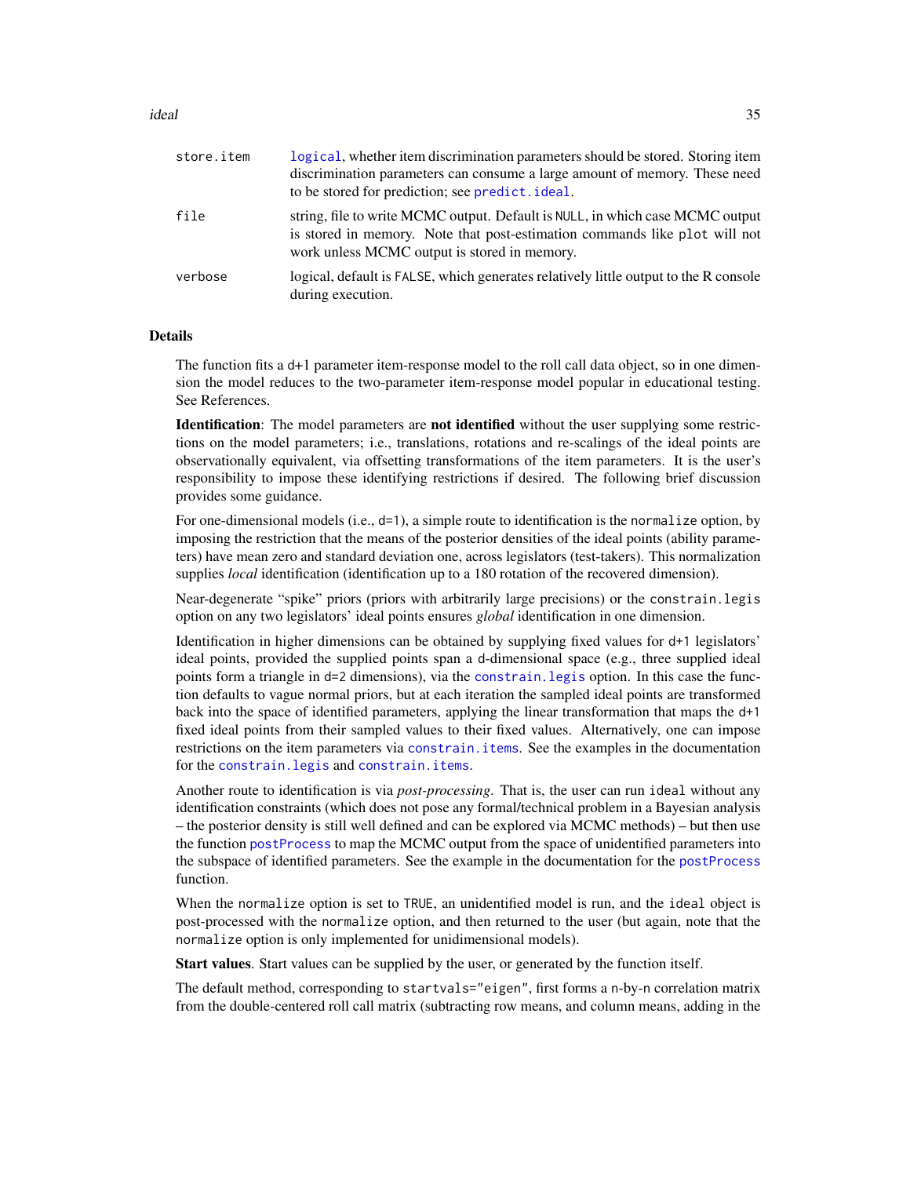| | |
|---|---|
| `store.item` | `logical`, whether item discrimination parameters should be stored. Storing item discrimination parameters can consume a large amount of memory. These need to be stored for prediction; see `predict.ideal`. |
| `file` | string, file to write MCMC output. Default is `NULL`, in which case MCMC output is stored in memory. Note that post-estimation commands like `plot` will not work unless MCMC output is stored in memory. |
| `verbose` | logical, default is `FALSE`, which generates relatively little output to the R console during execution. |

## Details

The function fits a `d+1` parameter item-response model to the roll call data object, so in one dimension the model reduces to the two-parameter item-response model popular in educational testing. See References.

**Identification**: The model parameters are **not identified** without the user supplying some restrictions on the model parameters; i.e., translations, rotations and re-scalings of the ideal points are observationally equivalent, via offsetting transformations of the item parameters. It is the user's responsibility to impose these identifying restrictions if desired. The following brief discussion provides some guidance.

For one-dimensional models (i.e., `d=1`), a simple route to identification is the `normalize` option, by imposing the restriction that the means of the posterior densities of the ideal points (ability parameters) have mean zero and standard deviation one, across legislators (test-takers). This normalization supplies *local* identification (identification up to a 180 rotation of the recovered dimension).

Near-degenerate "spike" priors (priors with arbitrarily large precisions) or the `constrain.legis` option on any two legislators' ideal points ensures *global* identification in one dimension.

Identification in higher dimensions can be obtained by supplying fixed values for `d+1` legislators' ideal points, provided the supplied points span a d-dimensional space (e.g., three supplied ideal points form a triangle in `d=2` dimensions), via the `constrain.legis` option. In this case the function defaults to vague normal priors, but at each iteration the sampled ideal points are transformed back into the space of identified parameters, applying the linear transformation that maps the `d+1` fixed ideal points from their sampled values to their fixed values. Alternatively, one can impose restrictions on the item parameters via `constrain.items`. See the examples in the documentation for the `constrain.legis` and `constrain.items`.

Another route to identification is via *post-processing*. That is, the user can run `ideal` without any identification constraints (which does not pose any formal/technical problem in a Bayesian analysis – the posterior density is still well defined and can be explored via MCMC methods) – but then use the function `postProcess` to map the MCMC output from the space of unidentified parameters into the subspace of identified parameters. See the example in the documentation for the `postProcess` function.

When the `normalize` option is set to `TRUE`, an unidentified model is run, and the `ideal` object is post-processed with the `normalize` option, and then returned to the user (but again, note that the `normalize` option is only implemented for unidimensional models).

**Start values**. Start values can be supplied by the user, or generated by the function itself.

The default method, corresponding to `startvals="eigen"`, first forms a `n`-by-`n` correlation matrix from the double-centered roll call matrix (subtracting row means, and column means, adding in the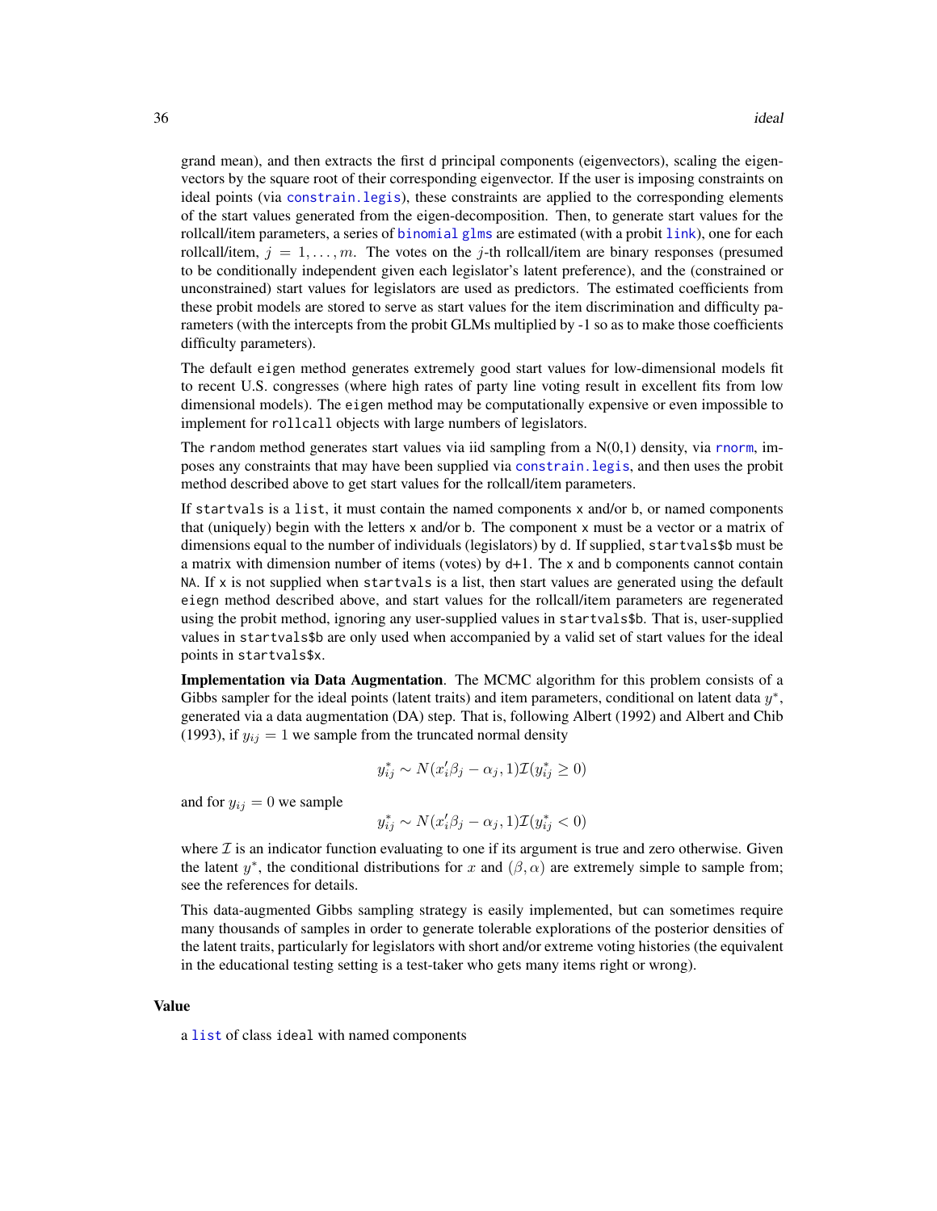grand mean), and then extracts the first d principal components (eigenvectors), scaling the eigenvectors by the square root of their corresponding eigenvector. If the user is imposing constraints on ideal points (via `constrain.legis`), these constraints are applied to the corresponding elements of the start values generated from the eigen-decomposition. Then, to generate start values for the rollcall/item parameters, a series of `binomial` `glms` are estimated (with a probit `link`), one for each rollcall/item, $j = 1, \ldots, m$. The votes on the $j$-th rollcall/item are binary responses (presumed to be conditionally independent given each legislator's latent preference), and the (constrained or unconstrained) start values for legislators are used as predictors. The estimated coefficients from these probit models are stored to serve as start values for the item discrimination and difficulty parameters (with the intercepts from the probit GLMs multiplied by -1 so as to make those coefficients difficulty parameters).

The default `eigen` method generates extremely good start values for low-dimensional models fit to recent U.S. congresses (where high rates of party line voting result in excellent fits from low dimensional models). The `eigen` method may be computationally expensive or even impossible to implement for `rollcall` objects with large numbers of legislators.

The `random` method generates start values via iid sampling from a N(0,1) density, via `rnorm`, imposes any constraints that may have been supplied via `constrain.legis`, and then uses the probit method described above to get start values for the rollcall/item parameters.

If `startvals` is a `list`, it must contain the named components `x` and/or `b`, or named components that (uniquely) begin with the letters `x` and/or `b`. The component `x` must be a vector or a matrix of dimensions equal to the number of individuals (legislators) by `d`. If supplied, `startvals$b` must be a matrix with dimension number of items (votes) by `d+1`. The `x` and `b` components cannot contain `NA`. If `x` is not supplied when `startvals` is a list, then start values are generated using the default `eiegn` method described above, and start values for the rollcall/item parameters are regenerated using the probit method, ignoring any user-supplied values in `startvals$b`. That is, user-supplied values in `startvals$b` are only used when accompanied by a valid set of start values for the ideal points in `startvals$x`.

**Implementation via Data Augmentation**. The MCMC algorithm for this problem consists of a Gibbs sampler for the ideal points (latent traits) and item parameters, conditional on latent data $y^*$, generated via a data augmentation (DA) step. That is, following Albert (1992) and Albert and Chib (1993), if $y_{ij} = 1$ we sample from the truncated normal density

$$y^*_{ij} \sim N(x'_i\beta_j - \alpha_j, 1)\mathcal{I}(y^*_{ij} \geq 0)$$

and for $y_{ij} = 0$ we sample

$$y^*_{ij} \sim N(x'_i\beta_j - \alpha_j, 1)\mathcal{I}(y^*_{ij} < 0)$$

where $\mathcal{I}$ is an indicator function evaluating to one if its argument is true and zero otherwise. Given the latent $y^*$, the conditional distributions for $x$ and $(\beta, \alpha)$ are extremely simple to sample from; see the references for details.

This data-augmented Gibbs sampling strategy is easily implemented, but can sometimes require many thousands of samples in order to generate tolerable explorations of the posterior densities of the latent traits, particularly for legislators with short and/or extreme voting histories (the equivalent in the educational testing setting is a test-taker who gets many items right or wrong).

## Value

a `list` of class `ideal` with named components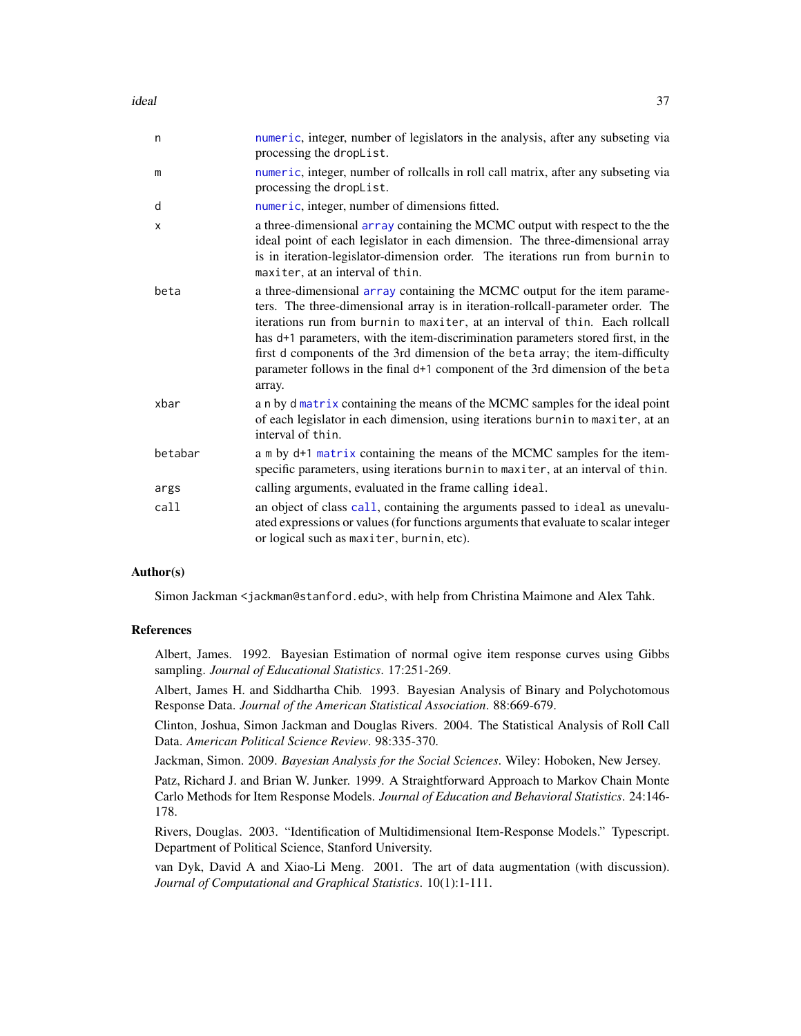| | |
|---|---|
| n | numeric, integer, number of legislators in the analysis, after any subseting via processing the dropList. |
| m | numeric, integer, number of rollcalls in roll call matrix, after any subseting via processing the dropList. |
| d | numeric, integer, number of dimensions fitted. |
| x | a three-dimensional array containing the MCMC output with respect to the the ideal point of each legislator in each dimension. The three-dimensional array is in iteration-legislator-dimension order. The iterations run from burnin to maxiter, at an interval of thin. |
| beta | a three-dimensional array containing the MCMC output for the item parameters. The three-dimensional array is in iteration-rollcall-parameter order. The iterations run from burnin to maxiter, at an interval of thin. Each rollcall has d+1 parameters, with the item-discrimination parameters stored first, in the first d components of the 3rd dimension of the beta array; the item-difficulty parameter follows in the final d+1 component of the 3rd dimension of the beta array. |
| xbar | a n by d matrix containing the means of the MCMC samples for the ideal point of each legislator in each dimension, using iterations burnin to maxiter, at an interval of thin. |
| betabar | a m by d+1 matrix containing the means of the MCMC samples for the item-specific parameters, using iterations burnin to maxiter, at an interval of thin. |
| args | calling arguments, evaluated in the frame calling ideal. |
| call | an object of class call, containing the arguments passed to ideal as unevaluated expressions or values (for functions arguments that evaluate to scalar integer or logical such as maxiter, burnin, etc). |

## Author(s)

Simon Jackman <jackman@stanford.edu>, with help from Christina Maimone and Alex Tahk.

## References

Albert, James. 1992. Bayesian Estimation of normal ogive item response curves using Gibbs sampling. *Journal of Educational Statistics*. 17:251-269.

Albert, James H. and Siddhartha Chib. 1993. Bayesian Analysis of Binary and Polychotomous Response Data. *Journal of the American Statistical Association*. 88:669-679.

Clinton, Joshua, Simon Jackman and Douglas Rivers. 2004. The Statistical Analysis of Roll Call Data. *American Political Science Review*. 98:335-370.

Jackman, Simon. 2009. *Bayesian Analysis for the Social Sciences*. Wiley: Hoboken, New Jersey.

Patz, Richard J. and Brian W. Junker. 1999. A Straightforward Approach to Markov Chain Monte Carlo Methods for Item Response Models. *Journal of Education and Behavioral Statistics*. 24:146-178.

Rivers, Douglas. 2003. "Identification of Multidimensional Item-Response Models." Typescript. Department of Political Science, Stanford University.

van Dyk, David A and Xiao-Li Meng. 2001. The art of data augmentation (with discussion). *Journal of Computational and Graphical Statistics*. 10(1):1-111.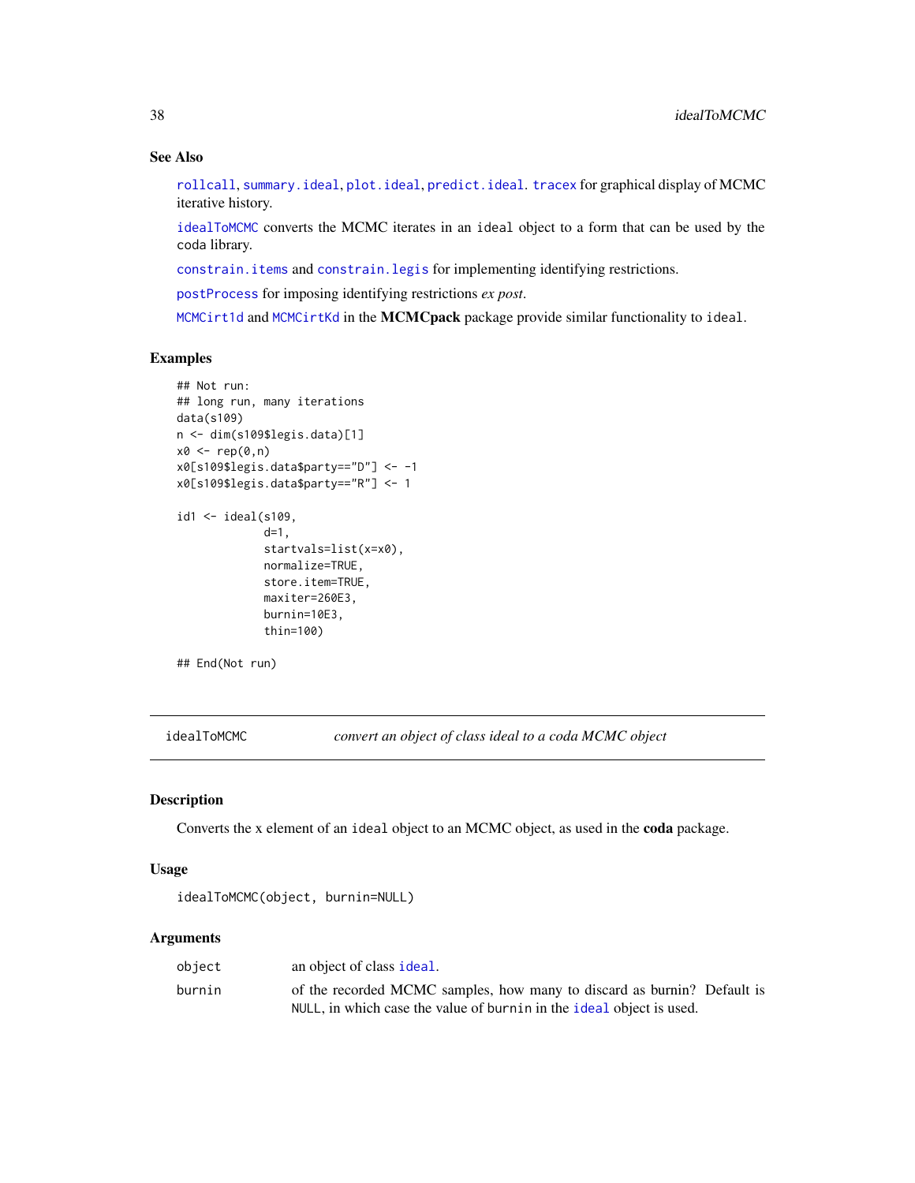### See Also

rollcall, summary.ideal, plot.ideal, predict.ideal. tracex for graphical display of MCMC iterative history.

idealToMCMC converts the MCMC iterates in an ideal object to a form that can be used by the coda library.

constrain.items and constrain.legis for implementing identifying restrictions.

postProcess for imposing identifying restrictions *ex post*.

MCMCirt1d and MCMCirtKd in the **MCMCpack** package provide similar functionality to ideal.

### Examples

```
## Not run:
## long run, many iterations
data(s109)
n <- dim(s109$legis.data)[1]
x0 <- rep(0,n)
x0[s109$legis.data$party=="D"] <- -1
x0[s109$legis.data$party=="R"] <- 1

id1 <- ideal(s109,
             d=1,
             startvals=list(x=x0),
             normalize=TRUE,
             store.item=TRUE,
             maxiter=260E3,
             burnin=10E3,
             thin=100)

## End(Not run)
```

---

## idealToMCMC — *convert an object of class ideal to a coda MCMC object*

### Description

Converts the x element of an ideal object to an MCMC object, as used in the **coda** package.

### Usage

```
idealToMCMC(object, burnin=NULL)
```

### Arguments

| | |
|---|---|
| object | an object of class ideal. |
| burnin | of the recorded MCMC samples, how many to discard as burnin? Default is NULL, in which case the value of burnin in the ideal object is used. |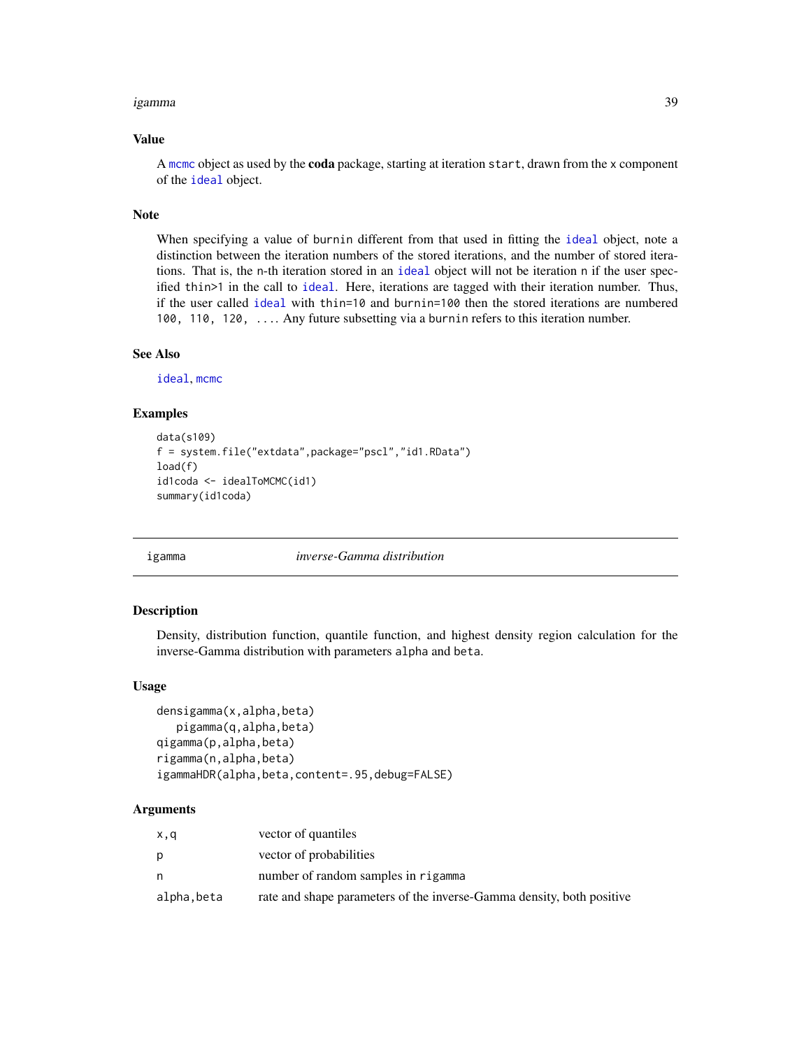### Value

A mcmc object as used by the **coda** package, starting at iteration start, drawn from the x component of the ideal object.

### Note

When specifying a value of burnin different from that used in fitting the ideal object, note a distinction between the iteration numbers of the stored iterations, and the number of stored iterations. That is, the n-th iteration stored in an ideal object will not be iteration n if the user specified thin>1 in the call to ideal. Here, iterations are tagged with their iteration number. Thus, if the user called ideal with thin=10 and burnin=100 then the stored iterations are numbered 100, 110, 120, .... Any future subsetting via a burnin refers to this iteration number.

### See Also

ideal, mcmc

### Examples

```
data(s109)
f = system.file("extdata",package="pscl","id1.RData")
load(f)
id1coda <- idealToMCMC(id1)
summary(id1coda)
```

---

## igamma *inverse-Gamma distribution*

### Description

Density, distribution function, quantile function, and highest density region calculation for the inverse-Gamma distribution with parameters alpha and beta.

### Usage

```
densigamma(x,alpha,beta)
   pigamma(q,alpha,beta)
qigamma(p,alpha,beta)
rigamma(n,alpha,beta)
igammaHDR(alpha,beta,content=.95,debug=FALSE)
```

### Arguments

| | |
|---|---|
| x,q | vector of quantiles |
| p | vector of probabilities |
| n | number of random samples in rigamma |
| alpha,beta | rate and shape parameters of the inverse-Gamma density, both positive |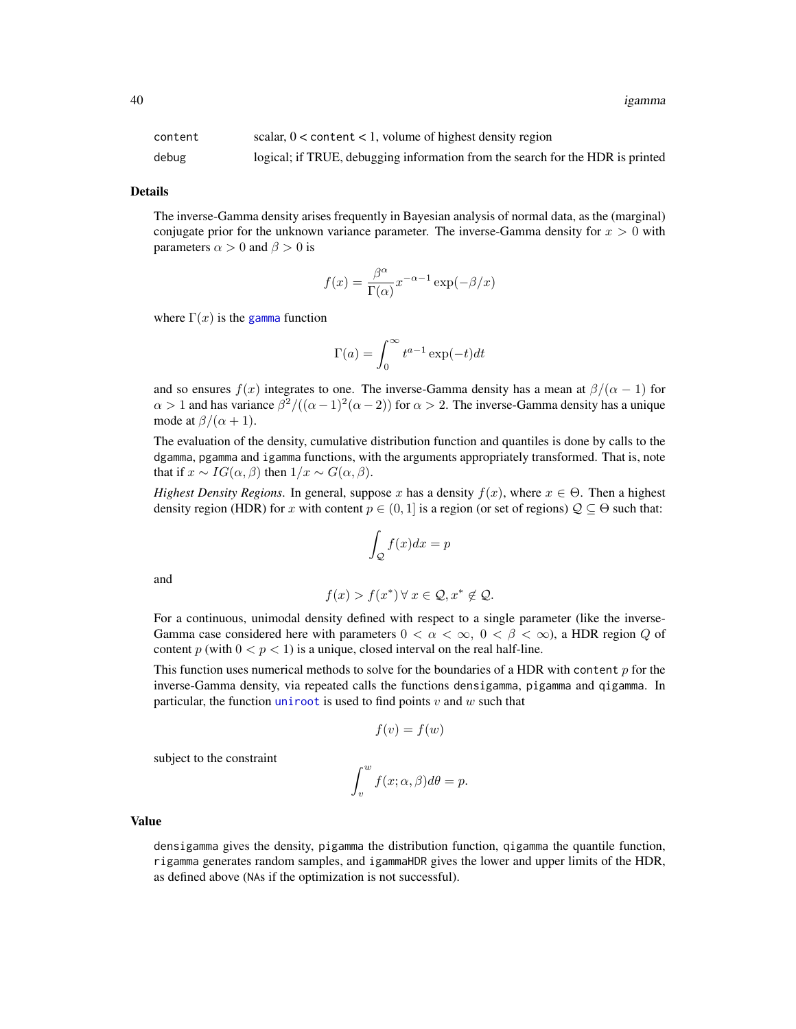| | |
|---|---|
| content | scalar, 0 < content < 1, volume of highest density region |
| debug | logical; if TRUE, debugging information from the search for the HDR is printed |

## Details

The inverse-Gamma density arises frequently in Bayesian analysis of normal data, as the (marginal) conjugate prior for the unknown variance parameter. The inverse-Gamma density for $x > 0$ with parameters $\alpha > 0$ and $\beta > 0$ is

$$f(x) = \frac{\beta^\alpha}{\Gamma(\alpha)} x^{-\alpha-1} \exp(-\beta/x)$$

where $\Gamma(x)$ is the gamma function

$$\Gamma(a) = \int_0^\infty t^{a-1} \exp(-t) dt$$

and so ensures $f(x)$ integrates to one. The inverse-Gamma density has a mean at $\beta/(\alpha - 1)$ for $\alpha > 1$ and has variance $\beta^2/((\alpha - 1)^2(\alpha - 2))$ for $\alpha > 2$. The inverse-Gamma density has a unique mode at $\beta/(\alpha + 1)$.

The evaluation of the density, cumulative distribution function and quantiles is done by calls to the `dgamma`, `pgamma` and `igamma` functions, with the arguments appropriately transformed. That is, note that if $x \sim IG(\alpha, \beta)$ then $1/x \sim G(\alpha, \beta)$.

*Highest Density Regions.* In general, suppose $x$ has a density $f(x)$, where $x \in \Theta$. Then a highest density region (HDR) for $x$ with content $p \in (0, 1]$ is a region (or set of regions) $\mathcal{Q} \subseteq \Theta$ such that:

$$\int_{\mathcal{Q}} f(x) dx = p$$

and

$$f(x) > f(x^*) \, \forall \, x \in \mathcal{Q}, x^* \notin \mathcal{Q}.$$

For a continuous, unimodal density defined with respect to a single parameter (like the inverse-Gamma case considered here with parameters $0 < \alpha < \infty$, $0 < \beta < \infty$), a HDR region $Q$ of content $p$ (with $0 < p < 1$) is a unique, closed interval on the real half-line.

This function uses numerical methods to solve for the boundaries of a HDR with `content` $p$ for the inverse-Gamma density, via repeated calls the functions `densigamma`, `pigamma` and `qigamma`. In particular, the function `uniroot` is used to find points $v$ and $w$ such that

$$f(v) = f(w)$$

subject to the constraint

$$\int_v^w f(x; \alpha, \beta) d\theta = p.$$

## Value

`densigamma` gives the density, `pigamma` the distribution function, `qigamma` the quantile function, `rigamma` generates random samples, and `igammaHDR` gives the lower and upper limits of the HDR, as defined above (`NA`s if the optimization is not successful).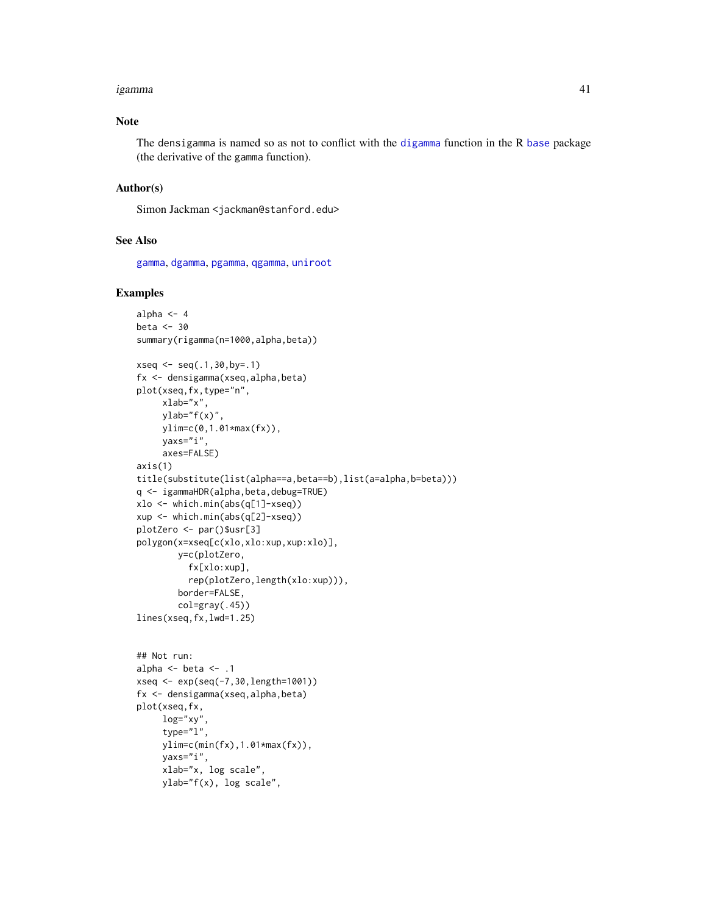## Note

The densigamma is named so as not to conflict with the digamma function in the R base package (the derivative of the gamma function).

## Author(s)

Simon Jackman <jackman@stanford.edu>

## See Also

gamma, dgamma, pgamma, qgamma, uniroot

## Examples

```
alpha <- 4
beta <- 30
summary(rigamma(n=1000,alpha,beta))

xseq <- seq(.1,30,by=.1)
fx <- densigamma(xseq,alpha,beta)
plot(xseq,fx,type="n",
     xlab="x",
     ylab="f(x)",
     ylim=c(0,1.01*max(fx)),
     yaxs="i",
     axes=FALSE)
axis(1)
title(substitute(list(alpha==a,beta==b),list(a=alpha,b=beta)))
q <- igammaHDR(alpha,beta,debug=TRUE)
xlo <- which.min(abs(q[1]-xseq))
xup <- which.min(abs(q[2]-xseq))
plotZero <- par()$usr[3]
polygon(x=xseq[c(xlo,xlo:xup,xup:xlo)],
        y=c(plotZero,
          fx[xlo:xup],
          rep(plotZero,length(xlo:xup))),
        border=FALSE,
        col=gray(.45))
lines(xseq,fx,lwd=1.25)


## Not run:
alpha <- beta <- .1
xseq <- exp(seq(-7,30,length=1001))
fx <- densigamma(xseq,alpha,beta)
plot(xseq,fx,
     log="xy",
     type="l",
     ylim=c(min(fx),1.01*max(fx)),
     yaxs="i",
     xlab="x, log scale",
     ylab="f(x), log scale",
```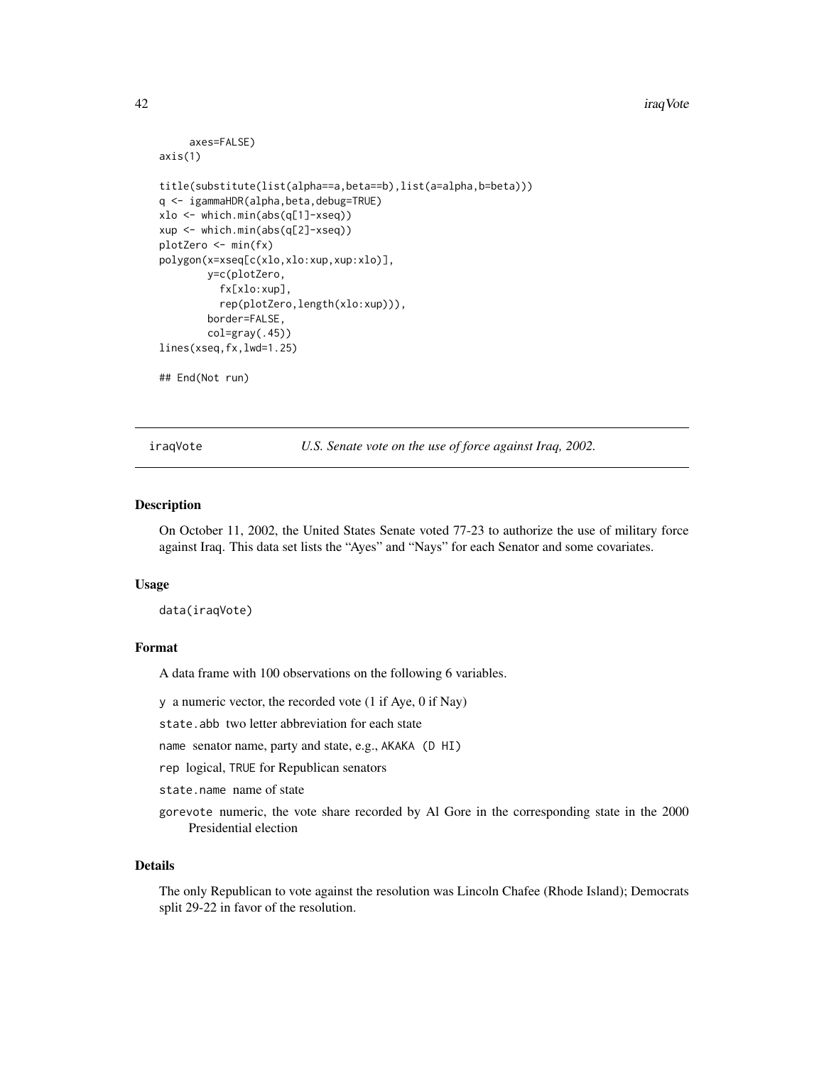```
     axes=FALSE)
axis(1)

title(substitute(list(alpha==a,beta==b),list(a=alpha,b=beta)))
q <- igammaHDR(alpha,beta,debug=TRUE)
xlo <- which.min(abs(q[1]-xseq))
xup <- which.min(abs(q[2]-xseq))
plotZero <- min(fx)
polygon(x=xseq[c(xlo,xlo:xup,xup:xlo)],
        y=c(plotZero,
          fx[xlo:xup],
          rep(plotZero,length(xlo:xup))),
        border=FALSE,
        col=gray(.45))
lines(xseq,fx,lwd=1.25)

## End(Not run)
```

---

## iraqVote — *U.S. Senate vote on the use of force against Iraq, 2002.*

---

### Description

On October 11, 2002, the United States Senate voted 77-23 to authorize the use of military force against Iraq. This data set lists the "Ayes" and "Nays" for each Senator and some covariates.

### Usage

```
data(iraqVote)
```

### Format

A data frame with 100 observations on the following 6 variables.

- `y` a numeric vector, the recorded vote (1 if Aye, 0 if Nay)
- `state.abb` two letter abbreviation for each state
- `name` senator name, party and state, e.g., `AKAKA (D HI)`
- `rep` logical, `TRUE` for Republican senators
- `state.name` name of state
- `gorevote` numeric, the vote share recorded by Al Gore in the corresponding state in the 2000 Presidential election

### Details

The only Republican to vote against the resolution was Lincoln Chafee (Rhode Island); Democrats split 29-22 in favor of the resolution.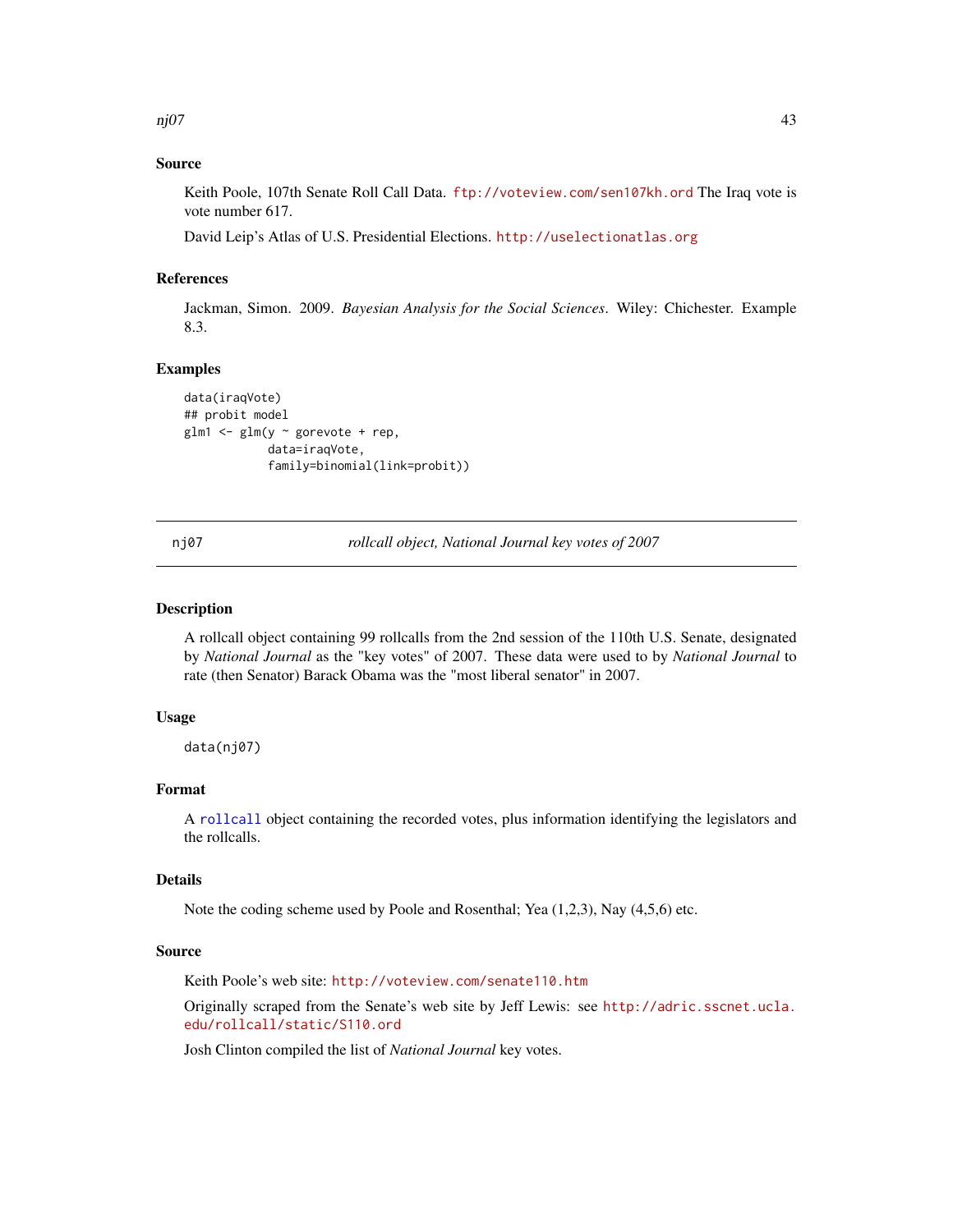## Source

Keith Poole, 107th Senate Roll Call Data. ftp://voteview.com/sen107kh.ord The Iraq vote is vote number 617.

David Leip's Atlas of U.S. Presidential Elections. http://uselectionatlas.org

## References

Jackman, Simon. 2009. *Bayesian Analysis for the Social Sciences*. Wiley: Chichester. Example 8.3.

## Examples

```
data(iraqVote)
## probit model
glm1 <- glm(y ~ gorevote + rep,
            data=iraqVote,
            family=binomial(link=probit))
```

---

# nj07 — *rollcall object, National Journal key votes of 2007*

## Description

A rollcall object containing 99 rollcalls from the 2nd session of the 110th U.S. Senate, designated by *National Journal* as the "key votes" of 2007. These data were used to by *National Journal* to rate (then Senator) Barack Obama was the "most liberal senator" in 2007.

## Usage

```
data(nj07)
```

## Format

A rollcall object containing the recorded votes, plus information identifying the legislators and the rollcalls.

## Details

Note the coding scheme used by Poole and Rosenthal; Yea (1,2,3), Nay (4,5,6) etc.

## Source

Keith Poole's web site: http://voteview.com/senate110.htm

Originally scraped from the Senate's web site by Jeff Lewis: see http://adric.sscnet.ucla.edu/rollcall/static/S110.ord

Josh Clinton compiled the list of *National Journal* key votes.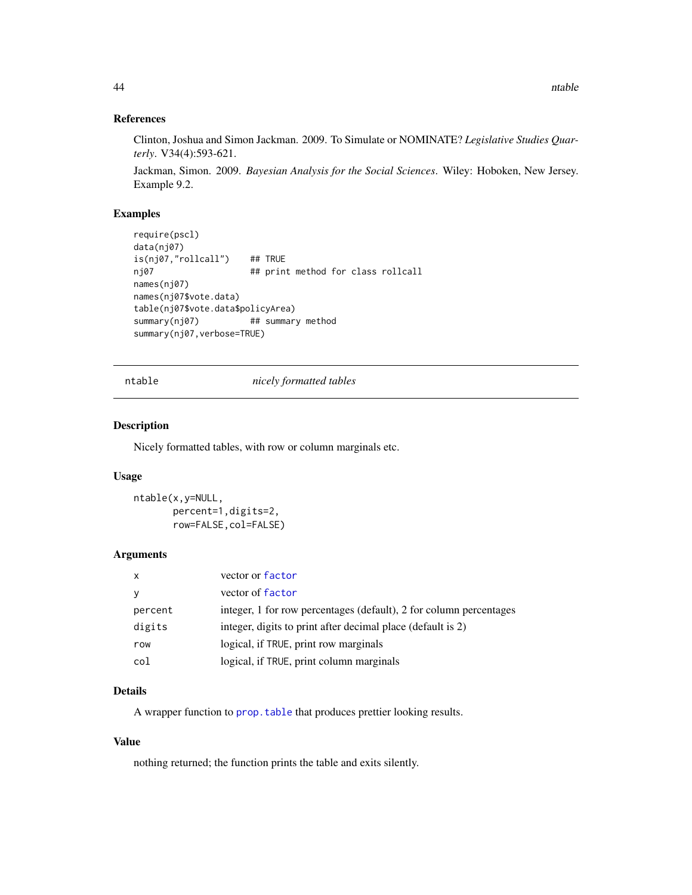### References

Clinton, Joshua and Simon Jackman. 2009. To Simulate or NOMINATE? *Legislative Studies Quarterly*. V34(4):593-621.

Jackman, Simon. 2009. *Bayesian Analysis for the Social Sciences*. Wiley: Hoboken, New Jersey. Example 9.2.

### Examples

```
require(pscl)
data(nj07)
is(nj07,"rollcall")    ## TRUE
nj07                   ## print method for class rollcall
names(nj07)
names(nj07$vote.data)
table(nj07$vote.data$policyArea)
summary(nj07)          ## summary method
summary(nj07,verbose=TRUE)
```

---

## ntable *nicely formatted tables*

---

### Description

Nicely formatted tables, with row or column marginals etc.

### Usage

```
ntable(x,y=NULL,
       percent=1,digits=2,
       row=FALSE,col=FALSE)
```

### Arguments

| | |
|---|---|
| x | vector or factor |
| y | vector of factor |
| percent | integer, 1 for row percentages (default), 2 for column percentages |
| digits | integer, digits to print after decimal place (default is 2) |
| row | logical, if TRUE, print row marginals |
| col | logical, if TRUE, print column marginals |

### Details

A wrapper function to prop.table that produces prettier looking results.

### Value

nothing returned; the function prints the table and exits silently.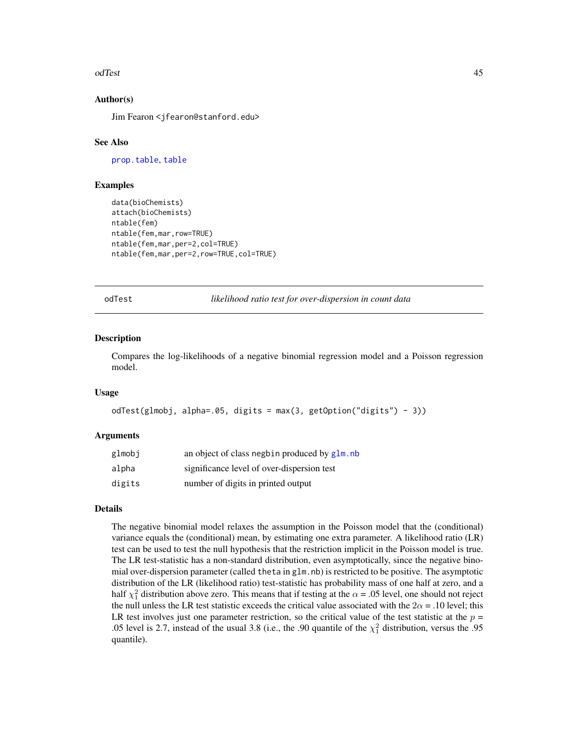### Author(s)

Jim Fearon <jfearon@stanford.edu>

### See Also

prop.table, table

### Examples

```
data(bioChemists)
attach(bioChemists)
ntable(fem)
ntable(fem,mar,row=TRUE)
ntable(fem,mar,per=2,col=TRUE)
ntable(fem,mar,per=2,row=TRUE,col=TRUE)
```

---

## odTest — *likelihood ratio test for over-dispersion in count data*

### Description

Compares the log-likelihoods of a negative binomial regression model and a Poisson regression model.

### Usage

```
odTest(glmobj, alpha=.05, digits = max(3, getOption("digits") - 3))
```

### Arguments

| | |
|---|---|
| glmobj | an object of class negbin produced by glm.nb |
| alpha | significance level of over-dispersion test |
| digits | number of digits in printed output |

### Details

The negative binomial model relaxes the assumption in the Poisson model that the (conditional) variance equals the (conditional) mean, by estimating one extra parameter. A likelihood ratio (LR) test can be used to test the null hypothesis that the restriction implicit in the Poisson model is true. The LR test-statistic has a non-standard distribution, even asymptotically, since the negative binomial over-dispersion parameter (called theta in glm.nb) is restricted to be positive. The asymptotic distribution of the LR (likelihood ratio) test-statistic has probability mass of one half at zero, and a half $\chi^2_1$ distribution above zero. This means that if testing at the $\alpha$ = .05 level, one should not reject the null unless the LR test statistic exceeds the critical value associated with the $2\alpha$ = .10 level; this LR test involves just one parameter restriction, so the critical value of the test statistic at the $p$ = .05 level is 2.7, instead of the usual 3.8 (i.e., the .90 quantile of the $\chi^2_1$ distribution, versus the .95 quantile).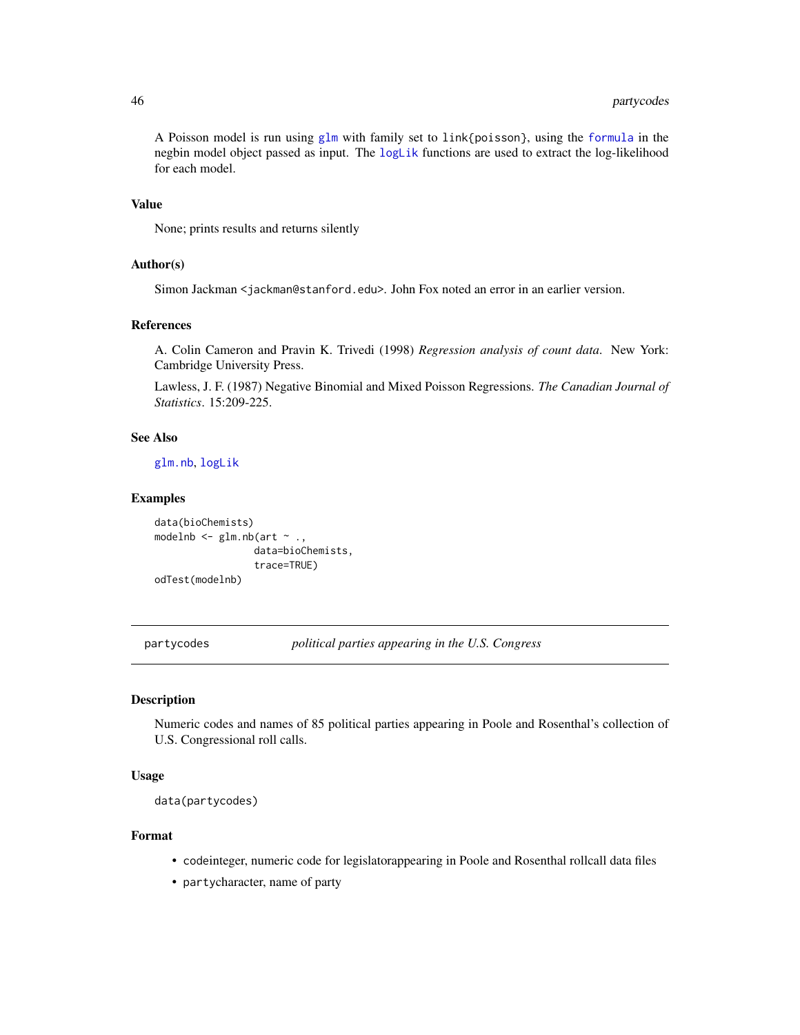A Poisson model is run using glm with family set to link{poisson}, using the formula in the negbin model object passed as input. The logLik functions are used to extract the log-likelihood for each model.

### Value

None; prints results and returns silently

### Author(s)

Simon Jackman <jackman@stanford.edu>. John Fox noted an error in an earlier version.

### References

A. Colin Cameron and Pravin K. Trivedi (1998) *Regression analysis of count data*. New York: Cambridge University Press.

Lawless, J. F. (1987) Negative Binomial and Mixed Poisson Regressions. *The Canadian Journal of Statistics*. 15:209-225.

### See Also

glm.nb, logLik

### Examples

```
data(bioChemists)
modelnb <- glm.nb(art ~ .,
                  data=bioChemists,
                  trace=TRUE)
odTest(modelnb)
```

---

## partycodes *political parties appearing in the U.S. Congress*

### Description

Numeric codes and names of 85 political parties appearing in Poole and Rosenthal's collection of U.S. Congressional roll calls.

### Usage

```
data(partycodes)
```

### Format

- codeinteger, numeric code for legislatorappearing in Poole and Rosenthal rollcall data files
- partycharacter, name of party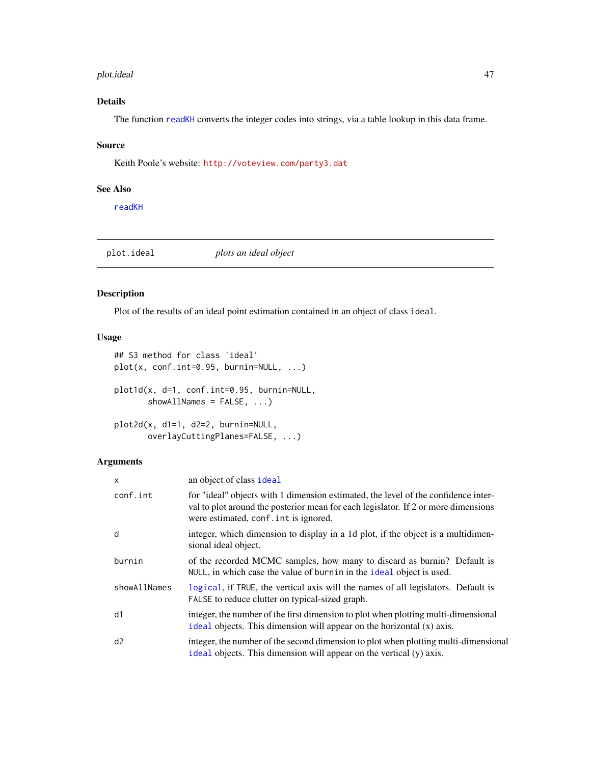## Details

The function readKH converts the integer codes into strings, via a table lookup in this data frame.

## Source

Keith Poole's website: http://voteview.com/party3.dat

## See Also

readKH

---

# plot.ideal *plots an ideal object*

## Description

Plot of the results of an ideal point estimation contained in an object of class ideal.

## Usage

```
## S3 method for class 'ideal'
plot(x, conf.int=0.95, burnin=NULL, ...)

plot1d(x, d=1, conf.int=0.95, burnin=NULL,
       showAllNames = FALSE, ...)

plot2d(x, d1=1, d2=2, burnin=NULL,
       overlayCuttingPlanes=FALSE, ...)
```

## Arguments

| | |
|---|---|
| x | an object of class ideal |
| conf.int | for "ideal" objects with 1 dimension estimated, the level of the confidence interval to plot around the posterior mean for each legislator. If 2 or more dimensions were estimated, conf.int is ignored. |
| d | integer, which dimension to display in a 1d plot, if the object is a multidimensional ideal object. |
| burnin | of the recorded MCMC samples, how many to discard as burnin? Default is NULL, in which case the value of burnin in the ideal object is used. |
| showAllNames | logical, if TRUE, the vertical axis will the names of all legislators. Default is FALSE to reduce clutter on typical-sized graph. |
| d1 | integer, the number of the first dimension to plot when plotting multi-dimensional ideal objects. This dimension will appear on the horizontal (x) axis. |
| d2 | integer, the number of the second dimension to plot when plotting multi-dimensional ideal objects. This dimension will appear on the vertical (y) axis. |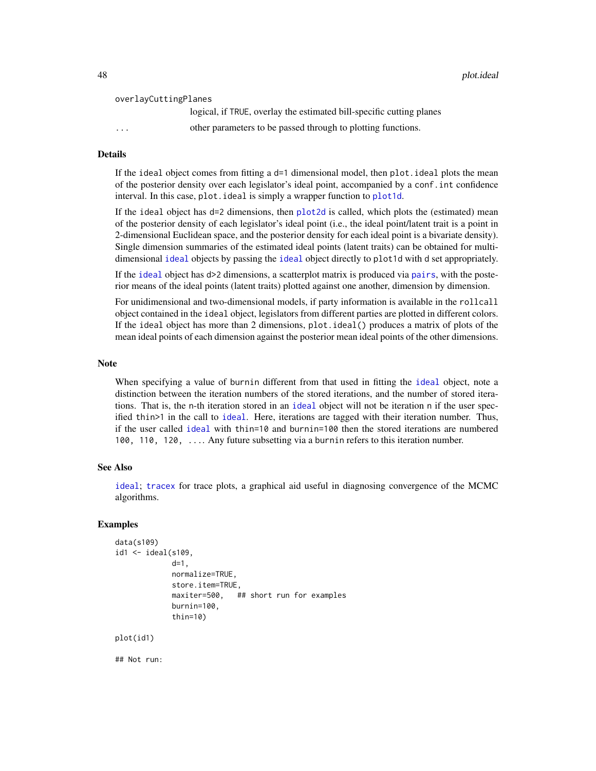`overlayCuttingPlanes`
: logical, if `TRUE`, overlay the estimated bill-specific cutting planes

`...`
: other parameters to be passed through to plotting functions.

## Details

If the `ideal` object comes from fitting a `d=1` dimensional model, then `plot.ideal` plots the mean of the posterior density over each legislator's ideal point, accompanied by a `conf.int` confidence interval. In this case, `plot.ideal` is simply a wrapper function to `plot1d`.

If the `ideal` object has `d=2` dimensions, then `plot2d` is called, which plots the (estimated) mean of the posterior density of each legislator's ideal point (i.e., the ideal point/latent trait is a point in 2-dimensional Euclidean space, and the posterior density for each ideal point is a bivariate density). Single dimension summaries of the estimated ideal points (latent traits) can be obtained for multi-dimensional `ideal` objects by passing the `ideal` object directly to `plot1d` with `d` set appropriately.

If the `ideal` object has `d>2` dimensions, a scatterplot matrix is produced via `pairs`, with the posterior means of the ideal points (latent traits) plotted against one another, dimension by dimension.

For unidimensional and two-dimensional models, if party information is available in the `rollcall` object contained in the `ideal` object, legislators from different parties are plotted in different colors. If the `ideal` object has more than 2 dimensions, `plot.ideal()` produces a matrix of plots of the mean ideal points of each dimension against the posterior mean ideal points of the other dimensions.

## Note

When specifying a value of `burnin` different from that used in fitting the `ideal` object, note a distinction between the iteration numbers of the stored iterations, and the number of stored iterations. That is, the `n`-th iteration stored in an `ideal` object will not be iteration `n` if the user specified `thin>1` in the call to `ideal`. Here, iterations are tagged with their iteration number. Thus, if the user called `ideal` with `thin=10` and `burnin=100` then the stored iterations are numbered `100, 110, 120, ...`. Any future subsetting via a `burnin` refers to this iteration number.

## See Also

`ideal`; `tracex` for trace plots, a graphical aid useful in diagnosing convergence of the MCMC algorithms.

## Examples

```
data(s109)
id1 <- ideal(s109,
             d=1,
             normalize=TRUE,
             store.item=TRUE,
             maxiter=500,   ## short run for examples
             burnin=100,
             thin=10)

plot(id1)

## Not run:
```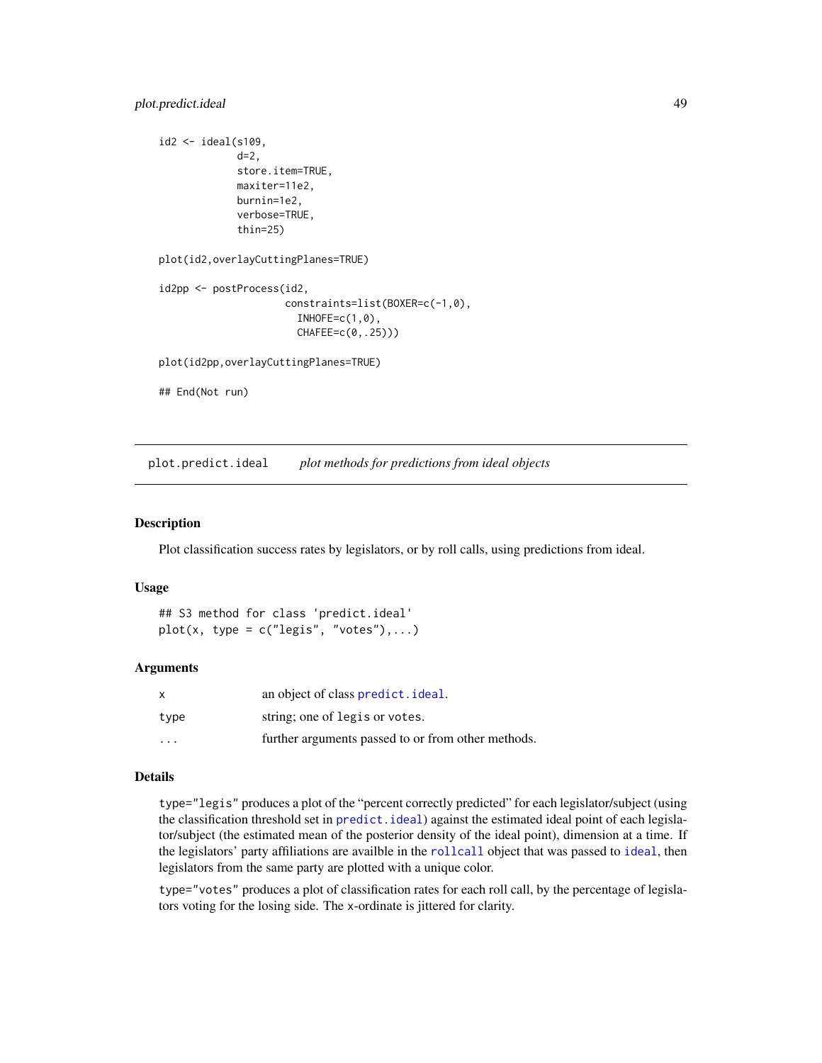```
id2 <- ideal(s109,
             d=2,
             store.item=TRUE,
             maxiter=11e2,
             burnin=1e2,
             verbose=TRUE,
             thin=25)

plot(id2,overlayCuttingPlanes=TRUE)

id2pp <- postProcess(id2,
                     constraints=list(BOXER=c(-1,0),
                       INHOFE=c(1,0),
                       CHAFEE=c(0,.25)))

plot(id2pp,overlayCuttingPlanes=TRUE)

## End(Not run)
```

## plot.predict.ideal — *plot methods for predictions from ideal objects*

### Description

Plot classification success rates by legislators, or by roll calls, using predictions from ideal.

### Usage

```
## S3 method for class 'predict.ideal'
plot(x, type = c("legis", "votes"),...)
```

### Arguments

| | |
|---|---|
| `x` | an object of class `predict.ideal`. |
| `type` | string; one of `legis` or `votes`. |
| `...` | further arguments passed to or from other methods. |

### Details

`type="legis"` produces a plot of the "percent correctly predicted" for each legislator/subject (using the classification threshold set in `predict.ideal`) against the estimated ideal point of each legislator/subject (the estimated mean of the posterior density of the ideal point), dimension at a time. If the legislators' party affiliations are availble in the `rollcall` object that was passed to `ideal`, then legislators from the same party are plotted with a unique color.

`type="votes"` produces a plot of classification rates for each roll call, by the percentage of legislators voting for the losing side. The x-ordinate is jittered for clarity.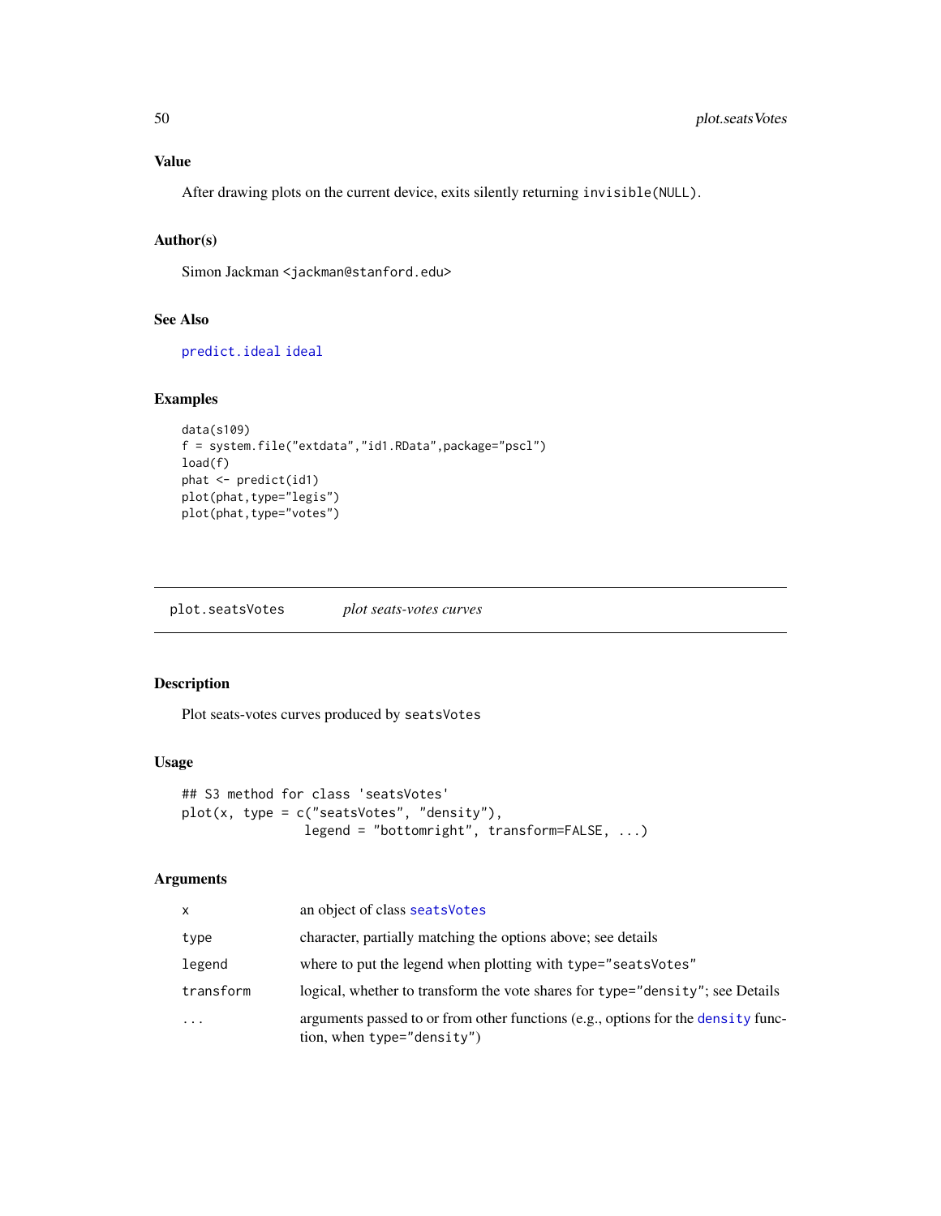### Value

After drawing plots on the current device, exits silently returning `invisible(NULL)`.

### Author(s)

Simon Jackman <jackman@stanford.edu>

### See Also

`predict.ideal` `ideal`

### Examples

```
data(s109)
f = system.file("extdata","id1.RData",package="pscl")
load(f)
phat <- predict(id1)
plot(phat,type="legis")
plot(phat,type="votes")
```

---

## plot.seatsVotes — *plot seats-votes curves*

### Description

Plot seats-votes curves produced by `seatsVotes`

### Usage

```
## S3 method for class 'seatsVotes'
plot(x, type = c("seatsVotes", "density"),
               legend = "bottomright", transform=FALSE, ...)
```

### Arguments

| | |
|---|---|
| `x` | an object of class `seatsVotes` |
| `type` | character, partially matching the options above; see details |
| `legend` | where to put the legend when plotting with `type="seatsVotes"` |
| `transform` | logical, whether to transform the vote shares for `type="density"`; see Details |
| `...` | arguments passed to or from other functions (e.g., options for the `density` function, when `type="density"`) |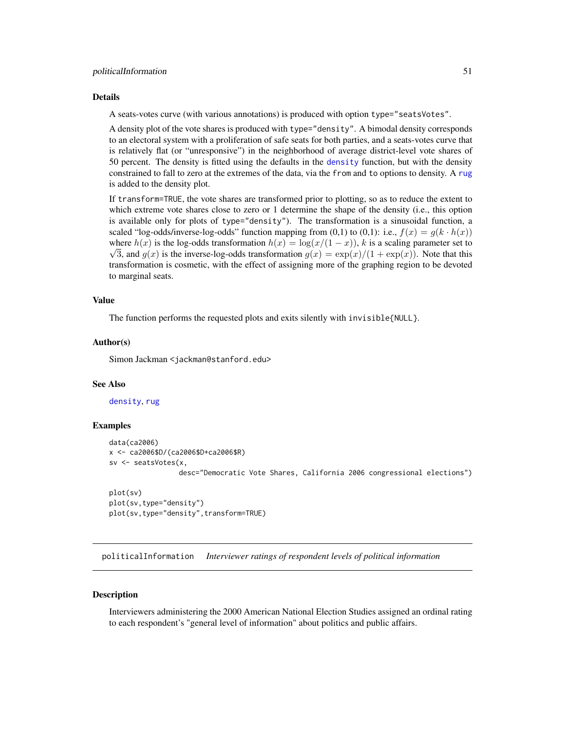## Details

A seats-votes curve (with various annotations) is produced with option `type="seatsVotes"`.

A density plot of the vote shares is produced with `type="density"`. A bimodal density corresponds to an electoral system with a proliferation of safe seats for both parties, and a seats-votes curve that is relatively flat (or "unresponsive") in the neighborhood of average district-level vote shares of 50 percent. The density is fitted using the defaults in the `density` function, but with the density constrained to fall to zero at the extremes of the data, via the `from` and `to` options to density. A `rug` is added to the density plot.

If `transform=TRUE`, the vote shares are transformed prior to plotting, so as to reduce the extent to which extreme vote shares close to zero or 1 determine the shape of the density (i.e., this option is available only for plots of `type="density"`). The transformation is a sinusoidal function, a scaled "log-odds/inverse-log-odds" function mapping from (0,1) to (0,1): i.e., $f(x) = g(k \cdot h(x))$ where $h(x)$ is the log-odds transformation $h(x) = \log(x/(1-x))$, $k$ is a scaling parameter set to $\sqrt{3}$, and $g(x)$ is the inverse-log-odds transformation $g(x) = \exp(x)/(1+\exp(x))$. Note that this transformation is cosmetic, with the effect of assigning more of the graphing region to be devoted to marginal seats.

## Value

The function performs the requested plots and exits silently with `invisible{NULL}`.

## Author(s)

Simon Jackman <jackman@stanford.edu>

## See Also

`density`, `rug`

## Examples

```
data(ca2006)
x <- ca2006$D/(ca2006$D+ca2006$R)
sv <- seatsVotes(x,
                 desc="Democratic Vote Shares, California 2006 congressional elections")

plot(sv)
plot(sv,type="density")
plot(sv,type="density",transform=TRUE)
```

---

# politicalInformation *Interviewer ratings of respondent levels of political information*

## Description

Interviewers administering the 2000 American National Election Studies assigned an ordinal rating to each respondent's "general level of information" about politics and public affairs.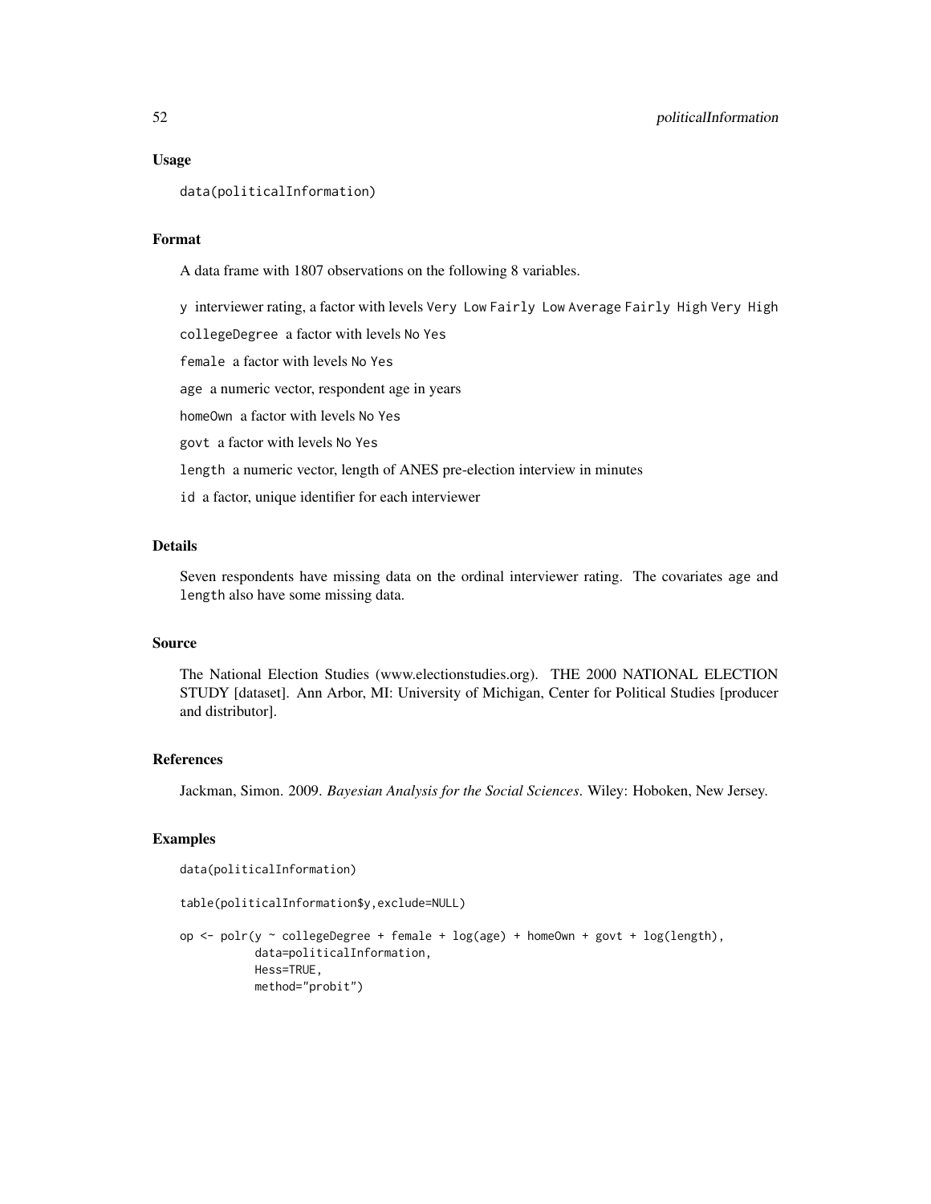### Usage

```
data(politicalInformation)
```

### Format

A data frame with 1807 observations on the following 8 variables.

- `y` interviewer rating, a factor with levels `Very Low` `Fairly Low` `Average` `Fairly High` `Very High`
- `collegeDegree` a factor with levels `No` `Yes`
- `female` a factor with levels `No` `Yes`
- `age` a numeric vector, respondent age in years
- `homeOwn` a factor with levels `No` `Yes`
- `govt` a factor with levels `No` `Yes`
- `length` a numeric vector, length of ANES pre-election interview in minutes
- `id` a factor, unique identifier for each interviewer

### Details

Seven respondents have missing data on the ordinal interviewer rating. The covariates `age` and `length` also have some missing data.

### Source

The National Election Studies (www.electionstudies.org). THE 2000 NATIONAL ELECTION STUDY [dataset]. Ann Arbor, MI: University of Michigan, Center for Political Studies [producer and distributor].

### References

Jackman, Simon. 2009. *Bayesian Analysis for the Social Sciences*. Wiley: Hoboken, New Jersey.

### Examples

```
data(politicalInformation)

table(politicalInformation$y,exclude=NULL)

op <- polr(y ~ collegeDegree + female + log(age) + homeOwn + govt + log(length),
           data=politicalInformation,
           Hess=TRUE,
           method="probit")
```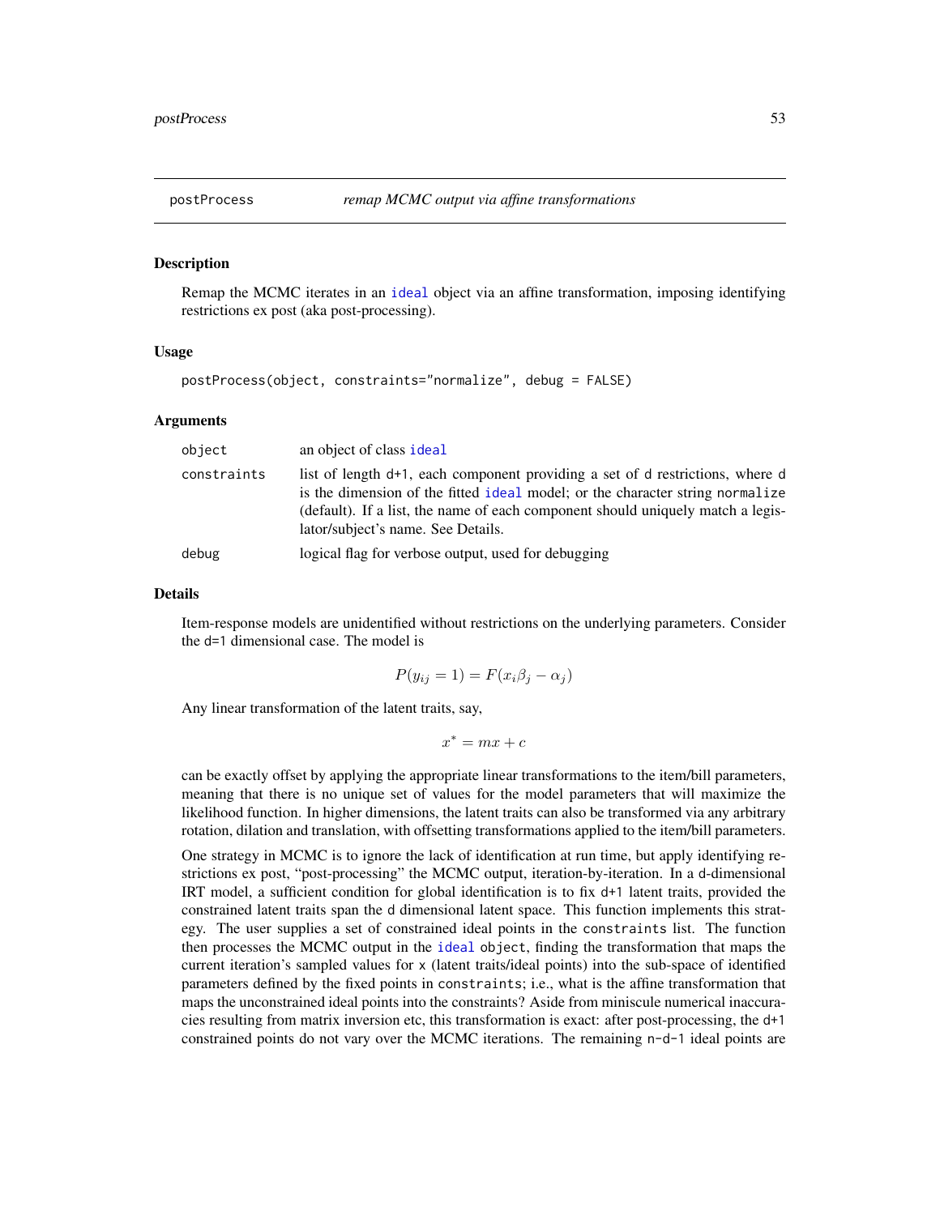## postProcess *remap MCMC output via affine transformations*

### Description

Remap the MCMC iterates in an `ideal` object via an affine transformation, imposing identifying restrictions ex post (aka post-processing).

### Usage

```
postProcess(object, constraints="normalize", debug = FALSE)
```

### Arguments

| | |
|---|---|
| `object` | an object of class `ideal` |
| `constraints` | list of length `d+1`, each component providing a set of `d` restrictions, where `d` is the dimension of the fitted `ideal` model; or the character string `normalize` (default). If a list, the name of each component should uniquely match a legislator/subject's name. See Details. |
| `debug` | logical flag for verbose output, used for debugging |

### Details

Item-response models are unidentified without restrictions on the underlying parameters. Consider the `d=1` dimensional case. The model is

$$P(y_{ij} = 1) = F(x_i \beta_j - \alpha_j)$$

Any linear transformation of the latent traits, say,

$$x^* = mx + c$$

can be exactly offset by applying the appropriate linear transformations to the item/bill parameters, meaning that there is no unique set of values for the model parameters that will maximize the likelihood function. In higher dimensions, the latent traits can also be transformed via any arbitrary rotation, dilation and translation, with offsetting transformations applied to the item/bill parameters.

One strategy in MCMC is to ignore the lack of identification at run time, but apply identifying restrictions ex post, "post-processing" the MCMC output, iteration-by-iteration. In a `d`-dimensional IRT model, a sufficient condition for global identification is to fix `d+1` latent traits, provided the constrained latent traits span the `d` dimensional latent space. This function implements this strategy. The user supplies a set of constrained ideal points in the `constraints` list. The function then processes the MCMC output in the `ideal` object, finding the transformation that maps the current iteration's sampled values for `x` (latent traits/ideal points) into the sub-space of identified parameters defined by the fixed points in `constraints`; i.e., what is the affine transformation that maps the unconstrained ideal points into the constraints? Aside from miniscule numerical inaccuracies resulting from matrix inversion etc, this transformation is exact: after post-processing, the `d+1` constrained points do not vary over the MCMC iterations. The remaining `n-d-1` ideal points are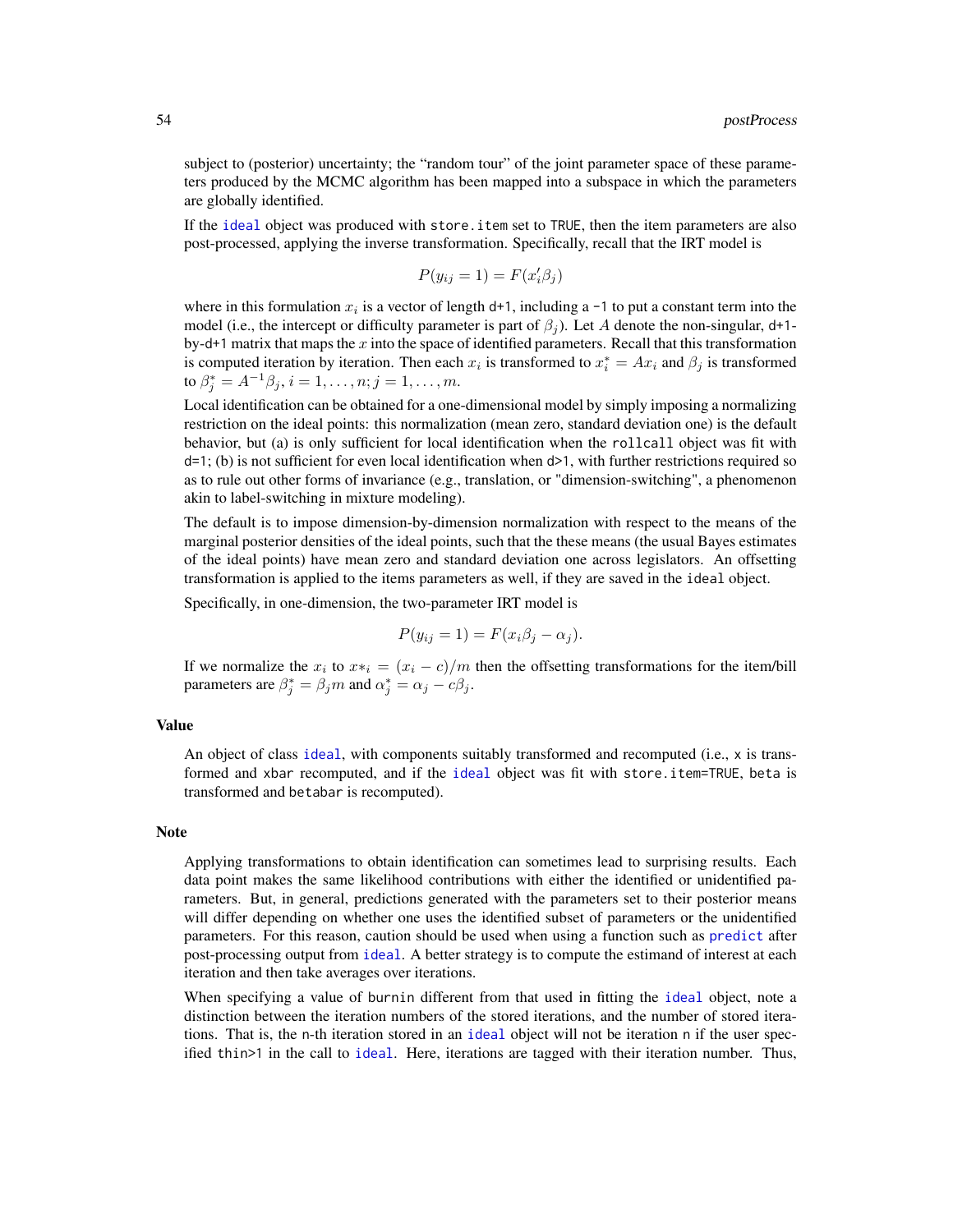subject to (posterior) uncertainty; the "random tour" of the joint parameter space of these parameters produced by the MCMC algorithm has been mapped into a subspace in which the parameters are globally identified.

If the `ideal` object was produced with `store.item` set to `TRUE`, then the item parameters are also post-processed, applying the inverse transformation. Specifically, recall that the IRT model is

$$P(y_{ij} = 1) = F(x_i'\beta_j)$$

where in this formulation $x_i$ is a vector of length `d+1`, including a `-1` to put a constant term into the model (i.e., the intercept or difficulty parameter is part of $\beta_j$). Let $A$ denote the non-singular, `d+1`-by-`d+1` matrix that maps the $x$ into the space of identified parameters. Recall that this transformation is computed iteration by iteration. Then each $x_i$ is transformed to $x_i^* = Ax_i$ and $\beta_j$ is transformed to $\beta_j^* = A^{-1}\beta_j, i = 1, \ldots, n; j = 1, \ldots, m$.

Local identification can be obtained for a one-dimensional model by simply imposing a normalizing restriction on the ideal points: this normalization (mean zero, standard deviation one) is the default behavior, but (a) is only sufficient for local identification when the `rollcall` object was fit with `d=1`; (b) is not sufficient for even local identification when `d>1`, with further restrictions required so as to rule out other forms of invariance (e.g., translation, or "dimension-switching", a phenomenon akin to label-switching in mixture modeling).

The default is to impose dimension-by-dimension normalization with respect to the means of the marginal posterior densities of the ideal points, such that the these means (the usual Bayes estimates of the ideal points) have mean zero and standard deviation one across legislators. An offsetting transformation is applied to the items parameters as well, if they are saved in the `ideal` object.

Specifically, in one-dimension, the two-parameter IRT model is

$$P(y_{ij} = 1) = F(x_i\beta_j - \alpha_j).$$

If we normalize the $x_i$ to $x*_i = (x_i - c)/m$ then the offsetting transformations for the item/bill parameters are $\beta_j^* = \beta_j m$ and $\alpha_j^* = \alpha_j - c\beta_j$.

### Value

An object of class `ideal`, with components suitably transformed and recomputed (i.e., `x` is transformed and `xbar` recomputed, and if the `ideal` object was fit with `store.item=TRUE`, `beta` is transformed and `betabar` is recomputed).

### Note

Applying transformations to obtain identification can sometimes lead to surprising results. Each data point makes the same likelihood contributions with either the identified or unidentified parameters. But, in general, predictions generated with the parameters set to their posterior means will differ depending on whether one uses the identified subset of parameters or the unidentified parameters. For this reason, caution should be used when using a function such as `predict` after post-processing output from `ideal`. A better strategy is to compute the estimand of interest at each iteration and then take averages over iterations.

When specifying a value of `burnin` different from that used in fitting the `ideal` object, note a distinction between the iteration numbers of the stored iterations, and the number of stored iterations. That is, the `n`-th iteration stored in an `ideal` object will not be iteration `n` if the user specified `thin>1` in the call to `ideal`. Here, iterations are tagged with their iteration number. Thus,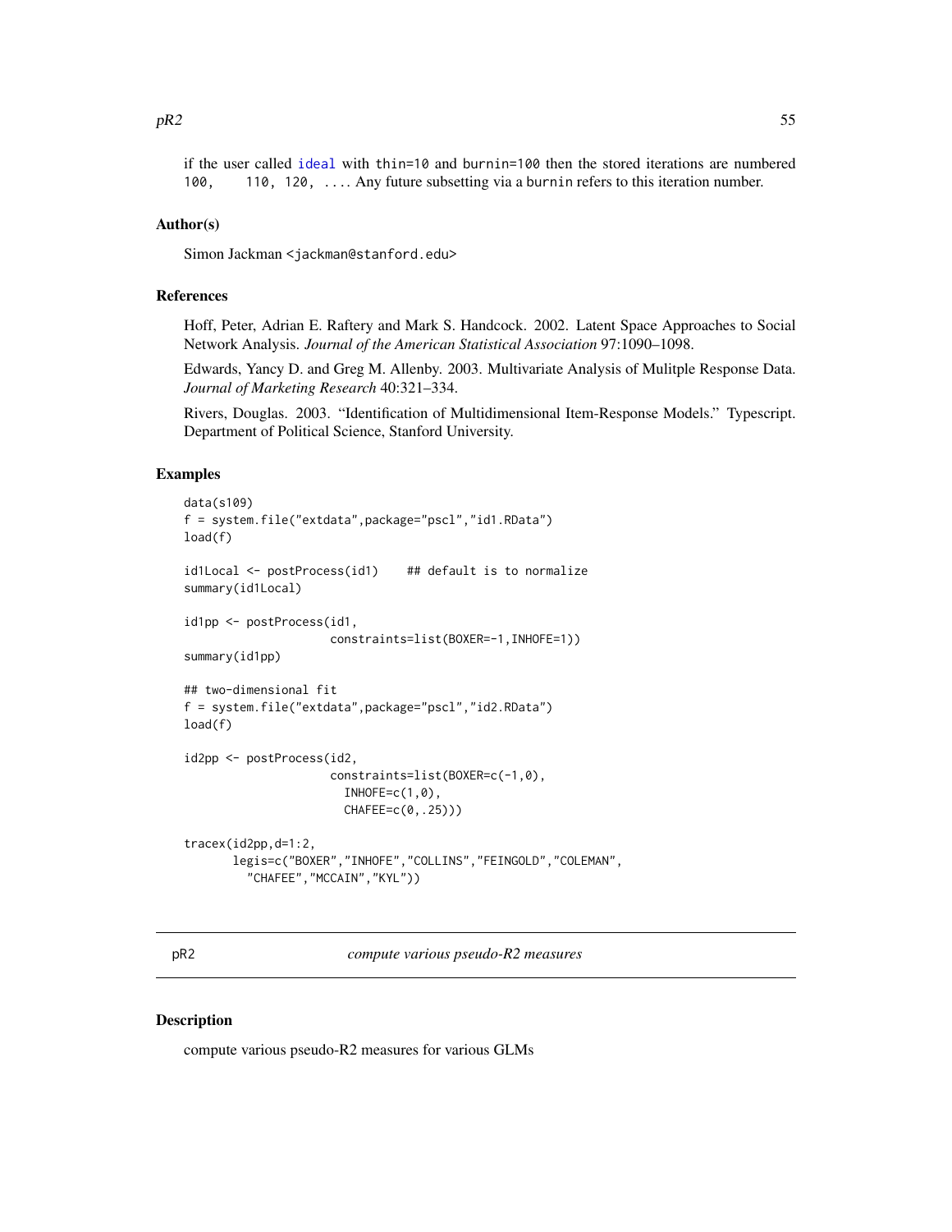if the user called ideal with thin=10 and burnin=100 then the stored iterations are numbered 100, 110, 120, .... Any future subsetting via a burnin refers to this iteration number.

### Author(s)

Simon Jackman <jackman@stanford.edu>

### References

Hoff, Peter, Adrian E. Raftery and Mark S. Handcock. 2002. Latent Space Approaches to Social Network Analysis. *Journal of the American Statistical Association* 97:1090–1098.

Edwards, Yancy D. and Greg M. Allenby. 2003. Multivariate Analysis of Mulitple Response Data. *Journal of Marketing Research* 40:321–334.

Rivers, Douglas. 2003. "Identification of Multidimensional Item-Response Models." Typescript. Department of Political Science, Stanford University.

### Examples

```
data(s109)
f = system.file("extdata",package="pscl","id1.RData")
load(f)

id1Local <- postProcess(id1)    ## default is to normalize
summary(id1Local)

id1pp <- postProcess(id1,
                     constraints=list(BOXER=-1,INHOFE=1))
summary(id1pp)

## two-dimensional fit
f = system.file("extdata",package="pscl","id2.RData")
load(f)

id2pp <- postProcess(id2,
                     constraints=list(BOXER=c(-1,0),
                       INHOFE=c(1,0),
                       CHAFEE=c(0,.25)))

tracex(id2pp,d=1:2,
       legis=c("BOXER","INHOFE","COLLINS","FEINGOLD","COLEMAN",
         "CHAFEE","MCCAIN","KYL"))
```

## pR2 — *compute various pseudo-R2 measures*

### Description

compute various pseudo-R2 measures for various GLMs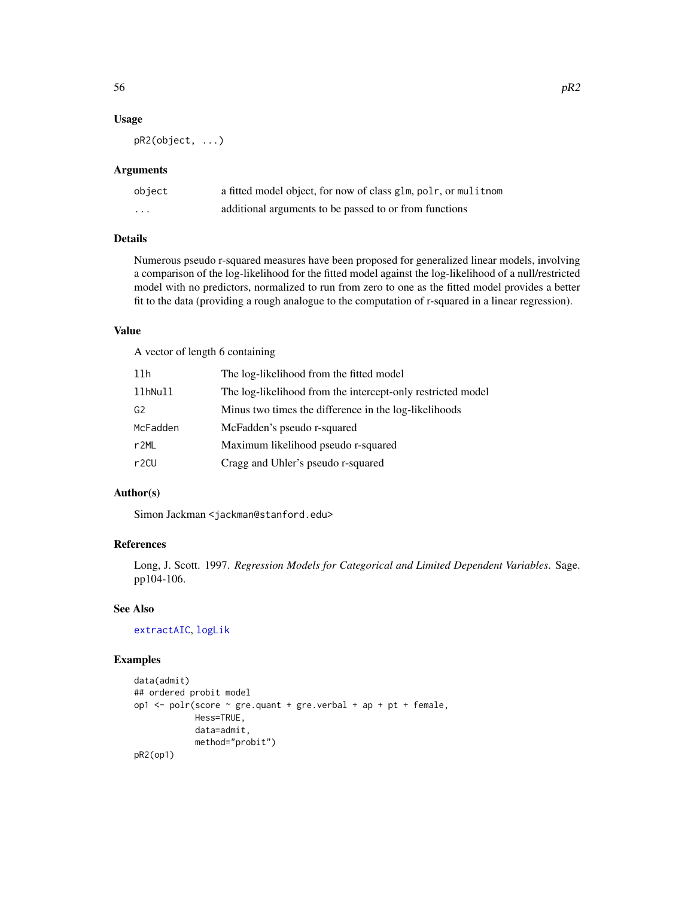### Usage

```
pR2(object, ...)
```

### Arguments

| | |
|---|---|
| object | a fitted model object, for now of class glm, polr, or mulitnom |
| ... | additional arguments to be passed to or from functions |

### Details

Numerous pseudo r-squared measures have been proposed for generalized linear models, involving a comparison of the log-likelihood for the fitted model against the log-likelihood of a null/restricted model with no predictors, normalized to run from zero to one as the fitted model provides a better fit to the data (providing a rough analogue to the computation of r-squared in a linear regression).

### Value

A vector of length 6 containing

| | |
|---|---|
| llh | The log-likelihood from the fitted model |
| llhNull | The log-likelihood from the intercept-only restricted model |
| G2 | Minus two times the difference in the log-likelihoods |
| McFadden | McFadden's pseudo r-squared |
| r2ML | Maximum likelihood pseudo r-squared |
| r2CU | Cragg and Uhler's pseudo r-squared |

### Author(s)

Simon Jackman <jackman@stanford.edu>

### References

Long, J. Scott. 1997. *Regression Models for Categorical and Limited Dependent Variables.* Sage. pp104-106.

### See Also

extractAIC, logLik

### Examples

```
data(admit)
## ordered probit model
op1 <- polr(score ~ gre.quant + gre.verbal + ap + pt + female,
            Hess=TRUE,
            data=admit,
            method="probit")
pR2(op1)
```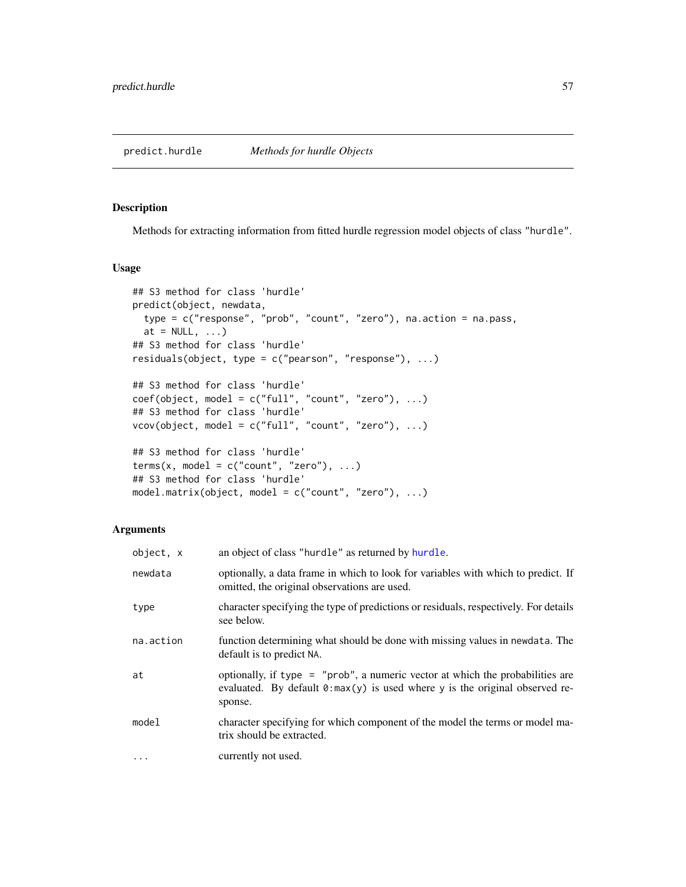# predict.hurdle *Methods for hurdle Objects*

## Description

Methods for extracting information from fitted hurdle regression model objects of class "hurdle".

## Usage

```
## S3 method for class 'hurdle'
predict(object, newdata,
  type = c("response", "prob", "count", "zero"), na.action = na.pass,
  at = NULL, ...)
## S3 method for class 'hurdle'
residuals(object, type = c("pearson", "response"), ...)

## S3 method for class 'hurdle'
coef(object, model = c("full", "count", "zero"), ...)
## S3 method for class 'hurdle'
vcov(object, model = c("full", "count", "zero"), ...)

## S3 method for class 'hurdle'
terms(x, model = c("count", "zero"), ...)
## S3 method for class 'hurdle'
model.matrix(object, model = c("count", "zero"), ...)
```

## Arguments

| | |
|---|---|
| `object, x` | an object of class "hurdle" as returned by `hurdle`. |
| `newdata` | optionally, a data frame in which to look for variables with which to predict. If omitted, the original observations are used. |
| `type` | character specifying the type of predictions or residuals, respectively. For details see below. |
| `na.action` | function determining what should be done with missing values in `newdata`. The default is to predict `NA`. |
| `at` | optionally, if `type = "prob"`, a numeric vector at which the probabilities are evaluated. By default `0:max(y)` is used where `y` is the original observed response. |
| `model` | character specifying for which component of the model the terms or model matrix should be extracted. |
| `...` | currently not used. |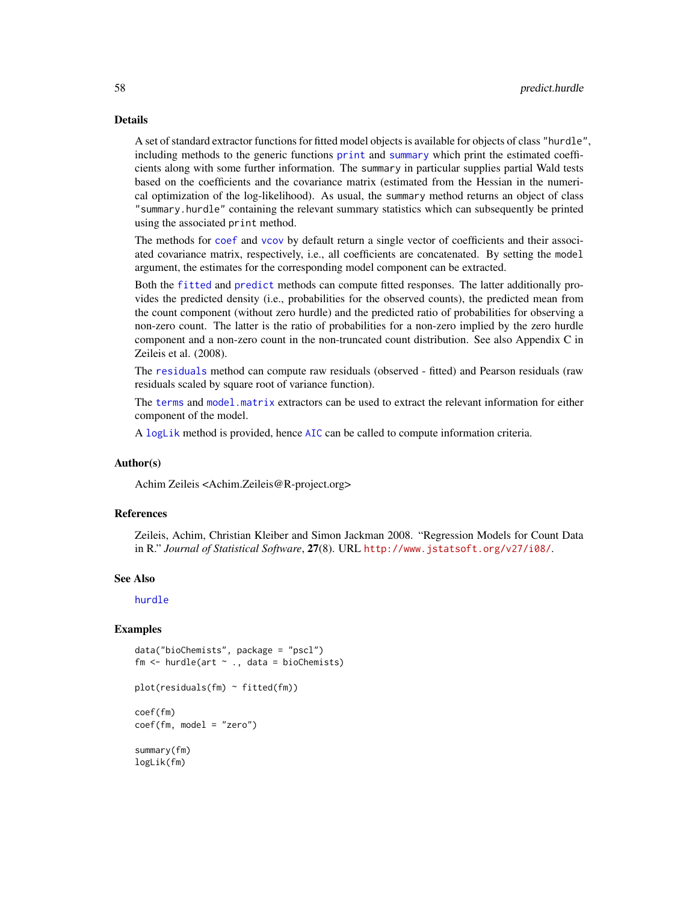## Details

A set of standard extractor functions for fitted model objects is available for objects of class "hurdle", including methods to the generic functions `print` and `summary` which print the estimated coefficients along with some further information. The `summary` in particular supplies partial Wald tests based on the coefficients and the covariance matrix (estimated from the Hessian in the numerical optimization of the log-likelihood). As usual, the `summary` method returns an object of class "summary.hurdle" containing the relevant summary statistics which can subsequently be printed using the associated `print` method.

The methods for `coef` and `vcov` by default return a single vector of coefficients and their associated covariance matrix, respectively, i.e., all coefficients are concatenated. By setting the `model` argument, the estimates for the corresponding model component can be extracted.

Both the `fitted` and `predict` methods can compute fitted responses. The latter additionally provides the predicted density (i.e., probabilities for the observed counts), the predicted mean from the count component (without zero hurdle) and the predicted ratio of probabilities for observing a non-zero count. The latter is the ratio of probabilities for a non-zero implied by the zero hurdle component and a non-zero count in the non-truncated count distribution. See also Appendix C in Zeileis et al. (2008).

The `residuals` method can compute raw residuals (observed - fitted) and Pearson residuals (raw residuals scaled by square root of variance function).

The `terms` and `model.matrix` extractors can be used to extract the relevant information for either component of the model.

A `logLik` method is provided, hence `AIC` can be called to compute information criteria.

## Author(s)

Achim Zeileis <Achim.Zeileis@R-project.org>

## References

Zeileis, Achim, Christian Kleiber and Simon Jackman 2008. "Regression Models for Count Data in R." *Journal of Statistical Software*, **27**(8). URL http://www.jstatsoft.org/v27/i08/.

## See Also

`hurdle`

## Examples

```
data("bioChemists", package = "pscl")
fm <- hurdle(art ~ ., data = bioChemists)

plot(residuals(fm) ~ fitted(fm))

coef(fm)
coef(fm, model = "zero")

summary(fm)
logLik(fm)
```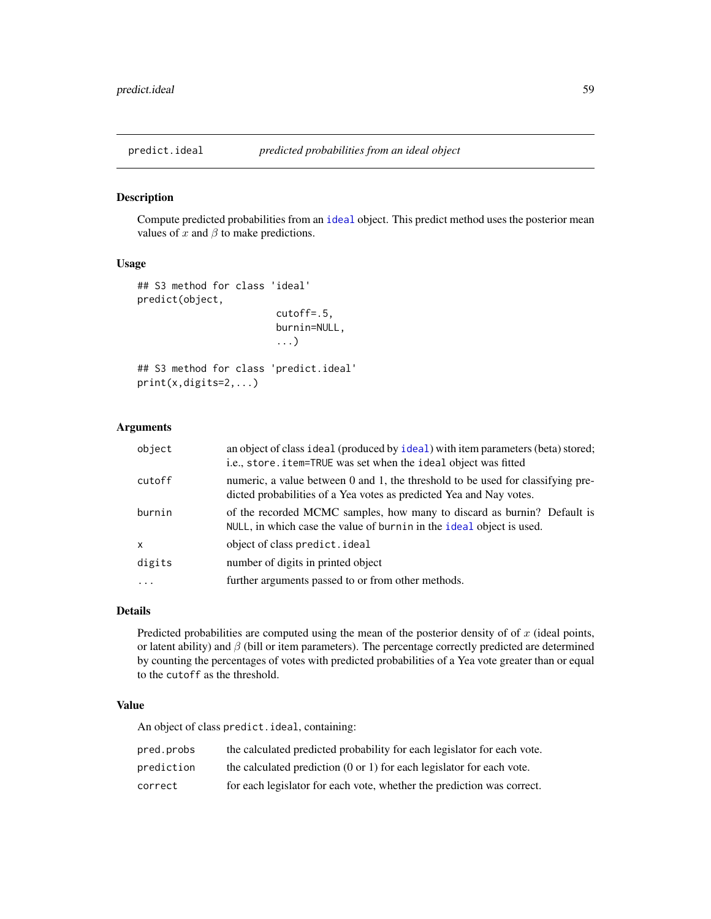predict.ideal *predicted probabilities from an ideal object*

## Description

Compute predicted probabilities from an ideal object. This predict method uses the posterior mean values of $x$ and $\beta$ to make predictions.

## Usage

```
## S3 method for class 'ideal'
predict(object,
                        cutoff=.5,
                        burnin=NULL,
                        ...)

## S3 method for class 'predict.ideal'
print(x,digits=2,...)
```

## Arguments

| | |
|---|---|
| object | an object of class ideal (produced by ideal) with item parameters (beta) stored; i.e., store.item=TRUE was set when the ideal object was fitted |
| cutoff | numeric, a value between 0 and 1, the threshold to be used for classifying predicted probabilities of a Yea votes as predicted Yea and Nay votes. |
| burnin | of the recorded MCMC samples, how many to discard as burnin? Default is NULL, in which case the value of burnin in the ideal object is used. |
| x | object of class predict.ideal |
| digits | number of digits in printed object |
| ... | further arguments passed to or from other methods. |

## Details

Predicted probabilities are computed using the mean of the posterior density of of $x$ (ideal points, or latent ability) and $\beta$ (bill or item parameters). The percentage correctly predicted are determined by counting the percentages of votes with predicted probabilities of a Yea vote greater than or equal to the cutoff as the threshold.

## Value

An object of class predict.ideal, containing:

| | |
|---|---|
| pred.probs | the calculated predicted probability for each legislator for each vote. |
| prediction | the calculated prediction (0 or 1) for each legislator for each vote. |
| correct | for each legislator for each vote, whether the prediction was correct. |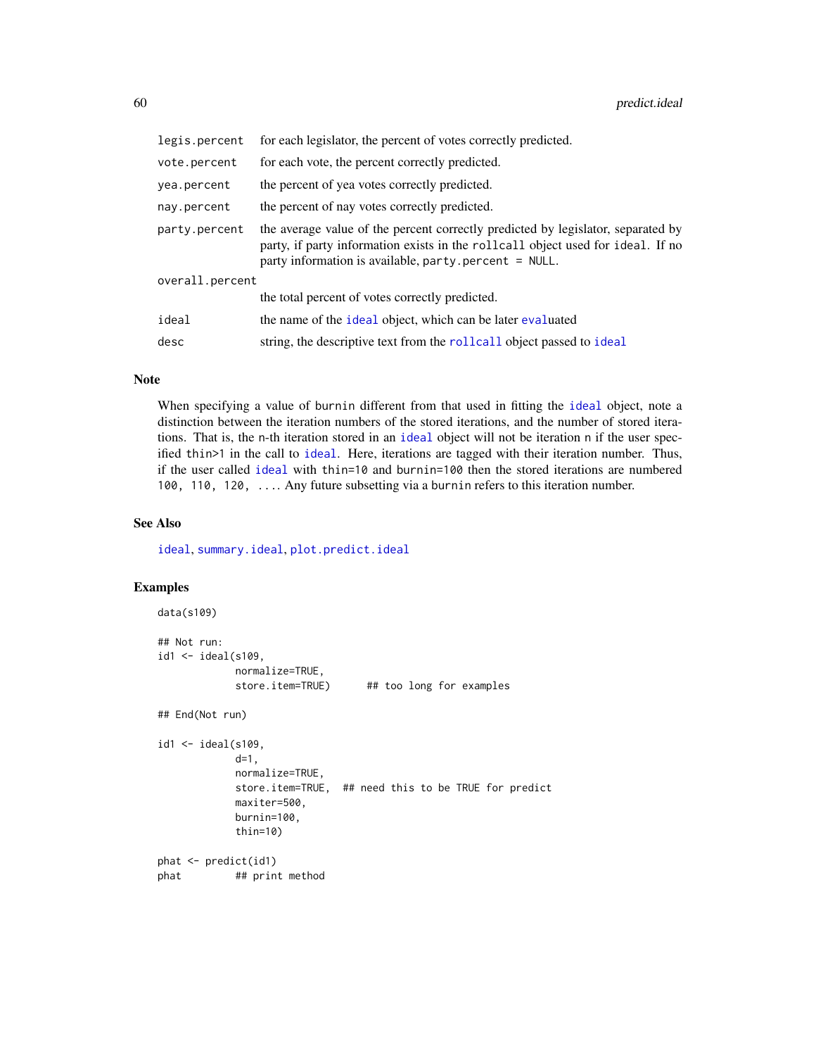| | |
|---|---|
| legis.percent | for each legislator, the percent of votes correctly predicted. |
| vote.percent | for each vote, the percent correctly predicted. |
| yea.percent | the percent of yea votes correctly predicted. |
| nay.percent | the percent of nay votes correctly predicted. |
| party.percent | the average value of the percent correctly predicted by legislator, separated by party, if party information exists in the rollcall object used for ideal. If no party information is available, party.percent = NULL. |
| overall.percent | the total percent of votes correctly predicted. |
| ideal | the name of the ideal object, which can be later evaluated |
| desc | string, the descriptive text from the rollcall object passed to ideal |

## Note

When specifying a value of burnin different from that used in fitting the ideal object, note a distinction between the iteration numbers of the stored iterations, and the number of stored iterations. That is, the n-th iteration stored in an ideal object will not be iteration n if the user specified thin>1 in the call to ideal. Here, iterations are tagged with their iteration number. Thus, if the user called ideal with thin=10 and burnin=100 then the stored iterations are numbered 100, 110, 120, .... Any future subsetting via a burnin refers to this iteration number.

## See Also

ideal, summary.ideal, plot.predict.ideal

## Examples

```
data(s109)

## Not run:
id1 <- ideal(s109,
             normalize=TRUE,
             store.item=TRUE)      ## too long for examples

## End(Not run)

id1 <- ideal(s109,
             d=1,
             normalize=TRUE,
             store.item=TRUE,  ## need this to be TRUE for predict
             maxiter=500,
             burnin=100,
             thin=10)

phat <- predict(id1)
phat         ## print method
```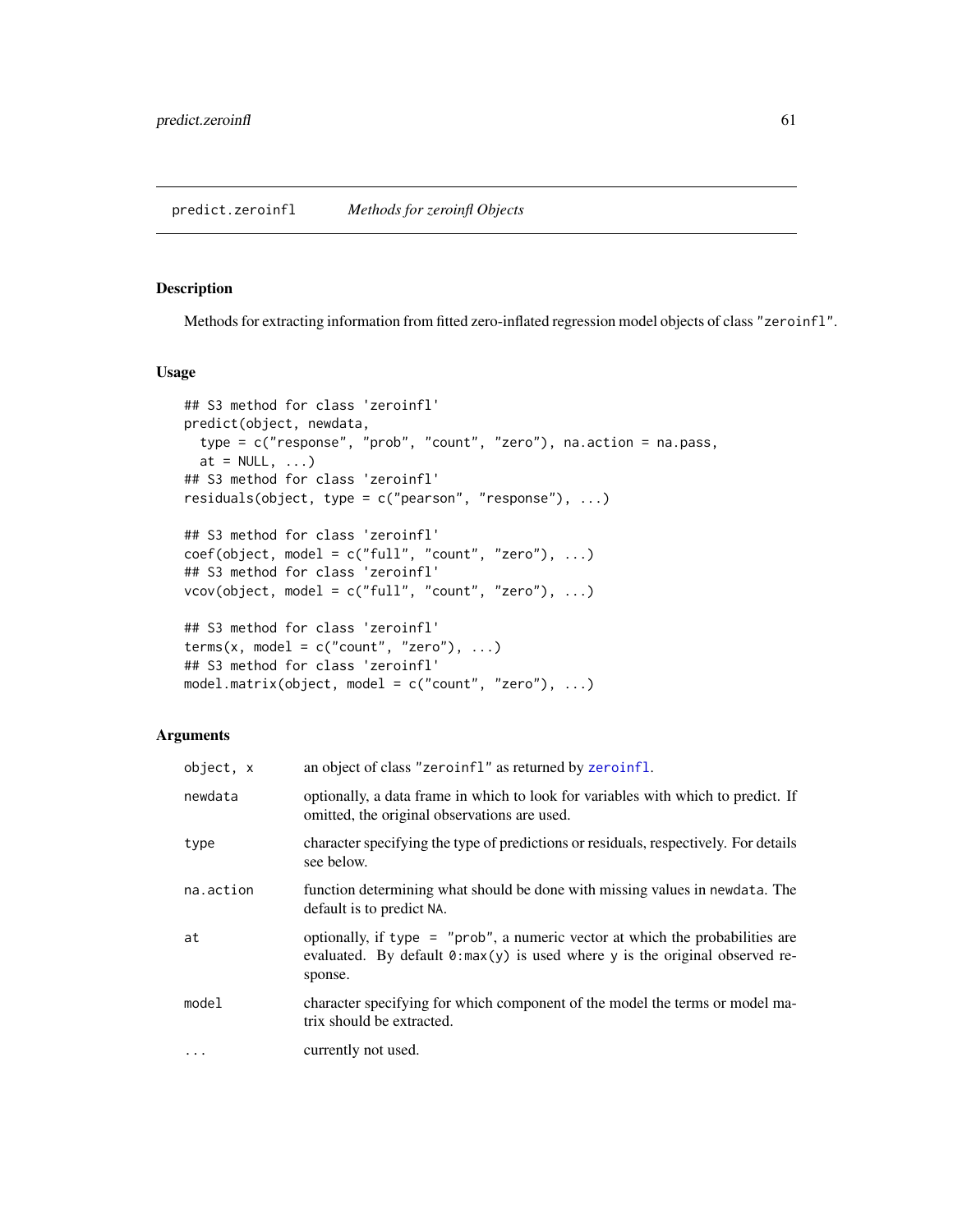predict.zeroinfl *Methods for zeroinfl Objects*

## Description

Methods for extracting information from fitted zero-inflated regression model objects of class "zeroinfl".

## Usage

```
## S3 method for class 'zeroinfl'
predict(object, newdata,
  type = c("response", "prob", "count", "zero"), na.action = na.pass,
  at = NULL, ...)
## S3 method for class 'zeroinfl'
residuals(object, type = c("pearson", "response"), ...)

## S3 method for class 'zeroinfl'
coef(object, model = c("full", "count", "zero"), ...)
## S3 method for class 'zeroinfl'
vcov(object, model = c("full", "count", "zero"), ...)

## S3 method for class 'zeroinfl'
terms(x, model = c("count", "zero"), ...)
## S3 method for class 'zeroinfl'
model.matrix(object, model = c("count", "zero"), ...)
```

## Arguments

| | |
|---|---|
| object, x | an object of class "zeroinfl" as returned by zeroinfl. |
| newdata | optionally, a data frame in which to look for variables with which to predict. If omitted, the original observations are used. |
| type | character specifying the type of predictions or residuals, respectively. For details see below. |
| na.action | function determining what should be done with missing values in newdata. The default is to predict NA. |
| at | optionally, if type = "prob", a numeric vector at which the probabilities are evaluated. By default 0:max(y) is used where y is the original observed response. |
| model | character specifying for which component of the model the terms or model matrix should be extracted. |
| ... | currently not used. |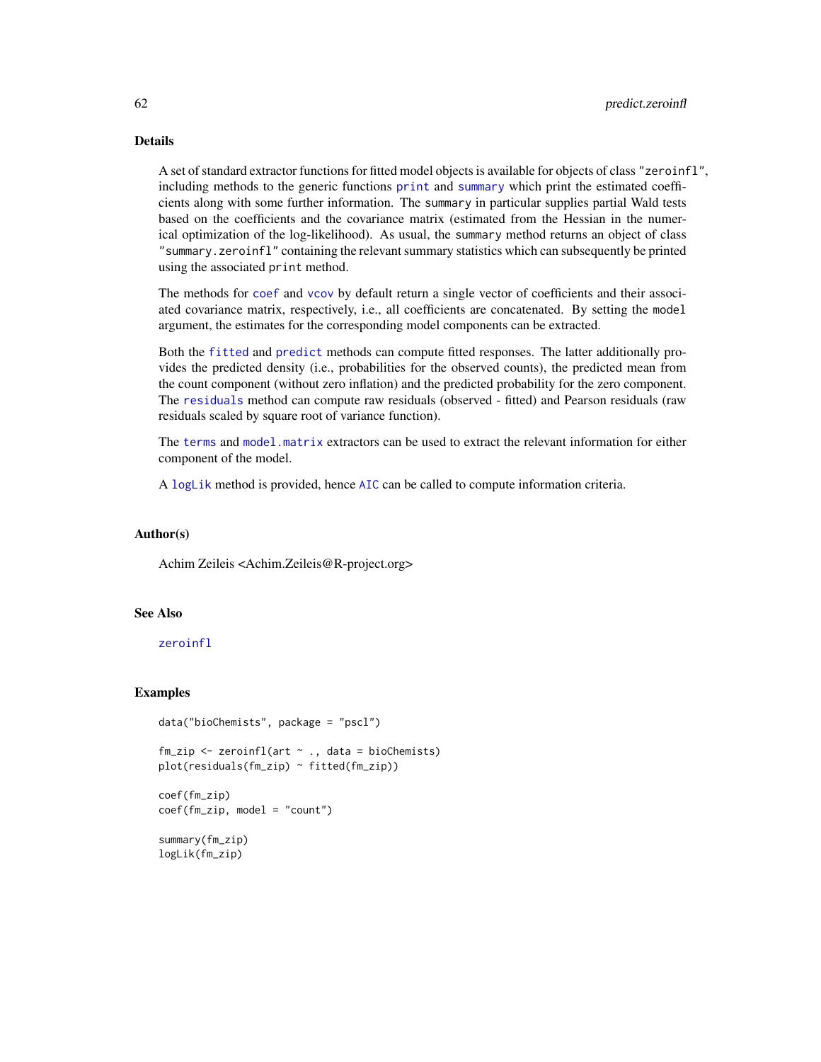## Details

A set of standard extractor functions for fitted model objects is available for objects of class "zeroinfl", including methods to the generic functions print and summary which print the estimated coefficients along with some further information. The summary in particular supplies partial Wald tests based on the coefficients and the covariance matrix (estimated from the Hessian in the numerical optimization of the log-likelihood). As usual, the summary method returns an object of class "summary.zeroinfl" containing the relevant summary statistics which can subsequently be printed using the associated print method.

The methods for coef and vcov by default return a single vector of coefficients and their associated covariance matrix, respectively, i.e., all coefficients are concatenated. By setting the model argument, the estimates for the corresponding model components can be extracted.

Both the fitted and predict methods can compute fitted responses. The latter additionally provides the predicted density (i.e., probabilities for the observed counts), the predicted mean from the count component (without zero inflation) and the predicted probability for the zero component. The residuals method can compute raw residuals (observed - fitted) and Pearson residuals (raw residuals scaled by square root of variance function).

The terms and model.matrix extractors can be used to extract the relevant information for either component of the model.

A logLik method is provided, hence AIC can be called to compute information criteria.

## Author(s)

Achim Zeileis <Achim.Zeileis@R-project.org>

## See Also

zeroinfl

## Examples

```
data("bioChemists", package = "pscl")

fm_zip <- zeroinfl(art ~ ., data = bioChemists)
plot(residuals(fm_zip) ~ fitted(fm_zip))

coef(fm_zip)
coef(fm_zip, model = "count")

summary(fm_zip)
logLik(fm_zip)
```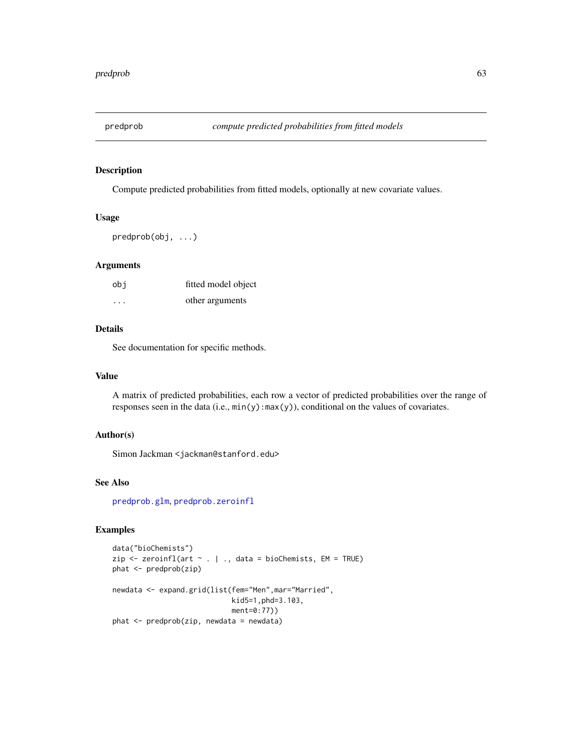# predprob — *compute predicted probabilities from fitted models*

## Description

Compute predicted probabilities from fitted models, optionally at new covariate values.

## Usage

```
predprob(obj, ...)
```

## Arguments

| | |
|---|---|
| obj | fitted model object |
| ... | other arguments |

## Details

See documentation for specific methods.

## Value

A matrix of predicted probabilities, each row a vector of predicted probabilities over the range of responses seen in the data (i.e., `min(y):max(y)`), conditional on the values of covariates.

## Author(s)

Simon Jackman <jackman@stanford.edu>

## See Also

predprob.glm, predprob.zeroinfl

## Examples

```
data("bioChemists")
zip <- zeroinfl(art ~ . | ., data = bioChemists, EM = TRUE)
phat <- predprob(zip)

newdata <- expand.grid(list(fem="Men",mar="Married",
                            kid5=1,phd=3.103,
                            ment=0:77))
phat <- predprob(zip, newdata = newdata)
```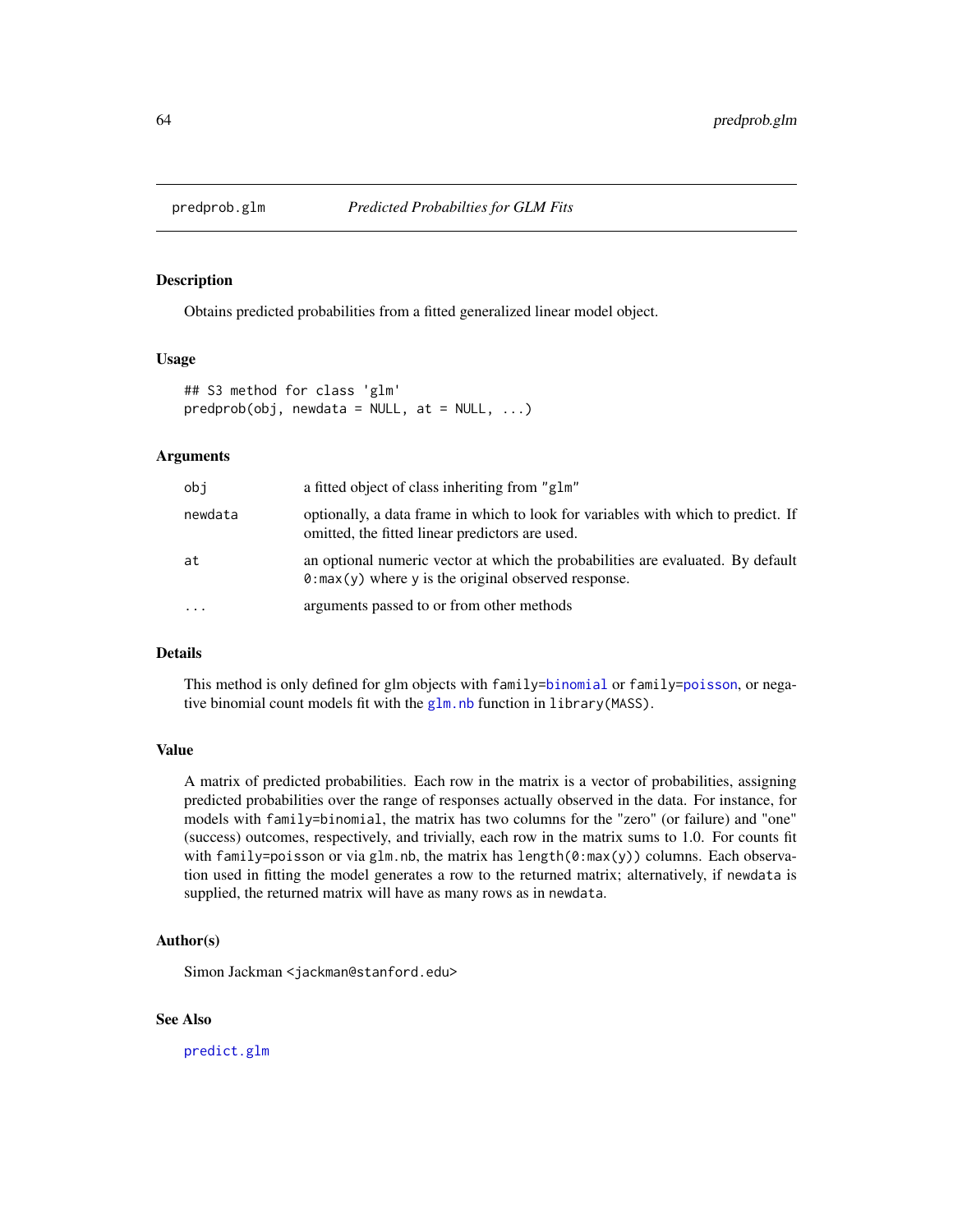predprob.glm *Predicted Probabilties for GLM Fits*

## Description

Obtains predicted probabilities from a fitted generalized linear model object.

## Usage

```
## S3 method for class 'glm'
predprob(obj, newdata = NULL, at = NULL, ...)
```

## Arguments

| | |
|---|---|
| obj | a fitted object of class inheriting from "glm" |
| newdata | optionally, a data frame in which to look for variables with which to predict. If omitted, the fitted linear predictors are used. |
| at | an optional numeric vector at which the probabilities are evaluated. By default `0:max(y)` where `y` is the original observed response. |
| ... | arguments passed to or from other methods |

## Details

This method is only defined for glm objects with `family=binomial` or `family=poisson`, or negative binomial count models fit with the `glm.nb` function in `library(MASS)`.

## Value

A matrix of predicted probabilities. Each row in the matrix is a vector of probabilities, assigning predicted probabilities over the range of responses actually observed in the data. For instance, for models with `family=binomial`, the matrix has two columns for the "zero" (or failure) and "one" (success) outcomes, respectively, and trivially, each row in the matrix sums to 1.0. For counts fit with `family=poisson` or via `glm.nb`, the matrix has `length(0:max(y))` columns. Each observation used in fitting the model generates a row to the returned matrix; alternatively, if `newdata` is supplied, the returned matrix will have as many rows as in `newdata`.

## Author(s)

Simon Jackman <jackman@stanford.edu>

## See Also

`predict.glm`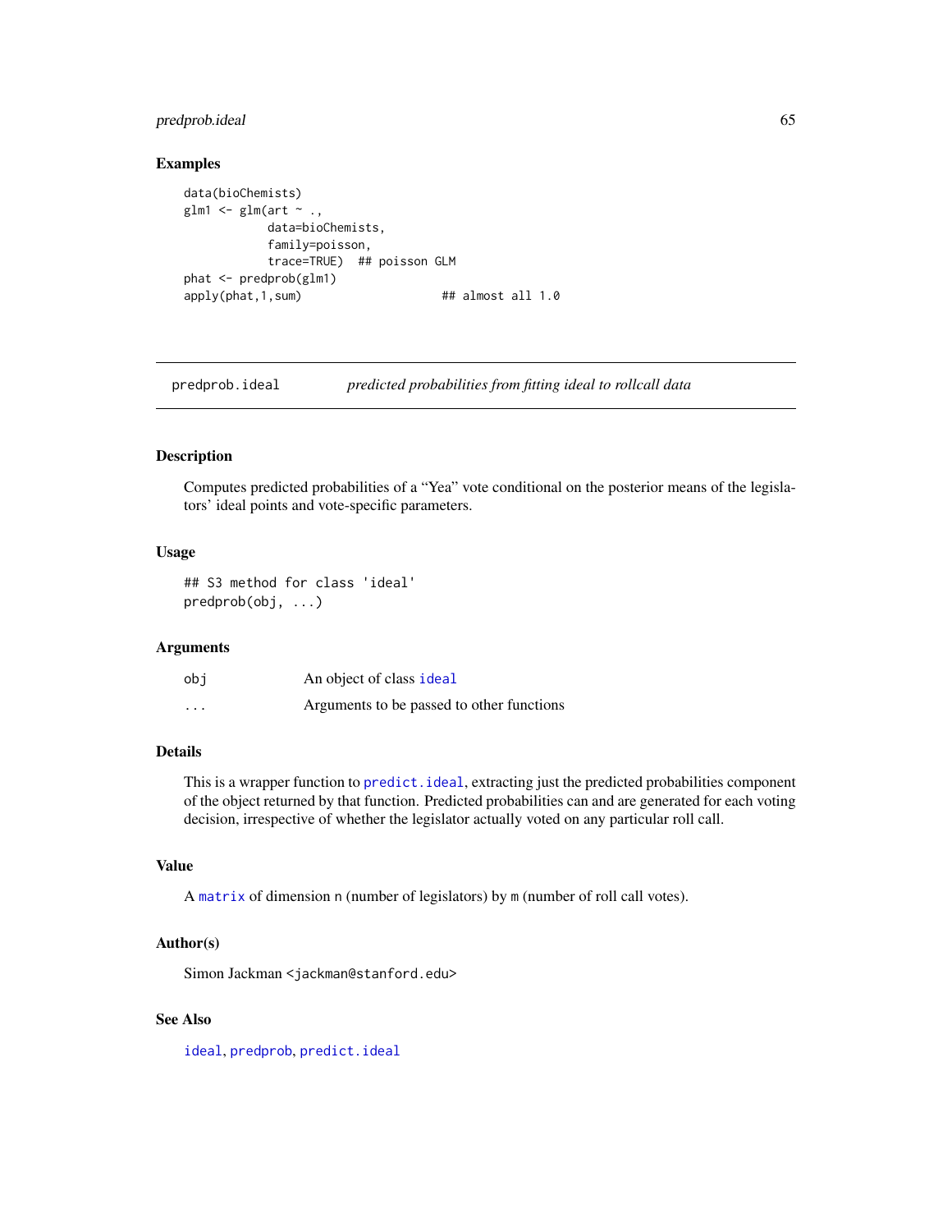## Examples

```
data(bioChemists)
glm1 <- glm(art ~ .,
            data=bioChemists,
            family=poisson,
            trace=TRUE)  ## poisson GLM
phat <- predprob(glm1)
apply(phat,1,sum)                    ## almost all 1.0
```

---

# predprob.ideal *predicted probabilities from fitting ideal to rollcall data*

---

## Description

Computes predicted probabilities of a "Yea" vote conditional on the posterior means of the legislators' ideal points and vote-specific parameters.

## Usage

```
## S3 method for class 'ideal'
predprob(obj, ...)
```

## Arguments

| | |
|---|---|
| obj | An object of class ideal |
| ... | Arguments to be passed to other functions |

## Details

This is a wrapper function to predict.ideal, extracting just the predicted probabilities component of the object returned by that function. Predicted probabilities can and are generated for each voting decision, irrespective of whether the legislator actually voted on any particular roll call.

## Value

A matrix of dimension n (number of legislators) by m (number of roll call votes).

## Author(s)

Simon Jackman <jackman@stanford.edu>

## See Also

ideal, predprob, predict.ideal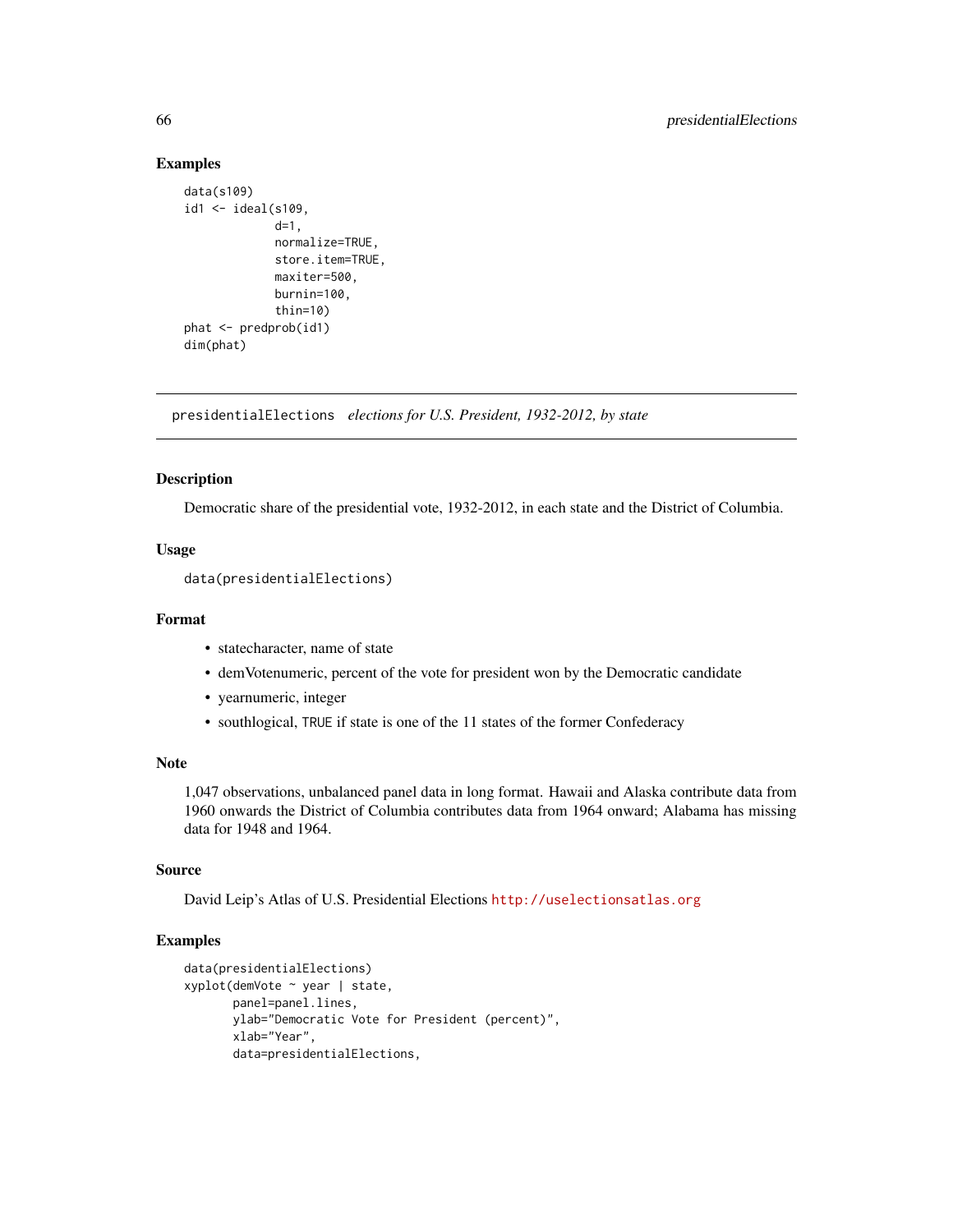## Examples

```
data(s109)
id1 <- ideal(s109,
             d=1,
             normalize=TRUE,
             store.item=TRUE,
             maxiter=500,
             burnin=100,
             thin=10)
phat <- predprob(id1)
dim(phat)
```

---

presidentialElections *elections for U.S. President, 1932-2012, by state*

---

### Description

Democratic share of the presidential vote, 1932-2012, in each state and the District of Columbia.

### Usage

```
data(presidentialElections)
```

### Format

- statecharacter, name of state
- demVotenumeric, percent of the vote for president won by the Democratic candidate
- yearnumeric, integer
- southlogical, TRUE if state is one of the 11 states of the former Confederacy

### Note

1,047 observations, unbalanced panel data in long format. Hawaii and Alaska contribute data from 1960 onwards the District of Columbia contributes data from 1964 onward; Alabama has missing data for 1948 and 1964.

### Source

David Leip's Atlas of U.S. Presidential Elections http://uselectionsatlas.org

### Examples

```
data(presidentialElections)
xyplot(demVote ~ year | state,
       panel=panel.lines,
       ylab="Democratic Vote for President (percent)",
       xlab="Year",
       data=presidentialElections,
```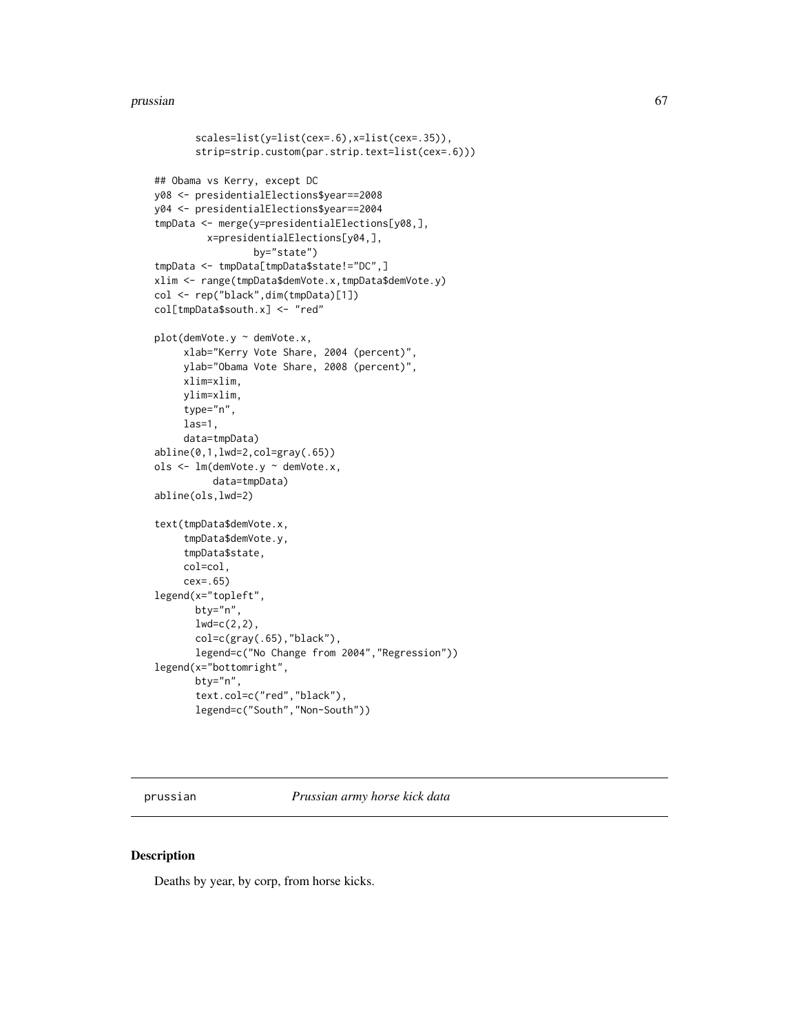```
       scales=list(y=list(cex=.6),x=list(cex=.35)),
       strip=strip.custom(par.strip.text=list(cex=.6)))

## Obama vs Kerry, except DC
y08 <- presidentialElections$year==2008
y04 <- presidentialElections$year==2004
tmpData <- merge(y=presidentialElections[y08,],
         x=presidentialElections[y04,],
                 by="state")
tmpData <- tmpData[tmpData$state!="DC",]
xlim <- range(tmpData$demVote.x,tmpData$demVote.y)
col <- rep("black",dim(tmpData)[1])
col[tmpData$south.x] <- "red"

plot(demVote.y ~ demVote.x,
     xlab="Kerry Vote Share, 2004 (percent)",
     ylab="Obama Vote Share, 2008 (percent)",
     xlim=xlim,
     ylim=xlim,
     type="n",
     las=1,
     data=tmpData)
abline(0,1,lwd=2,col=gray(.65))
ols <- lm(demVote.y ~ demVote.x,
          data=tmpData)
abline(ols,lwd=2)

text(tmpData$demVote.x,
     tmpData$demVote.y,
     tmpData$state,
     col=col,
     cex=.65)
legend(x="topleft",
       bty="n",
       lwd=c(2,2),
       col=c(gray(.65),"black"),
       legend=c("No Change from 2004","Regression"))
legend(x="bottomright",
       bty="n",
       text.col=c("red","black"),
       legend=c("South","Non-South"))
```

## prussian — *Prussian army horse kick data*

### Description

Deaths by year, by corp, from horse kicks.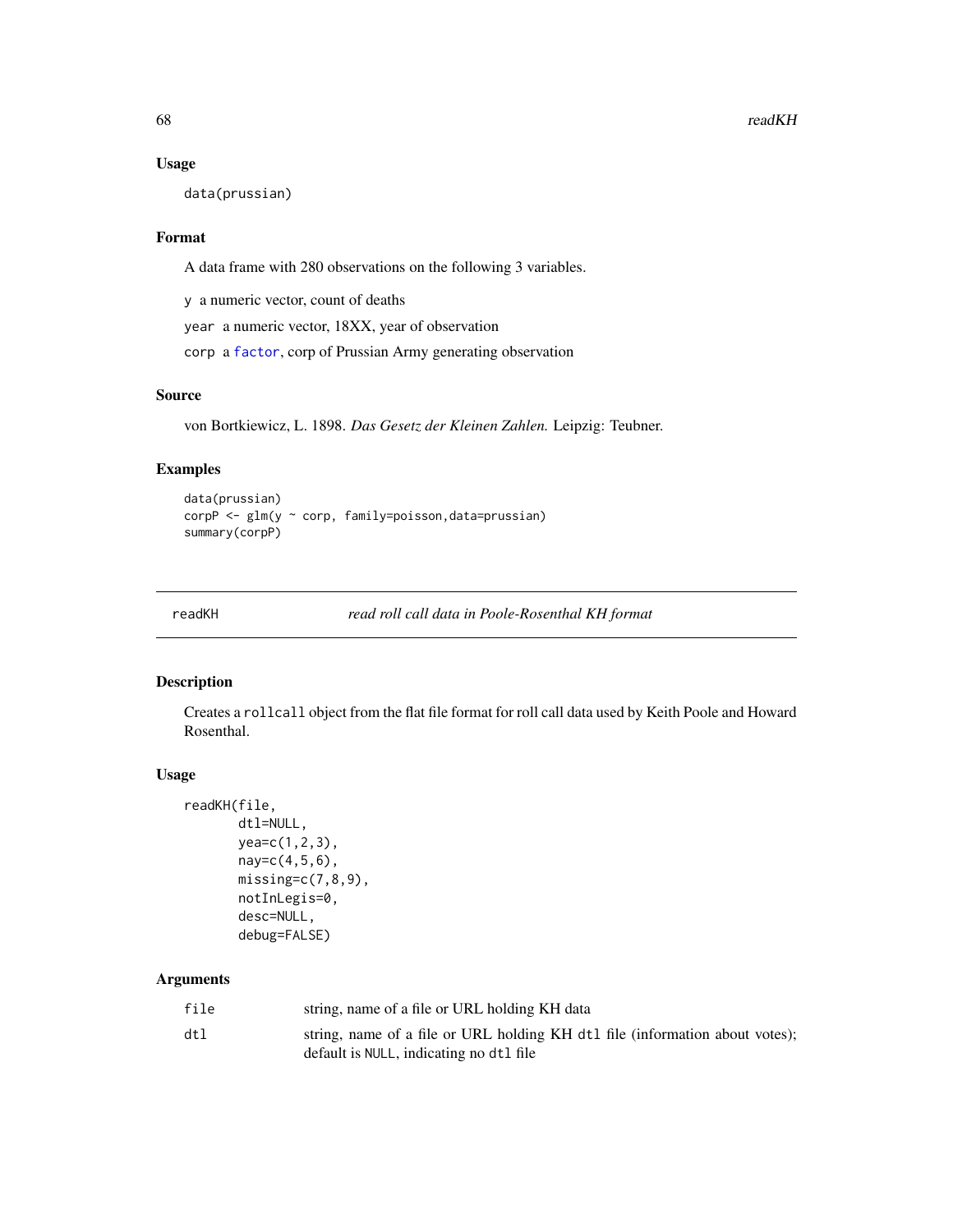### Usage

```
data(prussian)
```

### Format

A data frame with 280 observations on the following 3 variables.

`y` a numeric vector, count of deaths

`year` a numeric vector, 18XX, year of observation

`corp` a factor, corp of Prussian Army generating observation

### Source

von Bortkiewicz, L. 1898. *Das Gesetz der Kleinen Zahlen.* Leipzig: Teubner.

### Examples

```
data(prussian)
corpP <- glm(y ~ corp, family=poisson,data=prussian)
summary(corpP)
```

---

## readKH &nbsp;&nbsp;&nbsp; *read roll call data in Poole-Rosenthal KH format*

### Description

Creates a `rollcall` object from the flat file format for roll call data used by Keith Poole and Howard Rosenthal.

### Usage

```
readKH(file,
       dtl=NULL,
       yea=c(1,2,3),
       nay=c(4,5,6),
       missing=c(7,8,9),
       notInLegis=0,
       desc=NULL,
       debug=FALSE)
```

### Arguments

| | |
|---|---|
| `file` | string, name of a file or URL holding KH data |
| `dtl` | string, name of a file or URL holding KH `dtl` file (information about votes); default is `NULL`, indicating no `dtl` file |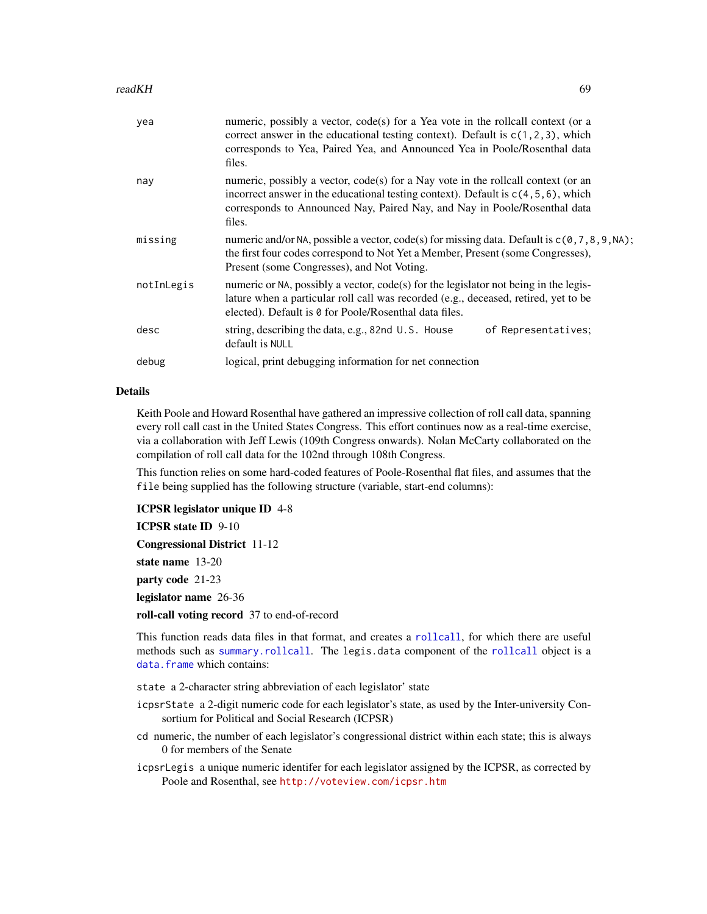| | |
|---|---|
| `yea` | numeric, possibly a vector, code(s) for a Yea vote in the rollcall context (or a correct answer in the educational testing context). Default is `c(1,2,3)`, which corresponds to Yea, Paired Yea, and Announced Yea in Poole/Rosenthal data files. |
| `nay` | numeric, possibly a vector, code(s) for a Nay vote in the rollcall context (or an incorrect answer in the educational testing context). Default is `c(4,5,6)`, which corresponds to Announced Nay, Paired Nay, and Nay in Poole/Rosenthal data files. |
| `missing` | numeric and/or `NA`, possible a vector, code(s) for missing data. Default is `c(0,7,8,9,NA)`; the first four codes correspond to Not Yet a Member, Present (some Congresses), Present (some Congresses), and Not Voting. |
| `notInLegis` | numeric or `NA`, possibly a vector, code(s) for the legislator not being in the legislature when a particular roll call was recorded (e.g., deceased, retired, yet to be elected). Default is `0` for Poole/Rosenthal data files. |
| `desc` | string, describing the data, e.g., `82nd U.S. House of Representatives`; default is `NULL` |
| `debug` | logical, print debugging information for net connection |

## Details

Keith Poole and Howard Rosenthal have gathered an impressive collection of roll call data, spanning every roll call cast in the United States Congress. This effort continues now as a real-time exercise, via a collaboration with Jeff Lewis (109th Congress onwards). Nolan McCarty collaborated on the compilation of roll call data for the 102nd through 108th Congress.

This function relies on some hard-coded features of Poole-Rosenthal flat files, and assumes that the `file` being supplied has the following structure (variable, start-end columns):

**ICPSR legislator unique ID** 4-8

**ICPSR state ID** 9-10

**Congressional District** 11-12

**state name** 13-20

**party code** 21-23

**legislator name** 26-36

**roll-call voting record** 37 to end-of-record

This function reads data files in that format, and creates a `rollcall`, for which there are useful methods such as `summary.rollcall`. The `legis.data` component of the `rollcall` object is a `data.frame` which contains:

- `state` a 2-character string abbreviation of each legislator' state
- `icpsrState` a 2-digit numeric code for each legislator's state, as used by the Inter-university Consortium for Political and Social Research (ICPSR)
- `cd` numeric, the number of each legislator's congressional district within each state; this is always 0 for members of the Senate
- `icpsrLegis` a unique numeric identifer for each legislator assigned by the ICPSR, as corrected by Poole and Rosenthal, see http://voteview.com/icpsr.htm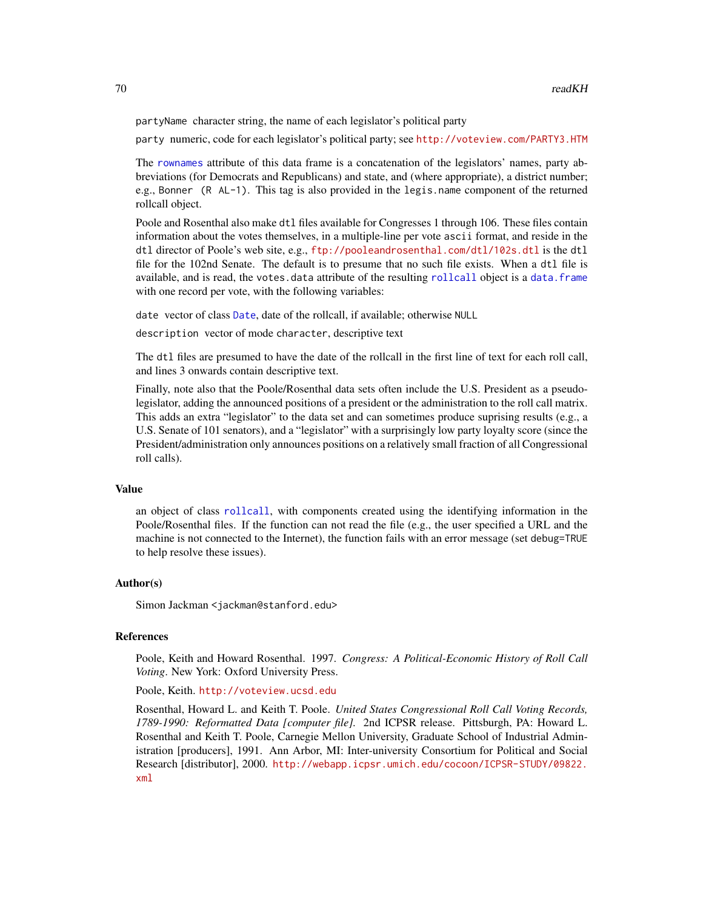`partyName` character string, the name of each legislator's political party

`party` numeric, code for each legislator's political party; see http://voteview.com/PARTY3.HTM

The `rownames` attribute of this data frame is a concatenation of the legislators' names, party abbreviations (for Democrats and Republicans) and state, and (where appropriate), a district number; e.g., `Bonner (R AL-1)`. This tag is also provided in the `legis.name` component of the returned rollcall object.

Poole and Rosenthal also make `dtl` files available for Congresses 1 through 106. These files contain information about the votes themselves, in a multiple-line per vote `ascii` format, and reside in the `dtl` director of Poole's web site, e.g., ftp://pooleandrosenthal.com/dtl/102s.dtl is the `dtl` file for the 102nd Senate. The default is to presume that no such file exists. When a `dtl` file is available, and is read, the `votes.data` attribute of the resulting `rollcall` object is a `data.frame` with one record per vote, with the following variables:

`date` vector of class `Date`, date of the rollcall, if available; otherwise `NULL`

`description` vector of mode `character`, descriptive text

The `dtl` files are presumed to have the date of the rollcall in the first line of text for each roll call, and lines 3 onwards contain descriptive text.

Finally, note also that the Poole/Rosenthal data sets often include the U.S. President as a pseudo-legislator, adding the announced positions of a president or the administration to the roll call matrix. This adds an extra "legislator" to the data set and can sometimes produce suprising results (e.g., a U.S. Senate of 101 senators), and a "legislator" with a surprisingly low party loyalty score (since the President/administration only announces positions on a relatively small fraction of all Congressional roll calls).

## Value

an object of class `rollcall`, with components created using the identifying information in the Poole/Rosenthal files. If the function can not read the file (e.g., the user specified a URL and the machine is not connected to the Internet), the function fails with an error message (set `debug=TRUE` to help resolve these issues).

## Author(s)

Simon Jackman <jackman@stanford.edu>

## References

Poole, Keith and Howard Rosenthal. 1997. *Congress: A Political-Economic History of Roll Call Voting*. New York: Oxford University Press.

Poole, Keith. http://voteview.ucsd.edu

Rosenthal, Howard L. and Keith T. Poole. *United States Congressional Roll Call Voting Records, 1789-1990: Reformatted Data [computer file].* 2nd ICPSR release. Pittsburgh, PA: Howard L. Rosenthal and Keith T. Poole, Carnegie Mellon University, Graduate School of Industrial Administration [producers], 1991. Ann Arbor, MI: Inter-university Consortium for Political and Social Research [distributor], 2000. http://webapp.icpsr.umich.edu/cocoon/ICPSR-STUDY/09822.xml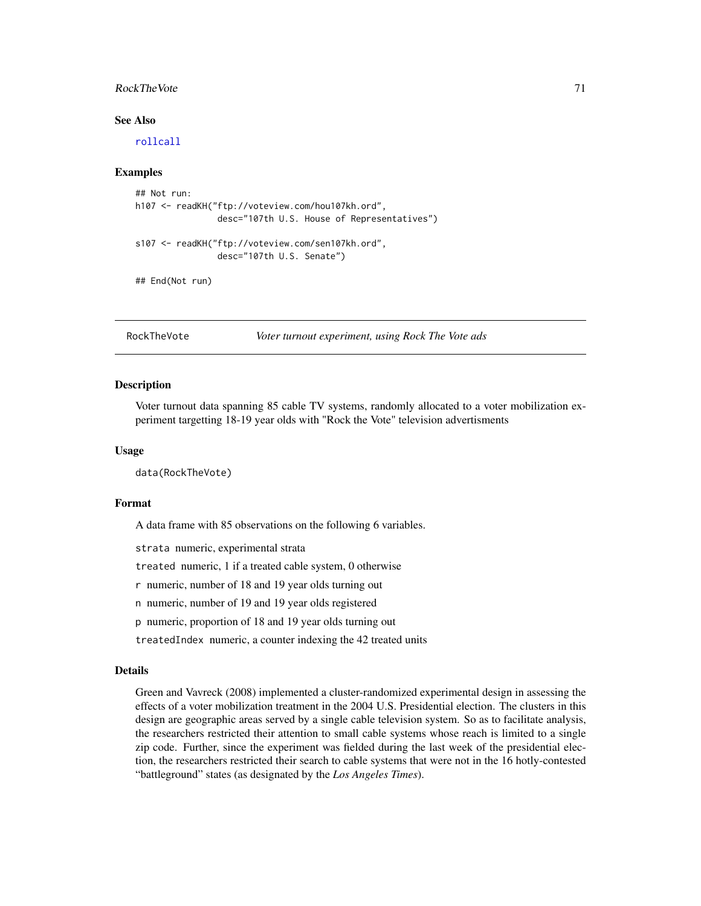### See Also

rollcall

### Examples

```
## Not run:
h107 <- readKH("ftp://voteview.com/hou107kh.ord",
               desc="107th U.S. House of Representatives")

s107 <- readKH("ftp://voteview.com/sen107kh.ord",
               desc="107th U.S. Senate")

## End(Not run)
```

---

## RockTheVote — *Voter turnout experiment, using Rock The Vote ads*

### Description

Voter turnout data spanning 85 cable TV systems, randomly allocated to a voter mobilization experiment targetting 18-19 year olds with "Rock the Vote" television advertisments

### Usage

```
data(RockTheVote)
```

### Format

A data frame with 85 observations on the following 6 variables.

`strata` numeric, experimental strata

`treated` numeric, 1 if a treated cable system, 0 otherwise

`r` numeric, number of 18 and 19 year olds turning out

`n` numeric, number of 19 and 19 year olds registered

`p` numeric, proportion of 18 and 19 year olds turning out

`treatedIndex` numeric, a counter indexing the 42 treated units

### Details

Green and Vavreck (2008) implemented a cluster-randomized experimental design in assessing the effects of a voter mobilization treatment in the 2004 U.S. Presidential election. The clusters in this design are geographic areas served by a single cable television system. So as to facilitate analysis, the researchers restricted their attention to small cable systems whose reach is limited to a single zip code. Further, since the experiment was fielded during the last week of the presidential election, the researchers restricted their search to cable systems that were not in the 16 hotly-contested "battleground" states (as designated by the *Los Angeles Times*).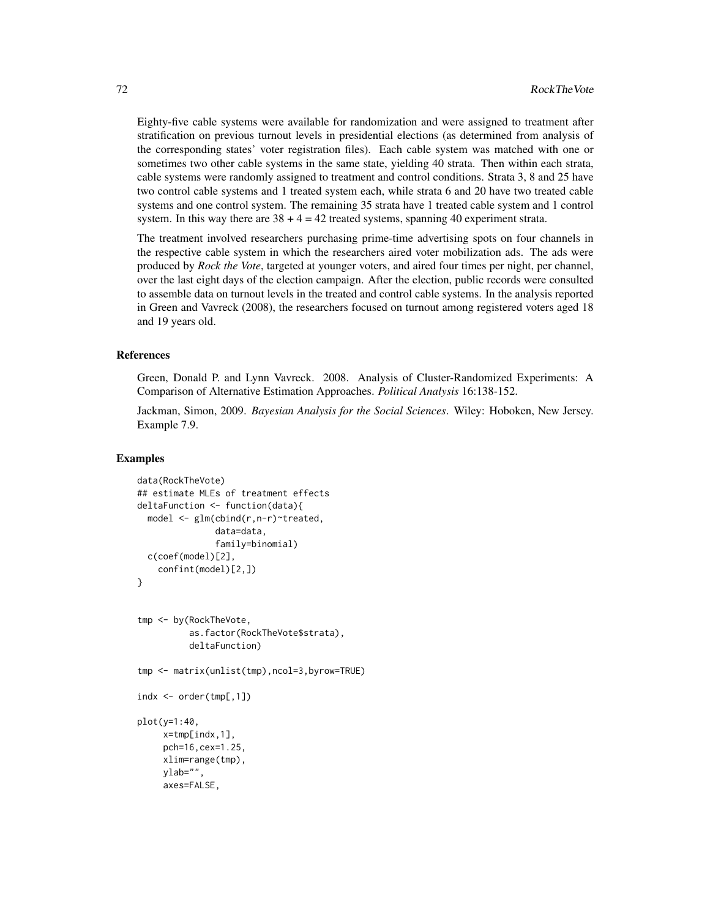Eighty-five cable systems were available for randomization and were assigned to treatment after stratification on previous turnout levels in presidential elections (as determined from analysis of the corresponding states' voter registration files). Each cable system was matched with one or sometimes two other cable systems in the same state, yielding 40 strata. Then within each strata, cable systems were randomly assigned to treatment and control conditions. Strata 3, 8 and 25 have two control cable systems and 1 treated system each, while strata 6 and 20 have two treated cable systems and one control system. The remaining 35 strata have 1 treated cable system and 1 control system. In this way there are 38 + 4 = 42 treated systems, spanning 40 experiment strata.

The treatment involved researchers purchasing prime-time advertising spots on four channels in the respective cable system in which the researchers aired voter mobilization ads. The ads were produced by *Rock the Vote*, targeted at younger voters, and aired four times per night, per channel, over the last eight days of the election campaign. After the election, public records were consulted to assemble data on turnout levels in the treated and control cable systems. In the analysis reported in Green and Vavreck (2008), the researchers focused on turnout among registered voters aged 18 and 19 years old.

### References

Green, Donald P. and Lynn Vavreck. 2008. Analysis of Cluster-Randomized Experiments: A Comparison of Alternative Estimation Approaches. *Political Analysis* 16:138-152.

Jackman, Simon, 2009. *Bayesian Analysis for the Social Sciences*. Wiley: Hoboken, New Jersey. Example 7.9.

### Examples

```
data(RockTheVote)
## estimate MLEs of treatment effects
deltaFunction <- function(data){
  model <- glm(cbind(r,n-r)~treated,
               data=data,
               family=binomial)
  c(coef(model)[2],
    confint(model)[2,])
}


tmp <- by(RockTheVote,
          as.factor(RockTheVote$strata),
          deltaFunction)

tmp <- matrix(unlist(tmp),ncol=3,byrow=TRUE)

indx <- order(tmp[,1])

plot(y=1:40,
     x=tmp[indx,1],
     pch=16,cex=1.25,
     xlim=range(tmp),
     ylab="",
     axes=FALSE,
```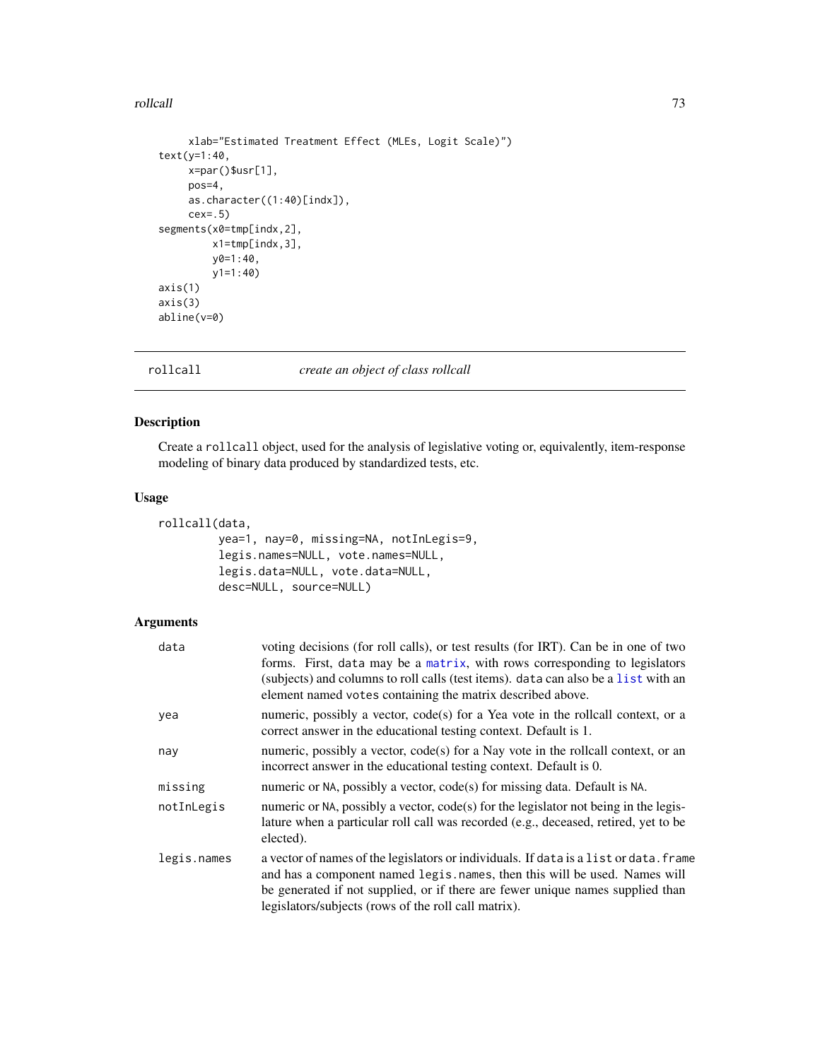```
     xlab="Estimated Treatment Effect (MLEs, Logit Scale)")
text(y=1:40,
     x=par()$usr[1],
     pos=4,
     as.character((1:40)[indx]),
     cex=.5)
segments(x0=tmp[indx,2],
         x1=tmp[indx,3],
         y0=1:40,
         y1=1:40)
axis(1)
axis(3)
abline(v=0)
```

---

`rollcall` *create an object of class rollcall*

---

### Description

Create a `rollcall` object, used for the analysis of legislative voting or, equivalently, item-response modeling of binary data produced by standardized tests, etc.

### Usage

```
rollcall(data,
         yea=1, nay=0, missing=NA, notInLegis=9,
         legis.names=NULL, vote.names=NULL,
         legis.data=NULL, vote.data=NULL,
         desc=NULL, source=NULL)
```

### Arguments

| | |
|---|---|
| `data` | voting decisions (for roll calls), or test results (for IRT). Can be in one of two forms. First, `data` may be a `matrix`, with rows corresponding to legislators (subjects) and columns to roll calls (test items). `data` can also be a `list` with an element named `votes` containing the matrix described above. |
| `yea` | numeric, possibly a vector, code(s) for a Yea vote in the rollcall context, or a correct answer in the educational testing context. Default is 1. |
| `nay` | numeric, possibly a vector, code(s) for a Nay vote in the rollcall context, or an incorrect answer in the educational testing context. Default is 0. |
| `missing` | numeric or `NA`, possibly a vector, code(s) for missing data. Default is `NA`. |
| `notInLegis` | numeric or `NA`, possibly a vector, code(s) for the legislator not being in the legislature when a particular roll call was recorded (e.g., deceased, retired, yet to be elected). |
| `legis.names` | a vector of names of the legislators or individuals. If `data` is a `list` or `data.frame` and has a component named `legis.names`, then this will be used. Names will be generated if not supplied, or if there are fewer unique names supplied than legislators/subjects (rows of the roll call matrix). |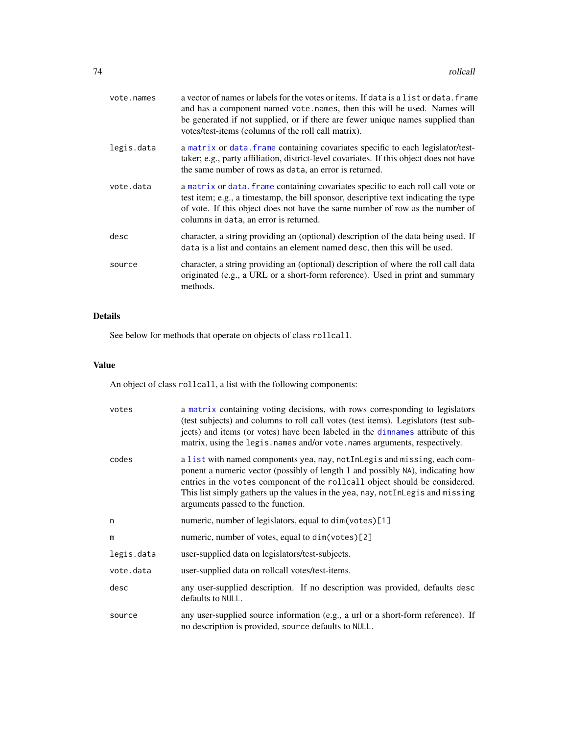`vote.names` — a vector of names or labels for the votes or items. If `data` is a `list` or `data.frame` and has a component named `vote.names`, then this will be used. Names will be generated if not supplied, or if there are fewer unique names supplied than votes/test-items (columns of the roll call matrix).

`legis.data` — a `matrix` or `data.frame` containing covariates specific to each legislator/test-taker; e.g., party affiliation, district-level covariates. If this object does not have the same number of rows as `data`, an error is returned.

`vote.data` — a `matrix` or `data.frame` containing covariates specific to each roll call vote or test item; e.g., a timestamp, the bill sponsor, descriptive text indicating the type of vote. If this object does not have the same number of row as the number of columns in `data`, an error is returned.

`desc` — character, a string providing an (optional) description of the data being used. If `data` is a list and contains an element named `desc`, then this will be used.

`source` — character, a string providing an (optional) description of where the roll call data originated (e.g., a URL or a short-form reference). Used in print and summary methods.

## Details

See below for methods that operate on objects of class `rollcall`.

## Value

An object of class `rollcall`, a list with the following components:

`votes` — a `matrix` containing voting decisions, with rows corresponding to legislators (test subjects) and columns to roll call votes (test items). Legislators (test subjects) and items (or votes) have been labeled in the `dimnames` attribute of this matrix, using the `legis.names` and/or `vote.names` arguments, respectively.

`codes` — a `list` with named components `yea`, `nay`, `notInLegis` and `missing`, each component a numeric vector (possibly of length 1 and possibly `NA`), indicating how entries in the `votes` component of the `rollcall` object should be considered. This list simply gathers up the values in the `yea`, `nay`, `notInLegis` and `missing` arguments passed to the function.

`n` — numeric, number of legislators, equal to `dim(votes)[1]`

`m` — numeric, number of votes, equal to `dim(votes)[2]`

`legis.data` — user-supplied data on legislators/test-subjects.

`vote.data` — user-supplied data on rollcall votes/test-items.

`desc` — any user-supplied description. If no description was provided, defaults `desc` defaults to `NULL`.

`source` — any user-supplied source information (e.g., a url or a short-form reference). If no description is provided, `source` defaults to `NULL`.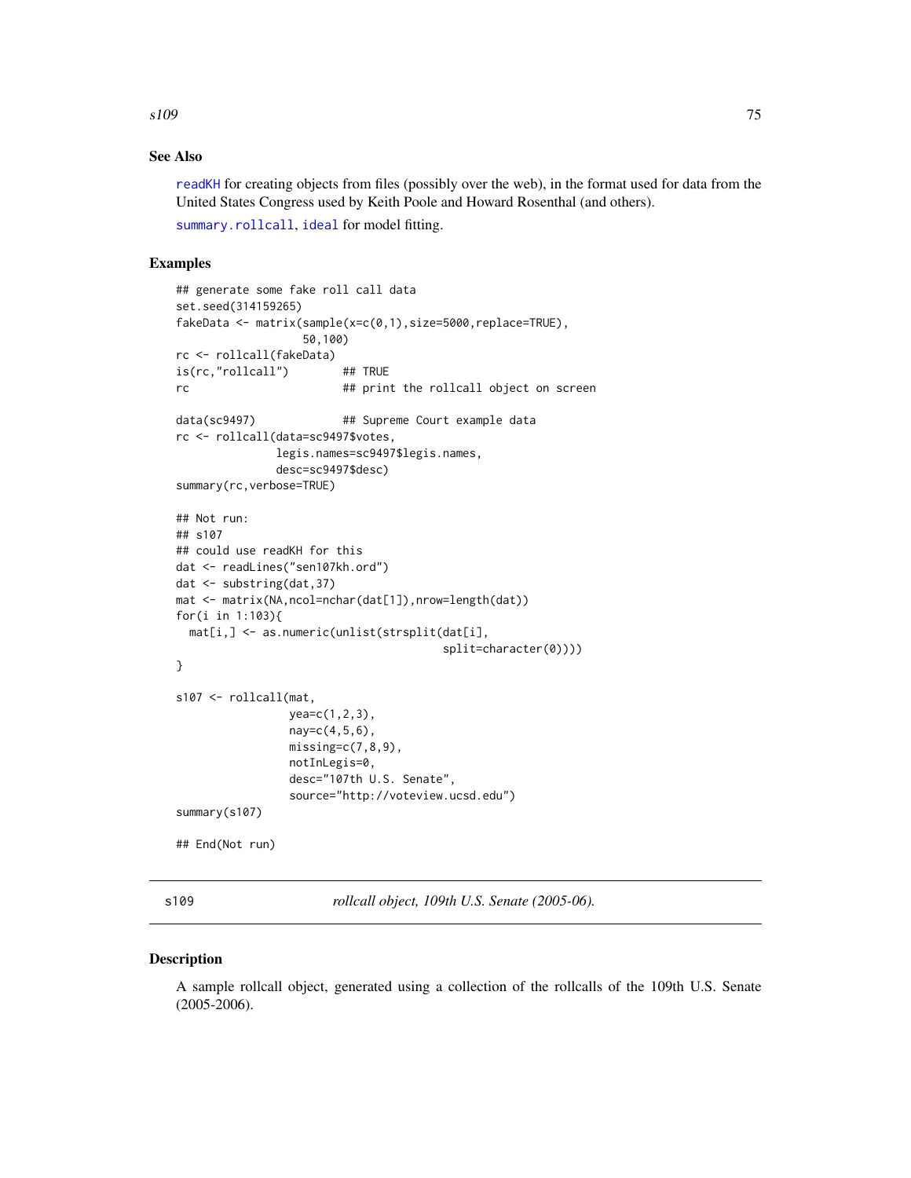## See Also

readKH for creating objects from files (possibly over the web), in the format used for data from the United States Congress used by Keith Poole and Howard Rosenthal (and others).

summary.rollcall, ideal for model fitting.

## Examples

```
## generate some fake roll call data
set.seed(314159265)
fakeData <- matrix(sample(x=c(0,1),size=5000,replace=TRUE),
                   50,100)
rc <- rollcall(fakeData)
is(rc,"rollcall")        ## TRUE
rc                       ## print the rollcall object on screen

data(sc9497)             ## Supreme Court example data
rc <- rollcall(data=sc9497$votes,
               legis.names=sc9497$legis.names,
               desc=sc9497$desc)
summary(rc,verbose=TRUE)

## Not run:
## s107
## could use readKH for this
dat <- readLines("sen107kh.ord")
dat <- substring(dat,37)
mat <- matrix(NA,ncol=nchar(dat[1]),nrow=length(dat))
for(i in 1:103){
  mat[i,] <- as.numeric(unlist(strsplit(dat[i],
                                         split=character(0))))
}

s107 <- rollcall(mat,
                 yea=c(1,2,3),
                 nay=c(4,5,6),
                 missing=c(7,8,9),
                 notInLegis=0,
                 desc="107th U.S. Senate",
                 source="http://voteview.ucsd.edu")
summary(s107)

## End(Not run)
```

---

s109 — *rollcall object, 109th U.S. Senate (2005-06).*

## Description

A sample rollcall object, generated using a collection of the rollcalls of the 109th U.S. Senate (2005-2006).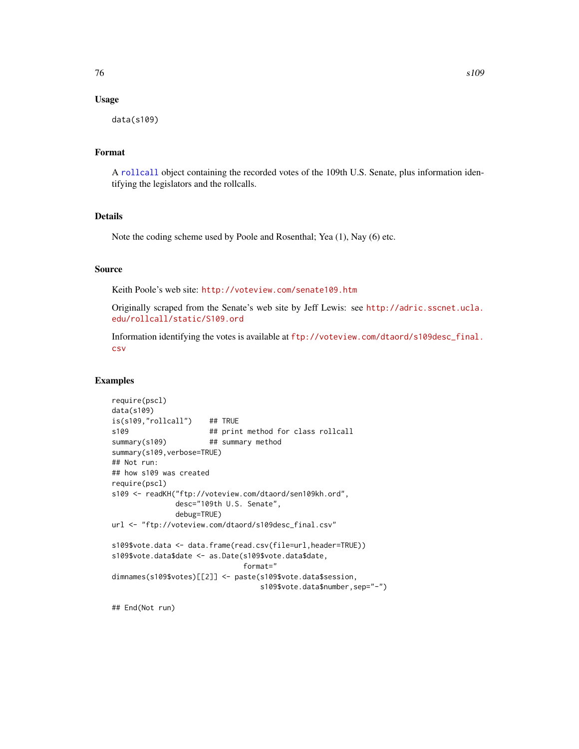## Usage

```
data(s109)
```

## Format

A rollcall object containing the recorded votes of the 109th U.S. Senate, plus information identifying the legislators and the rollcalls.

## Details

Note the coding scheme used by Poole and Rosenthal; Yea (1), Nay (6) etc.

## Source

Keith Poole's web site: http://voteview.com/senate109.htm

Originally scraped from the Senate's web site by Jeff Lewis: see http://adric.sscnet.ucla.edu/rollcall/static/S109.ord

Information identifying the votes is available at ftp://voteview.com/dtaord/s109desc_final.csv

## Examples

```
require(pscl)
data(s109)
is(s109,"rollcall")    ## TRUE
s109                   ## print method for class rollcall
summary(s109)          ## summary method
summary(s109,verbose=TRUE)
## Not run:
## how s109 was created
require(pscl)
s109 <- readKH("ftp://voteview.com/dtaord/sen109kh.ord",
               desc="109th U.S. Senate",
               debug=TRUE)
url <- "ftp://voteview.com/dtaord/s109desc_final.csv"

s109$vote.data <- data.frame(read.csv(file=url,header=TRUE))
s109$vote.data$date <- as.Date(s109$vote.data$date,
                                format="
dimnames(s109$votes)[[2]] <- paste(s109$vote.data$session,
                                    s109$vote.data$number,sep="-")

## End(Not run)
```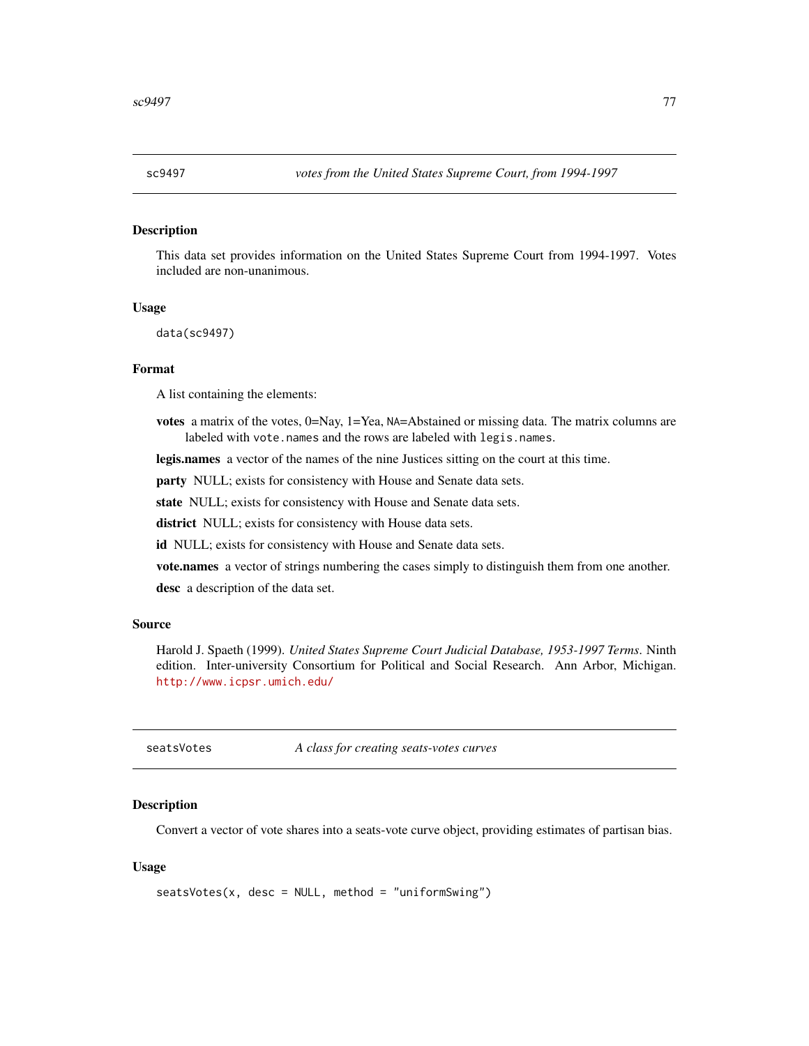## sc9497 — *votes from the United States Supreme Court, from 1994-1997*

### Description

This data set provides information on the United States Supreme Court from 1994-1997. Votes included are non-unanimous.

### Usage

```
data(sc9497)
```

### Format

A list containing the elements:

**votes** a matrix of the votes, 0=Nay, 1=Yea, NA=Abstained or missing data. The matrix columns are labeled with `vote.names` and the rows are labeled with `legis.names`.

**legis.names** a vector of the names of the nine Justices sitting on the court at this time.

**party** NULL; exists for consistency with House and Senate data sets.

**state** NULL; exists for consistency with House and Senate data sets.

**district** NULL; exists for consistency with House data sets.

**id** NULL; exists for consistency with House and Senate data sets.

**vote.names** a vector of strings numbering the cases simply to distinguish them from one another.

**desc** a description of the data set.

### Source

Harold J. Spaeth (1999). *United States Supreme Court Judicial Database, 1953-1997 Terms*. Ninth edition. Inter-university Consortium for Political and Social Research. Ann Arbor, Michigan. http://www.icpsr.umich.edu/

## seatsVotes — *A class for creating seats-votes curves*

### Description

Convert a vector of vote shares into a seats-vote curve object, providing estimates of partisan bias.

### Usage

```
seatsVotes(x, desc = NULL, method = "uniformSwing")
```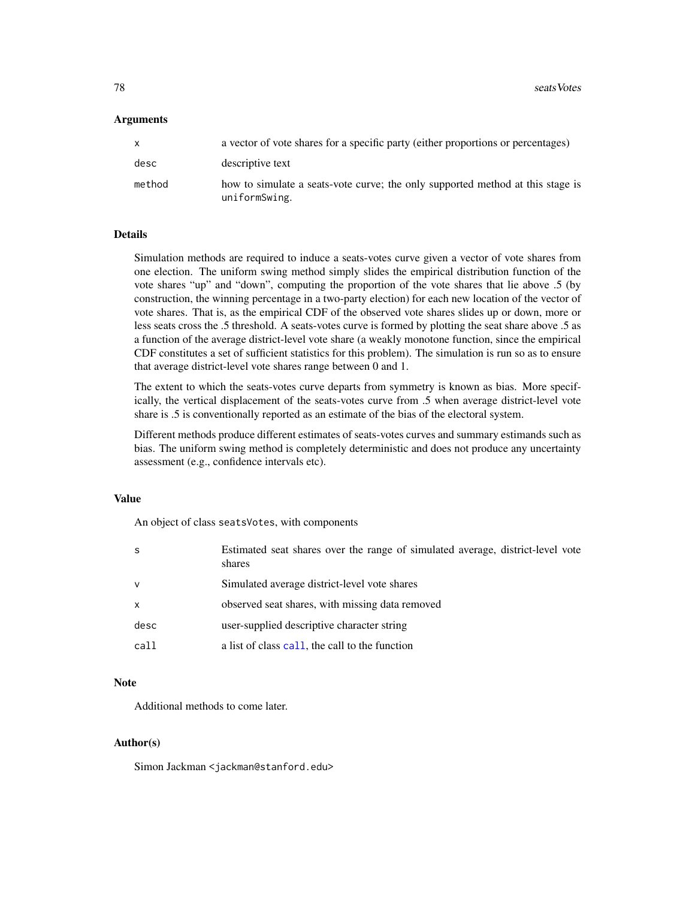### Arguments

| | |
|---|---|
| `x` | a vector of vote shares for a specific party (either proportions or percentages) |
| `desc` | descriptive text |
| `method` | how to simulate a seats-vote curve; the only supported method at this stage is `uniformSwing`. |

### Details

Simulation methods are required to induce a seats-votes curve given a vector of vote shares from one election. The uniform swing method simply slides the empirical distribution function of the vote shares "up" and "down", computing the proportion of the vote shares that lie above .5 (by construction, the winning percentage in a two-party election) for each new location of the vector of vote shares. That is, as the empirical CDF of the observed vote shares slides up or down, more or less seats cross the .5 threshold. A seats-votes curve is formed by plotting the seat share above .5 as a function of the average district-level vote share (a weakly monotone function, since the empirical CDF constitutes a set of sufficient statistics for this problem). The simulation is run so as to ensure that average district-level vote shares range between 0 and 1.

The extent to which the seats-votes curve departs from symmetry is known as bias. More specifically, the vertical displacement of the seats-votes curve from .5 when average district-level vote share is .5 is conventionally reported as an estimate of the bias of the electoral system.

Different methods produce different estimates of seats-votes curves and summary estimands such as bias. The uniform swing method is completely deterministic and does not produce any uncertainty assessment (e.g., confidence intervals etc).

### Value

An object of class `seatsVotes`, with components

| | |
|---|---|
| `s` | Estimated seat shares over the range of simulated average, district-level vote shares |
| `v` | Simulated average district-level vote shares |
| `x` | observed seat shares, with missing data removed |
| `desc` | user-supplied descriptive character string |
| `call` | a list of class `call`, the call to the function |

### Note

Additional methods to come later.

### Author(s)

Simon Jackman <jackman@stanford.edu>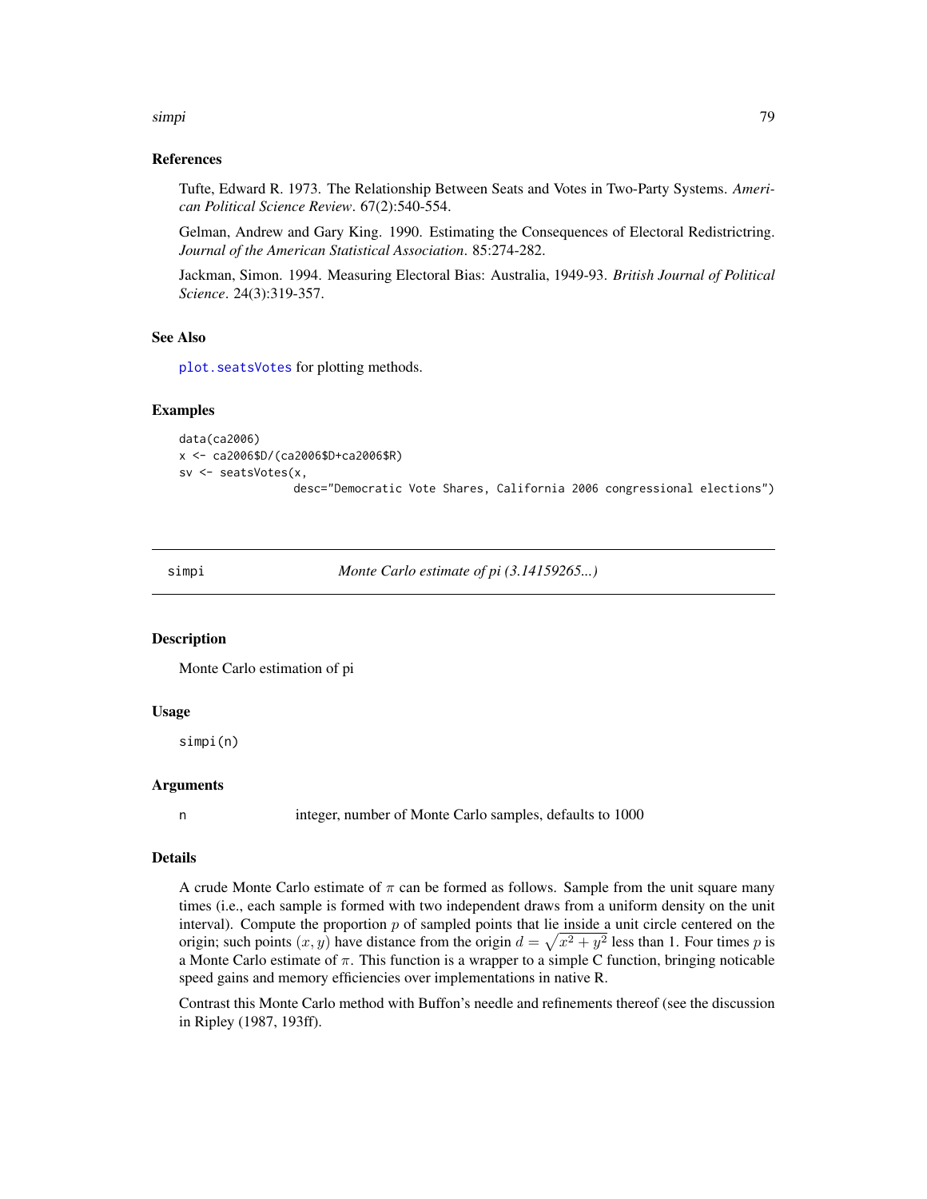### References

Tufte, Edward R. 1973. The Relationship Between Seats and Votes in Two-Party Systems. *American Political Science Review*. 67(2):540-554.

Gelman, Andrew and Gary King. 1990. Estimating the Consequences of Electoral Redistrictring. *Journal of the American Statistical Association*. 85:274-282.

Jackman, Simon. 1994. Measuring Electoral Bias: Australia, 1949-93. *British Journal of Political Science*. 24(3):319-357.

### See Also

`plot.seatsVotes` for plotting methods.

### Examples

```
data(ca2006)
x <- ca2006$D/(ca2006$D+ca2006$R)
sv <- seatsVotes(x,
                 desc="Democratic Vote Shares, California 2006 congressional elections")
```

---

## simpi *Monte Carlo estimate of pi (3.14159265...)*

---

### Description

Monte Carlo estimation of pi

### Usage

```
simpi(n)
```

### Arguments

| | |
|---|---|
| n | integer, number of Monte Carlo samples, defaults to 1000 |

### Details

A crude Monte Carlo estimate of $\pi$ can be formed as follows. Sample from the unit square many times (i.e., each sample is formed with two independent draws from a uniform density on the unit interval). Compute the proportion $p$ of sampled points that lie inside a unit circle centered on the origin; such points $(x, y)$ have distance from the origin $d = \sqrt{x^2 + y^2}$ less than 1. Four times $p$ is a Monte Carlo estimate of $\pi$. This function is a wrapper to a simple C function, bringing noticable speed gains and memory efficiencies over implementations in native R.

Contrast this Monte Carlo method with Buffon's needle and refinements thereof (see the discussion in Ripley (1987, 193ff).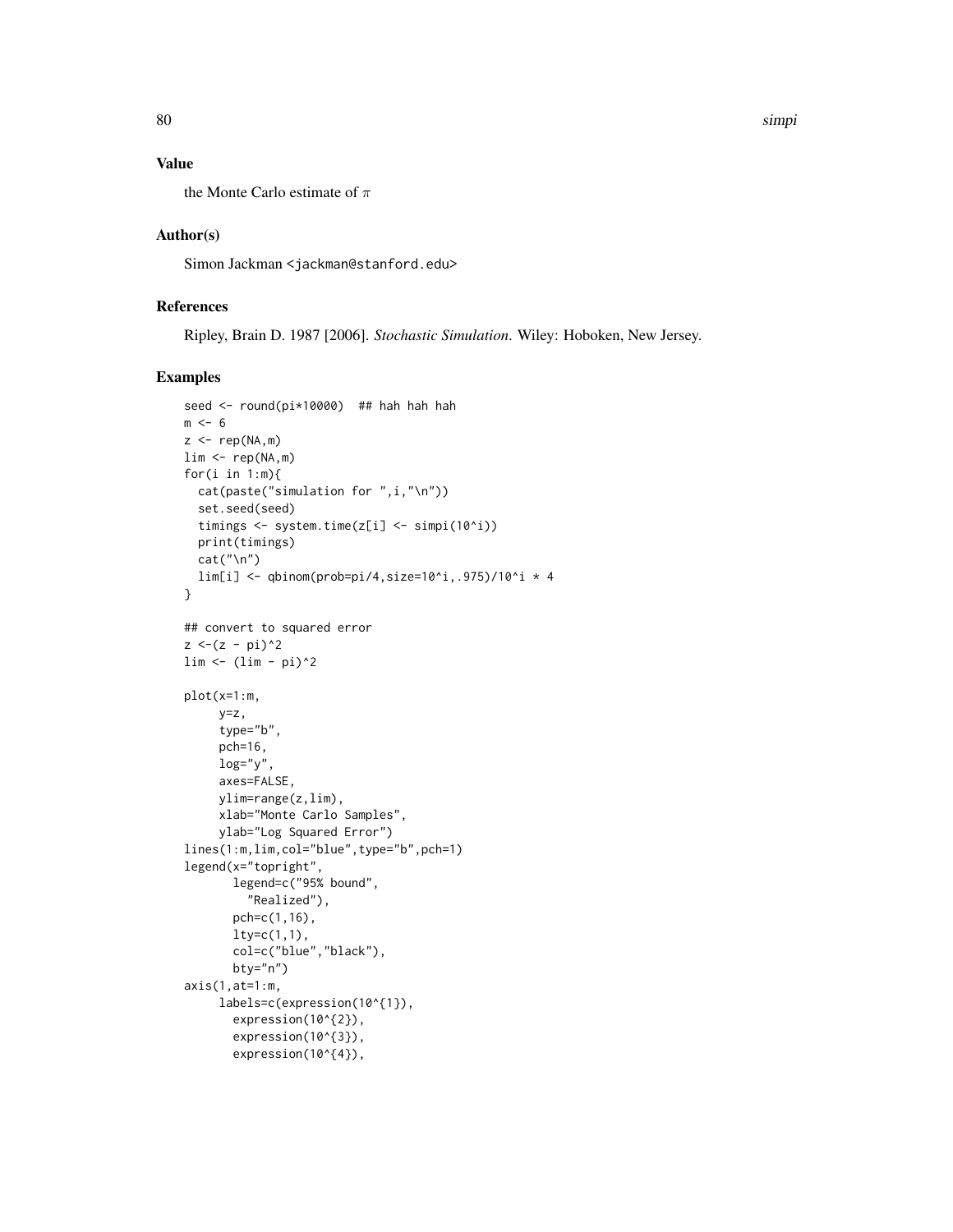## Value

the Monte Carlo estimate of $\pi$

## Author(s)

Simon Jackman <jackman@stanford.edu>

## References

Ripley, Brain D. 1987 [2006]. *Stochastic Simulation*. Wiley: Hoboken, New Jersey.

## Examples

```
seed <- round(pi*10000)  ## hah hah hah
m <- 6
z <- rep(NA,m)
lim <- rep(NA,m)
for(i in 1:m){
  cat(paste("simulation for ",i,"\n"))
  set.seed(seed)
  timings <- system.time(z[i] <- simpi(10^i))
  print(timings)
  cat("\n")
  lim[i] <- qbinom(prob=pi/4,size=10^i,.975)/10^i * 4
}

## convert to squared error
z <-(z - pi)^2
lim <- (lim - pi)^2

plot(x=1:m,
     y=z,
     type="b",
     pch=16,
     log="y",
     axes=FALSE,
     ylim=range(z,lim),
     xlab="Monte Carlo Samples",
     ylab="Log Squared Error")
lines(1:m,lim,col="blue",type="b",pch=1)
legend(x="topright",
       legend=c("95% bound",
         "Realized"),
       pch=c(1,16),
       lty=c(1,1),
       col=c("blue","black"),
       bty="n")
axis(1,at=1:m,
     labels=c(expression(10^{1}),
       expression(10^{2}),
       expression(10^{3}),
       expression(10^{4}),
```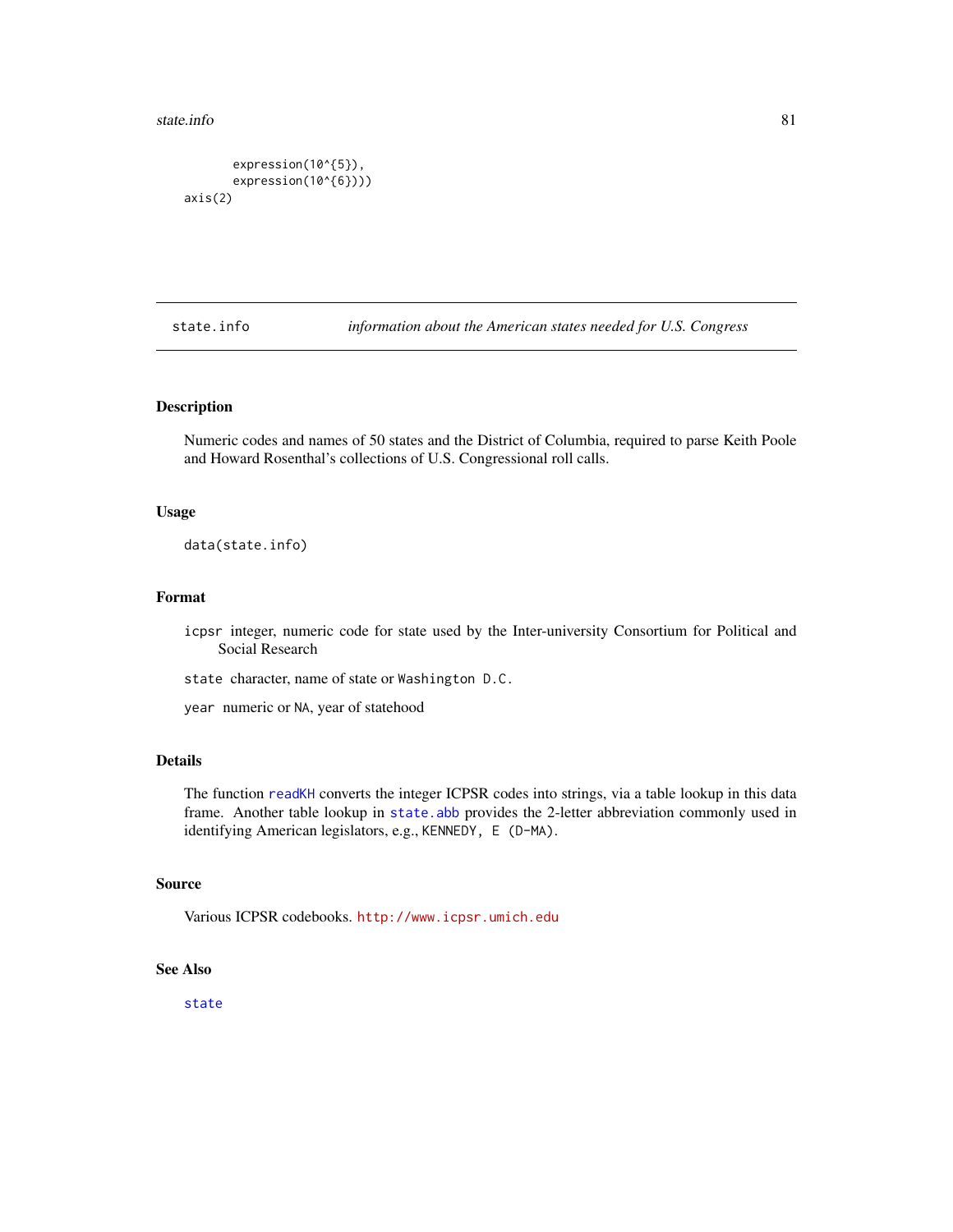```
        expression(10^{5}),
        expression(10^{6})))
axis(2)
```

## state.info *information about the American states needed for U.S. Congress*

### Description

Numeric codes and names of 50 states and the District of Columbia, required to parse Keith Poole and Howard Rosenthal's collections of U.S. Congressional roll calls.

### Usage

```
data(state.info)
```

### Format

- `icpsr` integer, numeric code for state used by the Inter-university Consortium for Political and Social Research
- `state` character, name of state or `Washington D.C.`
- `year` numeric or `NA`, year of statehood

### Details

The function `readKH` converts the integer ICPSR codes into strings, via a table lookup in this data frame. Another table lookup in `state.abb` provides the 2-letter abbreviation commonly used in identifying American legislators, e.g., `KENNEDY, E (D-MA)`.

### Source

Various ICPSR codebooks. `http://www.icpsr.umich.edu`

### See Also

`state`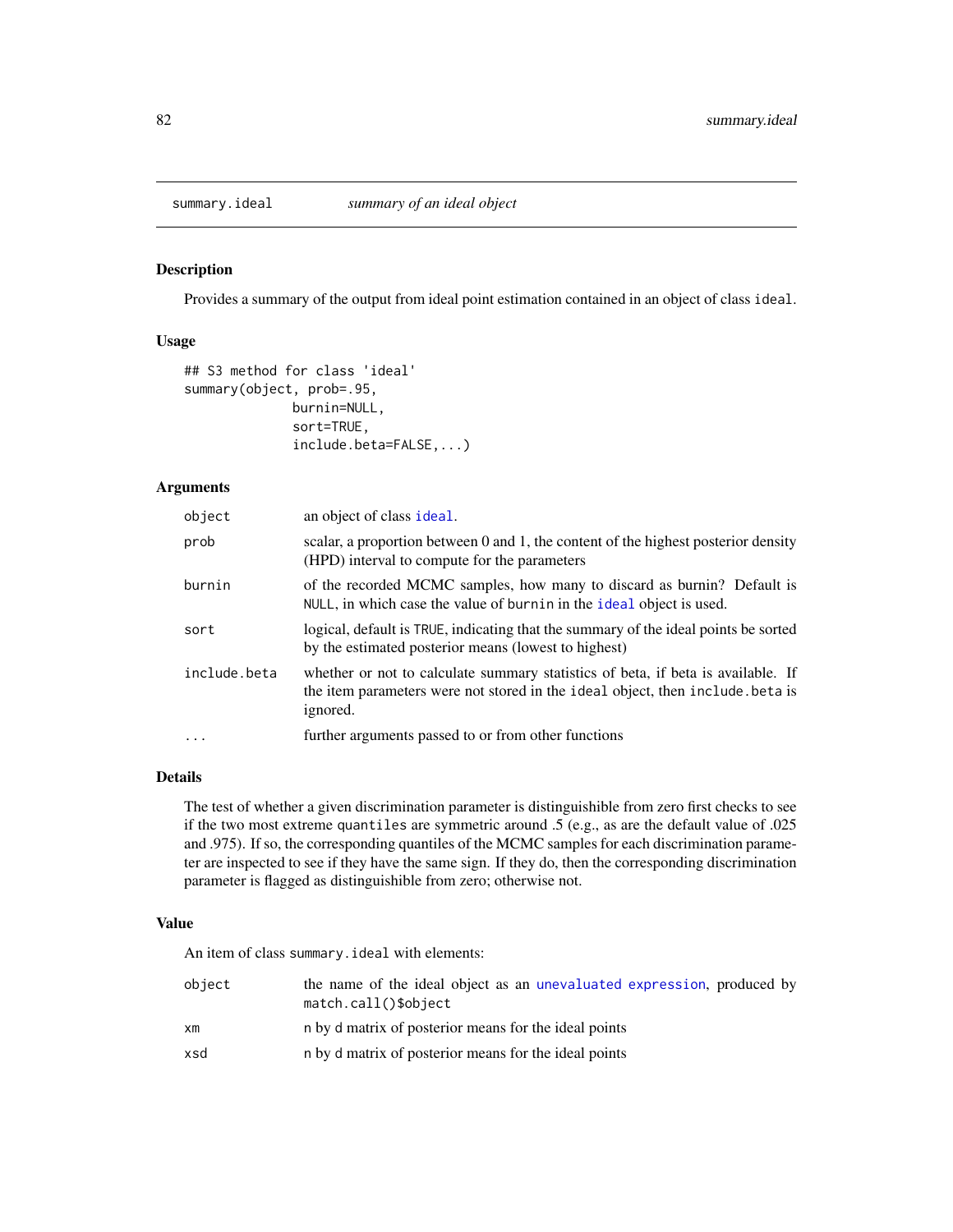# summary.ideal *summary of an ideal object*

## Description

Provides a summary of the output from ideal point estimation contained in an object of class `ideal`.

## Usage

```
## S3 method for class 'ideal'
summary(object, prob=.95,
             burnin=NULL,
             sort=TRUE,
             include.beta=FALSE,...)
```

## Arguments

| | |
|---|---|
| `object` | an object of class `ideal`. |
| `prob` | scalar, a proportion between 0 and 1, the content of the highest posterior density (HPD) interval to compute for the parameters |
| `burnin` | of the recorded MCMC samples, how many to discard as burnin? Default is `NULL`, in which case the value of `burnin` in the `ideal` object is used. |
| `sort` | logical, default is `TRUE`, indicating that the summary of the ideal points be sorted by the estimated posterior means (lowest to highest) |
| `include.beta` | whether or not to calculate summary statistics of beta, if beta is available. If the item parameters were not stored in the `ideal` object, then `include.beta` is ignored. |
| `...` | further arguments passed to or from other functions |

## Details

The test of whether a given discrimination parameter is distinguishible from zero first checks to see if the two most extreme `quantiles` are symmetric around .5 (e.g., as are the default value of .025 and .975). If so, the corresponding quantiles of the MCMC samples for each discrimination parameter are inspected to see if they have the same sign. If they do, then the corresponding discrimination parameter is flagged as distinguishible from zero; otherwise not.

## Value

An item of class `summary.ideal` with elements:

| | |
|---|---|
| `object` | the name of the ideal object as an `unevaluated expression`, produced by `match.call()$object` |
| `xm` | `n` by `d` matrix of posterior means for the ideal points |
| `xsd` | `n` by `d` matrix of posterior means for the ideal points |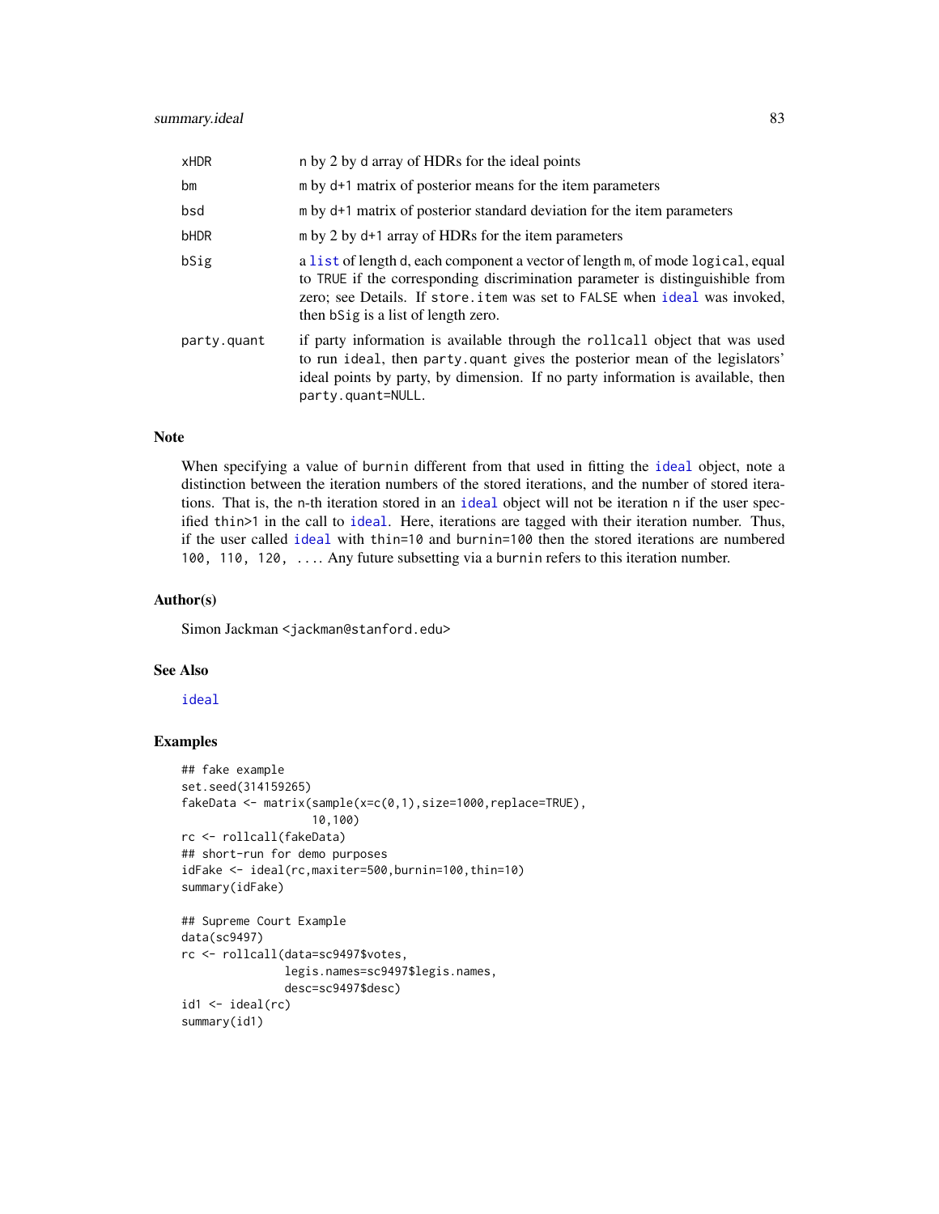| | |
|---|---|
| xHDR | n by 2 by d array of HDRs for the ideal points |
| bm | m by d+1 matrix of posterior means for the item parameters |
| bsd | m by d+1 matrix of posterior standard deviation for the item parameters |
| bHDR | m by 2 by d+1 array of HDRs for the item parameters |
| bSig | a list of length d, each component a vector of length m, of mode logical, equal to TRUE if the corresponding discrimination parameter is distinguishible from zero; see Details. If store.item was set to FALSE when ideal was invoked, then bSig is a list of length zero. |
| party.quant | if party information is available through the rollcall object that was used to run ideal, then party.quant gives the posterior mean of the legislators' ideal points by party, by dimension. If no party information is available, then party.quant=NULL. |

## Note

When specifying a value of burnin different from that used in fitting the ideal object, note a distinction between the iteration numbers of the stored iterations, and the number of stored iterations. That is, the n-th iteration stored in an ideal object will not be iteration n if the user specified thin>1 in the call to ideal. Here, iterations are tagged with their iteration number. Thus, if the user called ideal with thin=10 and burnin=100 then the stored iterations are numbered 100, 110, 120, .... Any future subsetting via a burnin refers to this iteration number.

## Author(s)

Simon Jackman <jackman@stanford.edu>

## See Also

ideal

## Examples

```
## fake example
set.seed(314159265)
fakeData <- matrix(sample(x=c(0,1),size=1000,replace=TRUE),
                   10,100)
rc <- rollcall(fakeData)
## short-run for demo purposes
idFake <- ideal(rc,maxiter=500,burnin=100,thin=10)
summary(idFake)

## Supreme Court Example
data(sc9497)
rc <- rollcall(data=sc9497$votes,
               legis.names=sc9497$legis.names,
               desc=sc9497$desc)
id1 <- ideal(rc)
summary(id1)
```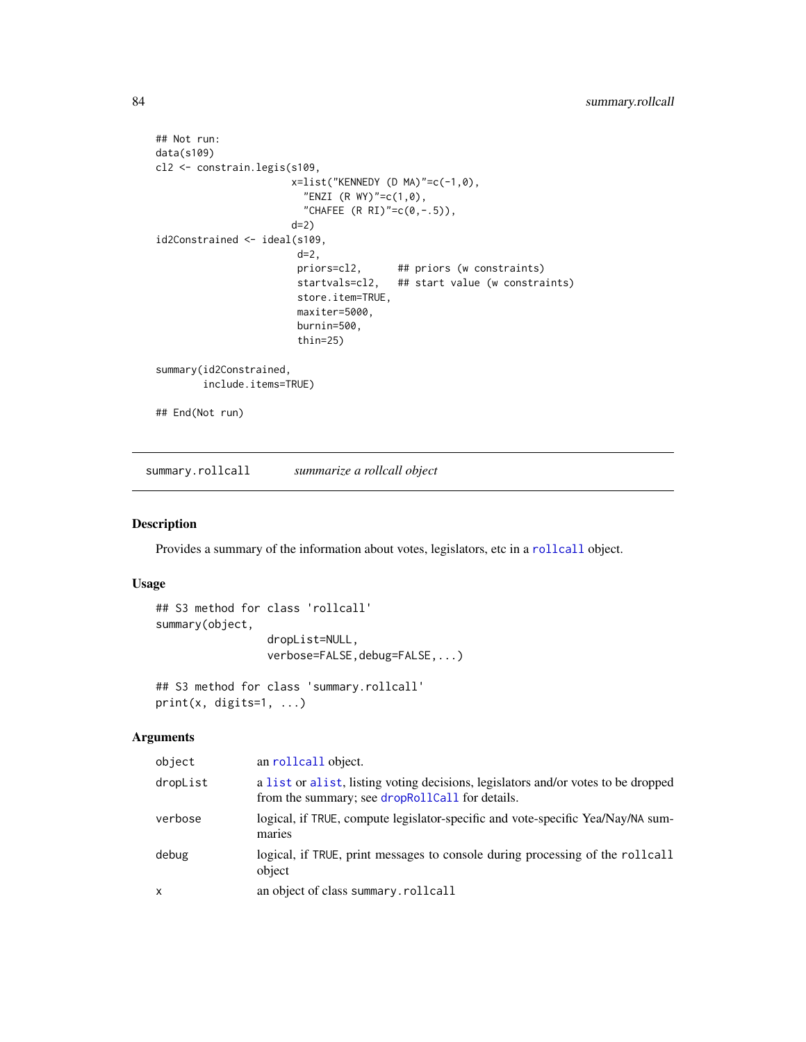```
## Not run:
data(s109)
cl2 <- constrain.legis(s109,
                       x=list("KENNEDY (D MA)"=c(-1,0),
                         "ENZI (R WY)"=c(1,0),
                         "CHAFEE (R RI)"=c(0,-.5)),
                       d=2)
id2Constrained <- ideal(s109,
                        d=2,
                        priors=cl2,      ## priors (w constraints)
                        startvals=cl2,   ## start value (w constraints)
                        store.item=TRUE,
                        maxiter=5000,
                        burnin=500,
                        thin=25)

summary(id2Constrained,
        include.items=TRUE)

## End(Not run)
```

---

## summary.rollcall *summarize a rollcall object*

### Description

Provides a summary of the information about votes, legislators, etc in a `rollcall` object.

### Usage

```
## S3 method for class 'rollcall'
summary(object,
                   dropList=NULL,
                   verbose=FALSE,debug=FALSE,...)

## S3 method for class 'summary.rollcall'
print(x, digits=1, ...)
```

### Arguments

| | |
|---|---|
| `object` | an `rollcall` object. |
| `dropList` | a `list` or `alist`, listing voting decisions, legislators and/or votes to be dropped from the summary; see `dropRollCall` for details. |
| `verbose` | logical, if TRUE, compute legislator-specific and vote-specific Yea/Nay/NA summaries |
| `debug` | logical, if TRUE, print messages to console during processing of the `rollcall` object |
| `x` | an object of class `summary.rollcall` |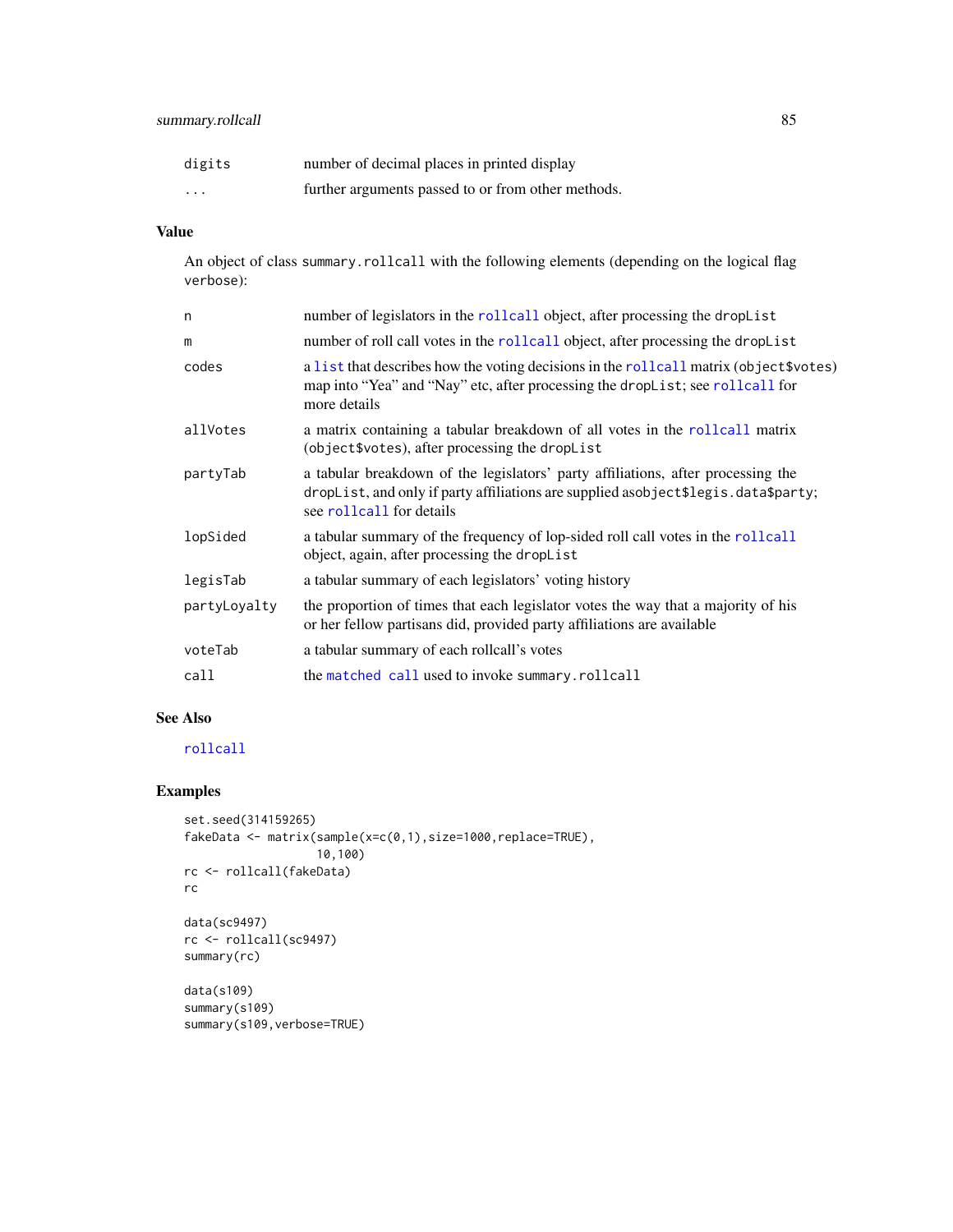| | |
|---|---|
| `digits` | number of decimal places in printed display |
| `...` | further arguments passed to or from other methods. |

## Value

An object of class `summary.rollcall` with the following elements (depending on the logical flag `verbose`):

| | |
|---|---|
| `n` | number of legislators in the `rollcall` object, after processing the `dropList` |
| `m` | number of roll call votes in the `rollcall` object, after processing the `dropList` |
| `codes` | a `list` that describes how the voting decisions in the `rollcall` matrix (`object$votes`) map into "Yea" and "Nay" etc, after processing the `dropList`; see `rollcall` for more details |
| `allVotes` | a matrix containing a tabular breakdown of all votes in the `rollcall` matrix (`object$votes`), after processing the `dropList` |
| `partyTab` | a tabular breakdown of the legislators' party affiliations, after processing the `dropList`, and only if party affiliations are supplied as`object$legis.data$party`; see `rollcall` for details |
| `lopSided` | a tabular summary of the frequency of lop-sided roll call votes in the `rollcall` object, again, after processing the `dropList` |
| `legisTab` | a tabular summary of each legislators' voting history |
| `partyLoyalty` | the proportion of times that each legislator votes the way that a majority of his or her fellow partisans did, provided party affiliations are available |
| `voteTab` | a tabular summary of each rollcall's votes |
| `call` | the `matched call` used to invoke `summary.rollcall` |

## See Also

`rollcall`

## Examples

```
set.seed(314159265)
fakeData <- matrix(sample(x=c(0,1),size=1000,replace=TRUE),
                   10,100)
rc <- rollcall(fakeData)
rc

data(sc9497)
rc <- rollcall(sc9497)
summary(rc)

data(s109)
summary(s109)
summary(s109,verbose=TRUE)
```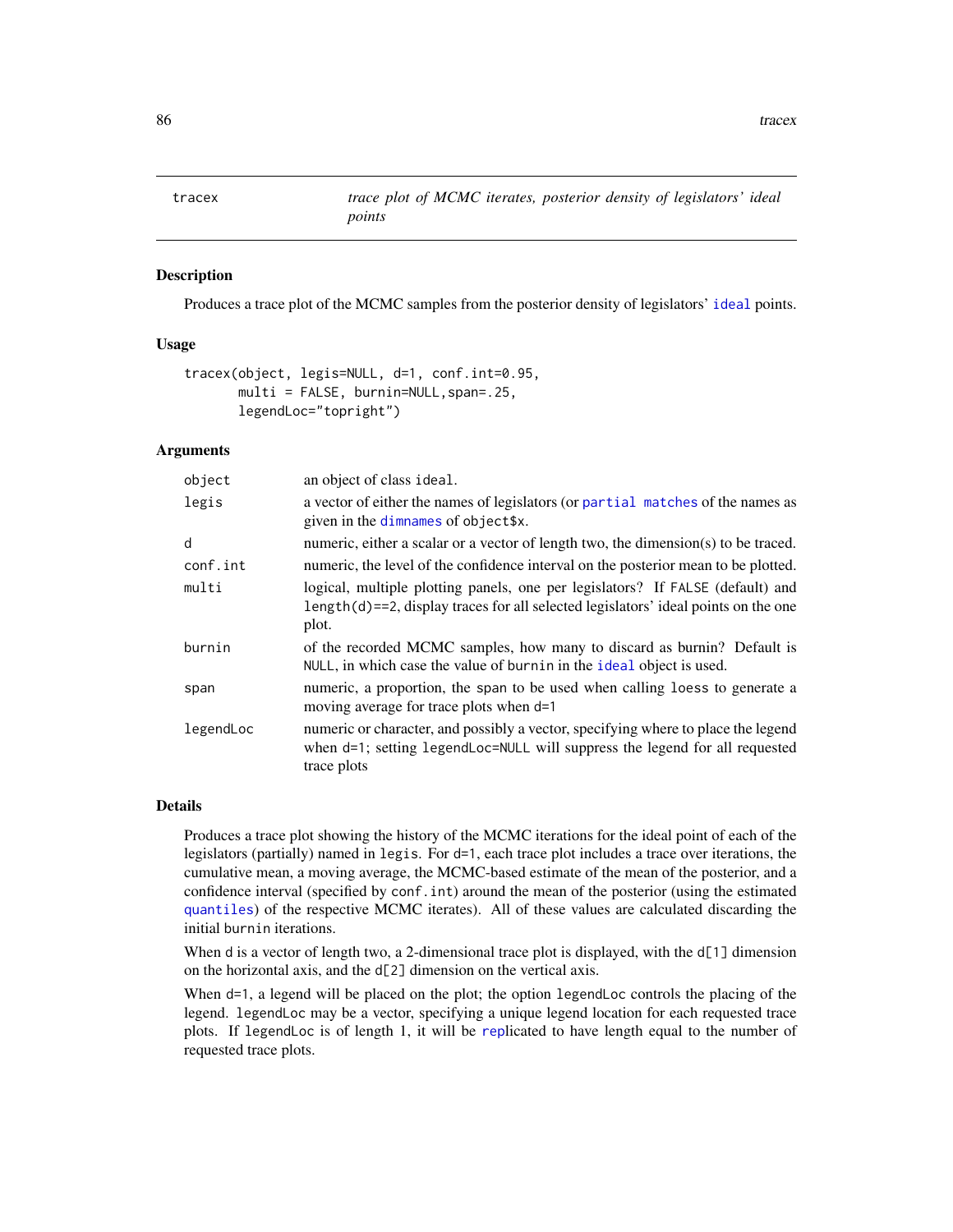# tracex — *trace plot of MCMC iterates, posterior density of legislators' ideal points*

## Description

Produces a trace plot of the MCMC samples from the posterior density of legislators' ideal points.

## Usage

```
tracex(object, legis=NULL, d=1, conf.int=0.95,
       multi = FALSE, burnin=NULL,span=.25,
       legendLoc="topright")
```

## Arguments

| | |
|---|---|
| `object` | an object of class `ideal`. |
| `legis` | a vector of either the names of legislators (or partial matches of the names as given in the dimnames of `object$x`. |
| `d` | numeric, either a scalar or a vector of length two, the dimension(s) to be traced. |
| `conf.int` | numeric, the level of the confidence interval on the posterior mean to be plotted. |
| `multi` | logical, multiple plotting panels, one per legislators? If `FALSE` (default) and `length(d)==2`, display traces for all selected legislators' ideal points on the one plot. |
| `burnin` | of the recorded MCMC samples, how many to discard as burnin? Default is `NULL`, in which case the value of `burnin` in the `ideal` object is used. |
| `span` | numeric, a proportion, the span to be used when calling `loess` to generate a moving average for trace plots when `d=1` |
| `legendLoc` | numeric or character, and possibly a vector, specifying where to place the legend when `d=1`; setting `legendLoc=NULL` will suppress the legend for all requested trace plots |

## Details

Produces a trace plot showing the history of the MCMC iterations for the ideal point of each of the legislators (partially) named in `legis`. For `d=1`, each trace plot includes a trace over iterations, the cumulative mean, a moving average, the MCMC-based estimate of the mean of the posterior, and a confidence interval (specified by `conf.int`) around the mean of the posterior (using the estimated quantiles) of the respective MCMC iterates). All of these values are calculated discarding the initial `burnin` iterations.

When `d` is a vector of length two, a 2-dimensional trace plot is displayed, with the `d[1]` dimension on the horizontal axis, and the `d[2]` dimension on the vertical axis.

When `d=1`, a legend will be placed on the plot; the option `legendLoc` controls the placing of the legend. `legendLoc` may be a vector, specifying a unique legend location for each requested trace plots. If `legendLoc` is of length 1, it will be replicated to have length equal to the number of requested trace plots.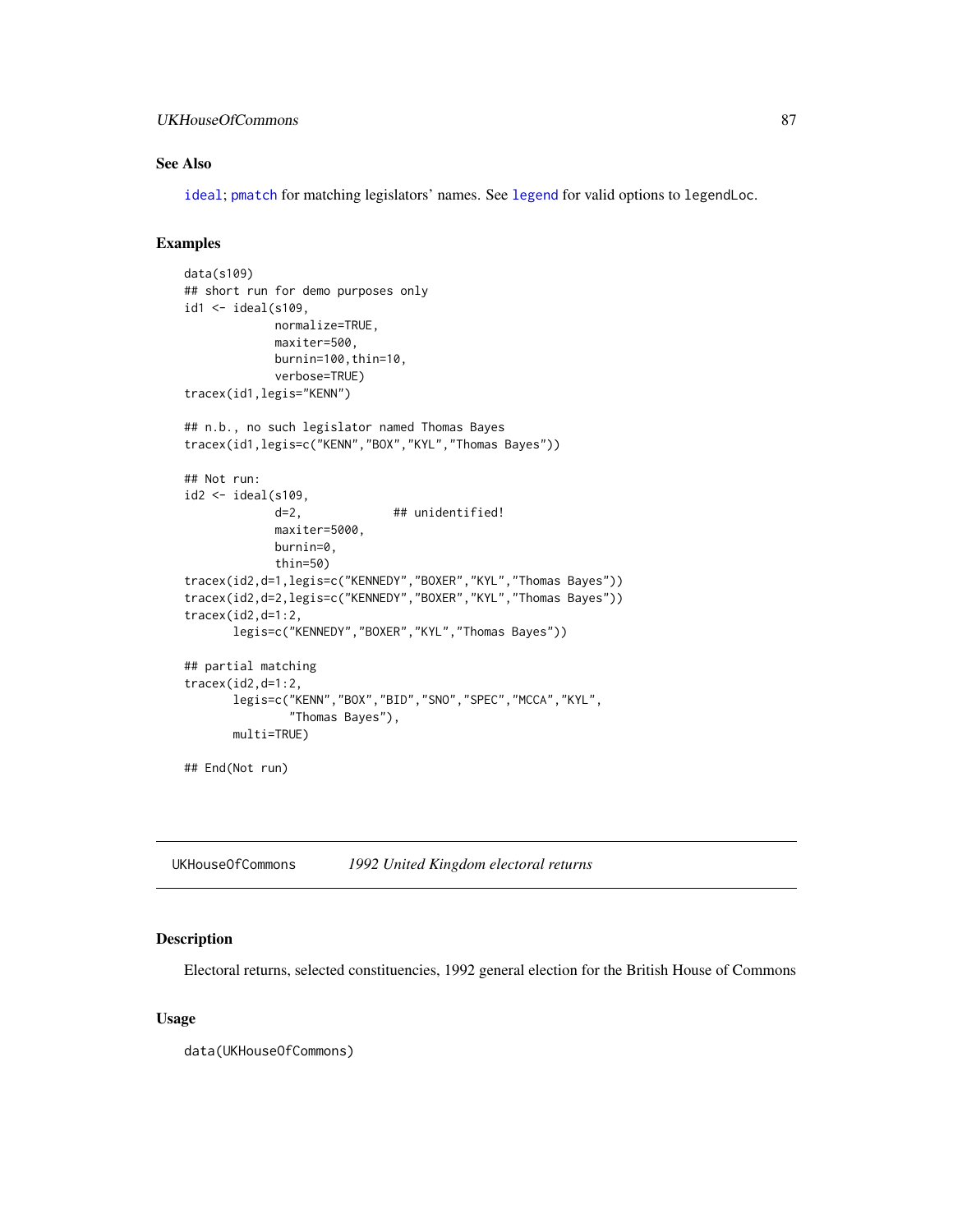## See Also

ideal; pmatch for matching legislators' names. See legend for valid options to legendLoc.

## Examples

```
data(s109)
## short run for demo purposes only
id1 <- ideal(s109,
             normalize=TRUE,
             maxiter=500,
             burnin=100,thin=10,
             verbose=TRUE)
tracex(id1,legis="KENN")

## n.b., no such legislator named Thomas Bayes
tracex(id1,legis=c("KENN","BOX","KYL","Thomas Bayes"))

## Not run:
id2 <- ideal(s109,
             d=2,             ## unidentified!
             maxiter=5000,
             burnin=0,
             thin=50)
tracex(id2,d=1,legis=c("KENNEDY","BOXER","KYL","Thomas Bayes"))
tracex(id2,d=2,legis=c("KENNEDY","BOXER","KYL","Thomas Bayes"))
tracex(id2,d=1:2,
       legis=c("KENNEDY","BOXER","KYL","Thomas Bayes"))

## partial matching
tracex(id2,d=1:2,
       legis=c("KENN","BOX","BID","SNO","SPEC","MCCA","KYL",
               "Thomas Bayes"),
       multi=TRUE)

## End(Not run)
```

---

# UKHouseOfCommons *1992 United Kingdom electoral returns*

## Description

Electoral returns, selected constituencies, 1992 general election for the British House of Commons

## Usage

```
data(UKHouseOfCommons)
```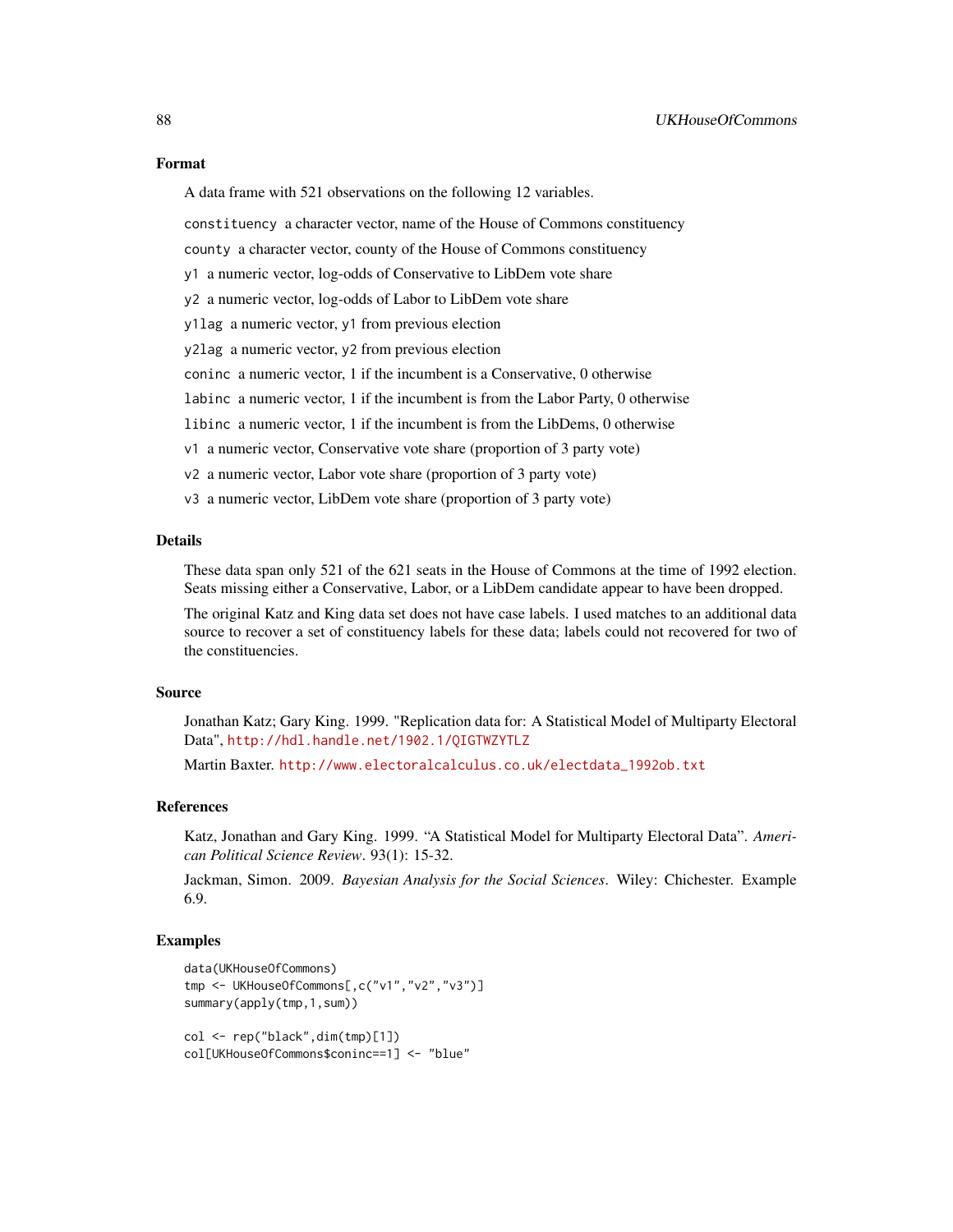### Format

A data frame with 521 observations on the following 12 variables.

`constituency` a character vector, name of the House of Commons constituency

`county` a character vector, county of the House of Commons constituency

`y1` a numeric vector, log-odds of Conservative to LibDem vote share

`y2` a numeric vector, log-odds of Labor to LibDem vote share

`y1lag` a numeric vector, `y1` from previous election

`y2lag` a numeric vector, `y2` from previous election

`coninc` a numeric vector, 1 if the incumbent is a Conservative, 0 otherwise

`labinc` a numeric vector, 1 if the incumbent is from the Labor Party, 0 otherwise

`libinc` a numeric vector, 1 if the incumbent is from the LibDems, 0 otherwise

`v1` a numeric vector, Conservative vote share (proportion of 3 party vote)

`v2` a numeric vector, Labor vote share (proportion of 3 party vote)

`v3` a numeric vector, LibDem vote share (proportion of 3 party vote)

### Details

These data span only 521 of the 621 seats in the House of Commons at the time of 1992 election. Seats missing either a Conservative, Labor, or a LibDem candidate appear to have been dropped.

The original Katz and King data set does not have case labels. I used matches to an additional data source to recover a set of constituency labels for these data; labels could not recovered for two of the constituencies.

### Source

Jonathan Katz; Gary King. 1999. "Replication data for: A Statistical Model of Multiparty Electoral Data", http://hdl.handle.net/1902.1/QIGTWZYTLZ

Martin Baxter. http://www.electoralcalculus.co.uk/electdata_1992ob.txt

### References

Katz, Jonathan and Gary King. 1999. "A Statistical Model for Multiparty Electoral Data". *American Political Science Review*. 93(1): 15-32.

Jackman, Simon. 2009. *Bayesian Analysis for the Social Sciences*. Wiley: Chichester. Example 6.9.

### Examples

```
data(UKHouseOfCommons)
tmp <- UKHouseOfCommons[,c("v1","v2","v3")]
summary(apply(tmp,1,sum))

col <- rep("black",dim(tmp)[1])
col[UKHouseOfCommons$coninc==1] <- "blue"
```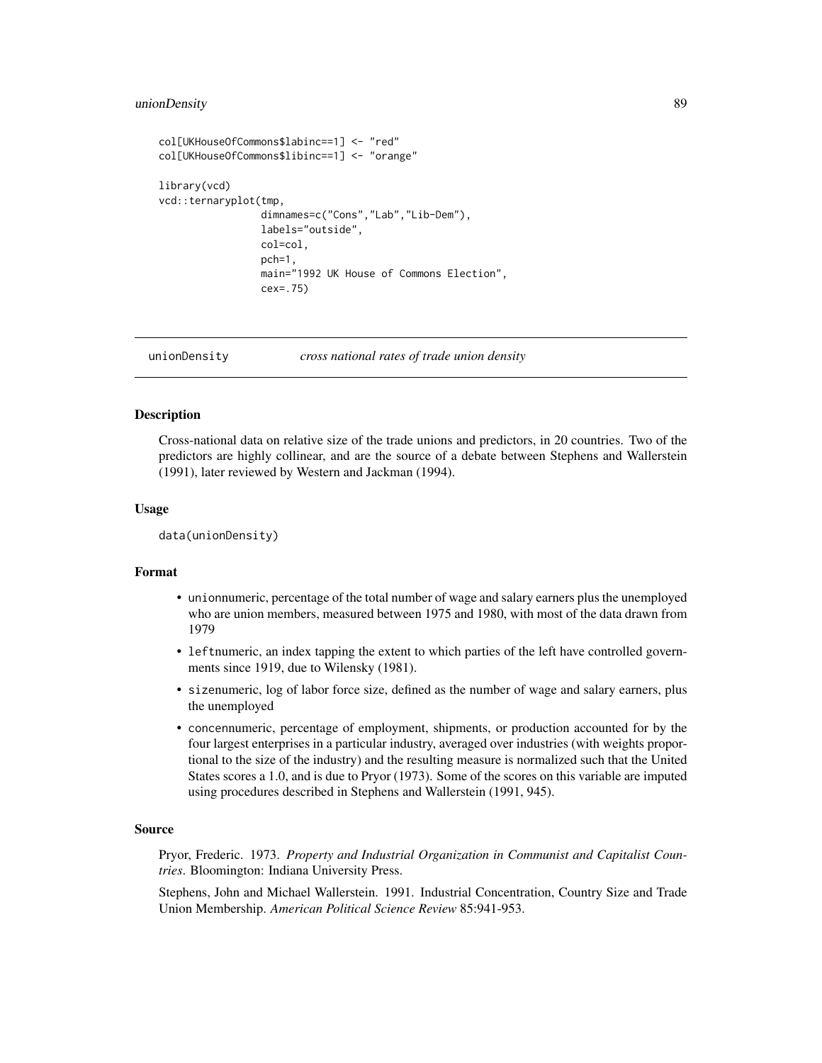```
col[UKHouseOfCommons$labinc==1] <- "red"
col[UKHouseOfCommons$libinc==1] <- "orange"

library(vcd)
vcd::ternaryplot(tmp,
                 dimnames=c("Cons","Lab","Lib-Dem"),
                 labels="outside",
                 col=col,
                 pch=1,
                 main="1992 UK House of Commons Election",
                 cex=.75)
```

---

## unionDensity *cross national rates of trade union density*

---

### Description

Cross-national data on relative size of the trade unions and predictors, in 20 countries. Two of the predictors are highly collinear, and are the source of a debate between Stephens and Wallerstein (1991), later reviewed by Western and Jackman (1994).

### Usage

```
data(unionDensity)
```

### Format

- `union`numeric, percentage of the total number of wage and salary earners plus the unemployed who are union members, measured between 1975 and 1980, with most of the data drawn from 1979
- `left`numeric, an index tapping the extent to which parties of the left have controlled governments since 1919, due to Wilensky (1981).
- `size`numeric, log of labor force size, defined as the number of wage and salary earners, plus the unemployed
- `concen`numeric, percentage of employment, shipments, or production accounted for by the four largest enterprises in a particular industry, averaged over industries (with weights proportional to the size of the industry) and the resulting measure is normalized such that the United States scores a 1.0, and is due to Pryor (1973). Some of the scores on this variable are imputed using procedures described in Stephens and Wallerstein (1991, 945).

### Source

Pryor, Frederic. 1973. *Property and Industrial Organization in Communist and Capitalist Countries*. Bloomington: Indiana University Press.

Stephens, John and Michael Wallerstein. 1991. Industrial Concentration, Country Size and Trade Union Membership. *American Political Science Review* 85:941-953.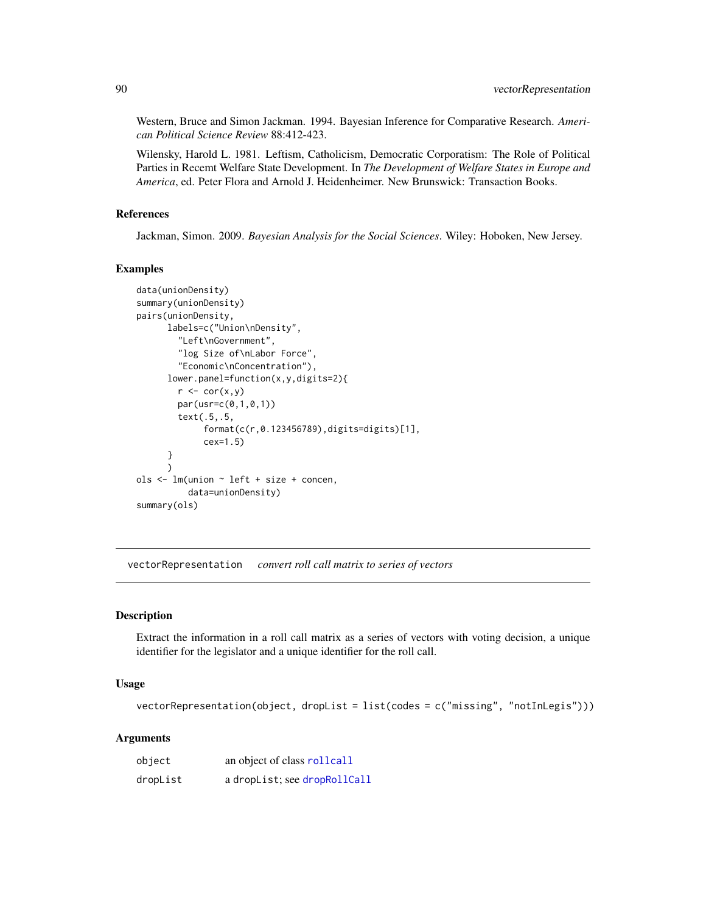Western, Bruce and Simon Jackman. 1994. Bayesian Inference for Comparative Research. *American Political Science Review* 88:412-423.

Wilensky, Harold L. 1981. Leftism, Catholicism, Democratic Corporatism: The Role of Political Parties in Recemt Welfare State Development. In *The Development of Welfare States in Europe and America*, ed. Peter Flora and Arnold J. Heidenheimer. New Brunswick: Transaction Books.

### References

Jackman, Simon. 2009. *Bayesian Analysis for the Social Sciences*. Wiley: Hoboken, New Jersey.

### Examples

```
data(unionDensity)
summary(unionDensity)
pairs(unionDensity,
      labels=c("Union\nDensity",
        "Left\nGovernment",
        "log Size of\nLabor Force",
        "Economic\nConcentration"),
      lower.panel=function(x,y,digits=2){
        r <- cor(x,y)
        par(usr=c(0,1,0,1))
        text(.5,.5,
             format(c(r,0.123456789),digits=digits)[1],
             cex=1.5)
      }
      )
ols <- lm(union ~ left + size + concen,
          data=unionDensity)
summary(ols)
```

---

## vectorRepresentation *convert roll call matrix to series of vectors*

### Description

Extract the information in a roll call matrix as a series of vectors with voting decision, a unique identifier for the legislator and a unique identifier for the roll call.

### Usage

```
vectorRepresentation(object, dropList = list(codes = c("missing", "notInLegis")))
```

### Arguments

| | |
|---|---|
| `object` | an object of class `rollcall` |
| `dropList` | a `dropList`; see `dropRollCall` |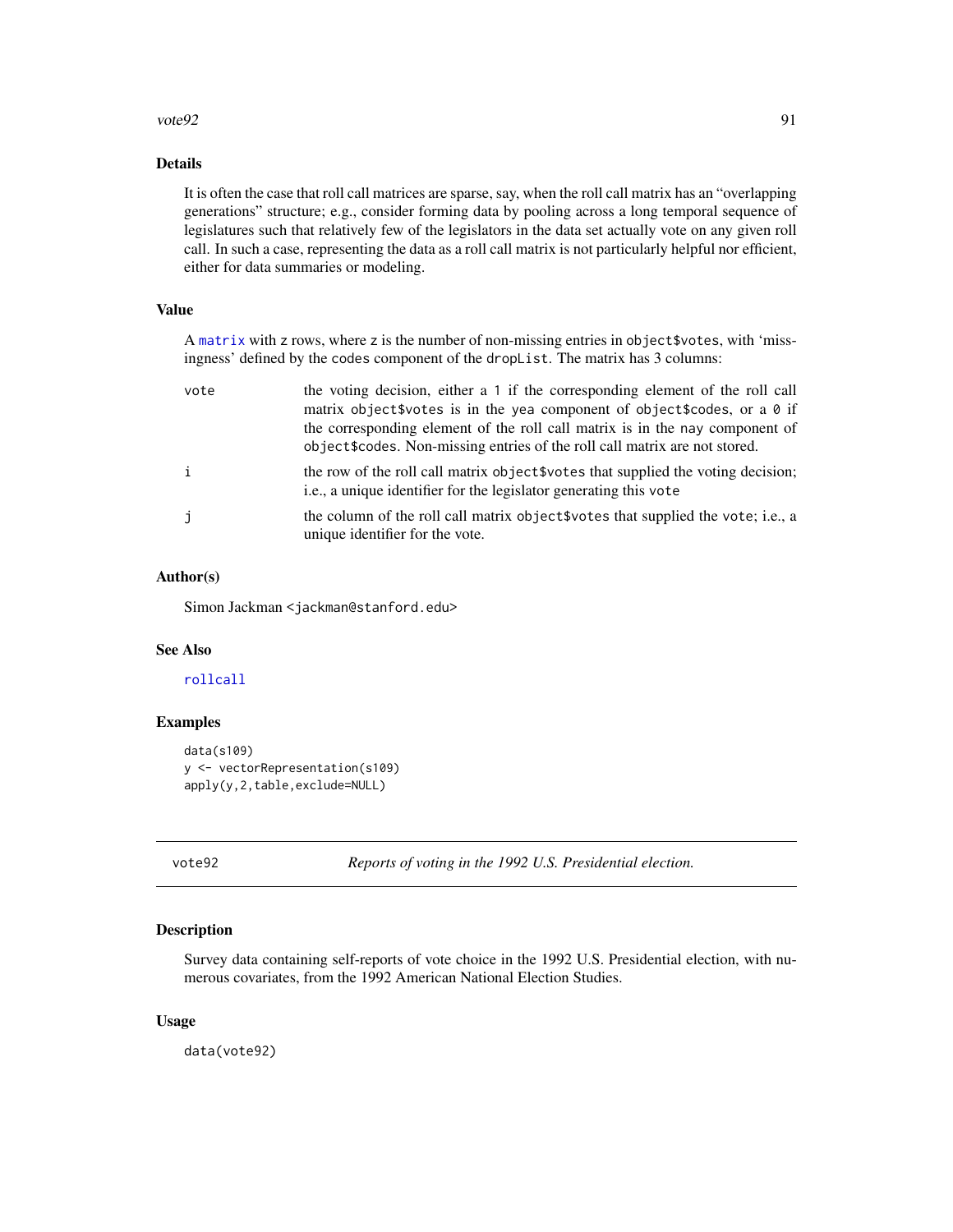## Details

It is often the case that roll call matrices are sparse, say, when the roll call matrix has an "overlapping generations" structure; e.g., consider forming data by pooling across a long temporal sequence of legislatures such that relatively few of the legislators in the data set actually vote on any given roll call. In such a case, representing the data as a roll call matrix is not particularly helpful nor efficient, either for data summaries or modeling.

## Value

A `matrix` with `z` rows, where `z` is the number of non-missing entries in `object$votes`, with 'missingness' defined by the `codes` component of the `dropList`. The matrix has 3 columns:

| | |
|---|---|
| `vote` | the voting decision, either a `1` if the corresponding element of the roll call matrix `object$votes` is in the `yea` component of `object$codes`, or a `0` if the corresponding element of the roll call matrix is in the `nay` component of `object$codes`. Non-missing entries of the roll call matrix are not stored. |
| `i` | the row of the roll call matrix `object$votes` that supplied the voting decision; i.e., a unique identifier for the legislator generating this `vote` |
| `j` | the column of the roll call matrix `object$votes` that supplied the `vote`; i.e., a unique identifier for the vote. |

## Author(s)

Simon Jackman <jackman@stanford.edu>

## See Also

`rollcall`

## Examples

```
data(s109)
y <- vectorRepresentation(s109)
apply(y,2,table,exclude=NULL)
```

---

# vote92 *Reports of voting in the 1992 U.S. Presidential election.*

## Description

Survey data containing self-reports of vote choice in the 1992 U.S. Presidential election, with numerous covariates, from the 1992 American National Election Studies.

## Usage

```
data(vote92)
```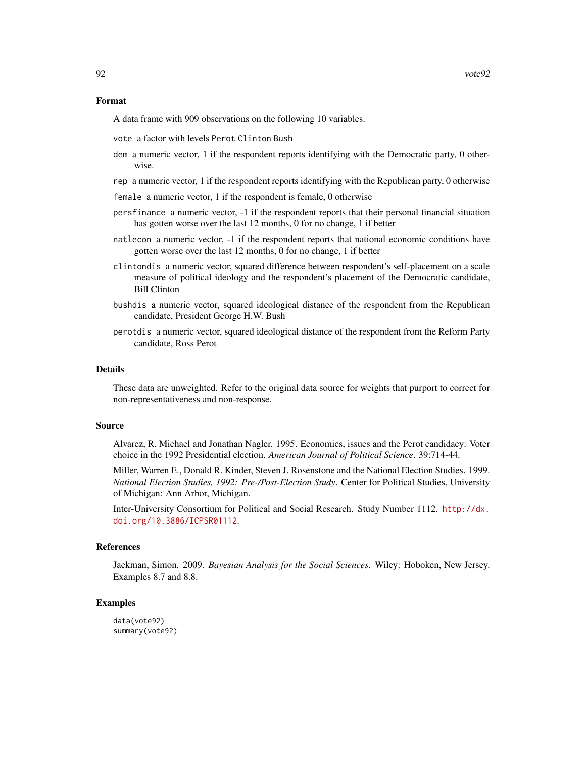## Format

A data frame with 909 observations on the following 10 variables.

- `vote` a factor with levels `Perot` `Clinton` `Bush`
- `dem` a numeric vector, 1 if the respondent reports identifying with the Democratic party, 0 otherwise.
- `rep` a numeric vector, 1 if the respondent reports identifying with the Republican party, 0 otherwise
- `female` a numeric vector, 1 if the respondent is female, 0 otherwise
- `persfinance` a numeric vector, -1 if the respondent reports that their personal financial situation has gotten worse over the last 12 months, 0 for no change, 1 if better
- `natlecon` a numeric vector, -1 if the respondent reports that national economic conditions have gotten worse over the last 12 months, 0 for no change, 1 if better
- `clintondis` a numeric vector, squared difference between respondent's self-placement on a scale measure of political ideology and the respondent's placement of the Democratic candidate, Bill Clinton
- `bushdis` a numeric vector, squared ideological distance of the respondent from the Republican candidate, President George H.W. Bush
- `perotdis` a numeric vector, squared ideological distance of the respondent from the Reform Party candidate, Ross Perot

## Details

These data are unweighted. Refer to the original data source for weights that purport to correct for non-representativeness and non-response.

## Source

Alvarez, R. Michael and Jonathan Nagler. 1995. Economics, issues and the Perot candidacy: Voter choice in the 1992 Presidential election. *American Journal of Political Science*. 39:714-44.

Miller, Warren E., Donald R. Kinder, Steven J. Rosenstone and the National Election Studies. 1999. *National Election Studies, 1992: Pre-/Post-Election Study*. Center for Political Studies, University of Michigan: Ann Arbor, Michigan.

Inter-University Consortium for Political and Social Research. Study Number 1112. http://dx.doi.org/10.3886/ICPSR01112.

## References

Jackman, Simon. 2009. *Bayesian Analysis for the Social Sciences*. Wiley: Hoboken, New Jersey. Examples 8.7 and 8.8.

## Examples

```
data(vote92)
summary(vote92)
```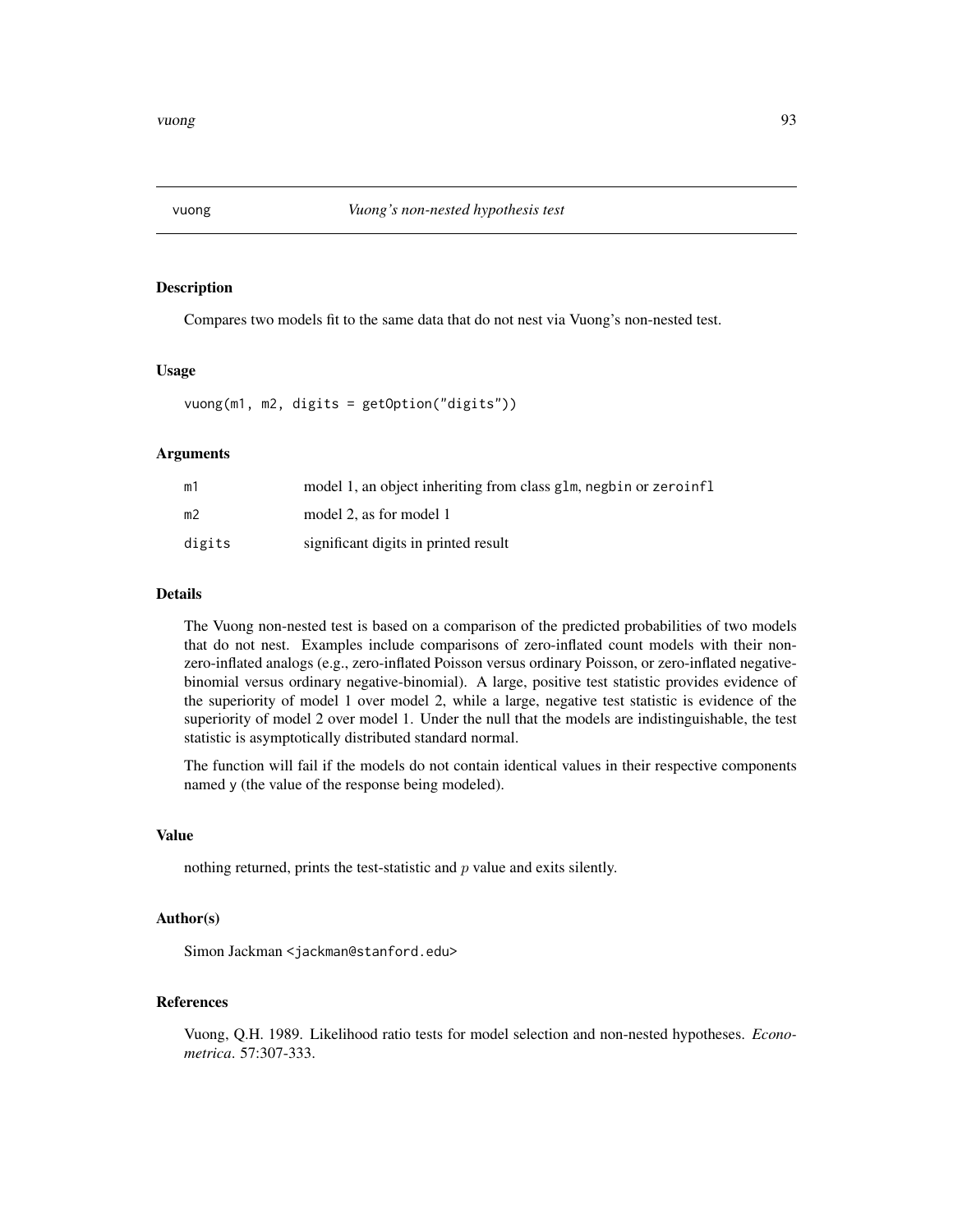# vuong — *Vuong's non-nested hypothesis test*

## Description

Compares two models fit to the same data that do not nest via Vuong's non-nested test.

## Usage

```
vuong(m1, m2, digits = getOption("digits"))
```

## Arguments

| | |
|---|---|
| m1 | model 1, an object inheriting from class glm, negbin or zeroinfl |
| m2 | model 2, as for model 1 |
| digits | significant digits in printed result |

## Details

The Vuong non-nested test is based on a comparison of the predicted probabilities of two models that do not nest. Examples include comparisons of zero-inflated count models with their non-zero-inflated analogs (e.g., zero-inflated Poisson versus ordinary Poisson, or zero-inflated negative-binomial versus ordinary negative-binomial). A large, positive test statistic provides evidence of the superiority of model 1 over model 2, while a large, negative test statistic is evidence of the superiority of model 2 over model 1. Under the null that the models are indistinguishable, the test statistic is asymptotically distributed standard normal.

The function will fail if the models do not contain identical values in their respective components named y (the value of the response being modeled).

## Value

nothing returned, prints the test-statistic and $p$ value and exits silently.

## Author(s)

Simon Jackman <jackman@stanford.edu>

## References

Vuong, Q.H. 1989. Likelihood ratio tests for model selection and non-nested hypotheses. *Econometrica*. 57:307-333.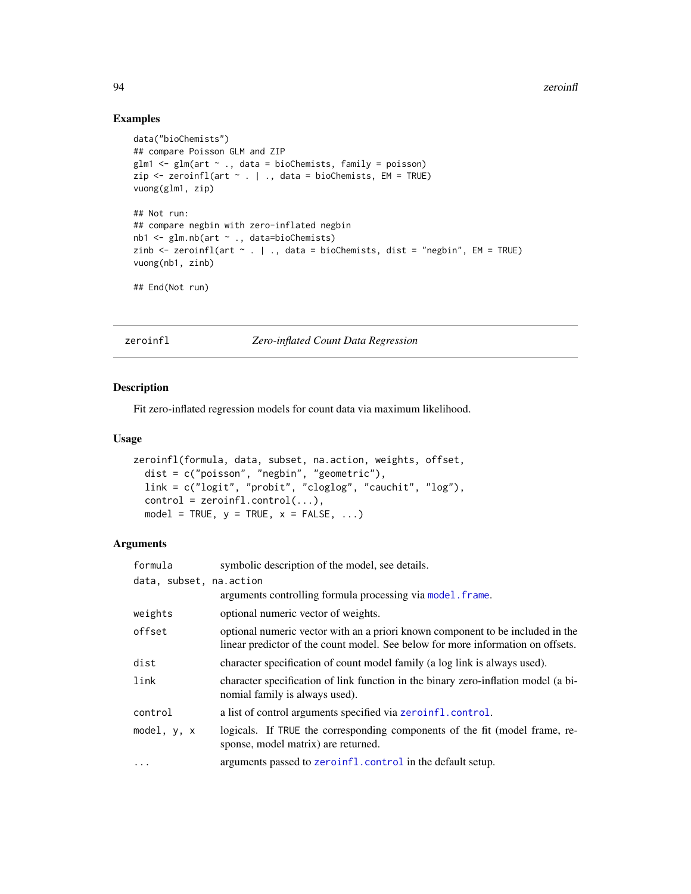## Examples

```
data("bioChemists")
## compare Poisson GLM and ZIP
glm1 <- glm(art ~ ., data = bioChemists, family = poisson)
zip <- zeroinfl(art ~ . | ., data = bioChemists, EM = TRUE)
vuong(glm1, zip)

## Not run:
## compare negbin with zero-inflated negbin
nb1 <- glm.nb(art ~ ., data=bioChemists)
zinb <- zeroinfl(art ~ . | ., data = bioChemists, dist = "negbin", EM = TRUE)
vuong(nb1, zinb)

## End(Not run)
```

---

`zeroinfl` *Zero-inflated Count Data Regression*

---

## Description

Fit zero-inflated regression models for count data via maximum likelihood.

## Usage

```
zeroinfl(formula, data, subset, na.action, weights, offset,
  dist = c("poisson", "negbin", "geometric"),
  link = c("logit", "probit", "cloglog", "cauchit", "log"),
  control = zeroinfl.control(...),
  model = TRUE, y = TRUE, x = FALSE, ...)
```

## Arguments

| Argument | Description |
|---|---|
| `formula` | symbolic description of the model, see details. |
| `data, subset, na.action` | arguments controlling formula processing via `model.frame`. |
| `weights` | optional numeric vector of weights. |
| `offset` | optional numeric vector with an a priori known component to be included in the linear predictor of the count model. See below for more information on offsets. |
| `dist` | character specification of count model family (a log link is always used). |
| `link` | character specification of link function in the binary zero-inflation model (a binomial family is always used). |
| `control` | a list of control arguments specified via `zeroinfl.control`. |
| `model, y, x` | logicals. If `TRUE` the corresponding components of the fit (model frame, response, model matrix) are returned. |
| `...` | arguments passed to `zeroinfl.control` in the default setup. |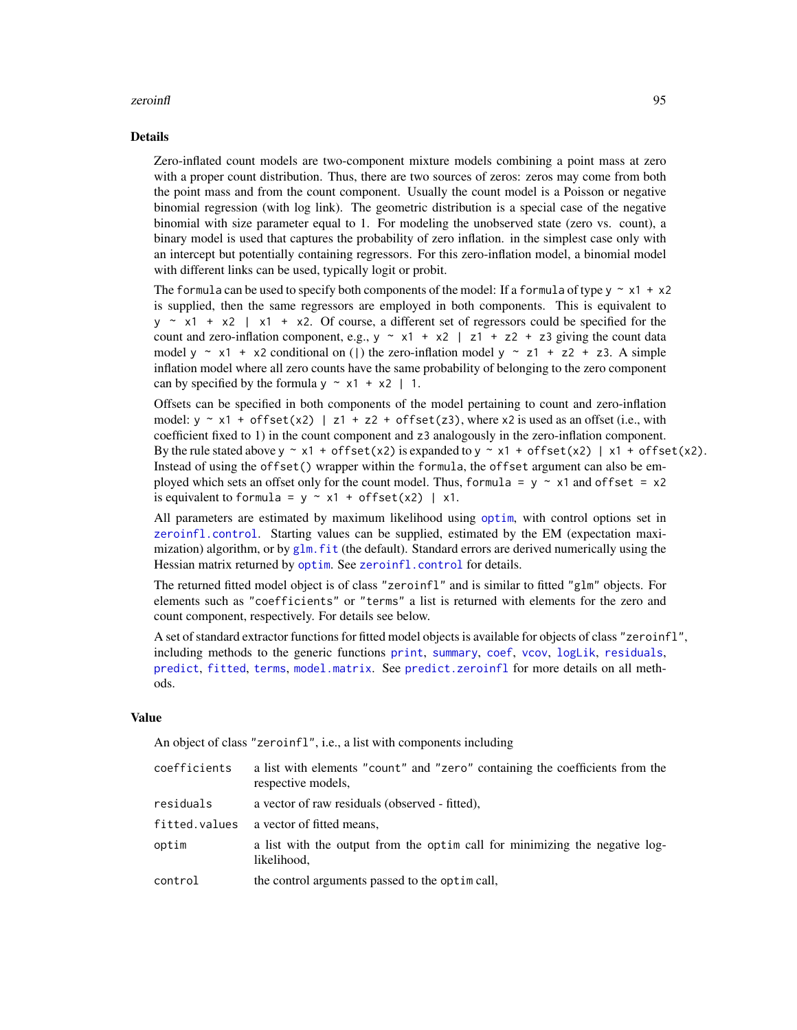### Details

Zero-inflated count models are two-component mixture models combining a point mass at zero with a proper count distribution. Thus, there are two sources of zeros: zeros may come from both the point mass and from the count component. Usually the count model is a Poisson or negative binomial regression (with log link). The geometric distribution is a special case of the negative binomial with size parameter equal to 1. For modeling the unobserved state (zero vs. count), a binary model is used that captures the probability of zero inflation. in the simplest case only with an intercept but potentially containing regressors. For this zero-inflation model, a binomial model with different links can be used, typically logit or probit.

The `formula` can be used to specify both components of the model: If a `formula` of type `y ~ x1 + x2` is supplied, then the same regressors are employed in both components. This is equivalent to `y ~ x1 + x2 | x1 + x2`. Of course, a different set of regressors could be specified for the count and zero-inflation component, e.g., `y ~ x1 + x2 | z1 + z2 + z3` giving the count data model `y ~ x1 + x2` conditional on (`|`) the zero-inflation model `y ~ z1 + z2 + z3`. A simple inflation model where all zero counts have the same probability of belonging to the zero component can by specified by the formula `y ~ x1 + x2 | 1`.

Offsets can be specified in both components of the model pertaining to count and zero-inflation model: `y ~ x1 + offset(x2) | z1 + z2 + offset(z3)`, where `x2` is used as an offset (i.e., with coefficient fixed to 1) in the count component and `z3` analogously in the zero-inflation component. By the rule stated above `y ~ x1 + offset(x2)` is expanded to `y ~ x1 + offset(x2) | x1 + offset(x2)`. Instead of using the `offset()` wrapper within the `formula`, the `offset` argument can also be employed which sets an offset only for the count model. Thus, `formula = y ~ x1` and `offset = x2` is equivalent to `formula = y ~ x1 + offset(x2) | x1`.

All parameters are estimated by maximum likelihood using `optim`, with control options set in `zeroinfl.control`. Starting values can be supplied, estimated by the EM (expectation maximization) algorithm, or by `glm.fit` (the default). Standard errors are derived numerically using the Hessian matrix returned by `optim`. See `zeroinfl.control` for details.

The returned fitted model object is of class `"zeroinfl"` and is similar to fitted `"glm"` objects. For elements such as `"coefficients"` or `"terms"` a list is returned with elements for the zero and count component, respectively. For details see below.

A set of standard extractor functions for fitted model objects is available for objects of class `"zeroinfl"`, including methods to the generic functions `print`, `summary`, `coef`, `vcov`, `logLik`, `residuals`, `predict`, `fitted`, `terms`, `model.matrix`. See `predict.zeroinfl` for more details on all methods.

### Value

An object of class `"zeroinfl"`, i.e., a list with components including

| | |
|---|---|
| `coefficients` | a list with elements `"count"` and `"zero"` containing the coefficients from the respective models, |
| `residuals` | a vector of raw residuals (observed - fitted), |
| `fitted.values` | a vector of fitted means, |
| `optim` | a list with the output from the `optim` call for minimizing the negative log-likelihood, |
| `control` | the control arguments passed to the `optim` call, |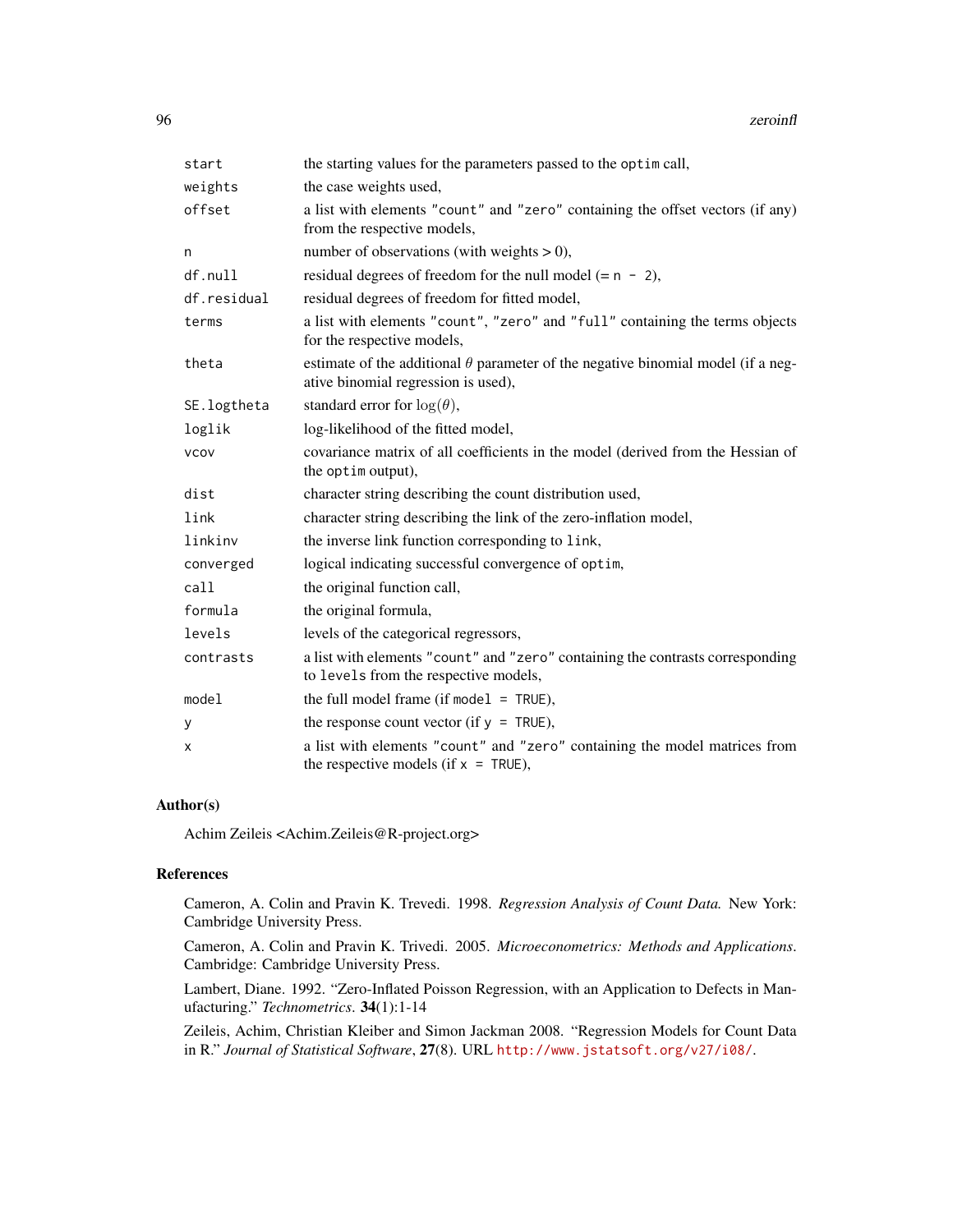| | |
|---|---|
| `start` | the starting values for the parameters passed to the `optim` call, |
| `weights` | the case weights used, |
| `offset` | a list with elements `"count"` and `"zero"` containing the offset vectors (if any) from the respective models, |
| `n` | number of observations (with weights > 0), |
| `df.null` | residual degrees of freedom for the null model (= `n - 2`), |
| `df.residual` | residual degrees of freedom for fitted model, |
| `terms` | a list with elements `"count"`, `"zero"` and `"full"` containing the terms objects for the respective models, |
| `theta` | estimate of the additional $\theta$ parameter of the negative binomial model (if a negative binomial regression is used), |
| `SE.logtheta` | standard error for $\log(\theta)$, |
| `loglik` | log-likelihood of the fitted model, |
| `vcov` | covariance matrix of all coefficients in the model (derived from the Hessian of the `optim` output), |
| `dist` | character string describing the count distribution used, |
| `link` | character string describing the link of the zero-inflation model, |
| `linkinv` | the inverse link function corresponding to `link`, |
| `converged` | logical indicating successful convergence of `optim`, |
| `call` | the original function call, |
| `formula` | the original formula, |
| `levels` | levels of the categorical regressors, |
| `contrasts` | a list with elements `"count"` and `"zero"` containing the contrasts corresponding to `levels` from the respective models, |
| `model` | the full model frame (if `model = TRUE`), |
| `y` | the response count vector (if `y = TRUE`), |
| `x` | a list with elements `"count"` and `"zero"` containing the model matrices from the respective models (if `x = TRUE`), |

## Author(s)

Achim Zeileis <Achim.Zeileis@R-project.org>

## References

Cameron, A. Colin and Pravin K. Trevedi. 1998. *Regression Analysis of Count Data.* New York: Cambridge University Press.

Cameron, A. Colin and Pravin K. Trivedi. 2005. *Microeconometrics: Methods and Applications*. Cambridge: Cambridge University Press.

Lambert, Diane. 1992. "Zero-Inflated Poisson Regression, with an Application to Defects in Manufacturing." *Technometrics*. **34**(1):1-14

Zeileis, Achim, Christian Kleiber and Simon Jackman 2008. "Regression Models for Count Data in R." *Journal of Statistical Software*, **27**(8). URL http://www.jstatsoft.org/v27/i08/.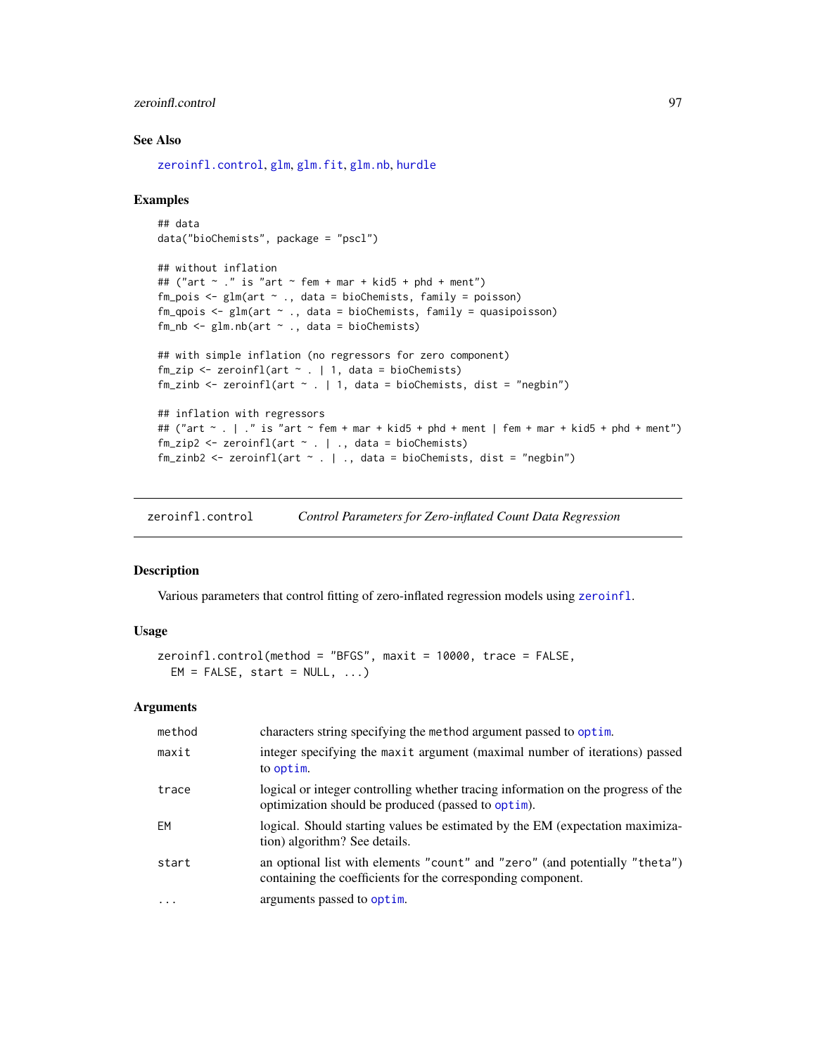## See Also

zeroinfl.control, glm, glm.fit, glm.nb, hurdle

## Examples

```
## data
data("bioChemists", package = "pscl")

## without inflation
## ("art ~ ." is "art ~ fem + mar + kid5 + phd + ment")
fm_pois <- glm(art ~ ., data = bioChemists, family = poisson)
fm_qpois <- glm(art ~ ., data = bioChemists, family = quasipoisson)
fm_nb <- glm.nb(art ~ ., data = bioChemists)

## with simple inflation (no regressors for zero component)
fm_zip <- zeroinfl(art ~ . | 1, data = bioChemists)
fm_zinb <- zeroinfl(art ~ . | 1, data = bioChemists, dist = "negbin")

## inflation with regressors
## ("art ~ . | ." is "art ~ fem + mar + kid5 + phd + ment | fem + mar + kid5 + phd + ment")
fm_zip2 <- zeroinfl(art ~ . | ., data = bioChemists)
fm_zinb2 <- zeroinfl(art ~ . | ., data = bioChemists, dist = "negbin")
```

---

# zeroinfl.control — *Control Parameters for Zero-inflated Count Data Regression*

## Description

Various parameters that control fitting of zero-inflated regression models using zeroinfl.

## Usage

```
zeroinfl.control(method = "BFGS", maxit = 10000, trace = FALSE,
  EM = FALSE, start = NULL, ...)
```

## Arguments

| | |
|---|---|
| method | characters string specifying the method argument passed to optim. |
| maxit | integer specifying the maxit argument (maximal number of iterations) passed to optim. |
| trace | logical or integer controlling whether tracing information on the progress of the optimization should be produced (passed to optim). |
| EM | logical. Should starting values be estimated by the EM (expectation maximization) algorithm? See details. |
| start | an optional list with elements "count" and "zero" (and potentially "theta") containing the coefficients for the corresponding component. |
| ... | arguments passed to optim. |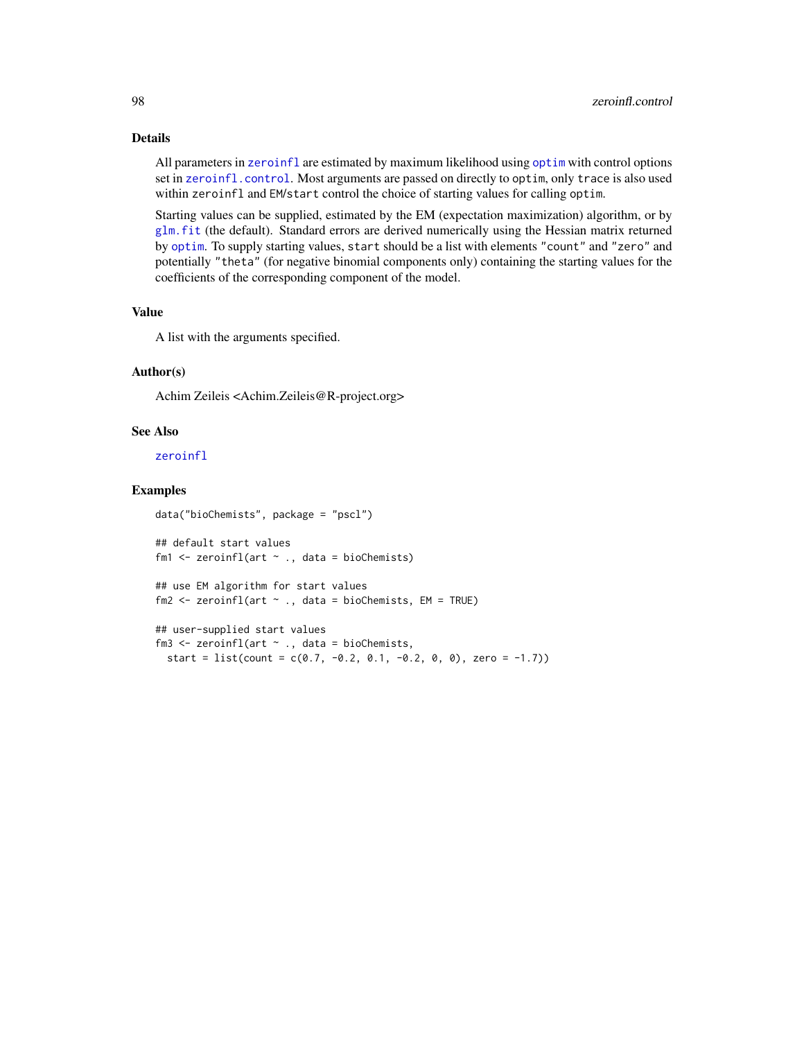### Details

All parameters in `zeroinfl` are estimated by maximum likelihood using `optim` with control options set in `zeroinfl.control`. Most arguments are passed on directly to `optim`, only `trace` is also used within `zeroinfl` and `EM`/`start` control the choice of starting values for calling `optim`.

Starting values can be supplied, estimated by the EM (expectation maximization) algorithm, or by `glm.fit` (the default). Standard errors are derived numerically using the Hessian matrix returned by `optim`. To supply starting values, `start` should be a list with elements `"count"` and `"zero"` and potentially `"theta"` (for negative binomial components only) containing the starting values for the coefficients of the corresponding component of the model.

### Value

A list with the arguments specified.

### Author(s)

Achim Zeileis <Achim.Zeileis@R-project.org>

### See Also

`zeroinfl`

### Examples

```
data("bioChemists", package = "pscl")

## default start values
fm1 <- zeroinfl(art ~ ., data = bioChemists)

## use EM algorithm for start values
fm2 <- zeroinfl(art ~ ., data = bioChemists, EM = TRUE)

## user-supplied start values
fm3 <- zeroinfl(art ~ ., data = bioChemists,
  start = list(count = c(0.7, -0.2, 0.1, -0.2, 0, 0), zero = -1.7))
```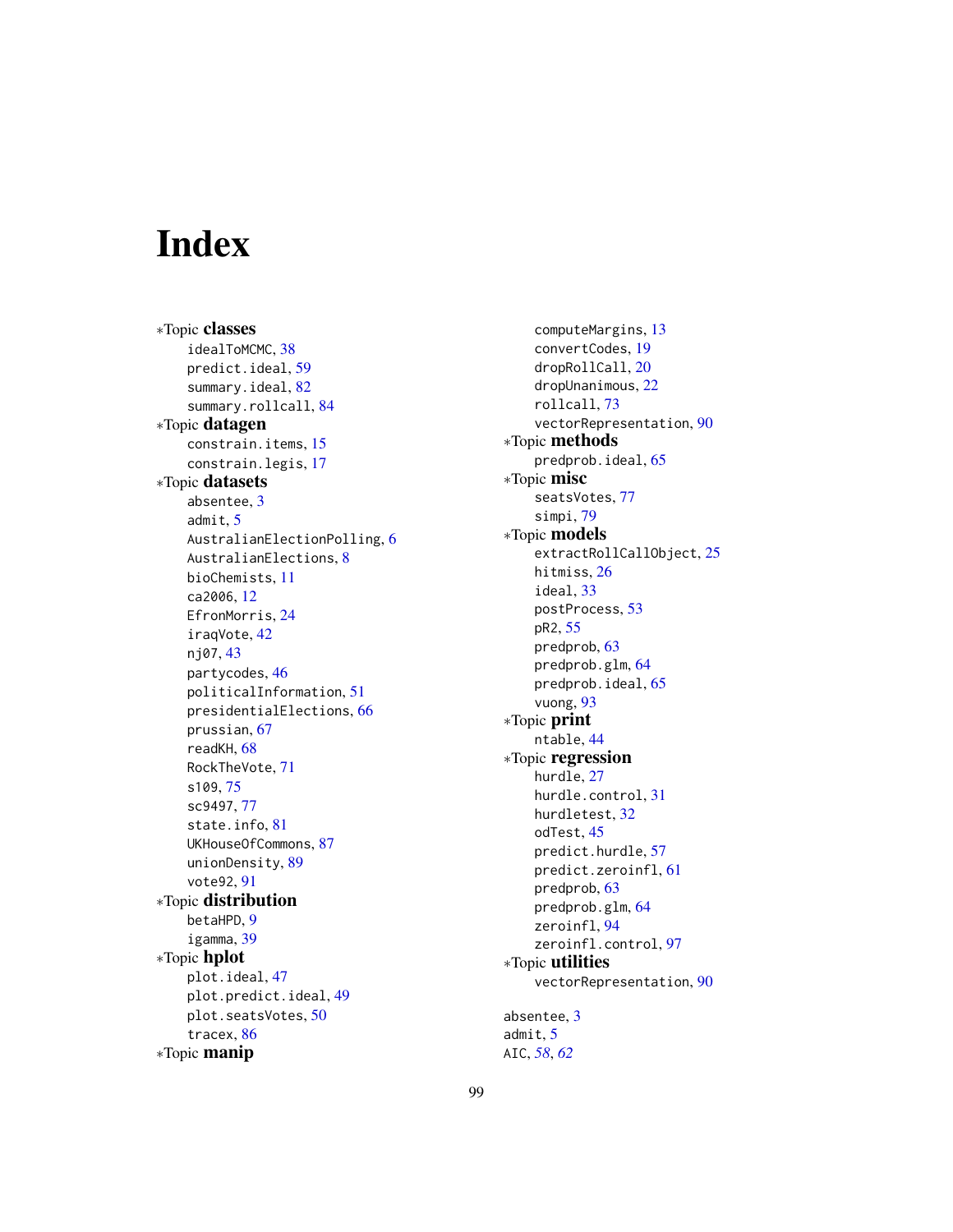# Index

∗Topic **classes**
- idealToMCMC, 38
- predict.ideal, 59
- summary.ideal, 82
- summary.rollcall, 84

∗Topic **datagen**
- constrain.items, 15
- constrain.legis, 17

∗Topic **datasets**
- absentee, 3
- admit, 5
- AustralianElectionPolling, 6
- AustralianElections, 8
- bioChemists, 11
- ca2006, 12
- EfronMorris, 24
- iraqVote, 42
- nj07, 43
- partycodes, 46
- politicalInformation, 51
- presidentialElections, 66
- prussian, 67
- readKH, 68
- RockTheVote, 71
- s109, 75
- sc9497, 77
- state.info, 81
- UKHouseOfCommons, 87
- unionDensity, 89
- vote92, 91

∗Topic **distribution**
- betaHPD, 9
- igamma, 39

∗Topic **hplot**
- plot.ideal, 47
- plot.predict.ideal, 49
- plot.seatsVotes, 50
- tracex, 86

∗Topic **manip**
- computeMargins, 13
- convertCodes, 19
- dropRollCall, 20
- dropUnanimous, 22
- rollcall, 73
- vectorRepresentation, 90

∗Topic **methods**
- predprob.ideal, 65

∗Topic **misc**
- seatsVotes, 77
- simpi, 79

∗Topic **models**
- extractRollCallObject, 25
- hitmiss, 26
- ideal, 33
- postProcess, 53
- pR2, 55
- predprob, 63
- predprob.glm, 64
- predprob.ideal, 65
- vuong, 93

∗Topic **print**
- ntable, 44

∗Topic **regression**
- hurdle, 27
- hurdle.control, 31
- hurdletest, 32
- odTest, 45
- predict.hurdle, 57
- predict.zeroinfl, 61
- predprob, 63
- predprob.glm, 64
- zeroinfl, 94
- zeroinfl.control, 97

∗Topic **utilities**
- vectorRepresentation, 90

absentee, 3
admit, 5
AIC, *58*, *62*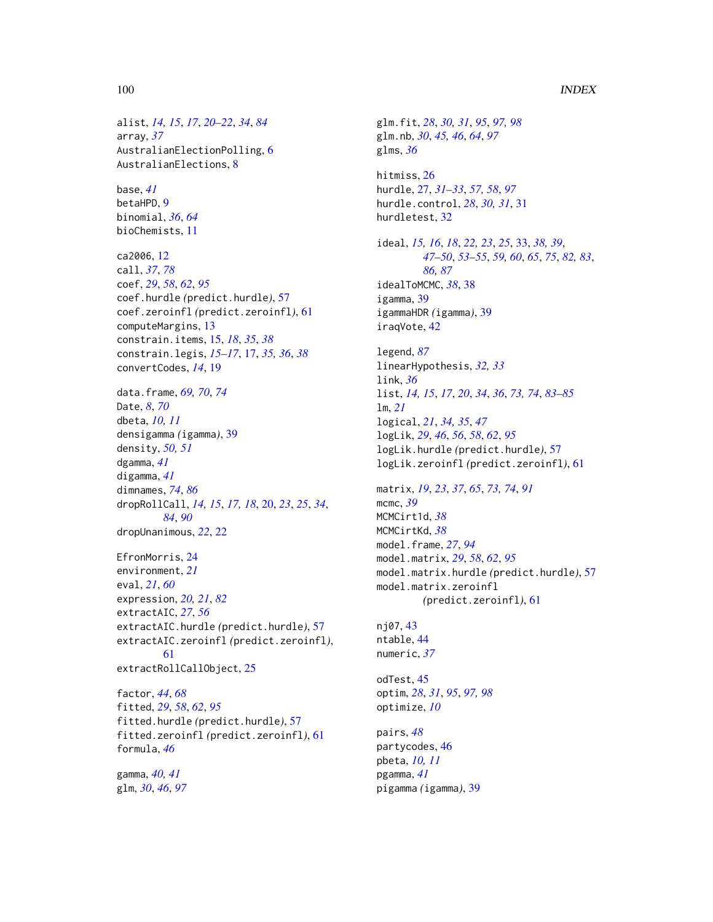alist, *14, 15*, *17*, *20–22*, *34*, *84*
array, *37*
AustralianElectionPolling, 6
AustralianElections, 8

base, *41*
betaHPD, 9
binomial, *36*, *64*
bioChemists, 11

ca2006, 12
call, *37*, *78*
coef, *29*, *58*, *62*, *95*
coef.hurdle *(predict.hurdle)*, 57
coef.zeroinfl *(predict.zeroinfl)*, 61
computeMargins, 13
constrain.items, 15, *18*, *35*, *38*
constrain.legis, *15–17*, 17, *35, 36*, *38*
convertCodes, *14*, 19

data.frame, *69, 70*, *74*
Date, *8*, *70*
dbeta, *10, 11*
densigamma *(igamma)*, 39
density, *50, 51*
dgamma, *41*
digamma, *41*
dimnames, *74*, *86*
dropRollCall, *14, 15*, *17, 18*, 20, *23*, *25*, *34*, *84*, *90*
dropUnanimous, *22*, 22

EfronMorris, 24
environment, *21*
eval, *21*, *60*
expression, *20, 21*, *82*
extractAIC, *27*, *56*
extractAIC.hurdle *(predict.hurdle)*, 57
extractAIC.zeroinfl *(predict.zeroinfl)*, 61
extractRollCallObject, 25

factor, *44*, *68*
fitted, *29*, *58*, *62*, *95*
fitted.hurdle *(predict.hurdle)*, 57
fitted.zeroinfl *(predict.zeroinfl)*, 61
formula, *46*

gamma, *40, 41*
glm, *30*, *46*, *97*
glm.fit, *28*, *30, 31*, *95*, *97, 98*
glm.nb, *30*, *45, 46*, *64*, *97*
glms, *36*

hitmiss, 26
hurdle, 27, *31–33*, *57, 58*, *97*
hurdle.control, *28*, *30, 31*, 31
hurdletest, 32

ideal, *15, 16*, *18*, *22, 23*, *25*, 33, *38, 39*, *47–50*, *53–55*, *59, 60*, *65*, *75*, *82, 83*, *86, 87*
idealToMCMC, *38*, 38
igamma, 39
igammaHDR *(igamma)*, 39
iraqVote, 42

legend, *87*
linearHypothesis, *32, 33*
link, *36*
list, *14, 15*, *17*, *20*, *34*, *36*, *73, 74*, *83–85*
lm, *21*
logical, *21*, *34, 35*, *47*
logLik, *29*, *46*, *56*, *58*, *62*, *95*
logLik.hurdle *(predict.hurdle)*, 57
logLik.zeroinfl *(predict.zeroinfl)*, 61

matrix, *19*, *23*, *37*, *65*, *73, 74*, *91*
mcmc, *39*
MCMCirt1d, *38*
MCMCirtKd, *38*
model.frame, *27*, *94*
model.matrix, *29*, *58*, *62*, *95*
model.matrix.hurdle *(predict.hurdle)*, 57
model.matrix.zeroinfl *(predict.zeroinfl)*, 61

nj07, 43
ntable, 44
numeric, *37*

odTest, 45
optim, *28*, *31*, *95*, *97, 98*
optimize, *10*

pairs, *48*
partycodes, 46
pbeta, *10, 11*
pgamma, *41*
pigamma *(igamma)*, 39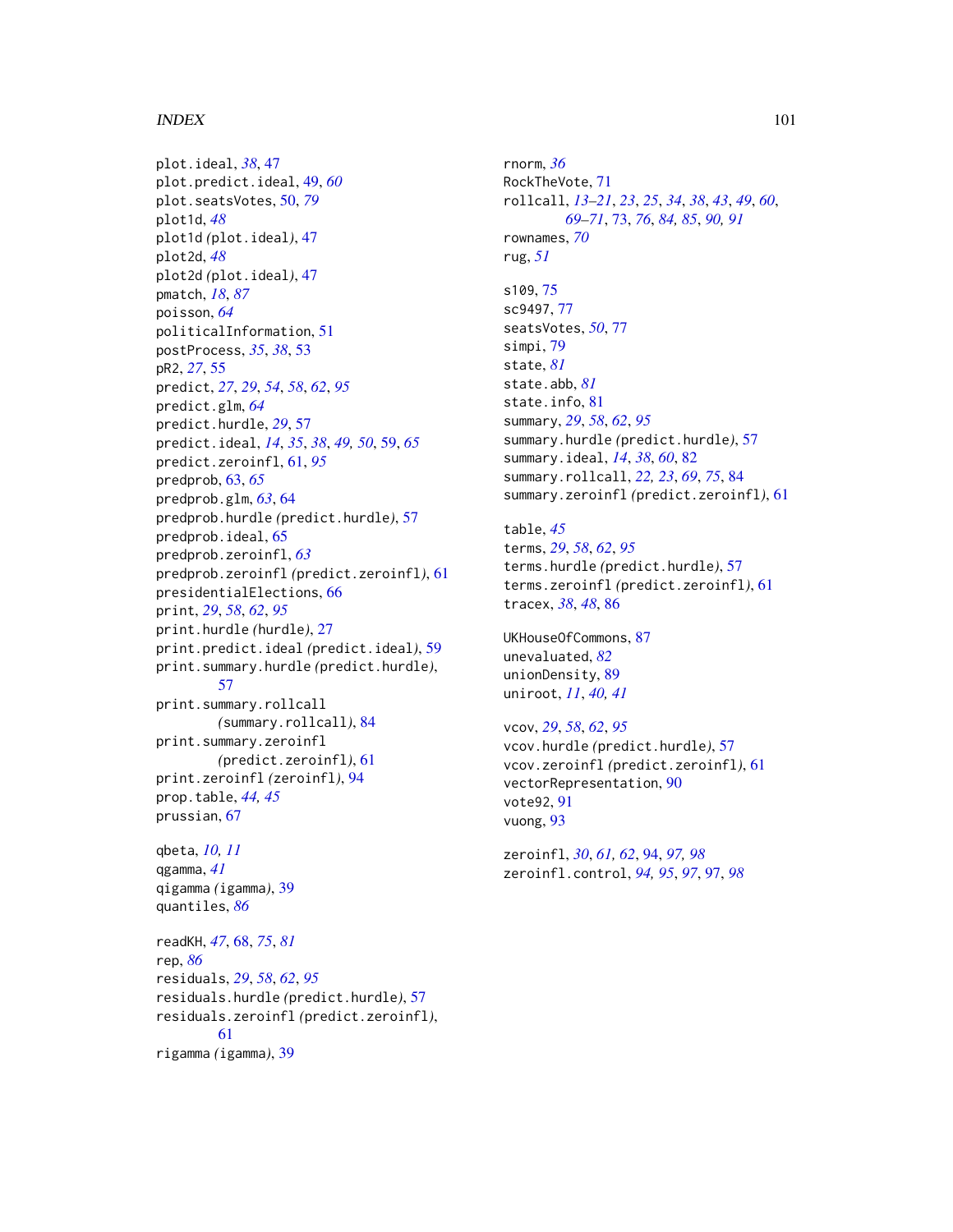plot.ideal, *38*, 47
plot.predict.ideal, 49, *60*
plot.seatsVotes, 50, *79*
plot1d, *48*
plot1d *(*plot.ideal*)*, 47
plot2d, *48*
plot2d *(*plot.ideal*)*, 47
pmatch, *18*, *87*
poisson, *64*
politicalInformation, 51
postProcess, *35*, *38*, 53
pR2, *27*, 55
predict, *27*, *29*, *54*, *58*, *62*, *95*
predict.glm, *64*
predict.hurdle, *29*, 57
predict.ideal, *14*, *35*, *38*, *49*, *50*, 59, *65*
predict.zeroinfl, 61, *95*
predprob, *63*, *65*
predprob.glm, *63*, 64
predprob.hurdle *(*predict.hurdle*)*, 57
predprob.ideal, 65
predprob.zeroinfl, *63*
predprob.zeroinfl *(*predict.zeroinfl*)*, 61
presidentialElections, 66
print, *29*, *58*, *62*, *95*
print.hurdle *(*hurdle*)*, 27
print.predict.ideal *(*predict.ideal*)*, 59
print.summary.hurdle *(*predict.hurdle*)*, 57
print.summary.rollcall *(*summary.rollcall*)*, 84
print.summary.zeroinfl *(*predict.zeroinfl*)*, 61
print.zeroinfl *(*zeroinfl*)*, 94
prop.table, *44*, *45*
prussian, 67

qbeta, *10*, *11*
qgamma, *41*
qigamma *(*igamma*)*, 39
quantiles, *86*

readKH, *47*, 68, *75*, *81*
rep, *86*
residuals, *29*, *58*, *62*, *95*
residuals.hurdle *(*predict.hurdle*)*, 57
residuals.zeroinfl *(*predict.zeroinfl*)*, 61
rigamma *(*igamma*)*, 39
rnorm, *36*
RockTheVote, 71
rollcall, *13–21*, *23*, *25*, *34*, *38*, *43*, *49*, *60*, *69–71*, 73, *76*, *84*, *85*, *90*, *91*
rownames, *70*
rug, *51*

s109, 75
sc9497, 77
seatsVotes, *50*, 77
simpi, 79
state, *81*
state.abb, *81*
state.info, 81
summary, *29*, *58*, *62*, *95*
summary.hurdle *(*predict.hurdle*)*, 57
summary.ideal, *14*, *38*, *60*, 82
summary.rollcall, *22*, *23*, *69*, *75*, 84
summary.zeroinfl *(*predict.zeroinfl*)*, 61

table, *45*
terms, *29*, *58*, *62*, *95*
terms.hurdle *(*predict.hurdle*)*, 57
terms.zeroinfl *(*predict.zeroinfl*)*, 61
tracex, *38*, *48*, 86

UKHouseOfCommons, 87
unevaluated, *82*
unionDensity, 89
uniroot, *11*, *40*, *41*

vcov, *29*, *58*, *62*, *95*
vcov.hurdle *(*predict.hurdle*)*, 57
vcov.zeroinfl *(*predict.zeroinfl*)*, 61
vectorRepresentation, 90
vote92, 91
vuong, 93

zeroinfl, *30*, *61*, *62*, 94, *97*, *98*
zeroinfl.control, *94*, *95*, *97*, 97, *98*